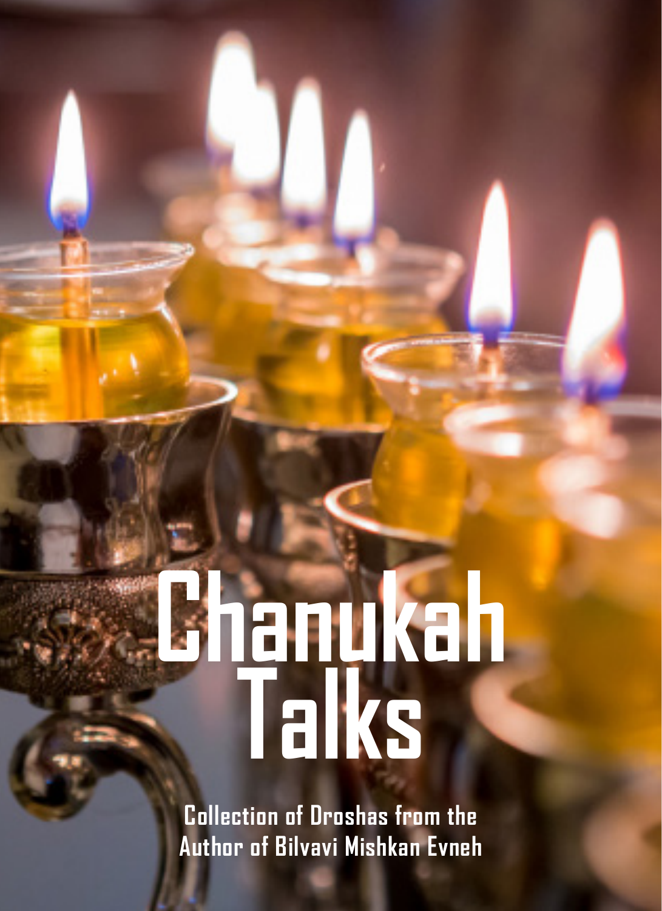# Chanukah Talks

**Collection of Droshas from the Author of Bilvavi Mishkan Evneh**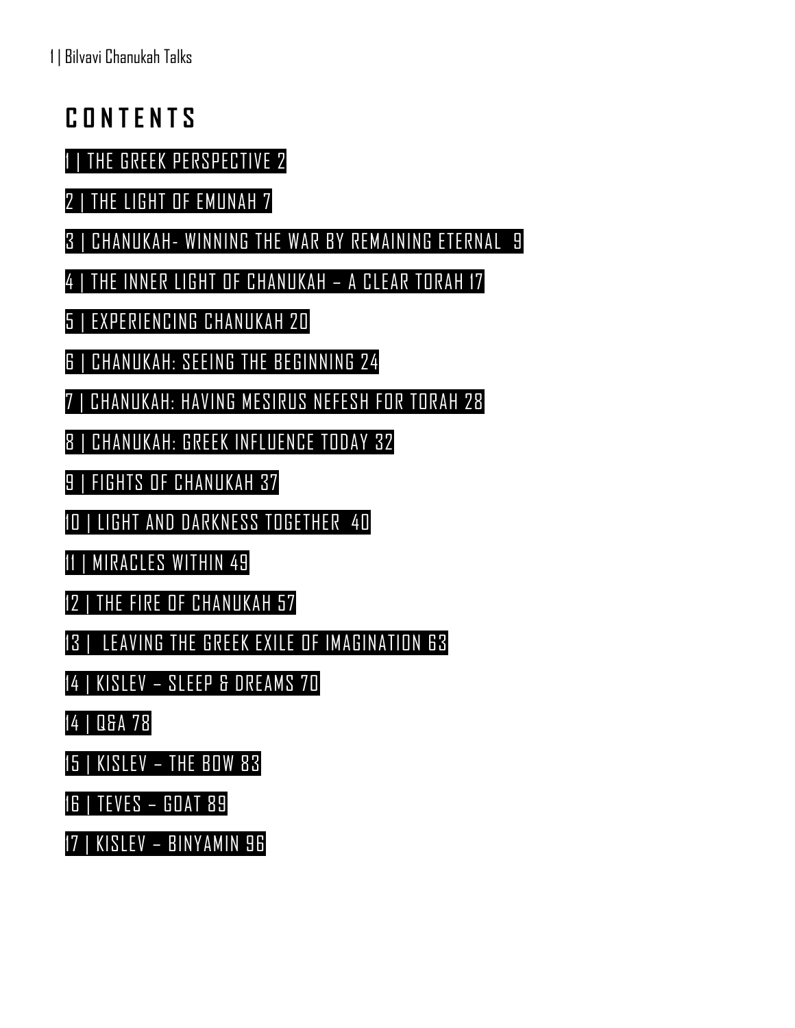# CONTENTS

1 | THE GREEK PERSPECTIVE 2

2 | THE LIGHT OF EMUNAH 7

3 | CHANUKAH- WINNING THE WAR BY REMAINING ETERNAL 9

4 | THE INNER LIGHT OF CHANUKAH – A CLEAR TORAH 17

5 | EXPERIENCING CHANUKAH 20

6 | CHANUKAH: SEEING THE BEGINNING 24

7 | CHANUKAH: HAVING MESIRUS NEFESH FOR TORAH 28

8 | CHANUKAH: GREEK INFLUENCE TODAY 32

9 | FIGHTS OF CHANUKAH 37

10 | LIGHT AND DARKNESS TOGETHER 40

11 | MIRACLES WITHIN 49

12 | THE FIRE OF CHANUKAH 57

13 | LEAVING THE GREEK EXILE OF IMAGINATION 63

14 | KISLEV – SLEEP & DREAMS 70

14 | Q&A 78

15 | KISLEV – THE BOW 83

16 | TEVES – GOAT 89

17 | KISLEV – BINYAMIN 96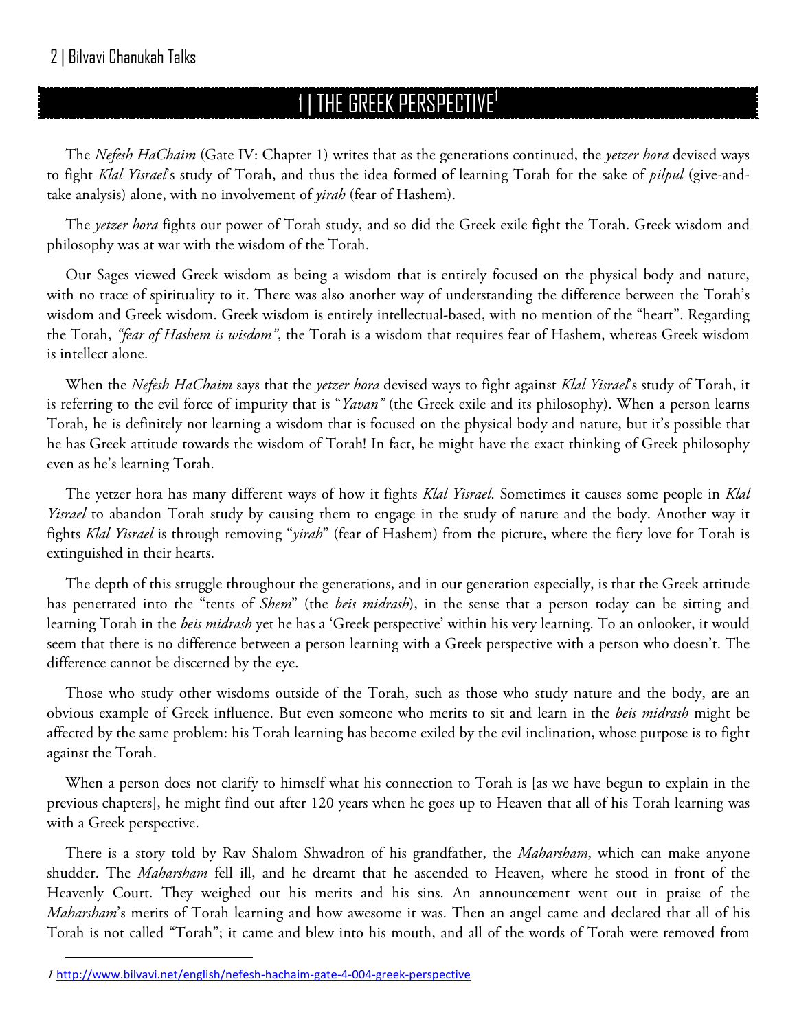# 1 | THE GREEK PERSPECTIVE[1]

The *Nefesh HaChaim* (Gate IV: Chapter 1) writes that as the generations continued, the *yetzer hora* devised ways to fight *Klal Yisrael*'s study of Torah, and thus the idea formed of learning Torah for the sake of *pilpul* (give-and-take analysis) alone, with no involvement of *yirah* (fear of Hashem).

The *yetzer hora* fights our power of Torah study, and so did the Greek exile fight the Torah. Greek wisdom and philosophy was at war with the wisdom of the Torah.

Our Sages viewed Greek wisdom as being a wisdom that is entirely focused on the physical body and nature, with no trace of spirituality to it. There was also another way of understanding the difference between the Torah's wisdom and Greek wisdom. Greek wisdom is entirely intellectual-based, with no mention of the "heart". Regarding the Torah, *"fear of Hashem is wisdom"*, the Torah is a wisdom that requires fear of Hashem, whereas Greek wisdom is intellect alone.

When the *Nefesh HaChaim* says that the *yetzer hora* devised ways to fight against *Klal Yisrael*'s study of Torah, it is referring to the evil force of impurity that is "*Yavan"* (the Greek exile and its philosophy). When a person learns Torah, he is definitely not learning a wisdom that is focused on the physical body and nature, but it's possible that he has Greek attitude towards the wisdom of Torah! In fact, he might have the exact thinking of Greek philosophy even as he's learning Torah.

The yetzer hora has many different ways of how it fights *Klal Yisrael*. Sometimes it causes some people in *Klal Yisrael* to abandon Torah study by causing them to engage in the study of nature and the body. Another way it fights *Klal Yisrael* is through removing "*yirah*" (fear of Hashem) from the picture, where the fiery love for Torah is extinguished in their hearts.

The depth of this struggle throughout the generations, and in our generation especially, is that the Greek attitude has penetrated into the "tents of *Shem*" (the *beis midrash*), in the sense that a person today can be sitting and learning Torah in the *beis midrash* yet he has a 'Greek perspective' within his very learning. To an onlooker, it would seem that there is no difference between a person learning with a Greek perspective with a person who doesn't. The difference cannot be discerned by the eye.

Those who study other wisdoms outside of the Torah, such as those who study nature and the body, are an obvious example of Greek influence. But even someone who merits to sit and learn in the *beis midrash* might be affected by the same problem: his Torah learning has become exiled by the evil inclination, whose purpose is to fight against the Torah.

When a person does not clarify to himself what his connection to Torah is [as we have begun to explain in the previous chapters], he might find out after 120 years when he goes up to Heaven that all of his Torah learning was with a Greek perspective.

There is a story told by Rav Shalom Shwadron of his grandfather, the *Maharsham*, which can make anyone shudder. The *Maharsham* fell ill, and he dreamt that he ascended to Heaven, where he stood in front of the Heavenly Court. They weighed out his merits and his sins. An announcement went out in praise of the *Maharsham*'s merits of Torah learning and how awesome it was. Then an angel came and declared that all of his Torah is not called "Torah"; it came and blew into his mouth, and all of the words of Torah were removed from

---

[1] http://www.bilvavi.net/english/nefesh-hachaim-gate-4-004-greek-perspective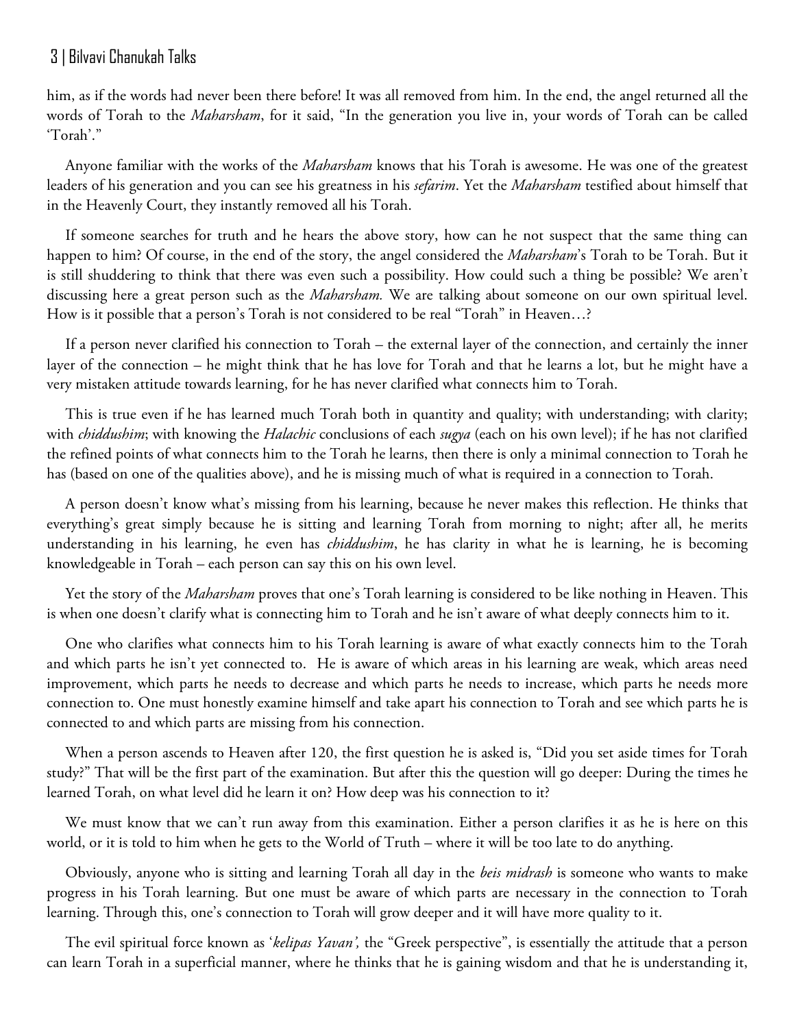him, as if the words had never been there before! It was all removed from him. In the end, the angel returned all the words of Torah to the *Maharsham*, for it said, "In the generation you live in, your words of Torah can be called 'Torah'."

Anyone familiar with the works of the *Maharsham* knows that his Torah is awesome. He was one of the greatest leaders of his generation and you can see his greatness in his *sefarim*. Yet the *Maharsham* testified about himself that in the Heavenly Court, they instantly removed all his Torah.

If someone searches for truth and he hears the above story, how can he not suspect that the same thing can happen to him? Of course, in the end of the story, the angel considered the *Maharsham*'s Torah to be Torah. But it is still shuddering to think that there was even such a possibility. How could such a thing be possible? We aren't discussing here a great person such as the *Maharsham.* We are talking about someone on our own spiritual level. How is it possible that a person's Torah is not considered to be real "Torah" in Heaven…?

If a person never clarified his connection to Torah – the external layer of the connection, and certainly the inner layer of the connection – he might think that he has love for Torah and that he learns a lot, but he might have a very mistaken attitude towards learning, for he has never clarified what connects him to Torah.

This is true even if he has learned much Torah both in quantity and quality; with understanding; with clarity; with *chiddushim*; with knowing the *Halachic* conclusions of each *sugya* (each on his own level); if he has not clarified the refined points of what connects him to the Torah he learns, then there is only a minimal connection to Torah he has (based on one of the qualities above), and he is missing much of what is required in a connection to Torah.

A person doesn't know what's missing from his learning, because he never makes this reflection. He thinks that everything's great simply because he is sitting and learning Torah from morning to night; after all, he merits understanding in his learning, he even has *chiddushim*, he has clarity in what he is learning, he is becoming knowledgeable in Torah – each person can say this on his own level.

Yet the story of the *Maharsham* proves that one's Torah learning is considered to be like nothing in Heaven. This is when one doesn't clarify what is connecting him to Torah and he isn't aware of what deeply connects him to it.

One who clarifies what connects him to his Torah learning is aware of what exactly connects him to the Torah and which parts he isn't yet connected to. He is aware of which areas in his learning are weak, which areas need improvement, which parts he needs to decrease and which parts he needs to increase, which parts he needs more connection to. One must honestly examine himself and take apart his connection to Torah and see which parts he is connected to and which parts are missing from his connection.

When a person ascends to Heaven after 120, the first question he is asked is, "Did you set aside times for Torah study?" That will be the first part of the examination. But after this the question will go deeper: During the times he learned Torah, on what level did he learn it on? How deep was his connection to it?

We must know that we can't run away from this examination. Either a person clarifies it as he is here on this world, or it is told to him when he gets to the World of Truth – where it will be too late to do anything.

Obviously, anyone who is sitting and learning Torah all day in the *beis midrash* is someone who wants to make progress in his Torah learning. But one must be aware of which parts are necessary in the connection to Torah learning. Through this, one's connection to Torah will grow deeper and it will have more quality to it.

The evil spiritual force known as '*kelipas Yavan',* the "Greek perspective", is essentially the attitude that a person can learn Torah in a superficial manner, where he thinks that he is gaining wisdom and that he is understanding it,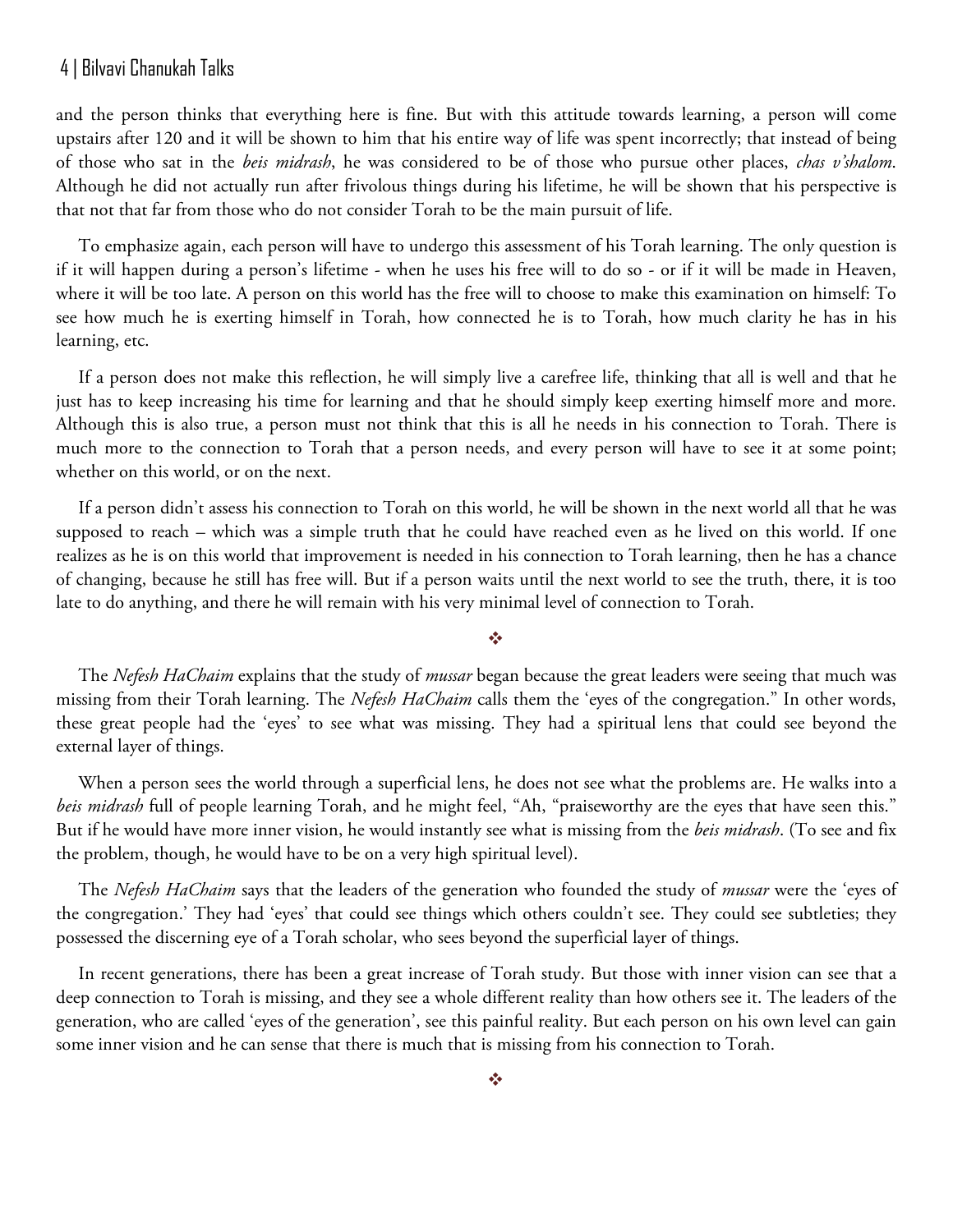and the person thinks that everything here is fine. But with this attitude towards learning, a person will come upstairs after 120 and it will be shown to him that his entire way of life was spent incorrectly; that instead of being of those who sat in the *beis midrash*, he was considered to be of those who pursue other places, *chas v'shalom*. Although he did not actually run after frivolous things during his lifetime, he will be shown that his perspective is that not that far from those who do not consider Torah to be the main pursuit of life.

To emphasize again, each person will have to undergo this assessment of his Torah learning. The only question is if it will happen during a person's lifetime - when he uses his free will to do so - or if it will be made in Heaven, where it will be too late. A person on this world has the free will to choose to make this examination on himself: To see how much he is exerting himself in Torah, how connected he is to Torah, how much clarity he has in his learning, etc.

If a person does not make this reflection, he will simply live a carefree life, thinking that all is well and that he just has to keep increasing his time for learning and that he should simply keep exerting himself more and more. Although this is also true, a person must not think that this is all he needs in his connection to Torah. There is much more to the connection to Torah that a person needs, and every person will have to see it at some point; whether on this world, or on the next.

If a person didn't assess his connection to Torah on this world, he will be shown in the next world all that he was supposed to reach – which was a simple truth that he could have reached even as he lived on this world. If one realizes as he is on this world that improvement is needed in his connection to Torah learning, then he has a chance of changing, because he still has free will. But if a person waits until the next world to see the truth, there, it is too late to do anything, and there he will remain with his very minimal level of connection to Torah.

❖

The *Nefesh HaChaim* explains that the study of *mussar* began because the great leaders were seeing that much was missing from their Torah learning. The *Nefesh HaChaim* calls them the 'eyes of the congregation." In other words, these great people had the 'eyes' to see what was missing. They had a spiritual lens that could see beyond the external layer of things.

When a person sees the world through a superficial lens, he does not see what the problems are. He walks into a *beis midrash* full of people learning Torah, and he might feel, "Ah, "praiseworthy are the eyes that have seen this." But if he would have more inner vision, he would instantly see what is missing from the *beis midrash*. (To see and fix the problem, though, he would have to be on a very high spiritual level).

The *Nefesh HaChaim* says that the leaders of the generation who founded the study of *mussar* were the 'eyes of the congregation.' They had 'eyes' that could see things which others couldn't see. They could see subtleties; they possessed the discerning eye of a Torah scholar, who sees beyond the superficial layer of things.

In recent generations, there has been a great increase of Torah study. But those with inner vision can see that a deep connection to Torah is missing, and they see a whole different reality than how others see it. The leaders of the generation, who are called 'eyes of the generation', see this painful reality. But each person on his own level can gain some inner vision and he can sense that there is much that is missing from his connection to Torah.

❖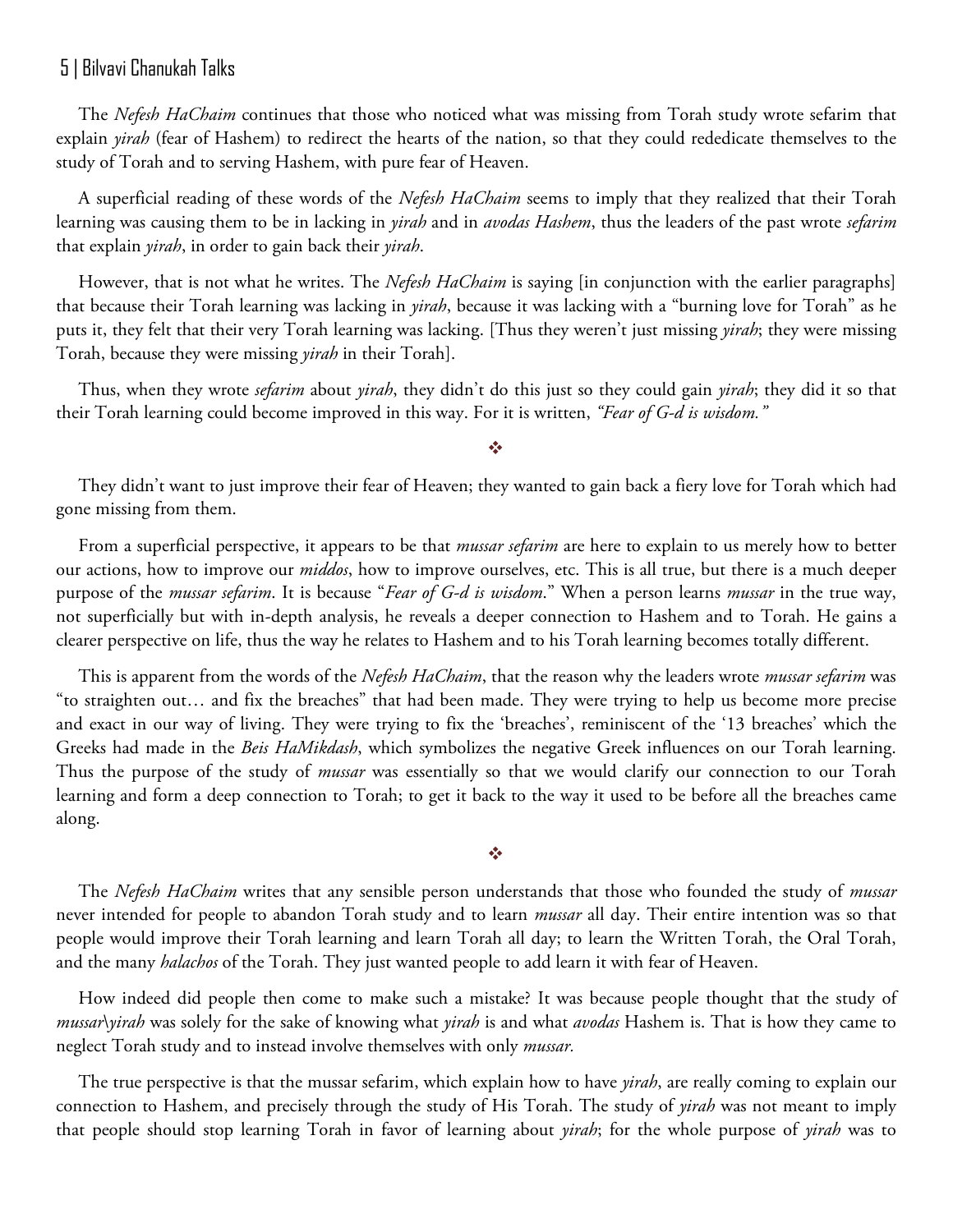The *Nefesh HaChaim* continues that those who noticed what was missing from Torah study wrote sefarim that explain *yirah* (fear of Hashem) to redirect the hearts of the nation, so that they could rededicate themselves to the study of Torah and to serving Hashem, with pure fear of Heaven.

A superficial reading of these words of the *Nefesh HaChaim* seems to imply that they realized that their Torah learning was causing them to be in lacking in *yirah* and in *avodas Hashem*, thus the leaders of the past wrote *sefarim* that explain *yirah*, in order to gain back their *yirah*.

However, that is not what he writes. The *Nefesh HaChaim* is saying [in conjunction with the earlier paragraphs] that because their Torah learning was lacking in *yirah*, because it was lacking with a "burning love for Torah" as he puts it, they felt that their very Torah learning was lacking. [Thus they weren't just missing *yirah*; they were missing Torah, because they were missing *yirah* in their Torah].

Thus, when they wrote *sefarim* about *yirah*, they didn't do this just so they could gain *yirah*; they did it so that their Torah learning could become improved in this way. For it is written, *"Fear of G-d is wisdom."*

❖

They didn't want to just improve their fear of Heaven; they wanted to gain back a fiery love for Torah which had gone missing from them.

From a superficial perspective, it appears to be that *mussar sefarim* are here to explain to us merely how to better our actions, how to improve our *middos*, how to improve ourselves, etc. This is all true, but there is a much deeper purpose of the *mussar sefarim*. It is because "*Fear of G-d is wisdom*." When a person learns *mussar* in the true way, not superficially but with in-depth analysis, he reveals a deeper connection to Hashem and to Torah. He gains a clearer perspective on life, thus the way he relates to Hashem and to his Torah learning becomes totally different.

This is apparent from the words of the *Nefesh HaChaim*, that the reason why the leaders wrote *mussar sefarim* was "to straighten out… and fix the breaches" that had been made. They were trying to help us become more precise and exact in our way of living. They were trying to fix the 'breaches', reminiscent of the '13 breaches' which the Greeks had made in the *Beis HaMikdash*, which symbolizes the negative Greek influences on our Torah learning. Thus the purpose of the study of *mussar* was essentially so that we would clarify our connection to our Torah learning and form a deep connection to Torah; to get it back to the way it used to be before all the breaches came along.

❖

The *Nefesh HaChaim* writes that any sensible person understands that those who founded the study of *mussar* never intended for people to abandon Torah study and to learn *mussar* all day. Their entire intention was so that people would improve their Torah learning and learn Torah all day; to learn the Written Torah, the Oral Torah, and the many *halachos* of the Torah. They just wanted people to add learn it with fear of Heaven.

How indeed did people then come to make such a mistake? It was because people thought that the study of *mussar\yirah* was solely for the sake of knowing what *yirah* is and what *avodas* Hashem is. That is how they came to neglect Torah study and to instead involve themselves with only *mussar.*

The true perspective is that the mussar sefarim, which explain how to have *yirah*, are really coming to explain our connection to Hashem, and precisely through the study of His Torah. The study of *yirah* was not meant to imply that people should stop learning Torah in favor of learning about *yirah*; for the whole purpose of *yirah* was to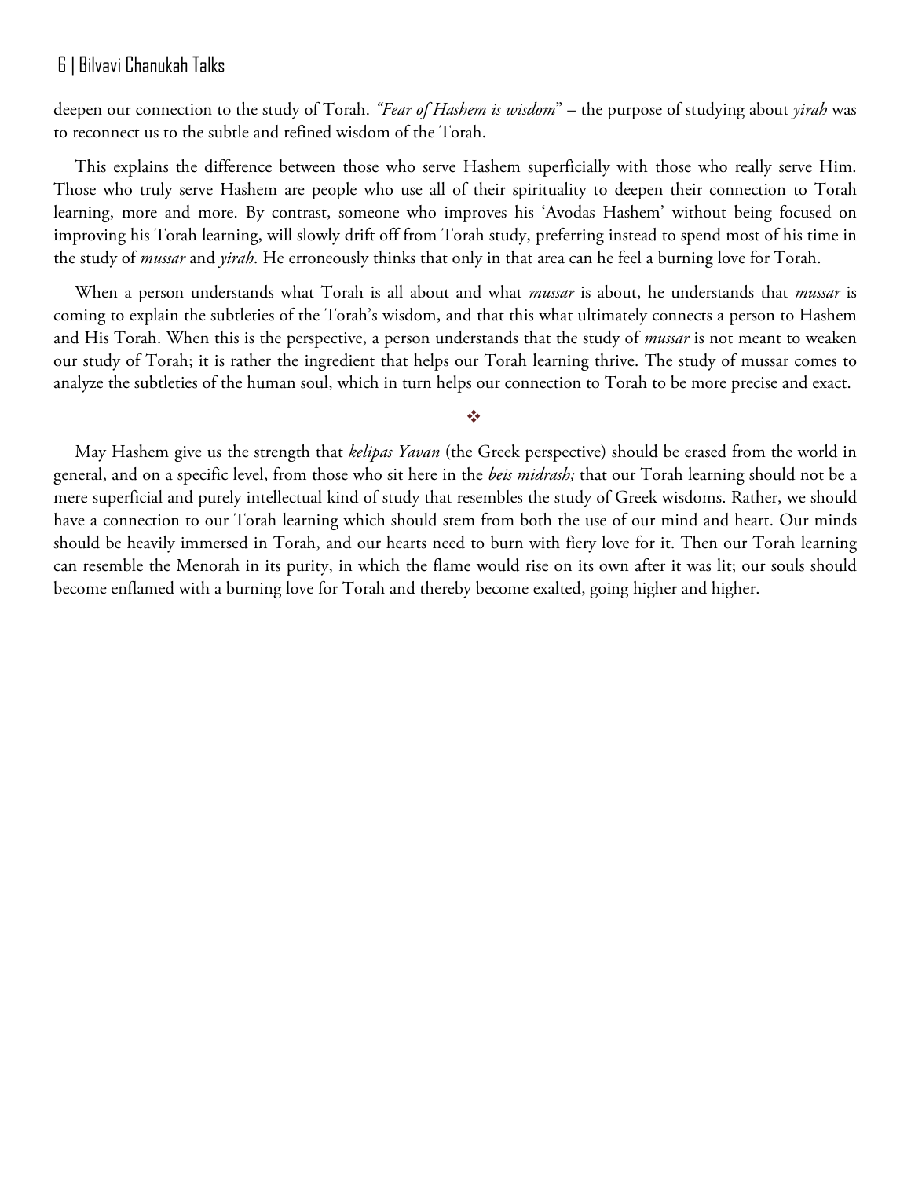deepen our connection to the study of Torah. *"Fear of Hashem is wisdom*" – the purpose of studying about *yirah* was to reconnect us to the subtle and refined wisdom of the Torah.

This explains the difference between those who serve Hashem superficially with those who really serve Him. Those who truly serve Hashem are people who use all of their spirituality to deepen their connection to Torah learning, more and more. By contrast, someone who improves his 'Avodas Hashem' without being focused on improving his Torah learning, will slowly drift off from Torah study, preferring instead to spend most of his time in the study of *mussar* and *yirah*. He erroneously thinks that only in that area can he feel a burning love for Torah.

When a person understands what Torah is all about and what *mussar* is about, he understands that *mussar* is coming to explain the subtleties of the Torah's wisdom, and that this what ultimately connects a person to Hashem and His Torah. When this is the perspective, a person understands that the study of *mussar* is not meant to weaken our study of Torah; it is rather the ingredient that helps our Torah learning thrive. The study of mussar comes to analyze the subtleties of the human soul, which in turn helps our connection to Torah to be more precise and exact.

❖

May Hashem give us the strength that *kelipas Yavan* (the Greek perspective) should be erased from the world in general, and on a specific level, from those who sit here in the *beis midrash;* that our Torah learning should not be a mere superficial and purely intellectual kind of study that resembles the study of Greek wisdoms. Rather, we should have a connection to our Torah learning which should stem from both the use of our mind and heart. Our minds should be heavily immersed in Torah, and our hearts need to burn with fiery love for it. Then our Torah learning can resemble the Menorah in its purity, in which the flame would rise on its own after it was lit; our souls should become enflamed with a burning love for Torah and thereby become exalted, going higher and higher.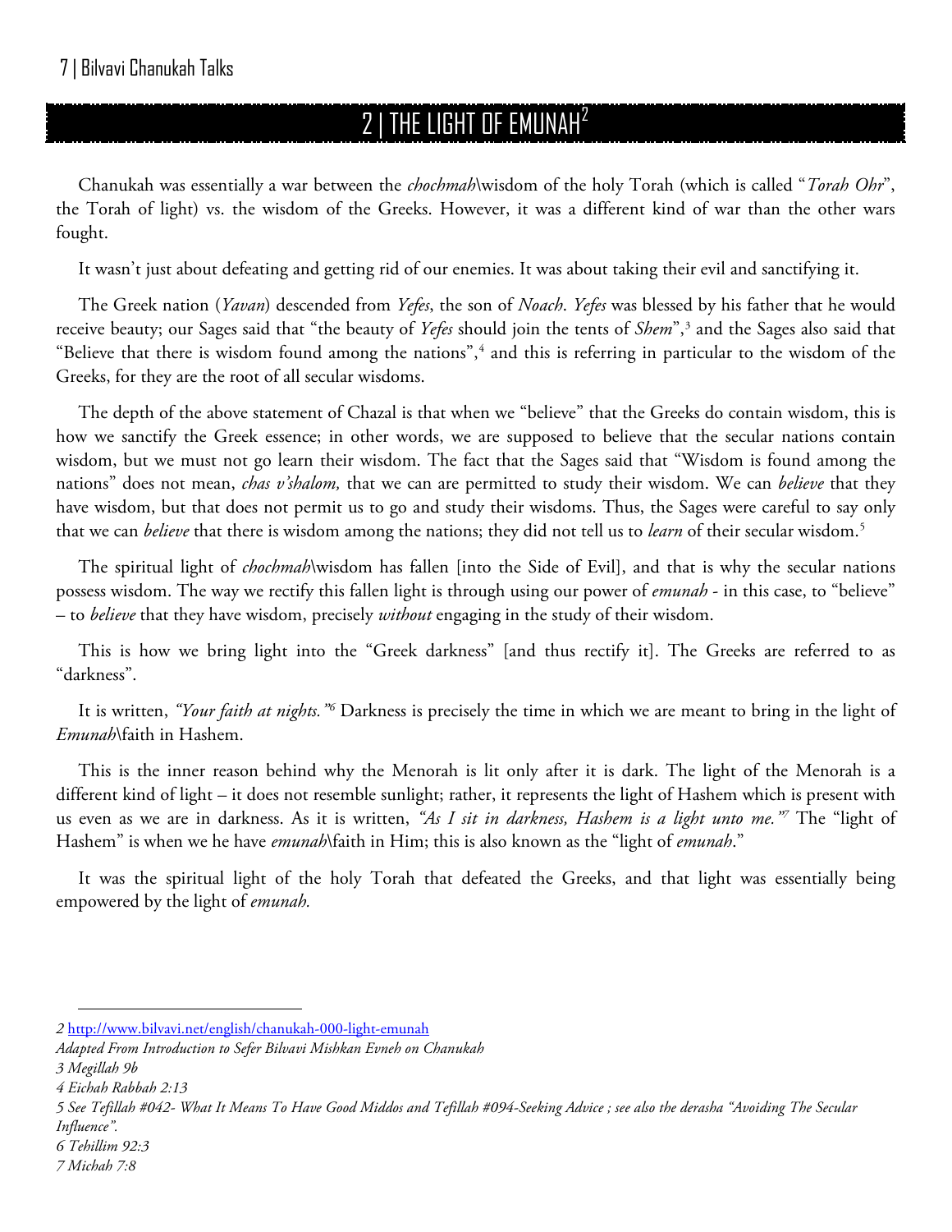## 2 | THE LIGHT OF EMUNAH[2]

Chanukah was essentially a war between the *chochmah*\wisdom of the holy Torah (which is called "*Torah Ohr*", the Torah of light) vs. the wisdom of the Greeks. However, it was a different kind of war than the other wars fought.

It wasn't just about defeating and getting rid of our enemies. It was about taking their evil and sanctifying it.

The Greek nation (*Yavan*) descended from *Yefes*, the son of *Noach*. *Yefes* was blessed by his father that he would receive beauty; our Sages said that "the beauty of *Yefes* should join the tents of *Shem*",[3] and the Sages also said that "Believe that there is wisdom found among the nations",[4] and this is referring in particular to the wisdom of the Greeks, for they are the root of all secular wisdoms.

The depth of the above statement of Chazal is that when we "believe" that the Greeks do contain wisdom, this is how we sanctify the Greek essence; in other words, we are supposed to believe that the secular nations contain wisdom, but we must not go learn their wisdom. The fact that the Sages said that "Wisdom is found among the nations" does not mean, *chas v'shalom,* that we can are permitted to study their wisdom. We can *believe* that they have wisdom, but that does not permit us to go and study their wisdoms. Thus, the Sages were careful to say only that we can *believe* that there is wisdom among the nations; they did not tell us to *learn* of their secular wisdom.[5]

The spiritual light of *chochmah*\wisdom has fallen [into the Side of Evil], and that is why the secular nations possess wisdom. The way we rectify this fallen light is through using our power of *emunah* - in this case, to "believe" – to *believe* that they have wisdom, precisely *without* engaging in the study of their wisdom.

This is how we bring light into the "Greek darkness" [and thus rectify it]. The Greeks are referred to as "darkness".

It is written, *"Your faith at nights."*[6] Darkness is precisely the time in which we are meant to bring in the light of *Emunah*\faith in Hashem.

This is the inner reason behind why the Menorah is lit only after it is dark. The light of the Menorah is a different kind of light – it does not resemble sunlight; rather, it represents the light of Hashem which is present with us even as we are in darkness. As it is written, *"As I sit in darkness, Hashem is a light unto me."*[7] The "light of Hashem" is when we he have *emunah*\faith in Him; this is also known as the "light of *emunah*."

It was the spiritual light of the holy Torah that defeated the Greeks, and that light was essentially being empowered by the light of *emunah.*

---

*2* http://www.bilvavi.net/english/chanukah-000-light-emunah

*Adapted From Introduction to Sefer Bilvavi Mishkan Evneh on Chanukah*

*3 Megillah 9b*

*4 Eichah Rabbah 2:13*

*5 See Tefillah #042- What It Means To Have Good Middos and Tefillah #094-Seeking Advice ; see also the derasha "Avoiding The Secular Influence".*

*6 Tehillim 92:3*

*7 Michah 7:8*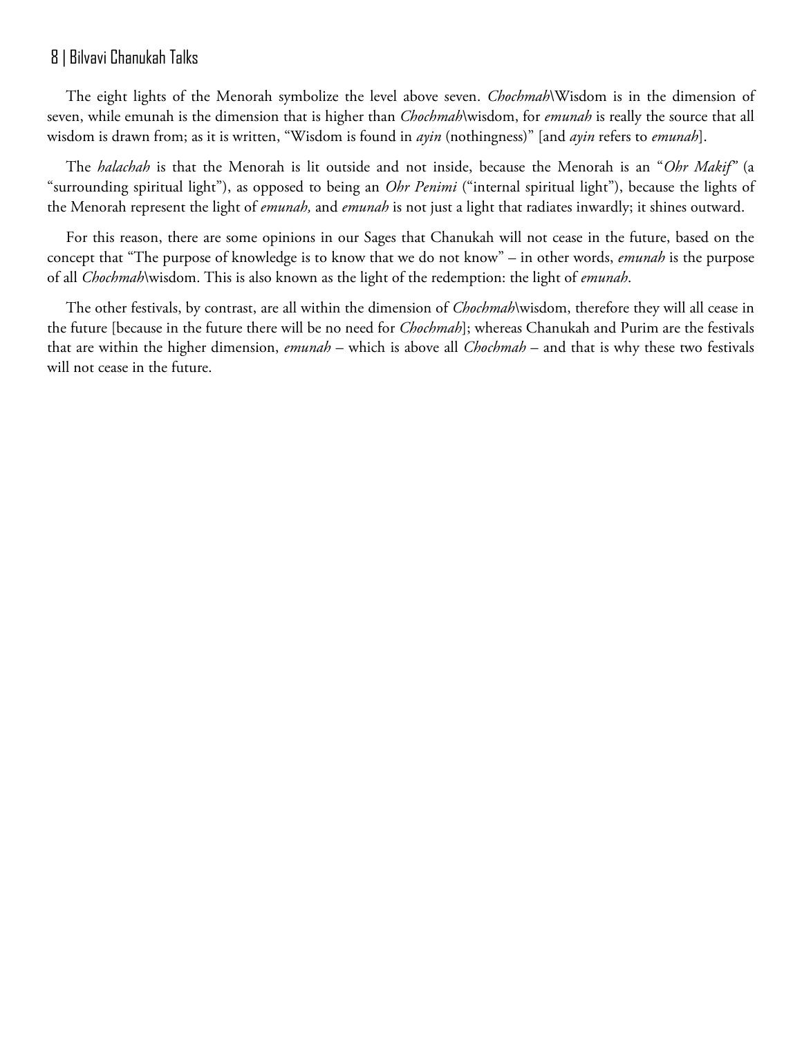The eight lights of the Menorah symbolize the level above seven. *Chochmah*\Wisdom is in the dimension of seven, while emunah is the dimension that is higher than *Chochmah*\wisdom, for *emunah* is really the source that all wisdom is drawn from; as it is written, "Wisdom is found in *ayin* (nothingness)" [and *ayin* refers to *emunah*].

The *halachah* is that the Menorah is lit outside and not inside, because the Menorah is an "*Ohr Makif*" (a "surrounding spiritual light"), as opposed to being an *Ohr Penimi* ("internal spiritual light"), because the lights of the Menorah represent the light of *emunah,* and *emunah* is not just a light that radiates inwardly; it shines outward.

For this reason, there are some opinions in our Sages that Chanukah will not cease in the future, based on the concept that "The purpose of knowledge is to know that we do not know" – in other words, *emunah* is the purpose of all *Chochmah*\wisdom. This is also known as the light of the redemption: the light of *emunah*.

The other festivals, by contrast, are all within the dimension of *Chochmah*\wisdom, therefore they will all cease in the future [because in the future there will be no need for *Chochmah*]; whereas Chanukah and Purim are the festivals that are within the higher dimension, *emunah* – which is above all *Chochmah* – and that is why these two festivals will not cease in the future.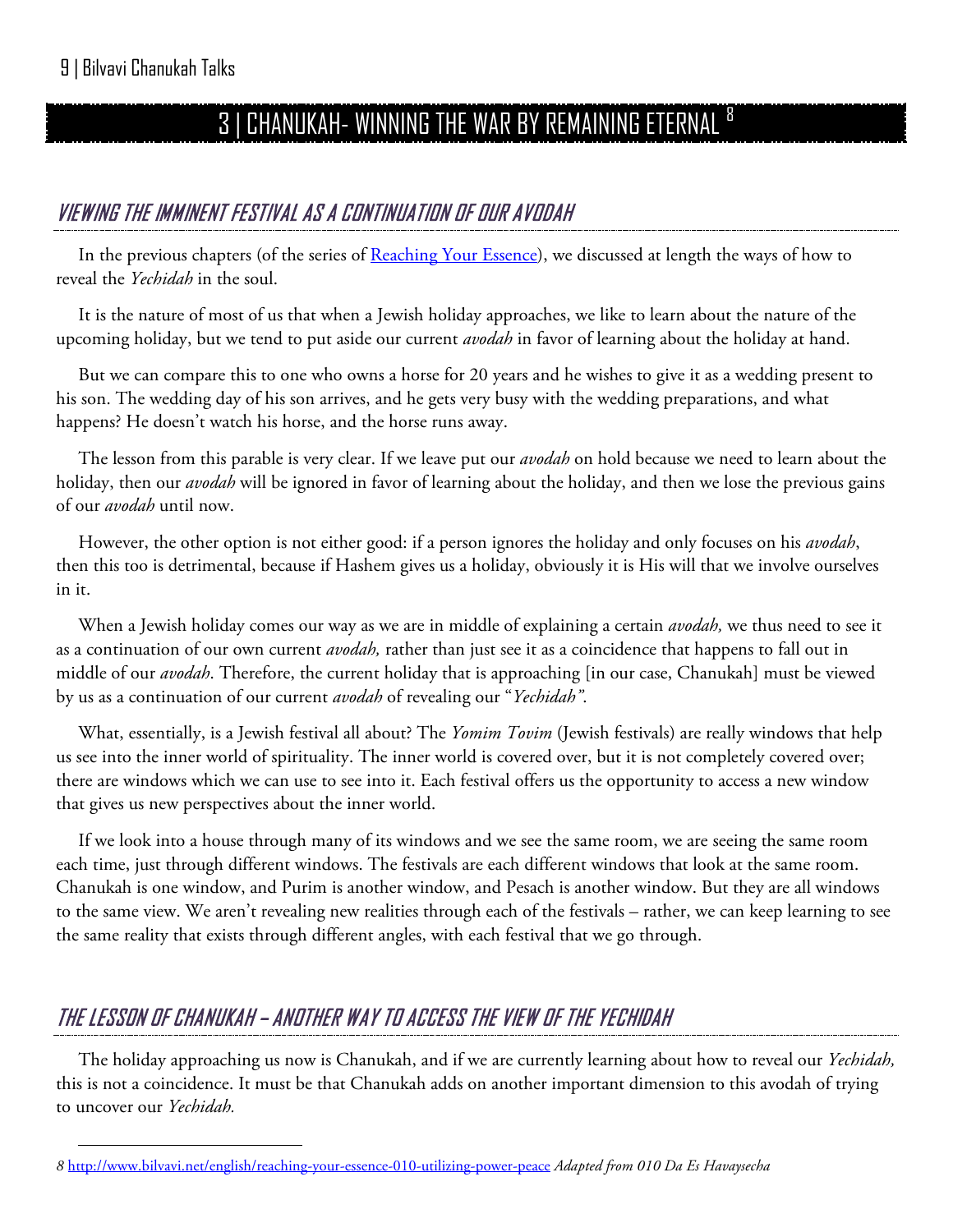# 3 | CHANUKAH- WINNING THE WAR BY REMAINING ETERNAL [8]

## VIEWING THE IMMINENT FESTIVAL AS A CONTINUATION OF OUR AVODAH

In the previous chapters (of the series of Reaching Your Essence), we discussed at length the ways of how to reveal the *Yechidah* in the soul.

It is the nature of most of us that when a Jewish holiday approaches, we like to learn about the nature of the upcoming holiday, but we tend to put aside our current *avodah* in favor of learning about the holiday at hand.

But we can compare this to one who owns a horse for 20 years and he wishes to give it as a wedding present to his son. The wedding day of his son arrives, and he gets very busy with the wedding preparations, and what happens? He doesn't watch his horse, and the horse runs away.

The lesson from this parable is very clear. If we leave put our *avodah* on hold because we need to learn about the holiday, then our *avodah* will be ignored in favor of learning about the holiday, and then we lose the previous gains of our *avodah* until now.

However, the other option is not either good: if a person ignores the holiday and only focuses on his *avodah*, then this too is detrimental, because if Hashem gives us a holiday, obviously it is His will that we involve ourselves in it.

When a Jewish holiday comes our way as we are in middle of explaining a certain *avodah,* we thus need to see it as a continuation of our own current *avodah,* rather than just see it as a coincidence that happens to fall out in middle of our *avodah*. Therefore, the current holiday that is approaching [in our case, Chanukah] must be viewed by us as a continuation of our current *avodah* of revealing our "*Yechidah".*

What, essentially, is a Jewish festival all about? The *Yomim Tovim* (Jewish festivals) are really windows that help us see into the inner world of spirituality. The inner world is covered over, but it is not completely covered over; there are windows which we can use to see into it. Each festival offers us the opportunity to access a new window that gives us new perspectives about the inner world.

If we look into a house through many of its windows and we see the same room, we are seeing the same room each time, just through different windows. The festivals are each different windows that look at the same room. Chanukah is one window, and Purim is another window, and Pesach is another window. But they are all windows to the same view. We aren't revealing new realities through each of the festivals – rather, we can keep learning to see the same reality that exists through different angles, with each festival that we go through.

## THE LESSON OF CHANUKAH – ANOTHER WAY TO ACCESS THE VIEW OF THE YECHIDAH

The holiday approaching us now is Chanukah, and if we are currently learning about how to reveal our *Yechidah,* this is not a coincidence. It must be that Chanukah adds on another important dimension to this avodah of trying to uncover our *Yechidah.*

---

8 http://www.bilvavi.net/english/reaching-your-essence-010-utilizing-power-peace *Adapted from 010 Da Es Havaysecha*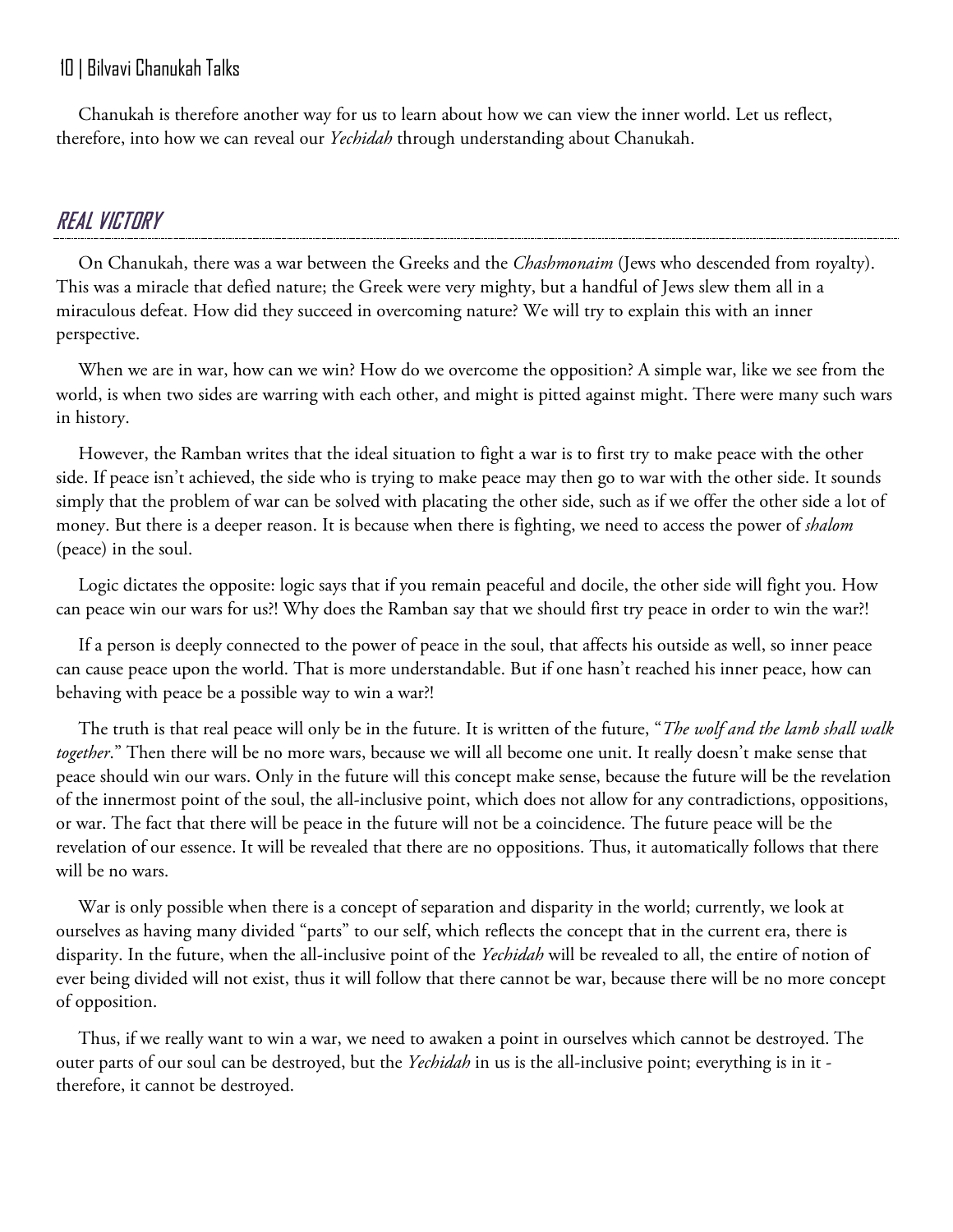Chanukah is therefore another way for us to learn about how we can view the inner world. Let us reflect, therefore, into how we can reveal our *Yechidah* through understanding about Chanukah.

## REAL VICTORY

On Chanukah, there was a war between the Greeks and the *Chashmonaim* (Jews who descended from royalty). This was a miracle that defied nature; the Greek were very mighty, but a handful of Jews slew them all in a miraculous defeat. How did they succeed in overcoming nature? We will try to explain this with an inner perspective.

When we are in war, how can we win? How do we overcome the opposition? A simple war, like we see from the world, is when two sides are warring with each other, and might is pitted against might. There were many such wars in history.

However, the Ramban writes that the ideal situation to fight a war is to first try to make peace with the other side. If peace isn't achieved, the side who is trying to make peace may then go to war with the other side. It sounds simply that the problem of war can be solved with placating the other side, such as if we offer the other side a lot of money. But there is a deeper reason. It is because when there is fighting, we need to access the power of *shalom* (peace) in the soul.

Logic dictates the opposite: logic says that if you remain peaceful and docile, the other side will fight you. How can peace win our wars for us?! Why does the Ramban say that we should first try peace in order to win the war?!

If a person is deeply connected to the power of peace in the soul, that affects his outside as well, so inner peace can cause peace upon the world. That is more understandable. But if one hasn't reached his inner peace, how can behaving with peace be a possible way to win a war?!

The truth is that real peace will only be in the future. It is written of the future, "*The wolf and the lamb shall walk together*." Then there will be no more wars, because we will all become one unit. It really doesn't make sense that peace should win our wars. Only in the future will this concept make sense, because the future will be the revelation of the innermost point of the soul, the all-inclusive point, which does not allow for any contradictions, oppositions, or war. The fact that there will be peace in the future will not be a coincidence. The future peace will be the revelation of our essence. It will be revealed that there are no oppositions. Thus, it automatically follows that there will be no wars.

War is only possible when there is a concept of separation and disparity in the world; currently, we look at ourselves as having many divided "parts" to our self, which reflects the concept that in the current era, there is disparity. In the future, when the all-inclusive point of the *Yechidah* will be revealed to all, the entire of notion of ever being divided will not exist, thus it will follow that there cannot be war, because there will be no more concept of opposition.

Thus, if we really want to win a war, we need to awaken a point in ourselves which cannot be destroyed. The outer parts of our soul can be destroyed, but the *Yechidah* in us is the all-inclusive point; everything is in it - therefore, it cannot be destroyed.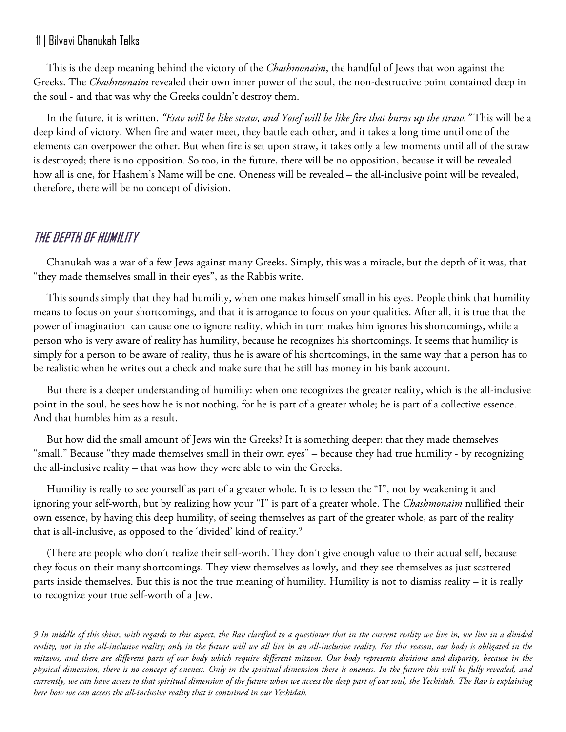This is the deep meaning behind the victory of the *Chashmonaim*, the handful of Jews that won against the Greeks. The *Chashmonaim* revealed their own inner power of the soul, the non-destructive point contained deep in the soul - and that was why the Greeks couldn't destroy them.

In the future, it is written, *"Esav will be like straw, and Yosef will be like fire that burns up the straw."* This will be a deep kind of victory. When fire and water meet, they battle each other, and it takes a long time until one of the elements can overpower the other. But when fire is set upon straw, it takes only a few moments until all of the straw is destroyed; there is no opposition. So too, in the future, there will be no opposition, because it will be revealed how all is one, for Hashem's Name will be one. Oneness will be revealed – the all-inclusive point will be revealed, therefore, there will be no concept of division.

## THE DEPTH OF HUMILITY

Chanukah was a war of a few Jews against many Greeks. Simply, this was a miracle, but the depth of it was, that "they made themselves small in their eyes", as the Rabbis write.

This sounds simply that they had humility, when one makes himself small in his eyes. People think that humility means to focus on your shortcomings, and that it is arrogance to focus on your qualities. After all, it is true that the power of imagination can cause one to ignore reality, which in turn makes him ignores his shortcomings, while a person who is very aware of reality has humility, because he recognizes his shortcomings. It seems that humility is simply for a person to be aware of reality, thus he is aware of his shortcomings, in the same way that a person has to be realistic when he writes out a check and make sure that he still has money in his bank account.

But there is a deeper understanding of humility: when one recognizes the greater reality, which is the all-inclusive point in the soul, he sees how he is not nothing, for he is part of a greater whole; he is part of a collective essence. And that humbles him as a result.

But how did the small amount of Jews win the Greeks? It is something deeper: that they made themselves "small." Because "they made themselves small in their own eyes" – because they had true humility - by recognizing the all-inclusive reality – that was how they were able to win the Greeks.

Humility is really to see yourself as part of a greater whole. It is to lessen the "I", not by weakening it and ignoring your self-worth, but by realizing how your "I" is part of a greater whole. The *Chashmonaim* nullified their own essence, by having this deep humility, of seeing themselves as part of the greater whole, as part of the reality that is all-inclusive, as opposed to the 'divided' kind of reality.[9]

(There are people who don't realize their self-worth. They don't give enough value to their actual self, because they focus on their many shortcomings. They view themselves as lowly, and they see themselves as just scattered parts inside themselves. But this is not the true meaning of humility. Humility is not to dismiss reality – it is really to recognize your true self-worth of a Jew.

---

*9 In middle of this shiur, with regards to this aspect, the Rav clarified to a questioner that in the current reality we live in, we live in a divided reality, not in the all-inclusive reality; only in the future will we all live in an all-inclusive reality. For this reason, our body is obligated in the mitzvos, and there are different parts of our body which require different mitzvos. Our body represents divisions and disparity, because in the physical dimension, there is no concept of oneness. Only in the spiritual dimension there is oneness. In the future this will be fully revealed, and currently, we can have access to that spiritual dimension of the future when we access the deep part of our soul, the Yechidah. The Rav is explaining here how we can access the all-inclusive reality that is contained in our Yechidah.*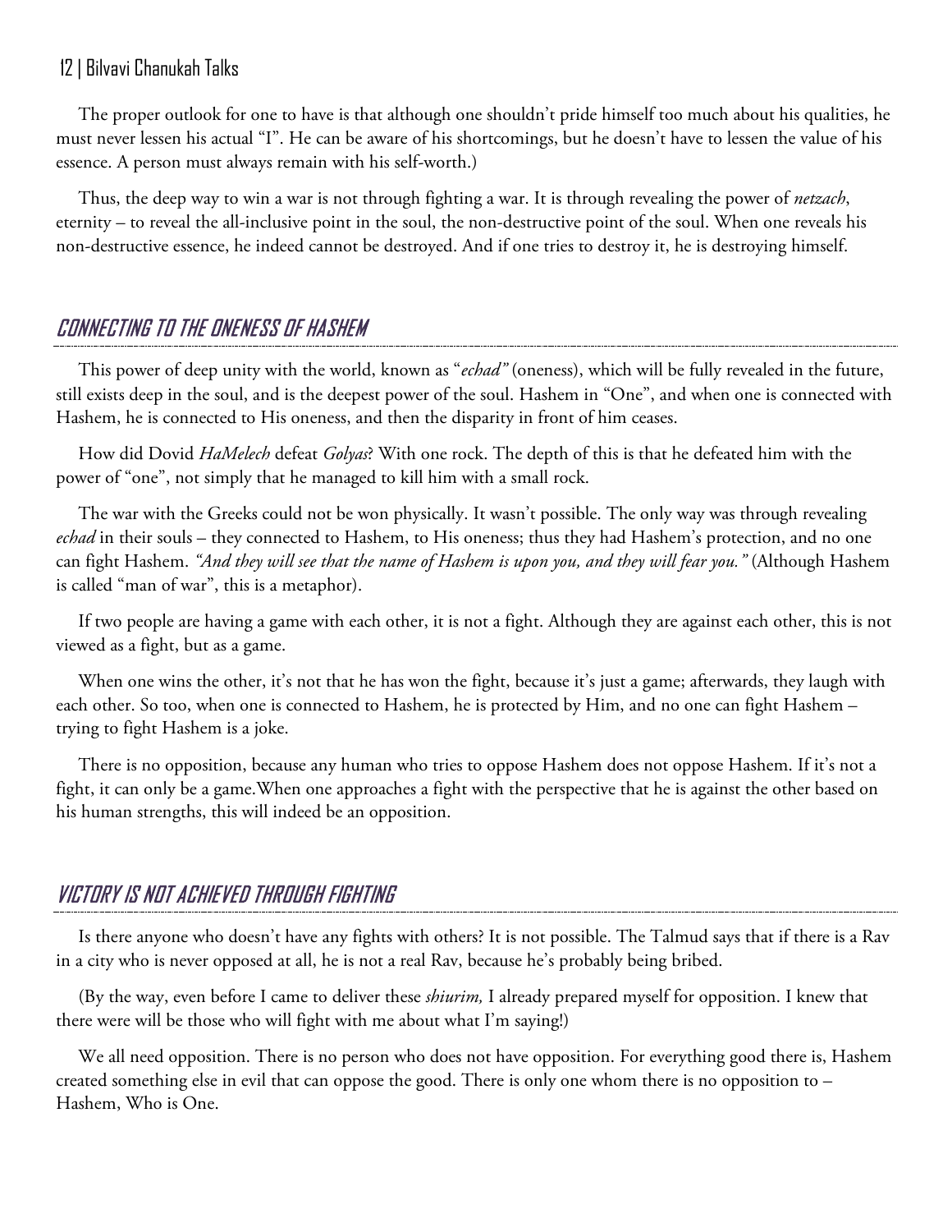The proper outlook for one to have is that although one shouldn't pride himself too much about his qualities, he must never lessen his actual "I". He can be aware of his shortcomings, but he doesn't have to lessen the value of his essence. A person must always remain with his self-worth.)

Thus, the deep way to win a war is not through fighting a war. It is through revealing the power of *netzach*, eternity – to reveal the all-inclusive point in the soul, the non-destructive point of the soul. When one reveals his non-destructive essence, he indeed cannot be destroyed. And if one tries to destroy it, he is destroying himself.

## CONNECTING TO THE ONENESS OF HASHEM

This power of deep unity with the world, known as "*echad"* (oneness), which will be fully revealed in the future, still exists deep in the soul, and is the deepest power of the soul. Hashem in "One", and when one is connected with Hashem, he is connected to His oneness, and then the disparity in front of him ceases.

How did Dovid *HaMelech* defeat *Golyas*? With one rock. The depth of this is that he defeated him with the power of "one", not simply that he managed to kill him with a small rock.

The war with the Greeks could not be won physically. It wasn't possible. The only way was through revealing *echad* in their souls – they connected to Hashem, to His oneness; thus they had Hashem's protection, and no one can fight Hashem. *"And they will see that the name of Hashem is upon you, and they will fear you."* (Although Hashem is called "man of war", this is a metaphor).

If two people are having a game with each other, it is not a fight. Although they are against each other, this is not viewed as a fight, but as a game.

When one wins the other, it's not that he has won the fight, because it's just a game; afterwards, they laugh with each other. So too, when one is connected to Hashem, he is protected by Him, and no one can fight Hashem – trying to fight Hashem is a joke.

There is no opposition, because any human who tries to oppose Hashem does not oppose Hashem. If it's not a fight, it can only be a game.When one approaches a fight with the perspective that he is against the other based on his human strengths, this will indeed be an opposition.

## VICTORY IS NOT ACHIEVED THROUGH FIGHTING

Is there anyone who doesn't have any fights with others? It is not possible. The Talmud says that if there is a Rav in a city who is never opposed at all, he is not a real Rav, because he's probably being bribed.

(By the way, even before I came to deliver these *shiurim,* I already prepared myself for opposition. I knew that there were will be those who will fight with me about what I'm saying!)

We all need opposition. There is no person who does not have opposition. For everything good there is, Hashem created something else in evil that can oppose the good. There is only one whom there is no opposition to – Hashem, Who is One.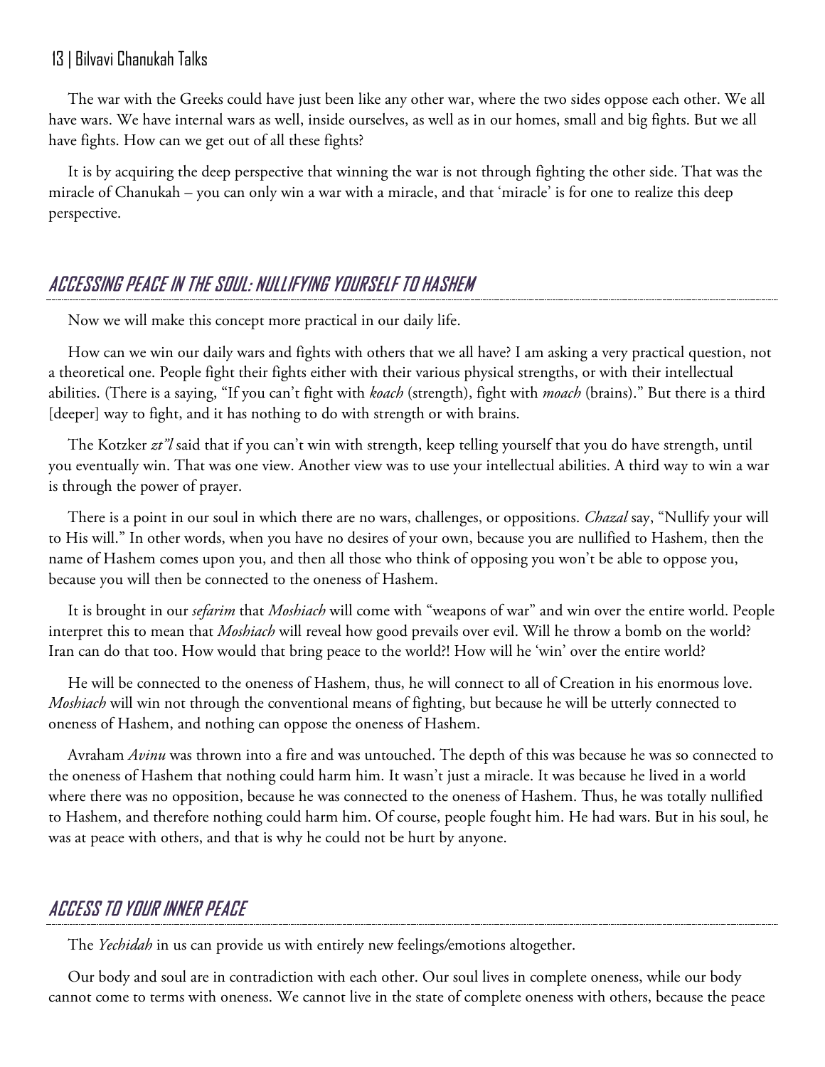The war with the Greeks could have just been like any other war, where the two sides oppose each other. We all have wars. We have internal wars as well, inside ourselves, as well as in our homes, small and big fights. But we all have fights. How can we get out of all these fights?

It is by acquiring the deep perspective that winning the war is not through fighting the other side. That was the miracle of Chanukah – you can only win a war with a miracle, and that 'miracle' is for one to realize this deep perspective.

## ACCESSING PEACE IN THE SOUL: NULLIFYING YOURSELF TO HASHEM

Now we will make this concept more practical in our daily life.

How can we win our daily wars and fights with others that we all have? I am asking a very practical question, not a theoretical one. People fight their fights either with their various physical strengths, or with their intellectual abilities. (There is a saying, "If you can't fight with *koach* (strength), fight with *moach* (brains)." But there is a third [deeper] way to fight, and it has nothing to do with strength or with brains.

The Kotzker *zt"l* said that if you can't win with strength, keep telling yourself that you do have strength, until you eventually win. That was one view. Another view was to use your intellectual abilities. A third way to win a war is through the power of prayer.

There is a point in our soul in which there are no wars, challenges, or oppositions. *Chazal* say, "Nullify your will to His will." In other words, when you have no desires of your own, because you are nullified to Hashem, then the name of Hashem comes upon you, and then all those who think of opposing you won't be able to oppose you, because you will then be connected to the oneness of Hashem.

It is brought in our *sefarim* that *Moshiach* will come with "weapons of war" and win over the entire world. People interpret this to mean that *Moshiach* will reveal how good prevails over evil. Will he throw a bomb on the world? Iran can do that too. How would that bring peace to the world?! How will he 'win' over the entire world?

He will be connected to the oneness of Hashem, thus, he will connect to all of Creation in his enormous love. *Moshiach* will win not through the conventional means of fighting, but because he will be utterly connected to oneness of Hashem, and nothing can oppose the oneness of Hashem.

Avraham *Avinu* was thrown into a fire and was untouched. The depth of this was because he was so connected to the oneness of Hashem that nothing could harm him. It wasn't just a miracle. It was because he lived in a world where there was no opposition, because he was connected to the oneness of Hashem. Thus, he was totally nullified to Hashem, and therefore nothing could harm him. Of course, people fought him. He had wars. But in his soul, he was at peace with others, and that is why he could not be hurt by anyone.

## ACCESS TO YOUR INNER PEACE

The *Yechidah* in us can provide us with entirely new feelings/emotions altogether.

Our body and soul are in contradiction with each other. Our soul lives in complete oneness, while our body cannot come to terms with oneness. We cannot live in the state of complete oneness with others, because the peace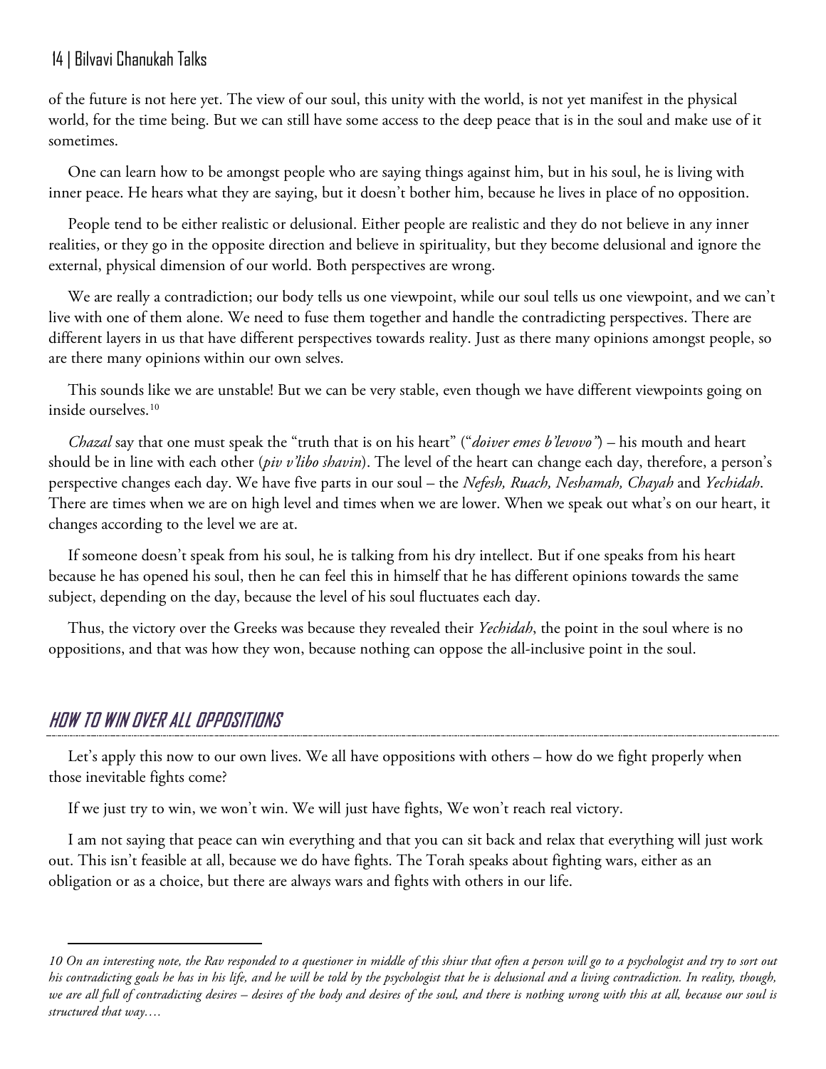of the future is not here yet. The view of our soul, this unity with the world, is not yet manifest in the physical world, for the time being. But we can still have some access to the deep peace that is in the soul and make use of it sometimes.

One can learn how to be amongst people who are saying things against him, but in his soul, he is living with inner peace. He hears what they are saying, but it doesn't bother him, because he lives in place of no opposition.

People tend to be either realistic or delusional. Either people are realistic and they do not believe in any inner realities, or they go in the opposite direction and believe in spirituality, but they become delusional and ignore the external, physical dimension of our world. Both perspectives are wrong.

We are really a contradiction; our body tells us one viewpoint, while our soul tells us one viewpoint, and we can't live with one of them alone. We need to fuse them together and handle the contradicting perspectives. There are different layers in us that have different perspectives towards reality. Just as there many opinions amongst people, so are there many opinions within our own selves.

This sounds like we are unstable! But we can be very stable, even though we have different viewpoints going on inside ourselves.[10]

*Chazal* say that one must speak the "truth that is on his heart" ("*doiver emes b'levovo"*) – his mouth and heart should be in line with each other (*piv v'libo shavin*). The level of the heart can change each day, therefore, a person's perspective changes each day. We have five parts in our soul – the *Nefesh, Ruach, Neshamah, Chayah* and *Yechidah*. There are times when we are on high level and times when we are lower. When we speak out what's on our heart, it changes according to the level we are at.

If someone doesn't speak from his soul, he is talking from his dry intellect. But if one speaks from his heart because he has opened his soul, then he can feel this in himself that he has different opinions towards the same subject, depending on the day, because the level of his soul fluctuates each day.

Thus, the victory over the Greeks was because they revealed their *Yechidah*, the point in the soul where is no oppositions, and that was how they won, because nothing can oppose the all-inclusive point in the soul.

## HOW TO WIN OVER ALL OPPOSITIONS

Let's apply this now to our own lives. We all have oppositions with others – how do we fight properly when those inevitable fights come?

If we just try to win, we won't win. We will just have fights, We won't reach real victory.

I am not saying that peace can win everything and that you can sit back and relax that everything will just work out. This isn't feasible at all, because we do have fights. The Torah speaks about fighting wars, either as an obligation or as a choice, but there are always wars and fights with others in our life.

---

*10 On an interesting note, the Rav responded to a questioner in middle of this shiur that often a person will go to a psychologist and try to sort out his contradicting goals he has in his life, and he will be told by the psychologist that he is delusional and a living contradiction. In reality, though, we are all full of contradicting desires – desires of the body and desires of the soul, and there is nothing wrong with this at all, because our soul is structured that way….*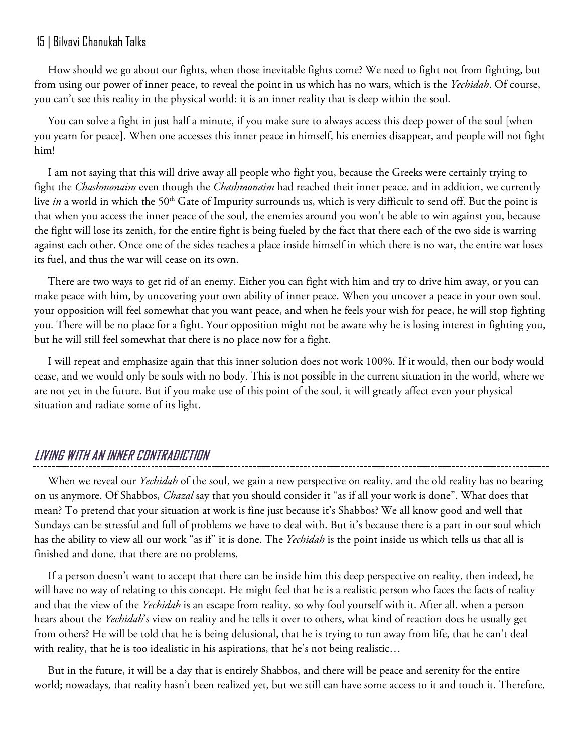How should we go about our fights, when those inevitable fights come? We need to fight not from fighting, but from using our power of inner peace, to reveal the point in us which has no wars, which is the *Yechidah*. Of course, you can't see this reality in the physical world; it is an inner reality that is deep within the soul.

You can solve a fight in just half a minute, if you make sure to always access this deep power of the soul [when you yearn for peace]. When one accesses this inner peace in himself, his enemies disappear, and people will not fight him!

I am not saying that this will drive away all people who fight you, because the Greeks were certainly trying to fight the *Chashmonaim* even though the *Chashmonaim* had reached their inner peace, and in addition, we currently live *in* a world in which the 50th Gate of Impurity surrounds us, which is very difficult to send off. But the point is that when you access the inner peace of the soul, the enemies around you won't be able to win against you, because the fight will lose its zenith, for the entire fight is being fueled by the fact that there each of the two side is warring against each other. Once one of the sides reaches a place inside himself in which there is no war, the entire war loses its fuel, and thus the war will cease on its own.

There are two ways to get rid of an enemy. Either you can fight with him and try to drive him away, or you can make peace with him, by uncovering your own ability of inner peace. When you uncover a peace in your own soul, your opposition will feel somewhat that you want peace, and when he feels your wish for peace, he will stop fighting you. There will be no place for a fight. Your opposition might not be aware why he is losing interest in fighting you, but he will still feel somewhat that there is no place now for a fight.

I will repeat and emphasize again that this inner solution does not work 100%. If it would, then our body would cease, and we would only be souls with no body. This is not possible in the current situation in the world, where we are not yet in the future. But if you make use of this point of the soul, it will greatly affect even your physical situation and radiate some of its light.

## LIVING WITH AN INNER CONTRADICTION

When we reveal our *Yechidah* of the soul, we gain a new perspective on reality, and the old reality has no bearing on us anymore. Of Shabbos, *Chazal* say that you should consider it "as if all your work is done". What does that mean? To pretend that your situation at work is fine just because it's Shabbos? We all know good and well that Sundays can be stressful and full of problems we have to deal with. But it's because there is a part in our soul which has the ability to view all our work "as if" it is done. The *Yechidah* is the point inside us which tells us that all is finished and done, that there are no problems,

If a person doesn't want to accept that there can be inside him this deep perspective on reality, then indeed, he will have no way of relating to this concept. He might feel that he is a realistic person who faces the facts of reality and that the view of the *Yechidah* is an escape from reality, so why fool yourself with it. After all, when a person hears about the *Yechidah*'s view on reality and he tells it over to others, what kind of reaction does he usually get from others? He will be told that he is being delusional, that he is trying to run away from life, that he can't deal with reality, that he is too idealistic in his aspirations, that he's not being realistic…

But in the future, it will be a day that is entirely Shabbos, and there will be peace and serenity for the entire world; nowadays, that reality hasn't been realized yet, but we still can have some access to it and touch it. Therefore,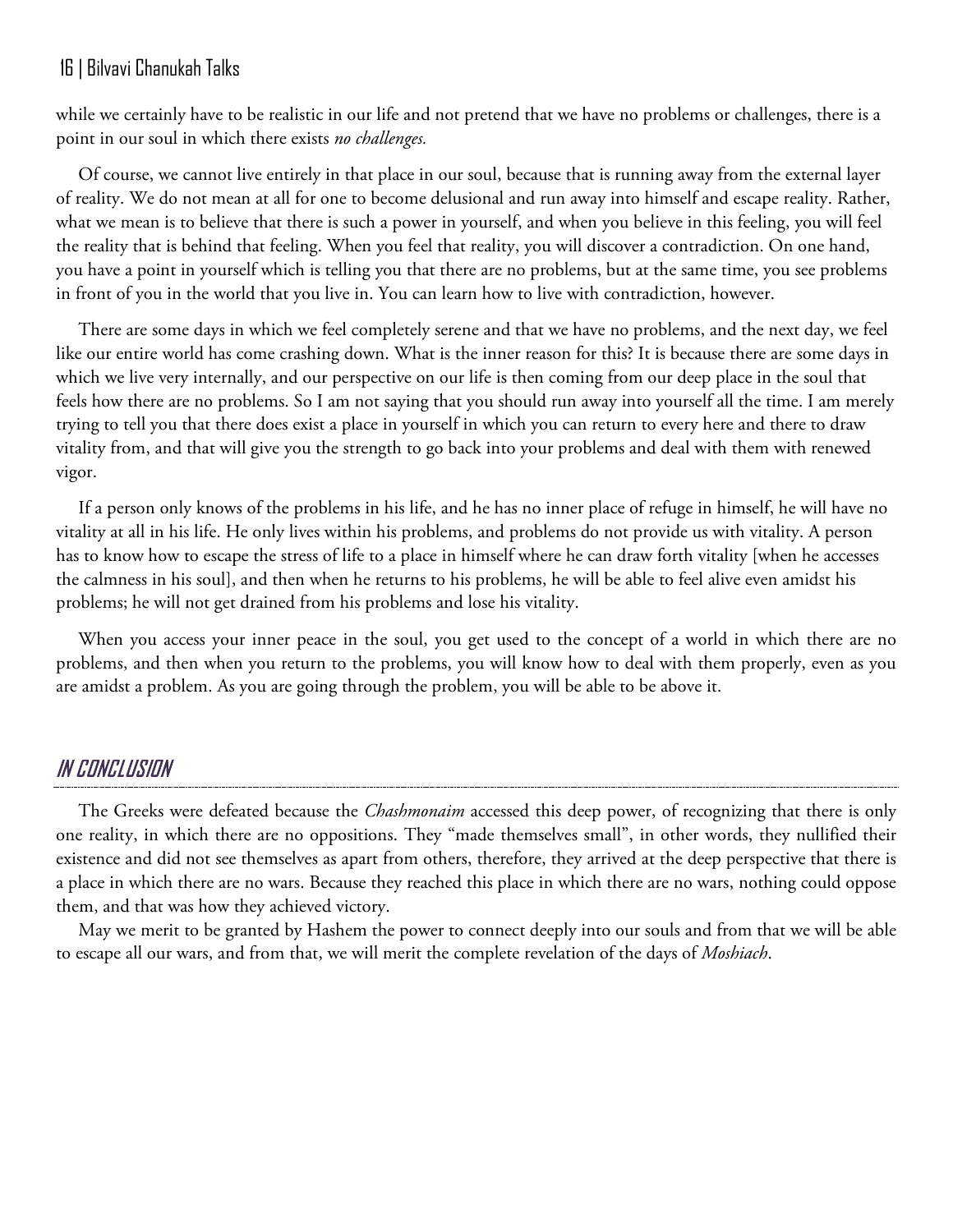while we certainly have to be realistic in our life and not pretend that we have no problems or challenges, there is a point in our soul in which there exists *no challenges.*

Of course, we cannot live entirely in that place in our soul, because that is running away from the external layer of reality. We do not mean at all for one to become delusional and run away into himself and escape reality. Rather, what we mean is to believe that there is such a power in yourself, and when you believe in this feeling, you will feel the reality that is behind that feeling. When you feel that reality, you will discover a contradiction. On one hand, you have a point in yourself which is telling you that there are no problems, but at the same time, you see problems in front of you in the world that you live in. You can learn how to live with contradiction, however.

There are some days in which we feel completely serene and that we have no problems, and the next day, we feel like our entire world has come crashing down. What is the inner reason for this? It is because there are some days in which we live very internally, and our perspective on our life is then coming from our deep place in the soul that feels how there are no problems. So I am not saying that you should run away into yourself all the time. I am merely trying to tell you that there does exist a place in yourself in which you can return to every here and there to draw vitality from, and that will give you the strength to go back into your problems and deal with them with renewed vigor.

If a person only knows of the problems in his life, and he has no inner place of refuge in himself, he will have no vitality at all in his life. He only lives within his problems, and problems do not provide us with vitality. A person has to know how to escape the stress of life to a place in himself where he can draw forth vitality [when he accesses the calmness in his soul], and then when he returns to his problems, he will be able to feel alive even amidst his problems; he will not get drained from his problems and lose his vitality.

When you access your inner peace in the soul, you get used to the concept of a world in which there are no problems, and then when you return to the problems, you will know how to deal with them properly, even as you are amidst a problem. As you are going through the problem, you will be able to be above it.

## In Conclusion

The Greeks were defeated because the *Chashmonaim* accessed this deep power, of recognizing that there is only one reality, in which there are no oppositions. They "made themselves small", in other words, they nullified their existence and did not see themselves as apart from others, therefore, they arrived at the deep perspective that there is a place in which there are no wars. Because they reached this place in which there are no wars, nothing could oppose them, and that was how they achieved victory.

May we merit to be granted by Hashem the power to connect deeply into our souls and from that we will be able to escape all our wars, and from that, we will merit the complete revelation of the days of *Moshiach*.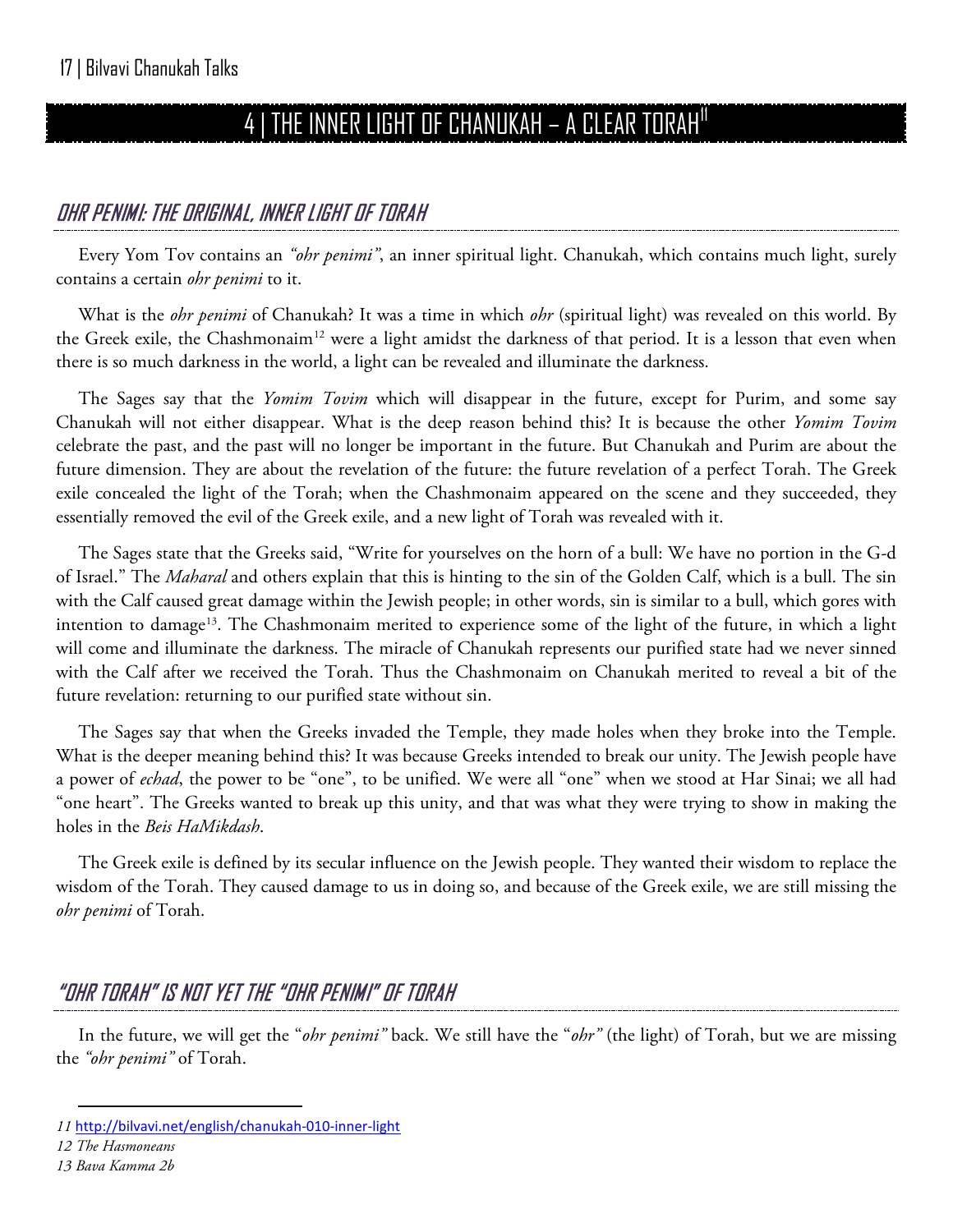# 4 | THE INNER LIGHT OF CHANUKAH – A CLEAR TORAH[11]

## OHR PENIMI: THE ORIGINAL, INNER LIGHT OF TORAH

Every Yom Tov contains an *"ohr penimi"*, an inner spiritual light. Chanukah, which contains much light, surely contains a certain *ohr penimi* to it.

What is the *ohr penimi* of Chanukah? It was a time in which *ohr* (spiritual light) was revealed on this world. By the Greek exile, the Chashmonaim[12] were a light amidst the darkness of that period. It is a lesson that even when there is so much darkness in the world, a light can be revealed and illuminate the darkness.

The Sages say that the *Yomim Tovim* which will disappear in the future, except for Purim, and some say Chanukah will not either disappear. What is the deep reason behind this? It is because the other *Yomim Tovim* celebrate the past, and the past will no longer be important in the future. But Chanukah and Purim are about the future dimension. They are about the revelation of the future: the future revelation of a perfect Torah. The Greek exile concealed the light of the Torah; when the Chashmonaim appeared on the scene and they succeeded, they essentially removed the evil of the Greek exile, and a new light of Torah was revealed with it.

The Sages state that the Greeks said, "Write for yourselves on the horn of a bull: We have no portion in the G-d of Israel." The *Maharal* and others explain that this is hinting to the sin of the Golden Calf, which is a bull. The sin with the Calf caused great damage within the Jewish people; in other words, sin is similar to a bull, which gores with intention to damage[13]. The Chashmonaim merited to experience some of the light of the future, in which a light will come and illuminate the darkness. The miracle of Chanukah represents our purified state had we never sinned with the Calf after we received the Torah. Thus the Chashmonaim on Chanukah merited to reveal a bit of the future revelation: returning to our purified state without sin.

The Sages say that when the Greeks invaded the Temple, they made holes when they broke into the Temple. What is the deeper meaning behind this? It was because Greeks intended to break our unity. The Jewish people have a power of *echad*, the power to be "one", to be unified. We were all "one" when we stood at Har Sinai; we all had "one heart". The Greeks wanted to break up this unity, and that was what they were trying to show in making the holes in the *Beis HaMikdash*.

The Greek exile is defined by its secular influence on the Jewish people. They wanted their wisdom to replace the wisdom of the Torah. They caused damage to us in doing so, and because of the Greek exile, we are still missing the *ohr penimi* of Torah.

## "OHR TORAH" IS NOT YET THE "OHR PENIMI" OF TORAH

In the future, we will get the "*ohr penimi"* back. We still have the "*ohr"* (the light) of Torah, but we are missing the *"ohr penimi"* of Torah.

---

11 http://bilvavi.net/english/chanukah-010-inner-light

12 The Hasmoneans

13 Bava Kamma 2b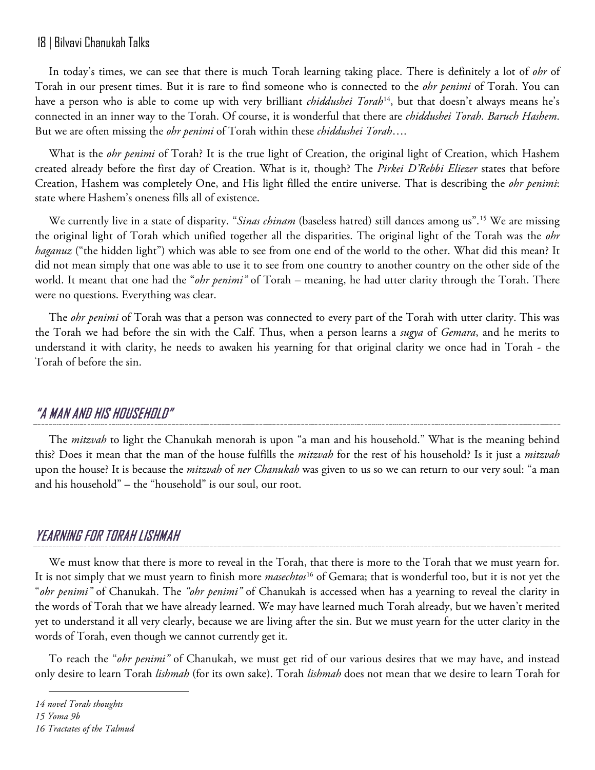In today's times, we can see that there is much Torah learning taking place. There is definitely a lot of *ohr* of Torah in our present times. But it is rare to find someone who is connected to the *ohr penimi* of Torah. You can have a person who is able to come up with very brilliant *chiddushei Torah*[14], but that doesn't always means he's connected in an inner way to the Torah. Of course, it is wonderful that there are *chiddushei Torah*. *Baruch Hashem*. But we are often missing the *ohr penimi* of Torah within these *chiddushei Torah*….

What is the *ohr penimi* of Torah? It is the true light of Creation, the original light of Creation, which Hashem created already before the first day of Creation. What is it, though? The *Pirkei D'Rebbi Eliezer* states that before Creation, Hashem was completely One, and His light filled the entire universe. That is describing the *ohr penimi*: state where Hashem's oneness fills all of existence.

We currently live in a state of disparity. "*Sinas chinam* (baseless hatred) still dances among us".[15] We are missing the original light of Torah which unified together all the disparities. The original light of the Torah was the *ohr haganuz* ("the hidden light") which was able to see from one end of the world to the other. What did this mean? It did not mean simply that one was able to use it to see from one country to another country on the other side of the world. It meant that one had the "*ohr penimi"* of Torah – meaning, he had utter clarity through the Torah. There were no questions. Everything was clear.

The *ohr penimi* of Torah was that a person was connected to every part of the Torah with utter clarity. This was the Torah we had before the sin with the Calf. Thus, when a person learns a *sugya* of *Gemara*, and he merits to understand it with clarity, he needs to awaken his yearning for that original clarity we once had in Torah - the Torah of before the sin.

## "A MAN AND HIS HOUSEHOLD"

The *mitzvah* to light the Chanukah menorah is upon "a man and his household." What is the meaning behind this? Does it mean that the man of the house fulfills the *mitzvah* for the rest of his household? Is it just a *mitzvah* upon the house? It is because the *mitzvah* of *ner Chanukah* was given to us so we can return to our very soul: "a man and his household" – the "household" is our soul, our root.

## YEARNING FOR TORAH LISHMAH

We must know that there is more to reveal in the Torah, that there is more to the Torah that we must yearn for. It is not simply that we must yearn to finish more *masechtos*[16] of Gemara; that is wonderful too, but it is not yet the "*ohr penimi"* of Chanukah. The *"ohr penimi"* of Chanukah is accessed when has a yearning to reveal the clarity in the words of Torah that we have already learned. We may have learned much Torah already, but we haven't merited yet to understand it all very clearly, because we are living after the sin. But we must yearn for the utter clarity in the words of Torah, even though we cannot currently get it.

To reach the "*ohr penimi"* of Chanukah, we must get rid of our various desires that we may have, and instead only desire to learn Torah *lishmah* (for its own sake). Torah *lishmah* does not mean that we desire to learn Torah for

---

*14 novel Torah thoughts*

*15 Yoma 9b*

*16 Tractates of the Talmud*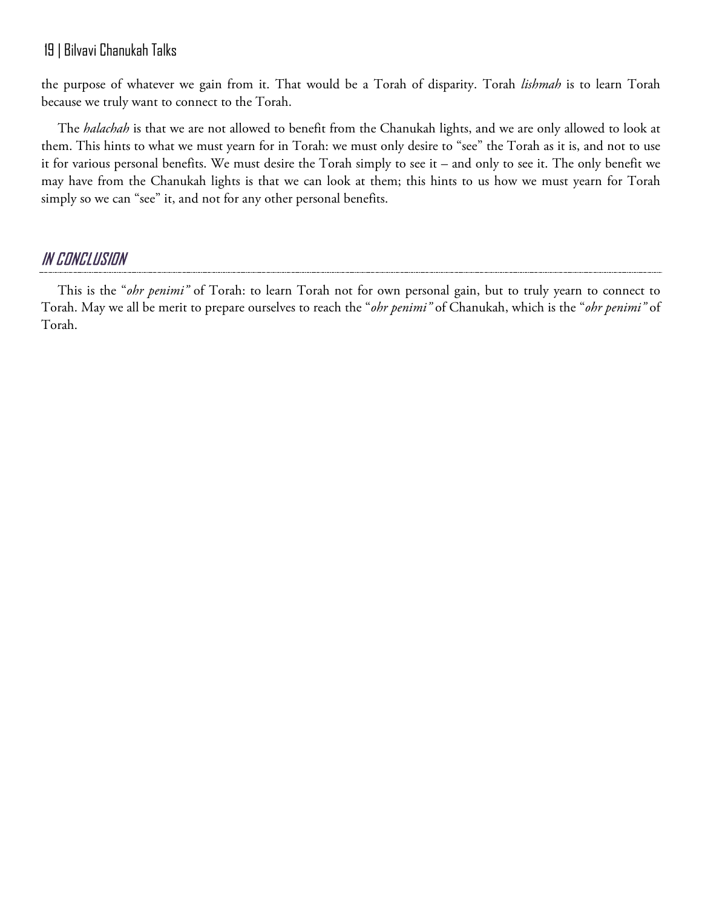the purpose of whatever we gain from it. That would be a Torah of disparity. Torah *lishmah* is to learn Torah because we truly want to connect to the Torah.

The *halachah* is that we are not allowed to benefit from the Chanukah lights, and we are only allowed to look at them. This hints to what we must yearn for in Torah: we must only desire to "see" the Torah as it is, and not to use it for various personal benefits. We must desire the Torah simply to see it – and only to see it. The only benefit we may have from the Chanukah lights is that we can look at them; this hints to us how we must yearn for Torah simply so we can "see" it, and not for any other personal benefits.

## IN CONCLUSION

This is the "*ohr penimi"* of Torah: to learn Torah not for own personal gain, but to truly yearn to connect to Torah. May we all be merit to prepare ourselves to reach the "*ohr penimi"* of Chanukah, which is the "*ohr penimi"* of Torah.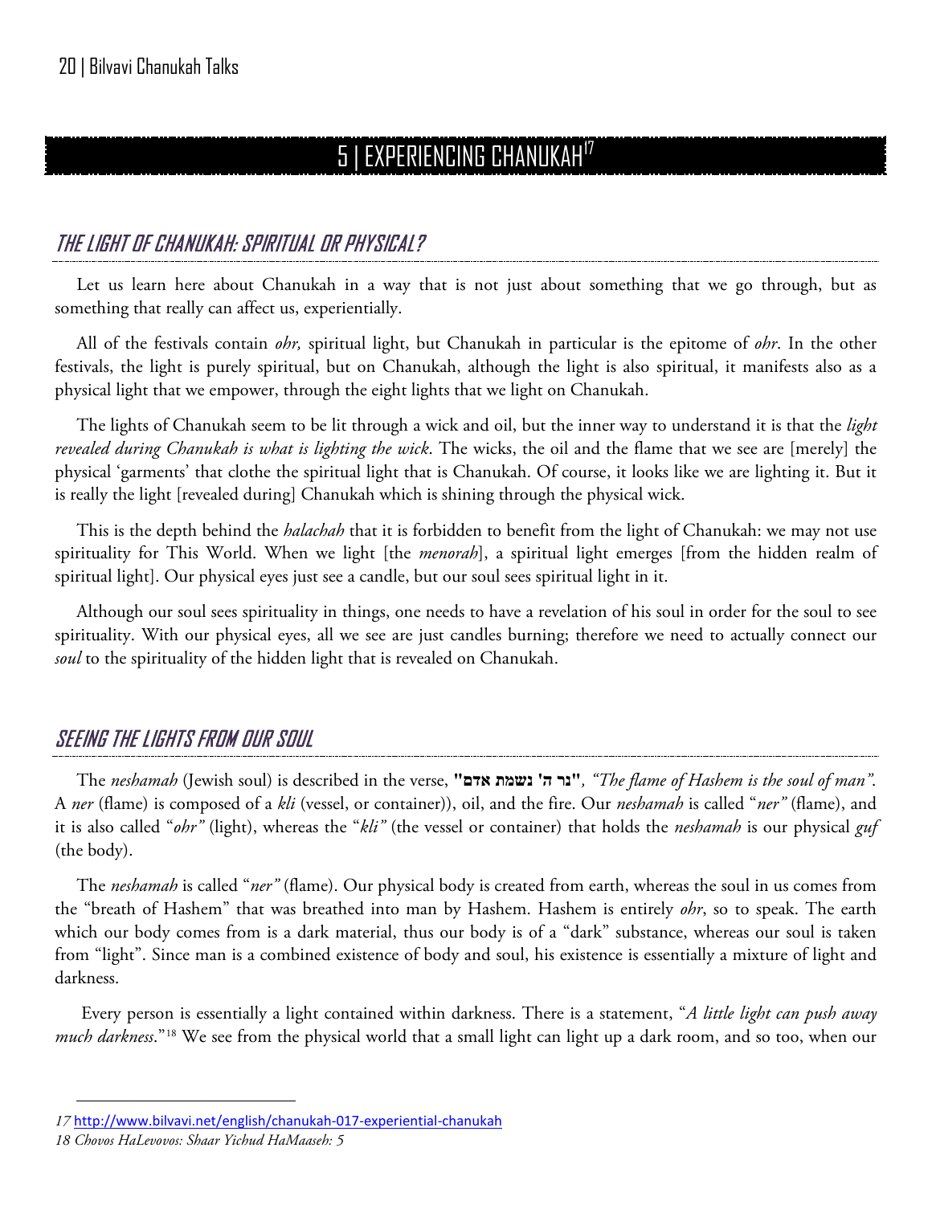# 5 | EXPERIENCING CHANUKAH[17]

## THE LIGHT OF CHANUKAH: SPIRITUAL OR PHYSICAL?

Let us learn here about Chanukah in a way that is not just about something that we go through, but as something that really can affect us, experientially.

All of the festivals contain *ohr,* spiritual light, but Chanukah in particular is the epitome of *ohr*. In the other festivals, the light is purely spiritual, but on Chanukah, although the light is also spiritual, it manifests also as a physical light that we empower, through the eight lights that we light on Chanukah.

The lights of Chanukah seem to be lit through a wick and oil, but the inner way to understand it is that the *light revealed during Chanukah is what is lighting the wick*. The wicks, the oil and the flame that we see are [merely] the physical 'garments' that clothe the spiritual light that is Chanukah. Of course, it looks like we are lighting it. But it is really the light [revealed during] Chanukah which is shining through the physical wick.

This is the depth behind the *halachah* that it is forbidden to benefit from the light of Chanukah: we may not use spirituality for This World. When we light [the *menorah*], a spiritual light emerges [from the hidden realm of spiritual light]. Our physical eyes just see a candle, but our soul sees spiritual light in it.

Although our soul sees spirituality in things, one needs to have a revelation of his soul in order for the soul to see spirituality. With our physical eyes, all we see are just candles burning; therefore we need to actually connect our *soul* to the spirituality of the hidden light that is revealed on Chanukah.

## SEEING THE LIGHTS FROM OUR SOUL

The *neshamah* (Jewish soul) is described in the verse, **"נר ה' נשמת אדם"**, *"The flame of Hashem is the soul of man"*. A *ner* (flame) is composed of a *kli* (vessel, or container)), oil, and the fire. Our *neshamah* is called "*ner"* (flame), and it is also called "*ohr"* (light), whereas the "*kli"* (the vessel or container) that holds the *neshamah* is our physical *guf* (the body).

The *neshamah* is called "*ner"* (flame). Our physical body is created from earth, whereas the soul in us comes from the "breath of Hashem" that was breathed into man by Hashem. Hashem is entirely *ohr*, so to speak. The earth which our body comes from is a dark material, thus our body is of a "dark" substance, whereas our soul is taken from "light". Since man is a combined existence of body and soul, his existence is essentially a mixture of light and darkness.

Every person is essentially a light contained within darkness. There is a statement, "*A little light can push away much darkness*."[18] We see from the physical world that a small light can light up a dark room, and so too, when our

---

*17* http://www.bilvavi.net/english/chanukah-017-experiential-chanukah

*18 Chovos HaLevovos: Shaar Yichud HaMaaseh: 5*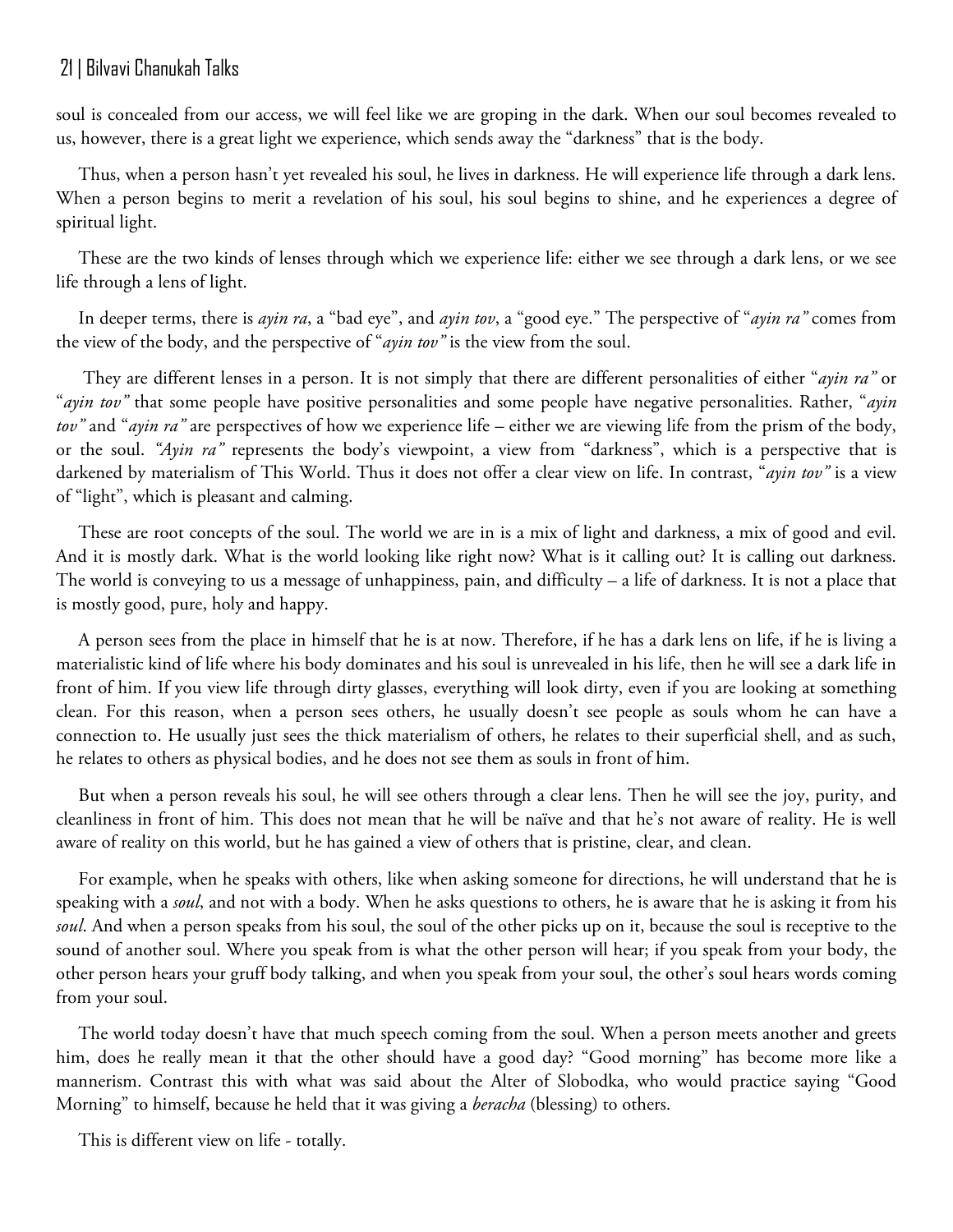soul is concealed from our access, we will feel like we are groping in the dark. When our soul becomes revealed to us, however, there is a great light we experience, which sends away the "darkness" that is the body.

Thus, when a person hasn't yet revealed his soul, he lives in darkness. He will experience life through a dark lens. When a person begins to merit a revelation of his soul, his soul begins to shine, and he experiences a degree of spiritual light.

These are the two kinds of lenses through which we experience life: either we see through a dark lens, or we see life through a lens of light.

In deeper terms, there is *ayin ra*, a "bad eye", and *ayin tov*, a "good eye." The perspective of "*ayin ra"* comes from the view of the body, and the perspective of "*ayin tov"* is the view from the soul.

They are different lenses in a person. It is not simply that there are different personalities of either "*ayin ra"* or "*ayin tov"* that some people have positive personalities and some people have negative personalities. Rather, "*ayin tov"* and "*ayin ra"* are perspectives of how we experience life – either we are viewing life from the prism of the body, or the soul. *"Ayin ra"* represents the body's viewpoint, a view from "darkness", which is a perspective that is darkened by materialism of This World. Thus it does not offer a clear view on life. In contrast, "*ayin tov"* is a view of "light", which is pleasant and calming.

These are root concepts of the soul. The world we are in is a mix of light and darkness, a mix of good and evil. And it is mostly dark. What is the world looking like right now? What is it calling out? It is calling out darkness. The world is conveying to us a message of unhappiness, pain, and difficulty – a life of darkness. It is not a place that is mostly good, pure, holy and happy.

A person sees from the place in himself that he is at now. Therefore, if he has a dark lens on life, if he is living a materialistic kind of life where his body dominates and his soul is unrevealed in his life, then he will see a dark life in front of him. If you view life through dirty glasses, everything will look dirty, even if you are looking at something clean. For this reason, when a person sees others, he usually doesn't see people as souls whom he can have a connection to. He usually just sees the thick materialism of others, he relates to their superficial shell, and as such, he relates to others as physical bodies, and he does not see them as souls in front of him.

But when a person reveals his soul, he will see others through a clear lens. Then he will see the joy, purity, and cleanliness in front of him. This does not mean that he will be naïve and that he's not aware of reality. He is well aware of reality on this world, but he has gained a view of others that is pristine, clear, and clean.

For example, when he speaks with others, like when asking someone for directions, he will understand that he is speaking with a *soul*, and not with a body. When he asks questions to others, he is aware that he is asking it from his *soul*. And when a person speaks from his soul, the soul of the other picks up on it, because the soul is receptive to the sound of another soul. Where you speak from is what the other person will hear; if you speak from your body, the other person hears your gruff body talking, and when you speak from your soul, the other's soul hears words coming from your soul.

The world today doesn't have that much speech coming from the soul. When a person meets another and greets him, does he really mean it that the other should have a good day? "Good morning" has become more like a mannerism. Contrast this with what was said about the Alter of Slobodka, who would practice saying "Good Morning" to himself, because he held that it was giving a *beracha* (blessing) to others.

This is different view on life - totally.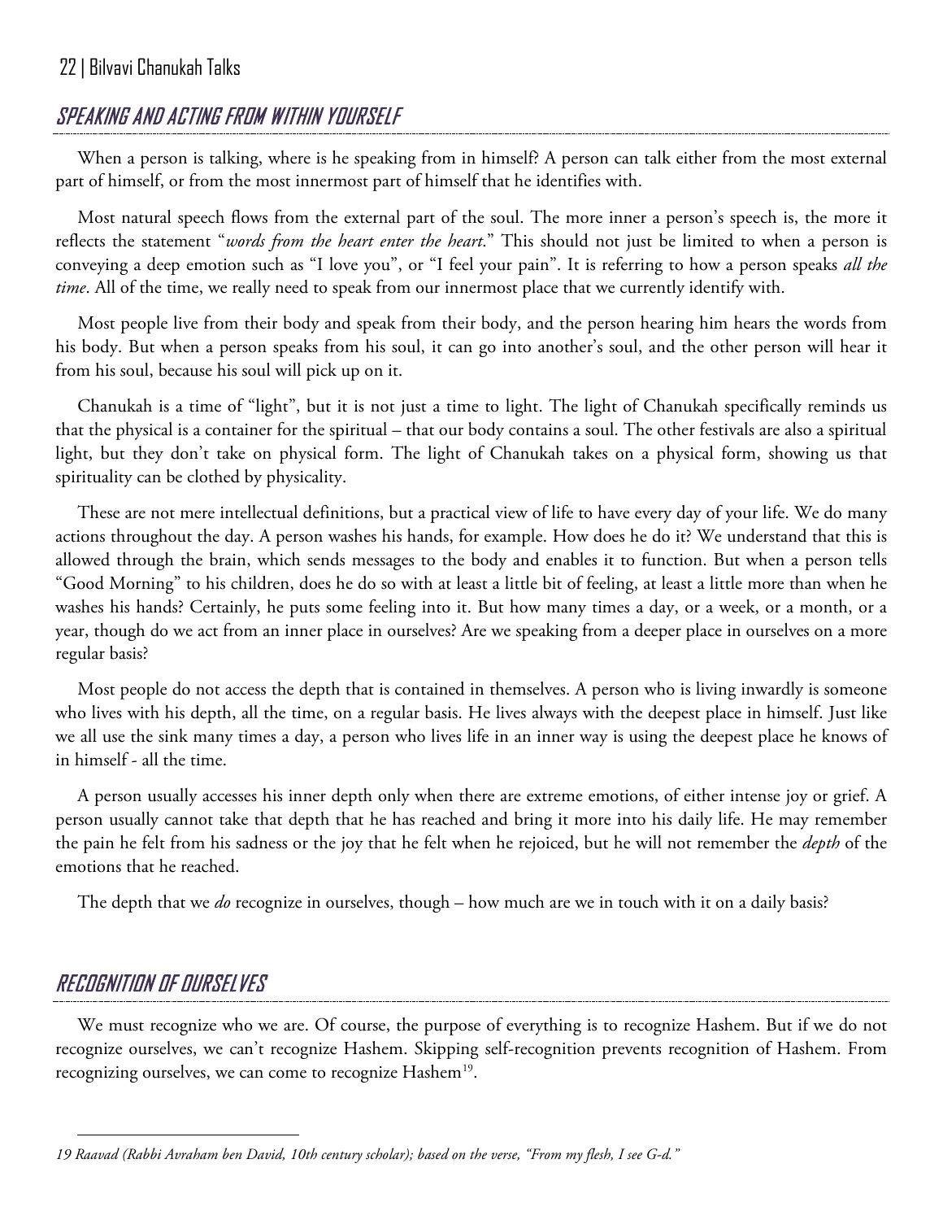## SPEAKING AND ACTING FROM WITHIN YOURSELF

When a person is talking, where is he speaking from in himself? A person can talk either from the most external part of himself, or from the most innermost part of himself that he identifies with.

Most natural speech flows from the external part of the soul. The more inner a person's speech is, the more it reflects the statement "*words from the heart enter the heart*." This should not just be limited to when a person is conveying a deep emotion such as "I love you", or "I feel your pain". It is referring to how a person speaks *all the time*. All of the time, we really need to speak from our innermost place that we currently identify with.

Most people live from their body and speak from their body, and the person hearing him hears the words from his body. But when a person speaks from his soul, it can go into another's soul, and the other person will hear it from his soul, because his soul will pick up on it.

Chanukah is a time of "light", but it is not just a time to light. The light of Chanukah specifically reminds us that the physical is a container for the spiritual – that our body contains a soul. The other festivals are also a spiritual light, but they don't take on physical form. The light of Chanukah takes on a physical form, showing us that spirituality can be clothed by physicality.

These are not mere intellectual definitions, but a practical view of life to have every day of your life. We do many actions throughout the day. A person washes his hands, for example. How does he do it? We understand that this is allowed through the brain, which sends messages to the body and enables it to function. But when a person tells "Good Morning" to his children, does he do so with at least a little bit of feeling, at least a little more than when he washes his hands? Certainly, he puts some feeling into it. But how many times a day, or a week, or a month, or a year, though do we act from an inner place in ourselves? Are we speaking from a deeper place in ourselves on a more regular basis?

Most people do not access the depth that is contained in themselves. A person who is living inwardly is someone who lives with his depth, all the time, on a regular basis. He lives always with the deepest place in himself. Just like we all use the sink many times a day, a person who lives life in an inner way is using the deepest place he knows of in himself - all the time.

A person usually accesses his inner depth only when there are extreme emotions, of either intense joy or grief. A person usually cannot take that depth that he has reached and bring it more into his daily life. He may remember the pain he felt from his sadness or the joy that he felt when he rejoiced, but he will not remember the *depth* of the emotions that he reached.

The depth that we *do* recognize in ourselves, though – how much are we in touch with it on a daily basis?

## RECOGNITION OF OURSELVES

We must recognize who we are. Of course, the purpose of everything is to recognize Hashem. But if we do not recognize ourselves, we can't recognize Hashem. Skipping self-recognition prevents recognition of Hashem. From recognizing ourselves, we can come to recognize Hashem[19].

---

*19 Raavad (Rabbi Avraham ben David, 10th century scholar); based on the verse, "From my flesh, I see G-d."*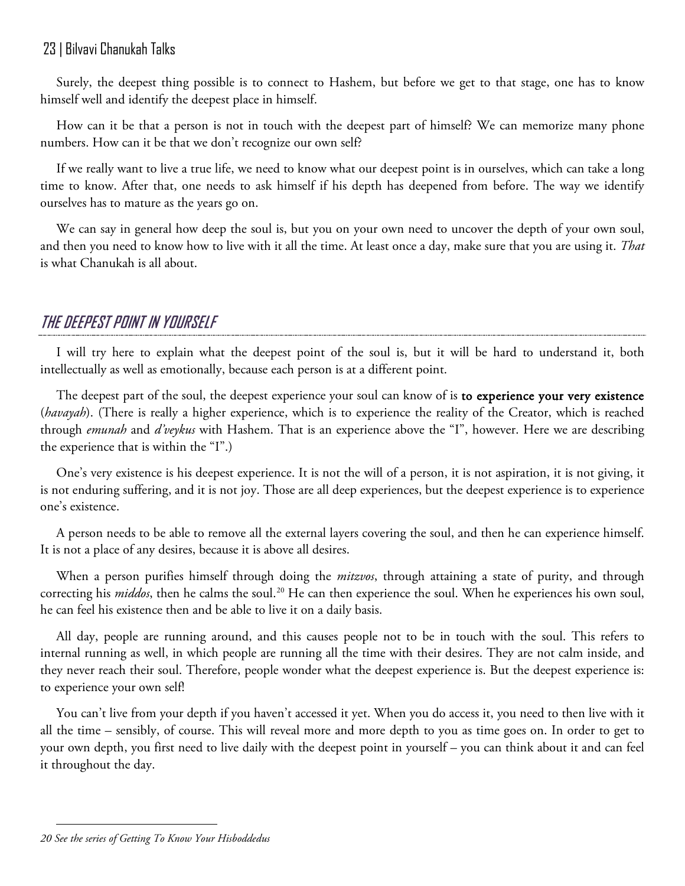Surely, the deepest thing possible is to connect to Hashem, but before we get to that stage, one has to know himself well and identify the deepest place in himself.

How can it be that a person is not in touch with the deepest part of himself? We can memorize many phone numbers. How can it be that we don't recognize our own self?

If we really want to live a true life, we need to know what our deepest point is in ourselves, which can take a long time to know. After that, one needs to ask himself if his depth has deepened from before. The way we identify ourselves has to mature as the years go on.

We can say in general how deep the soul is, but you on your own need to uncover the depth of your own soul, and then you need to know how to live with it all the time. At least once a day, make sure that you are using it. *That* is what Chanukah is all about.

## THE DEEPEST POINT IN YOURSELF

I will try here to explain what the deepest point of the soul is, but it will be hard to understand it, both intellectually as well as emotionally, because each person is at a different point.

The deepest part of the soul, the deepest experience your soul can know of is **to experience your very existence** (*havayah*). (There is really a higher experience, which is to experience the reality of the Creator, which is reached through *emunah* and *d'veykus* with Hashem. That is an experience above the "I", however. Here we are describing the experience that is within the "I".)

One's very existence is his deepest experience. It is not the will of a person, it is not aspiration, it is not giving, it is not enduring suffering, and it is not joy. Those are all deep experiences, but the deepest experience is to experience one's existence.

A person needs to be able to remove all the external layers covering the soul, and then he can experience himself. It is not a place of any desires, because it is above all desires.

When a person purifies himself through doing the *mitzvos*, through attaining a state of purity, and through correcting his *middos*, then he calms the soul.[20] He can then experience the soul. When he experiences his own soul, he can feel his existence then and be able to live it on a daily basis.

All day, people are running around, and this causes people not to be in touch with the soul. This refers to internal running as well, in which people are running all the time with their desires. They are not calm inside, and they never reach their soul. Therefore, people wonder what the deepest experience is. But the deepest experience is: to experience your own self!

You can't live from your depth if you haven't accessed it yet. When you do access it, you need to then live with it all the time – sensibly, of course. This will reveal more and more depth to you as time goes on. In order to get to your own depth, you first need to live daily with the deepest point in yourself – you can think about it and can feel it throughout the day.

---

*20 See the series of Getting To Know Your Hisboddedus*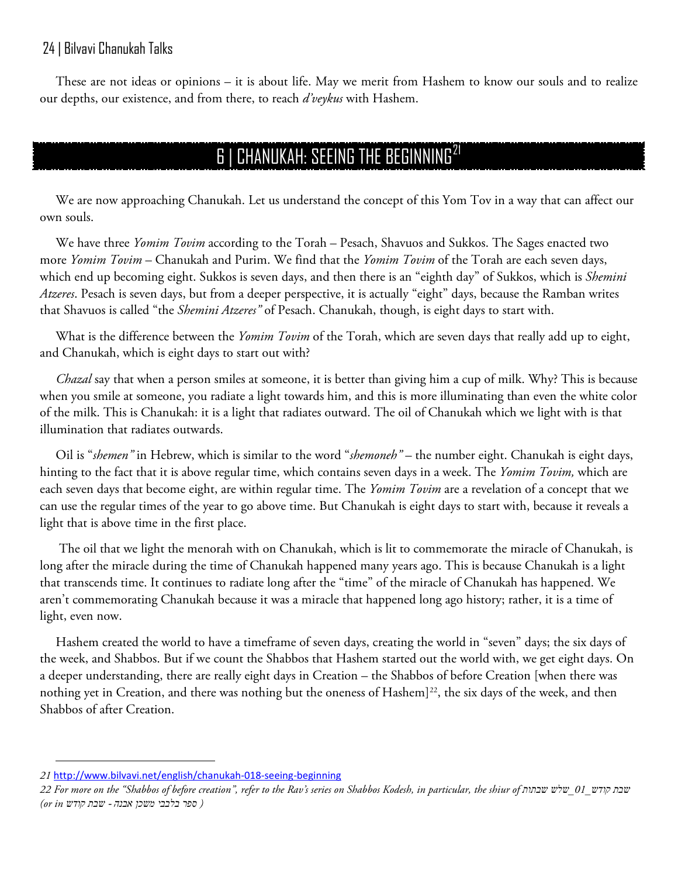These are not ideas or opinions – it is about life. May we merit from Hashem to know our souls and to realize our depths, our existence, and from there, to reach *d'veykus* with Hashem.

# 6 | CHANUKAH: SEEING THE BEGINNING[21]

We are now approaching Chanukah. Let us understand the concept of this Yom Tov in a way that can affect our own souls.

We have three *Yomim Tovim* according to the Torah – Pesach, Shavuos and Sukkos. The Sages enacted two more *Yomim Tovim* – Chanukah and Purim. We find that the *Yomim Tovim* of the Torah are each seven days, which end up becoming eight. Sukkos is seven days, and then there is an "eighth day" of Sukkos, which is *Shemini Atzeres*. Pesach is seven days, but from a deeper perspective, it is actually "eight" days, because the Ramban writes that Shavuos is called "the *Shemini Atzeres"* of Pesach. Chanukah, though, is eight days to start with.

What is the difference between the *Yomim Tovim* of the Torah, which are seven days that really add up to eight, and Chanukah, which is eight days to start out with?

*Chazal* say that when a person smiles at someone, it is better than giving him a cup of milk. Why? This is because when you smile at someone, you radiate a light towards him, and this is more illuminating than even the white color of the milk. This is Chanukah: it is a light that radiates outward. The oil of Chanukah which we light with is that illumination that radiates outwards.

Oil is "*shemen"* in Hebrew, which is similar to the word "*shemoneh"* – the number eight. Chanukah is eight days, hinting to the fact that it is above regular time, which contains seven days in a week. The *Yomim Tovim,* which are each seven days that become eight, are within regular time. The *Yomim Tovim* are a revelation of a concept that we can use the regular times of the year to go above time. But Chanukah is eight days to start with, because it reveals a light that is above time in the first place.

The oil that we light the menorah with on Chanukah, which is lit to commemorate the miracle of Chanukah, is long after the miracle during the time of Chanukah happened many years ago. This is because Chanukah is a light that transcends time. It continues to radiate long after the "time" of the miracle of Chanukah has happened. We aren't commemorating Chanukah because it was a miracle that happened long ago history; rather, it is a time of light, even now.

Hashem created the world to have a timeframe of seven days, creating the world in "seven" days; the six days of the week, and Shabbos. But if we count the Shabbos that Hashem started out the world with, we get eight days. On a deeper understanding, there are really eight days in Creation – the Shabbos of before Creation [when there was nothing yet in Creation, and there was nothing but the oneness of Hashem][22], the six days of the week, and then Shabbos of after Creation.

---

*21* http://www.bilvavi.net/english/chanukah-018-seeing-beginning

*22 For more on the "Shabbos of before creation", refer to the Rav's series on Shabbos Kodesh, in particular, the shiur of שבת קודש_01_שלש שבתות (or in ספר בלבבי משכן אבנה - שבת קודש )*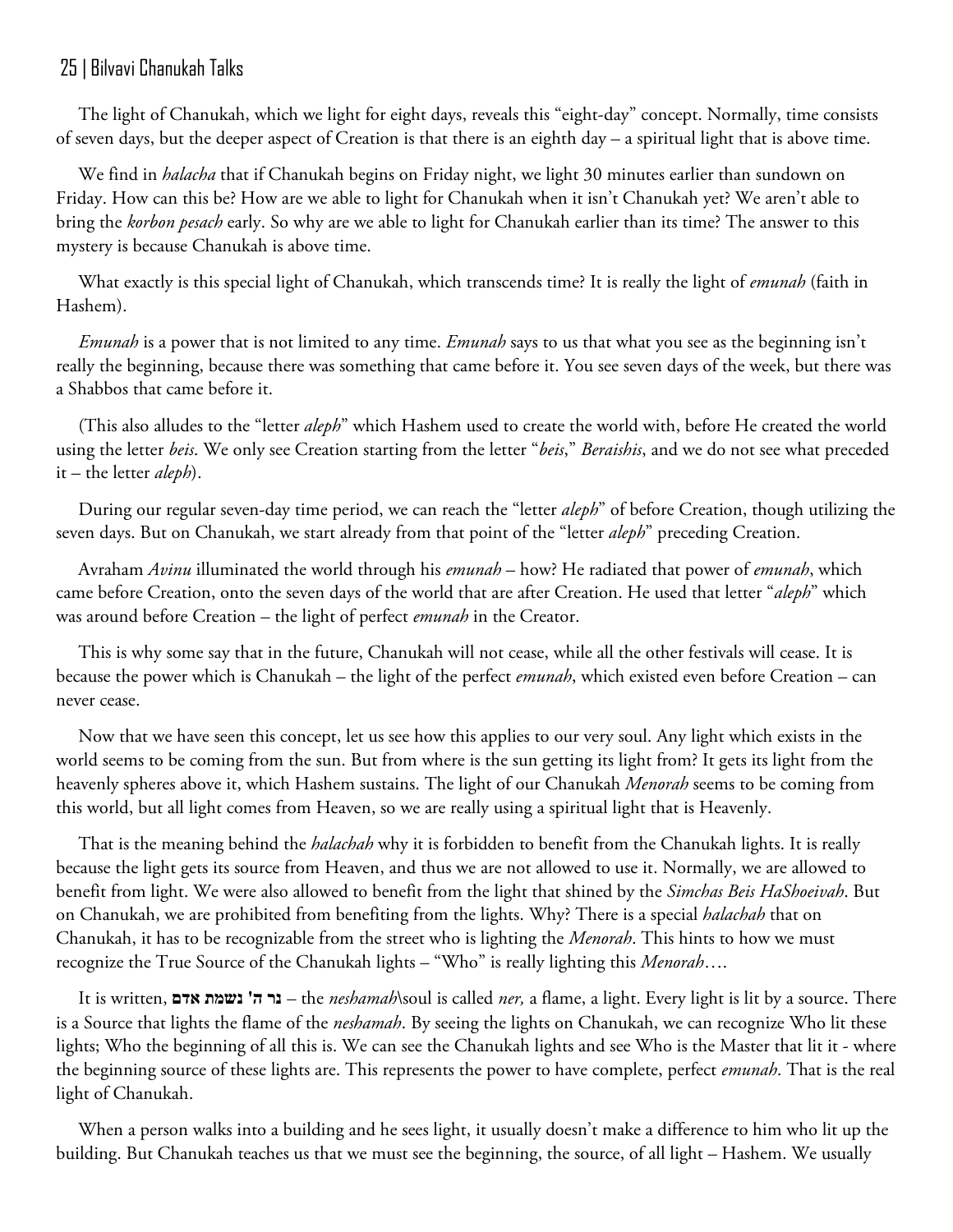The light of Chanukah, which we light for eight days, reveals this "eight-day" concept. Normally, time consists of seven days, but the deeper aspect of Creation is that there is an eighth day – a spiritual light that is above time.

We find in *halacha* that if Chanukah begins on Friday night, we light 30 minutes earlier than sundown on Friday. How can this be? How are we able to light for Chanukah when it isn't Chanukah yet? We aren't able to bring the *korbon pesach* early. So why are we able to light for Chanukah earlier than its time? The answer to this mystery is because Chanukah is above time.

What exactly is this special light of Chanukah, which transcends time? It is really the light of *emunah* (faith in Hashem).

*Emunah* is a power that is not limited to any time. *Emunah* says to us that what you see as the beginning isn't really the beginning, because there was something that came before it. You see seven days of the week, but there was a Shabbos that came before it.

(This also alludes to the "letter *aleph*" which Hashem used to create the world with, before He created the world using the letter *beis*. We only see Creation starting from the letter "*beis*," *Beraishis*, and we do not see what preceded it – the letter *aleph*).

During our regular seven-day time period, we can reach the "letter *aleph*" of before Creation, though utilizing the seven days. But on Chanukah, we start already from that point of the "letter *aleph*" preceding Creation.

Avraham *Avinu* illuminated the world through his *emunah* – how? He radiated that power of *emunah*, which came before Creation, onto the seven days of the world that are after Creation. He used that letter "*aleph*" which was around before Creation – the light of perfect *emunah* in the Creator.

This is why some say that in the future, Chanukah will not cease, while all the other festivals will cease. It is because the power which is Chanukah – the light of the perfect *emunah*, which existed even before Creation – can never cease.

Now that we have seen this concept, let us see how this applies to our very soul. Any light which exists in the world seems to be coming from the sun. But from where is the sun getting its light from? It gets its light from the heavenly spheres above it, which Hashem sustains. The light of our Chanukah *Menorah* seems to be coming from this world, but all light comes from Heaven, so we are really using a spiritual light that is Heavenly.

That is the meaning behind the *halachah* why it is forbidden to benefit from the Chanukah lights. It is really because the light gets its source from Heaven, and thus we are not allowed to use it. Normally, we are allowed to benefit from light. We were also allowed to benefit from the light that shined by the *Simchas Beis HaShoeivah*. But on Chanukah, we are prohibited from benefiting from the lights. Why? There is a special *halachah* that on Chanukah, it has to be recognizable from the street who is lighting the *Menorah*. This hints to how we must recognize the True Source of the Chanukah lights – "Who" is really lighting this *Menorah*….

It is written, **נר ה' נשמת אדם** – the *neshamah*\soul is called *ner,* a flame, a light. Every light is lit by a source. There is a Source that lights the flame of the *neshamah*. By seeing the lights on Chanukah, we can recognize Who lit these lights; Who the beginning of all this is. We can see the Chanukah lights and see Who is the Master that lit it - where the beginning source of these lights are. This represents the power to have complete, perfect *emunah*. That is the real light of Chanukah.

When a person walks into a building and he sees light, it usually doesn't make a difference to him who lit up the building. But Chanukah teaches us that we must see the beginning, the source, of all light – Hashem. We usually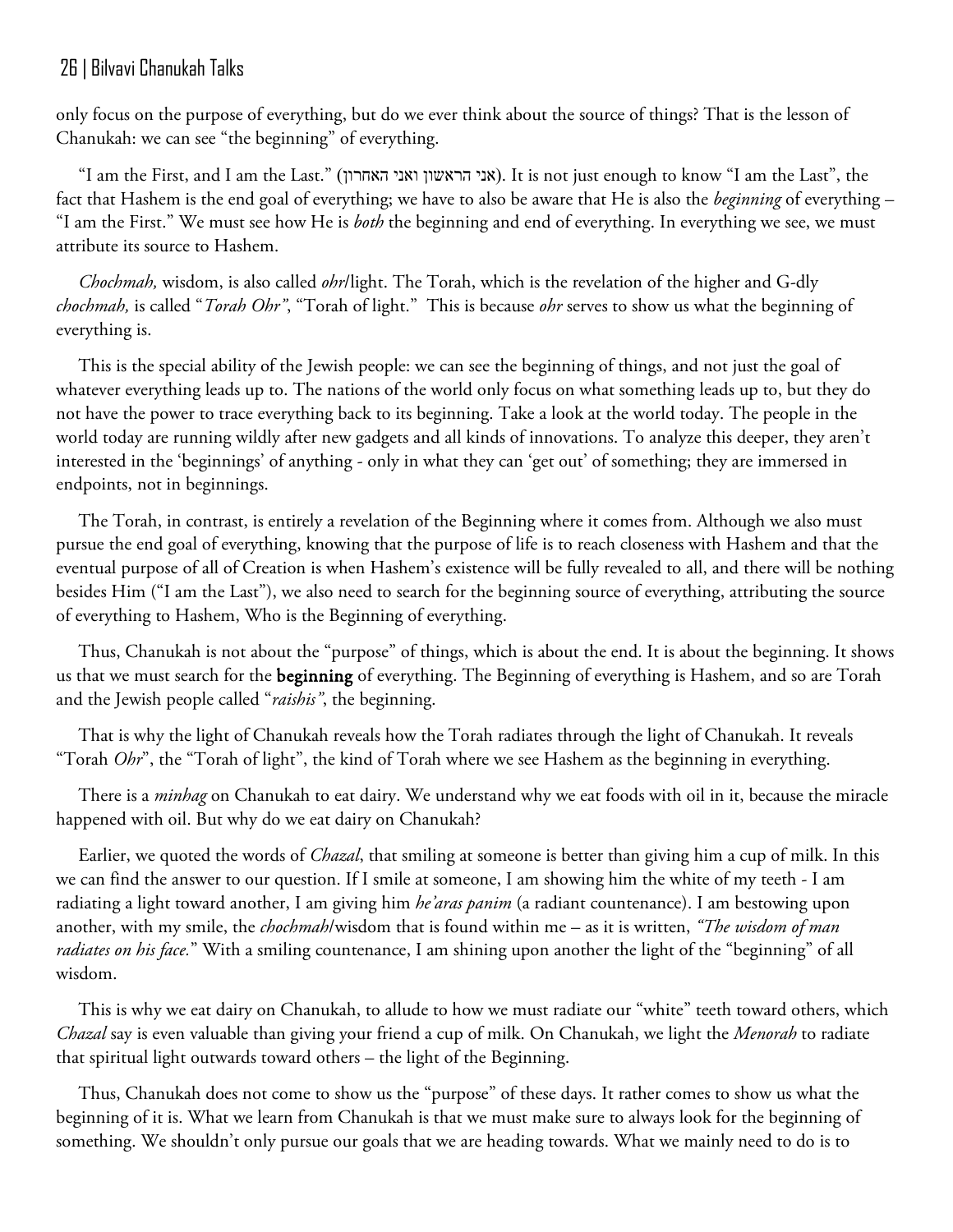only focus on the purpose of everything, but do we ever think about the source of things? That is the lesson of Chanukah: we can see "the beginning" of everything.

"I am the First, and I am the Last." (אני הראשון ואני האחרון). It is not just enough to know "I am the Last", the fact that Hashem is the end goal of everything; we have to also be aware that He is also the *beginning* of everything – "I am the First." We must see how He is *both* the beginning and end of everything. In everything we see, we must attribute its source to Hashem.

*Chochmah,* wisdom, is also called *ohr*/light. The Torah, which is the revelation of the higher and G-dly *chochmah,* is called "*Torah Ohr"*, "Torah of light." This is because *ohr* serves to show us what the beginning of everything is.

This is the special ability of the Jewish people: we can see the beginning of things, and not just the goal of whatever everything leads up to. The nations of the world only focus on what something leads up to, but they do not have the power to trace everything back to its beginning. Take a look at the world today. The people in the world today are running wildly after new gadgets and all kinds of innovations. To analyze this deeper, they aren't interested in the 'beginnings' of anything - only in what they can 'get out' of something; they are immersed in endpoints, not in beginnings.

The Torah, in contrast, is entirely a revelation of the Beginning where it comes from. Although we also must pursue the end goal of everything, knowing that the purpose of life is to reach closeness with Hashem and that the eventual purpose of all of Creation is when Hashem's existence will be fully revealed to all, and there will be nothing besides Him ("I am the Last"), we also need to search for the beginning source of everything, attributing the source of everything to Hashem, Who is the Beginning of everything.

Thus, Chanukah is not about the "purpose" of things, which is about the end. It is about the beginning. It shows us that we must search for the **beginning** of everything. The Beginning of everything is Hashem, and so are Torah and the Jewish people called "*raishis"*, the beginning.

That is why the light of Chanukah reveals how the Torah radiates through the light of Chanukah. It reveals "Torah *Ohr*", the "Torah of light", the kind of Torah where we see Hashem as the beginning in everything.

There is a *minhag* on Chanukah to eat dairy. We understand why we eat foods with oil in it, because the miracle happened with oil. But why do we eat dairy on Chanukah?

Earlier, we quoted the words of *Chazal*, that smiling at someone is better than giving him a cup of milk. In this we can find the answer to our question. If I smile at someone, I am showing him the white of my teeth - I am radiating a light toward another, I am giving him *he'aras panim* (a radiant countenance). I am bestowing upon another, with my smile, the *chochmah*/wisdom that is found within me – as it is written, *"The wisdom of man radiates on his face.*" With a smiling countenance, I am shining upon another the light of the "beginning" of all wisdom.

This is why we eat dairy on Chanukah, to allude to how we must radiate our "white" teeth toward others, which *Chazal* say is even valuable than giving your friend a cup of milk. On Chanukah, we light the *Menorah* to radiate that spiritual light outwards toward others – the light of the Beginning.

Thus, Chanukah does not come to show us the "purpose" of these days. It rather comes to show us what the beginning of it is. What we learn from Chanukah is that we must make sure to always look for the beginning of something. We shouldn't only pursue our goals that we are heading towards. What we mainly need to do is to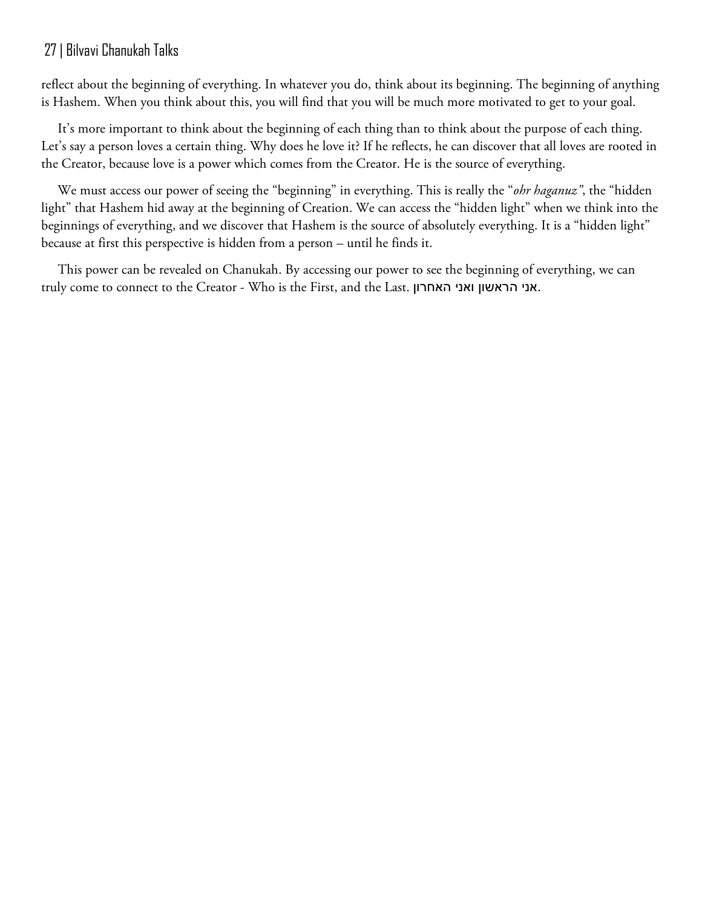reflect about the beginning of everything. In whatever you do, think about its beginning. The beginning of anything is Hashem. When you think about this, you will find that you will be much more motivated to get to your goal.

It's more important to think about the beginning of each thing than to think about the purpose of each thing. Let's say a person loves a certain thing. Why does he love it? If he reflects, he can discover that all loves are rooted in the Creator, because love is a power which comes from the Creator. He is the source of everything.

We must access our power of seeing the "beginning" in everything. This is really the "*ohr haganuz"*, the "hidden light" that Hashem hid away at the beginning of Creation. We can access the "hidden light" when we think into the beginnings of everything, and we discover that Hashem is the source of absolutely everything. It is a "hidden light" because at first this perspective is hidden from a person – until he finds it.

This power can be revealed on Chanukah. By accessing our power to see the beginning of everything, we can truly come to connect to the Creator - Who is the First, and the Last. אני הראשון ואני האחרון.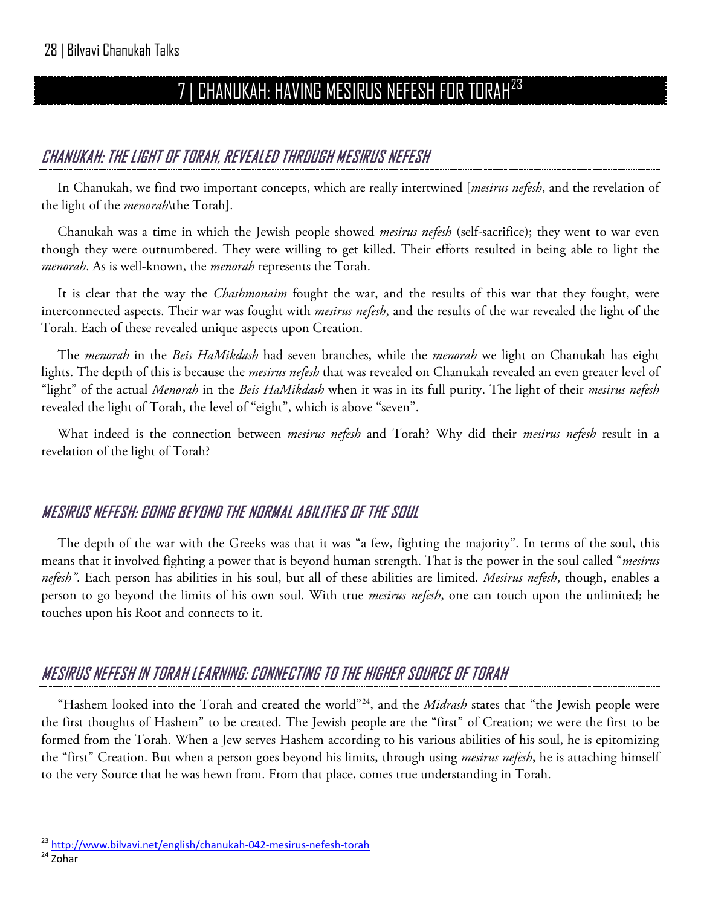# 7 | CHANUKAH: HAVING MESIRUS NEFESH FOR TORAH[23]

## CHANUKAH: THE LIGHT OF TORAH, REVEALED THROUGH MESIRUS NEFESH

In Chanukah, we find two important concepts, which are really intertwined [*mesirus nefesh*, and the revelation of the light of the *menorah*\the Torah].

Chanukah was a time in which the Jewish people showed *mesirus nefesh* (self-sacrifice); they went to war even though they were outnumbered. They were willing to get killed. Their efforts resulted in being able to light the *menorah*. As is well-known, the *menorah* represents the Torah.

It is clear that the way the *Chashmonaim* fought the war, and the results of this war that they fought, were interconnected aspects. Their war was fought with *mesirus nefesh*, and the results of the war revealed the light of the Torah. Each of these revealed unique aspects upon Creation.

The *menorah* in the *Beis HaMikdash* had seven branches, while the *menorah* we light on Chanukah has eight lights. The depth of this is because the *mesirus nefesh* that was revealed on Chanukah revealed an even greater level of "light" of the actual *Menorah* in the *Beis HaMikdash* when it was in its full purity. The light of their *mesirus nefesh* revealed the light of Torah, the level of "eight", which is above "seven".

What indeed is the connection between *mesirus nefesh* and Torah? Why did their *mesirus nefesh* result in a revelation of the light of Torah?

## MESIRUS NEFESH: GOING BEYOND THE NORMAL ABILITIES OF THE SOUL

The depth of the war with the Greeks was that it was "a few, fighting the majority". In terms of the soul, this means that it involved fighting a power that is beyond human strength. That is the power in the soul called "*mesirus nefesh"*. Each person has abilities in his soul, but all of these abilities are limited. *Mesirus nefesh*, though, enables a person to go beyond the limits of his own soul. With true *mesirus nefesh*, one can touch upon the unlimited; he touches upon his Root and connects to it.

## MESIRUS NEFESH IN TORAH LEARNING: CONNECTING TO THE HIGHER SOURCE OF TORAH

"Hashem looked into the Torah and created the world"[24], and the *Midrash* states that "the Jewish people were the first thoughts of Hashem" to be created. The Jewish people are the "first" of Creation; we were the first to be formed from the Torah. When a Jew serves Hashem according to his various abilities of his soul, he is epitomizing the "first" Creation. But when a person goes beyond his limits, through using *mesirus nefesh*, he is attaching himself to the very Source that he was hewn from. From that place, comes true understanding in Torah.

---

[23] http://www.bilvavi.net/english/chanukah-042-mesirus-nefesh-torah

[24] Zohar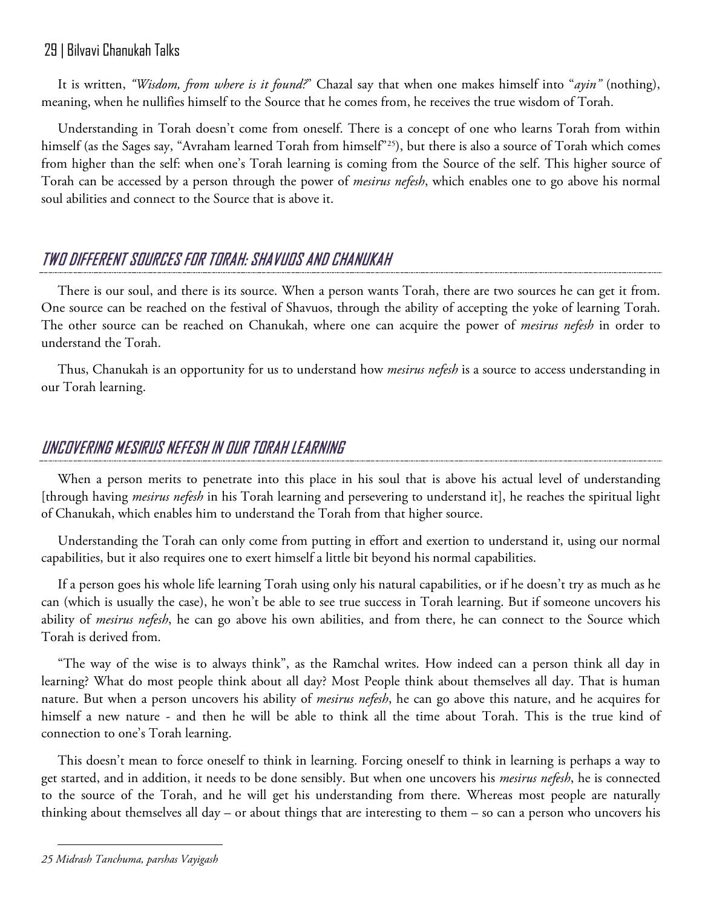It is written, *"Wisdom, from where is it found?"* Chazal say that when one makes himself into "*ayin"* (nothing), meaning, when he nullifies himself to the Source that he comes from, he receives the true wisdom of Torah.

Understanding in Torah doesn't come from oneself. There is a concept of one who learns Torah from within himself (as the Sages say, "Avraham learned Torah from himself"[25]), but there is also a source of Torah which comes from higher than the self: when one's Torah learning is coming from the Source of the self. This higher source of Torah can be accessed by a person through the power of *mesirus nefesh*, which enables one to go above his normal soul abilities and connect to the Source that is above it.

## TWO DIFFERENT SOURCES FOR TORAH: SHAVUOS AND CHANUKAH

There is our soul, and there is its source. When a person wants Torah, there are two sources he can get it from. One source can be reached on the festival of Shavuos, through the ability of accepting the yoke of learning Torah. The other source can be reached on Chanukah, where one can acquire the power of *mesirus nefesh* in order to understand the Torah.

Thus, Chanukah is an opportunity for us to understand how *mesirus nefesh* is a source to access understanding in our Torah learning.

## UNCOVERING MESIRUS NEFESH IN OUR TORAH LEARNING

When a person merits to penetrate into this place in his soul that is above his actual level of understanding [through having *mesirus nefesh* in his Torah learning and persevering to understand it], he reaches the spiritual light of Chanukah, which enables him to understand the Torah from that higher source.

Understanding the Torah can only come from putting in effort and exertion to understand it, using our normal capabilities, but it also requires one to exert himself a little bit beyond his normal capabilities.

If a person goes his whole life learning Torah using only his natural capabilities, or if he doesn't try as much as he can (which is usually the case), he won't be able to see true success in Torah learning. But if someone uncovers his ability of *mesirus nefesh*, he can go above his own abilities, and from there, he can connect to the Source which Torah is derived from.

"The way of the wise is to always think", as the Ramchal writes. How indeed can a person think all day in learning? What do most people think about all day? Most People think about themselves all day. That is human nature. But when a person uncovers his ability of *mesirus nefesh*, he can go above this nature, and he acquires for himself a new nature - and then he will be able to think all the time about Torah. This is the true kind of connection to one's Torah learning.

This doesn't mean to force oneself to think in learning. Forcing oneself to think in learning is perhaps a way to get started, and in addition, it needs to be done sensibly. But when one uncovers his *mesirus nefesh*, he is connected to the source of the Torah, and he will get his understanding from there. Whereas most people are naturally thinking about themselves all day – or about things that are interesting to them – so can a person who uncovers his

---

*25 Midrash Tanchuma, parshas Vayigash*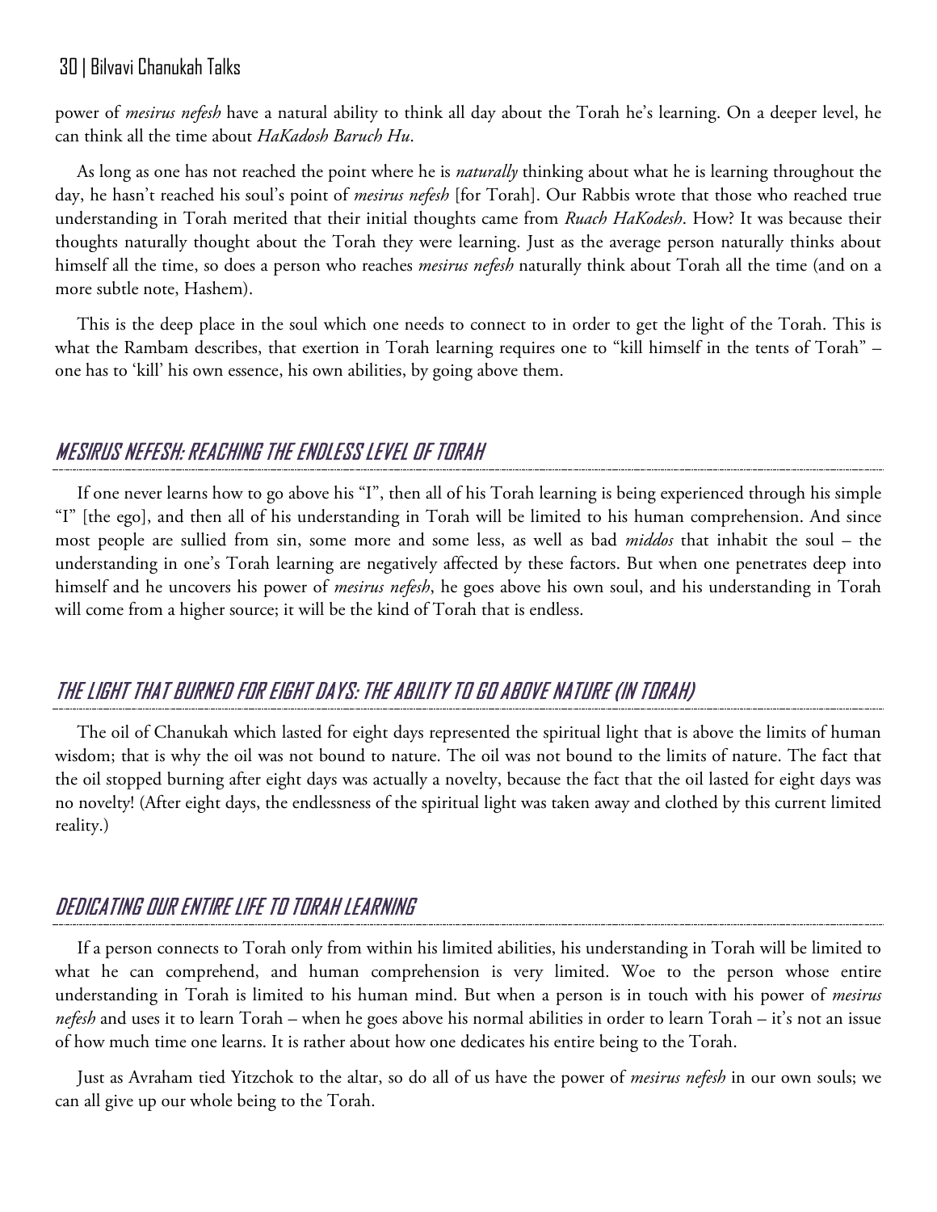power of *mesirus nefesh* have a natural ability to think all day about the Torah he's learning. On a deeper level, he can think all the time about *HaKadosh Baruch Hu*.

As long as one has not reached the point where he is *naturally* thinking about what he is learning throughout the day, he hasn't reached his soul's point of *mesirus nefesh* [for Torah]. Our Rabbis wrote that those who reached true understanding in Torah merited that their initial thoughts came from *Ruach HaKodesh*. How? It was because their thoughts naturally thought about the Torah they were learning. Just as the average person naturally thinks about himself all the time, so does a person who reaches *mesirus nefesh* naturally think about Torah all the time (and on a more subtle note, Hashem).

This is the deep place in the soul which one needs to connect to in order to get the light of the Torah. This is what the Rambam describes, that exertion in Torah learning requires one to "kill himself in the tents of Torah" – one has to 'kill' his own essence, his own abilities, by going above them.

## MESIRUS NEFESH: REACHING THE ENDLESS LEVEL OF TORAH

If one never learns how to go above his "I", then all of his Torah learning is being experienced through his simple "I" [the ego], and then all of his understanding in Torah will be limited to his human comprehension. And since most people are sullied from sin, some more and some less, as well as bad *middos* that inhabit the soul – the understanding in one's Torah learning are negatively affected by these factors. But when one penetrates deep into himself and he uncovers his power of *mesirus nefesh*, he goes above his own soul, and his understanding in Torah will come from a higher source; it will be the kind of Torah that is endless.

## THE LIGHT THAT BURNED FOR EIGHT DAYS: THE ABILITY TO GO ABOVE NATURE (IN TORAH)

The oil of Chanukah which lasted for eight days represented the spiritual light that is above the limits of human wisdom; that is why the oil was not bound to nature. The oil was not bound to the limits of nature. The fact that the oil stopped burning after eight days was actually a novelty, because the fact that the oil lasted for eight days was no novelty! (After eight days, the endlessness of the spiritual light was taken away and clothed by this current limited reality.)

## DEDICATING OUR ENTIRE LIFE TO TORAH LEARNING

If a person connects to Torah only from within his limited abilities, his understanding in Torah will be limited to what he can comprehend, and human comprehension is very limited. Woe to the person whose entire understanding in Torah is limited to his human mind. But when a person is in touch with his power of *mesirus nefesh* and uses it to learn Torah – when he goes above his normal abilities in order to learn Torah – it's not an issue of how much time one learns. It is rather about how one dedicates his entire being to the Torah.

Just as Avraham tied Yitzchok to the altar, so do all of us have the power of *mesirus nefesh* in our own souls; we can all give up our whole being to the Torah.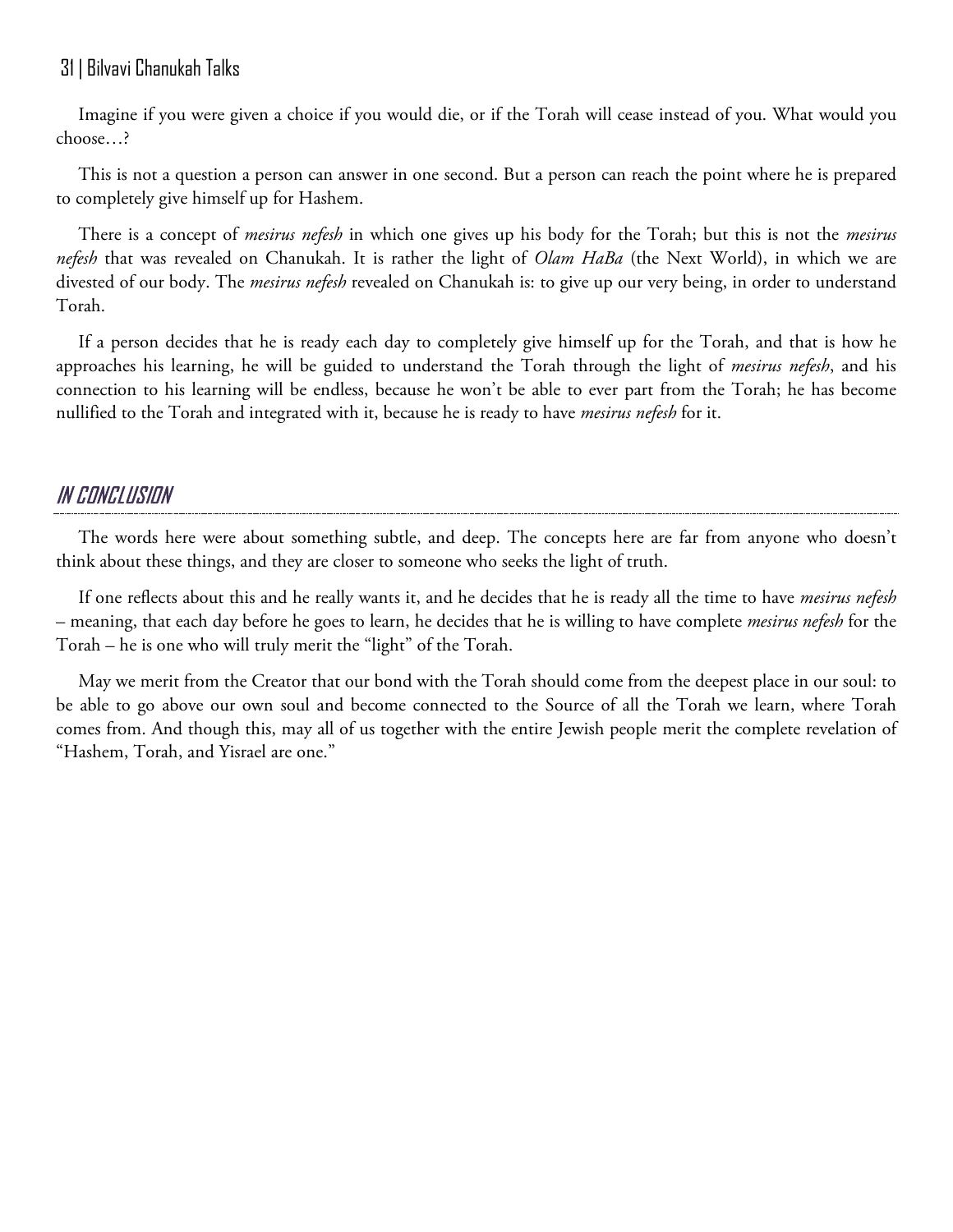Imagine if you were given a choice if you would die, or if the Torah will cease instead of you. What would you choose…?

This is not a question a person can answer in one second. But a person can reach the point where he is prepared to completely give himself up for Hashem.

There is a concept of *mesirus nefesh* in which one gives up his body for the Torah; but this is not the *mesirus nefesh* that was revealed on Chanukah. It is rather the light of *Olam HaBa* (the Next World), in which we are divested of our body. The *mesirus nefesh* revealed on Chanukah is: to give up our very being, in order to understand Torah.

If a person decides that he is ready each day to completely give himself up for the Torah, and that is how he approaches his learning, he will be guided to understand the Torah through the light of *mesirus nefesh*, and his connection to his learning will be endless, because he won't be able to ever part from the Torah; he has become nullified to the Torah and integrated with it, because he is ready to have *mesirus nefesh* for it.

## In Conclusion

The words here were about something subtle, and deep. The concepts here are far from anyone who doesn't think about these things, and they are closer to someone who seeks the light of truth.

If one reflects about this and he really wants it, and he decides that he is ready all the time to have *mesirus nefesh* – meaning, that each day before he goes to learn, he decides that he is willing to have complete *mesirus nefesh* for the Torah – he is one who will truly merit the "light" of the Torah.

May we merit from the Creator that our bond with the Torah should come from the deepest place in our soul: to be able to go above our own soul and become connected to the Source of all the Torah we learn, where Torah comes from. And though this, may all of us together with the entire Jewish people merit the complete revelation of "Hashem, Torah, and Yisrael are one."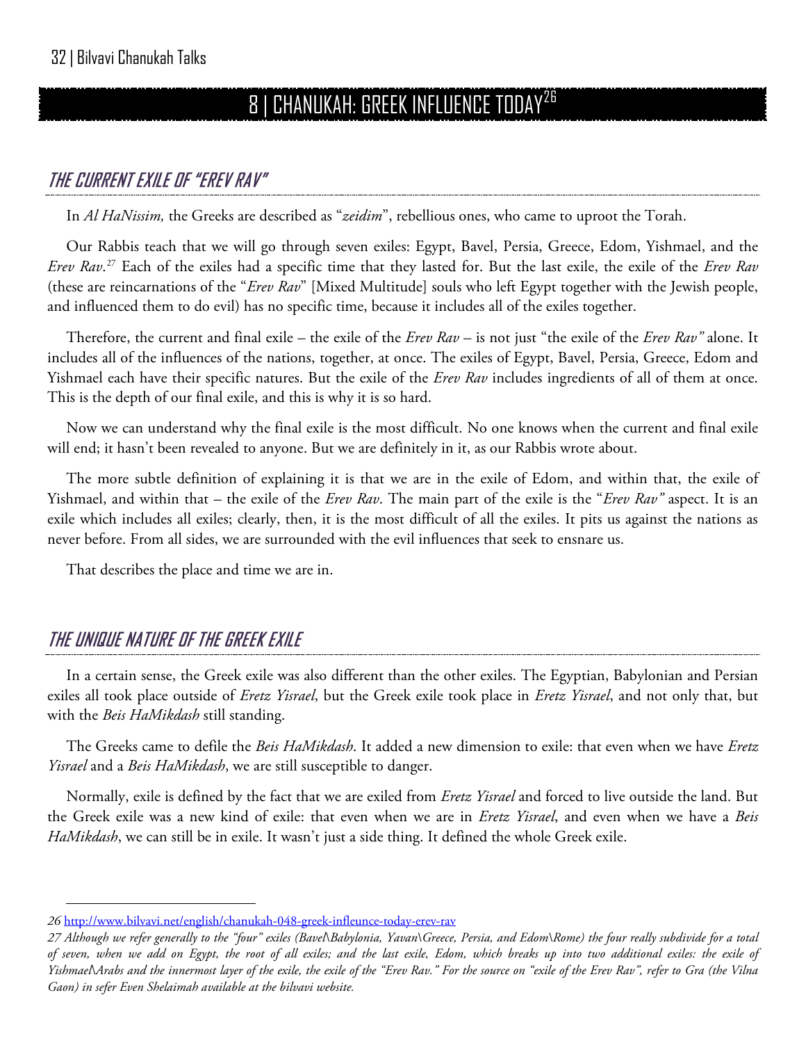# 8 | CHANUKAH: GREEK INFLUENCE TODAY[26]

## THE CURRENT EXILE OF "EREV RAV"

In *Al HaNissim,* the Greeks are described as "*zeidim*", rebellious ones, who came to uproot the Torah.

Our Rabbis teach that we will go through seven exiles: Egypt, Bavel, Persia, Greece, Edom, Yishmael, and the *Erev Rav*.[27] Each of the exiles had a specific time that they lasted for. But the last exile, the exile of the *Erev Rav* (these are reincarnations of the "*Erev Rav*" [Mixed Multitude] souls who left Egypt together with the Jewish people, and influenced them to do evil) has no specific time, because it includes all of the exiles together.

Therefore, the current and final exile – the exile of the *Erev Rav* – is not just "the exile of the *Erev Rav"* alone. It includes all of the influences of the nations, together, at once. The exiles of Egypt, Bavel, Persia, Greece, Edom and Yishmael each have their specific natures. But the exile of the *Erev Rav* includes ingredients of all of them at once. This is the depth of our final exile, and this is why it is so hard.

Now we can understand why the final exile is the most difficult. No one knows when the current and final exile will end; it hasn't been revealed to anyone. But we are definitely in it, as our Rabbis wrote about.

The more subtle definition of explaining it is that we are in the exile of Edom, and within that, the exile of Yishmael, and within that – the exile of the *Erev Rav*. The main part of the exile is the "*Erev Rav"* aspect. It is an exile which includes all exiles; clearly, then, it is the most difficult of all the exiles. It pits us against the nations as never before. From all sides, we are surrounded with the evil influences that seek to ensnare us.

That describes the place and time we are in.

## THE UNIQUE NATURE OF THE GREEK EXILE

In a certain sense, the Greek exile was also different than the other exiles. The Egyptian, Babylonian and Persian exiles all took place outside of *Eretz Yisrael*, but the Greek exile took place in *Eretz Yisrael*, and not only that, but with the *Beis HaMikdash* still standing.

The Greeks came to defile the *Beis HaMikdash*. It added a new dimension to exile: that even when we have *Eretz Yisrael* and a *Beis HaMikdash*, we are still susceptible to danger.

Normally, exile is defined by the fact that we are exiled from *Eretz Yisrael* and forced to live outside the land. But the Greek exile was a new kind of exile: that even when we are in *Eretz Yisrael*, and even when we have a *Beis HaMikdash*, we can still be in exile. It wasn't just a side thing. It defined the whole Greek exile.

---

*26* http://www.bilvavi.net/english/chanukah-048-greek-infleunce-today-erev-rav

*27 Although we refer generally to the "four" exiles (Bavel\Babylonia, Yavan\Greece, Persia, and Edom\Rome) the four really subdivide for a total of seven, when we add on Egypt, the root of all exiles; and the last exile, Edom, which breaks up into two additional exiles: the exile of Yishmael\Arabs and the innermost layer of the exile, the exile of the "Erev Rav." For the source on "exile of the Erev Rav", refer to Gra (the Vilna Gaon) in sefer Even Shelaimah available at the bilvavi website.*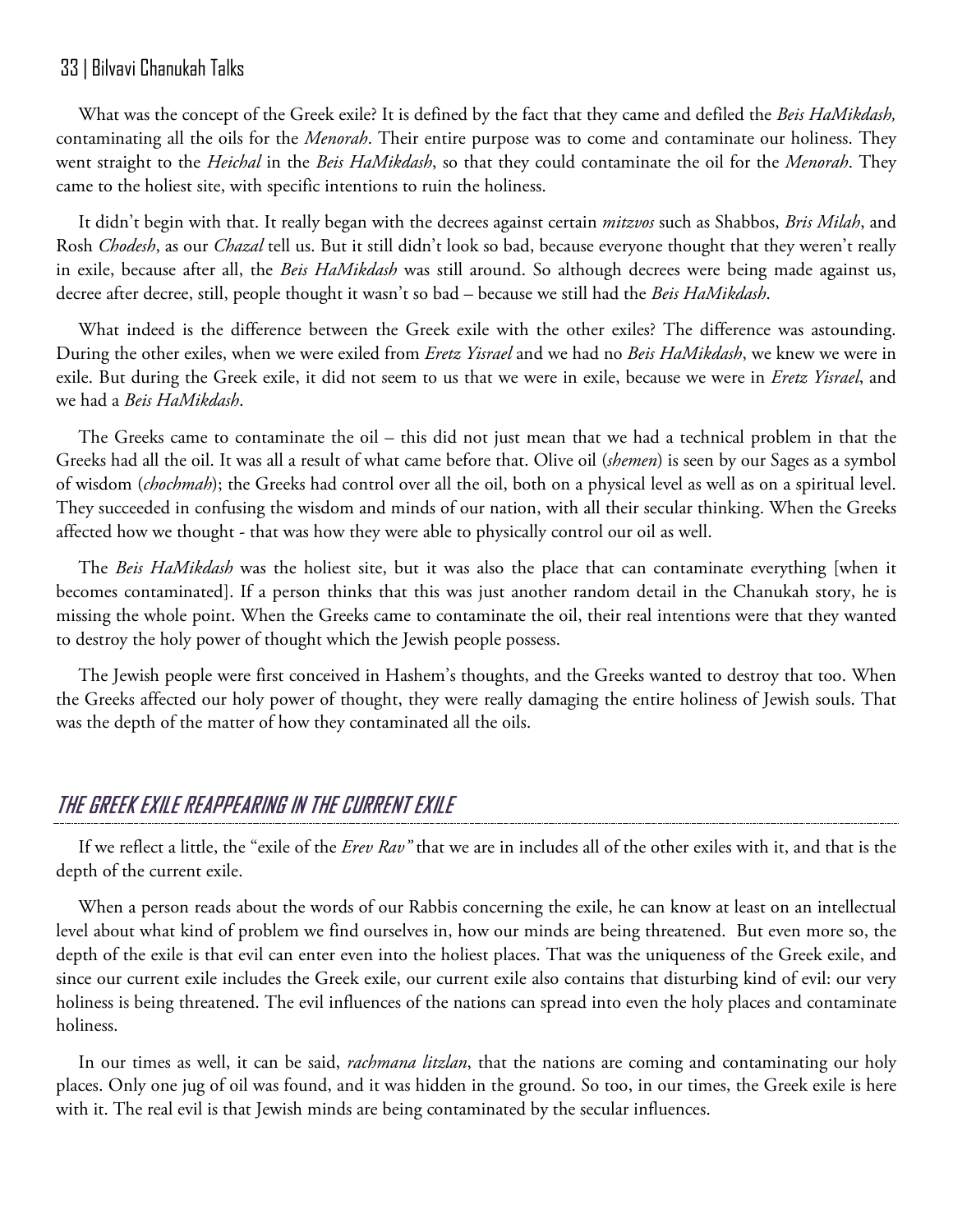What was the concept of the Greek exile? It is defined by the fact that they came and defiled the *Beis HaMikdash,* contaminating all the oils for the *Menorah*. Their entire purpose was to come and contaminate our holiness. They went straight to the *Heichal* in the *Beis HaMikdash*, so that they could contaminate the oil for the *Menorah*. They came to the holiest site, with specific intentions to ruin the holiness.

It didn't begin with that. It really began with the decrees against certain *mitzvos* such as Shabbos, *Bris Milah*, and Rosh *Chodesh*, as our *Chazal* tell us. But it still didn't look so bad, because everyone thought that they weren't really in exile, because after all, the *Beis HaMikdash* was still around. So although decrees were being made against us, decree after decree, still, people thought it wasn't so bad – because we still had the *Beis HaMikdash*.

What indeed is the difference between the Greek exile with the other exiles? The difference was astounding. During the other exiles, when we were exiled from *Eretz Yisrael* and we had no *Beis HaMikdash*, we knew we were in exile. But during the Greek exile, it did not seem to us that we were in exile, because we were in *Eretz Yisrael*, and we had a *Beis HaMikdash*.

The Greeks came to contaminate the oil – this did not just mean that we had a technical problem in that the Greeks had all the oil. It was all a result of what came before that. Olive oil (*shemen*) is seen by our Sages as a symbol of wisdom (*chochmah*); the Greeks had control over all the oil, both on a physical level as well as on a spiritual level. They succeeded in confusing the wisdom and minds of our nation, with all their secular thinking. When the Greeks affected how we thought - that was how they were able to physically control our oil as well.

The *Beis HaMikdash* was the holiest site, but it was also the place that can contaminate everything [when it becomes contaminated]. If a person thinks that this was just another random detail in the Chanukah story, he is missing the whole point. When the Greeks came to contaminate the oil, their real intentions were that they wanted to destroy the holy power of thought which the Jewish people possess.

The Jewish people were first conceived in Hashem's thoughts, and the Greeks wanted to destroy that too. When the Greeks affected our holy power of thought, they were really damaging the entire holiness of Jewish souls. That was the depth of the matter of how they contaminated all the oils.

## THE GREEK EXILE REAPPEARING IN THE CURRENT EXILE

If we reflect a little, the "exile of the *Erev Rav"* that we are in includes all of the other exiles with it, and that is the depth of the current exile.

When a person reads about the words of our Rabbis concerning the exile, he can know at least on an intellectual level about what kind of problem we find ourselves in, how our minds are being threatened. But even more so, the depth of the exile is that evil can enter even into the holiest places. That was the uniqueness of the Greek exile, and since our current exile includes the Greek exile, our current exile also contains that disturbing kind of evil: our very holiness is being threatened. The evil influences of the nations can spread into even the holy places and contaminate holiness.

In our times as well, it can be said, *rachmana litzlan*, that the nations are coming and contaminating our holy places. Only one jug of oil was found, and it was hidden in the ground. So too, in our times, the Greek exile is here with it. The real evil is that Jewish minds are being contaminated by the secular influences.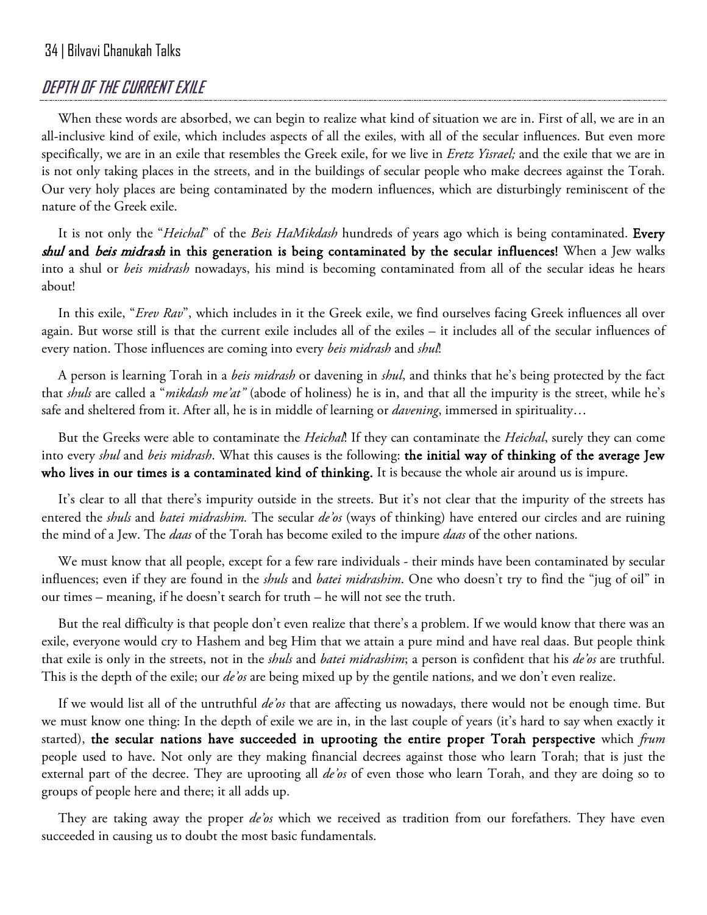## DEPTH OF THE CURRENT EXILE

When these words are absorbed, we can begin to realize what kind of situation we are in. First of all, we are in an all-inclusive kind of exile, which includes aspects of all the exiles, with all of the secular influences. But even more specifically, we are in an exile that resembles the Greek exile, for we live in *Eretz Yisrael;* and the exile that we are in is not only taking places in the streets, and in the buildings of secular people who make decrees against the Torah. Our very holy places are being contaminated by the modern influences, which are disturbingly reminiscent of the nature of the Greek exile.

It is not only the "*Heichal*" of the *Beis HaMikdash* hundreds of years ago which is being contaminated. **Every *shul* and *beis midrash* in this generation is being contaminated by the secular influences!** When a Jew walks into a shul or *beis midrash* nowadays, his mind is becoming contaminated from all of the secular ideas he hears about!

In this exile, "*Erev Rav*", which includes in it the Greek exile, we find ourselves facing Greek influences all over again. But worse still is that the current exile includes all of the exiles – it includes all of the secular influences of every nation. Those influences are coming into every *beis midrash* and *shul*!

A person is learning Torah in a *beis midrash* or davening in *shul*, and thinks that he's being protected by the fact that *shuls* are called a "*mikdash me'at"* (abode of holiness) he is in, and that all the impurity is the street, while he's safe and sheltered from it. After all, he is in middle of learning or *davening*, immersed in spirituality…

But the Greeks were able to contaminate the *Heichal*! If they can contaminate the *Heichal*, surely they can come into every *shul* and *beis midrash*. What this causes is the following: **the initial way of thinking of the average Jew who lives in our times is a contaminated kind of thinking.** It is because the whole air around us is impure.

It's clear to all that there's impurity outside in the streets. But it's not clear that the impurity of the streets has entered the *shuls* and *batei midrashim.* The secular *de'os* (ways of thinking) have entered our circles and are ruining the mind of a Jew. The *daas* of the Torah has become exiled to the impure *daas* of the other nations.

We must know that all people, except for a few rare individuals - their minds have been contaminated by secular influences; even if they are found in the *shuls* and *batei midrashim*. One who doesn't try to find the "jug of oil" in our times – meaning, if he doesn't search for truth – he will not see the truth.

But the real difficulty is that people don't even realize that there's a problem. If we would know that there was an exile, everyone would cry to Hashem and beg Him that we attain a pure mind and have real daas. But people think that exile is only in the streets, not in the *shuls* and *batei midrashim*; a person is confident that his *de'os* are truthful. This is the depth of the exile; our *de'os* are being mixed up by the gentile nations, and we don't even realize.

If we would list all of the untruthful *de'os* that are affecting us nowadays, there would not be enough time. But we must know one thing: In the depth of exile we are in, in the last couple of years (it's hard to say when exactly it started), **the secular nations have succeeded in uprooting the entire proper Torah perspective** which *frum* people used to have. Not only are they making financial decrees against those who learn Torah; that is just the external part of the decree. They are uprooting all *de'os* of even those who learn Torah, and they are doing so to groups of people here and there; it all adds up.

They are taking away the proper *de'os* which we received as tradition from our forefathers. They have even succeeded in causing us to doubt the most basic fundamentals.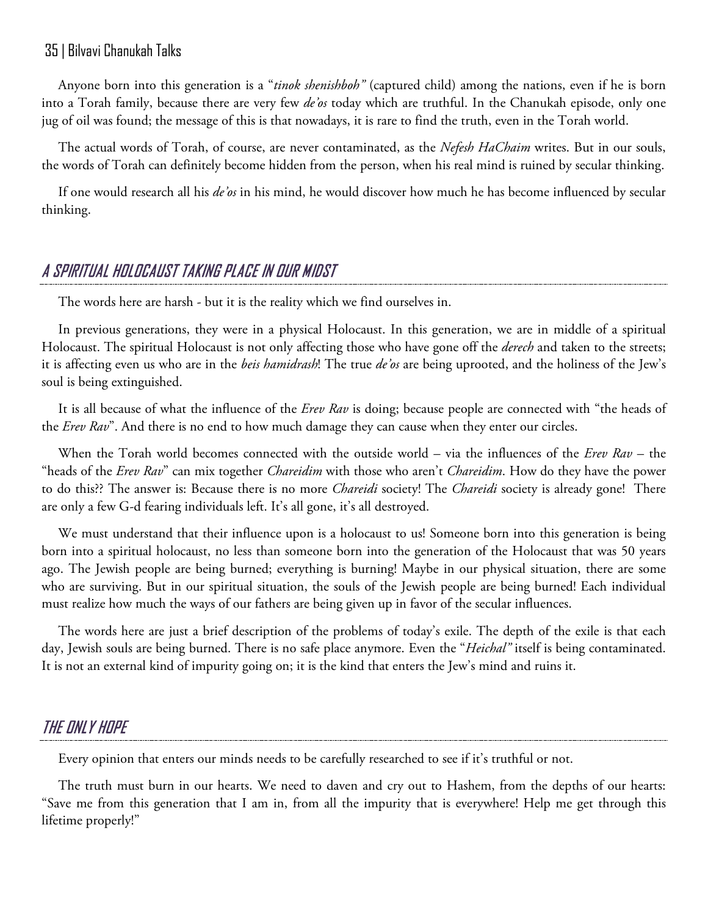Anyone born into this generation is a "*tinok shenishboh"* (captured child) among the nations, even if he is born into a Torah family, because there are very few *de'os* today which are truthful. In the Chanukah episode, only one jug of oil was found; the message of this is that nowadays, it is rare to find the truth, even in the Torah world.

The actual words of Torah, of course, are never contaminated, as the *Nefesh HaChaim* writes. But in our souls, the words of Torah can definitely become hidden from the person, when his real mind is ruined by secular thinking.

If one would research all his *de'os* in his mind, he would discover how much he has become influenced by secular thinking.

## A SPIRITUAL HOLOCAUST TAKING PLACE IN OUR MIDST

The words here are harsh - but it is the reality which we find ourselves in.

In previous generations, they were in a physical Holocaust. In this generation, we are in middle of a spiritual Holocaust. The spiritual Holocaust is not only affecting those who have gone off the *derech* and taken to the streets; it is affecting even us who are in the *beis hamidrash*! The true *de'os* are being uprooted, and the holiness of the Jew's soul is being extinguished.

It is all because of what the influence of the *Erev Rav* is doing; because people are connected with "the heads of the *Erev Rav*". And there is no end to how much damage they can cause when they enter our circles.

When the Torah world becomes connected with the outside world – via the influences of the *Erev Rav* – the "heads of the *Erev Rav*" can mix together *Chareidim* with those who aren't *Chareidim*. How do they have the power to do this?? The answer is: Because there is no more *Chareidi* society! The *Chareidi* society is already gone! There are only a few G-d fearing individuals left. It's all gone, it's all destroyed.

We must understand that their influence upon is a holocaust to us! Someone born into this generation is being born into a spiritual holocaust, no less than someone born into the generation of the Holocaust that was 50 years ago. The Jewish people are being burned; everything is burning! Maybe in our physical situation, there are some who are surviving. But in our spiritual situation, the souls of the Jewish people are being burned! Each individual must realize how much the ways of our fathers are being given up in favor of the secular influences.

The words here are just a brief description of the problems of today's exile. The depth of the exile is that each day, Jewish souls are being burned. There is no safe place anymore. Even the "*Heichal"* itself is being contaminated. It is not an external kind of impurity going on; it is the kind that enters the Jew's mind and ruins it.

## THE ONLY HOPE

Every opinion that enters our minds needs to be carefully researched to see if it's truthful or not.

The truth must burn in our hearts. We need to daven and cry out to Hashem, from the depths of our hearts: "Save me from this generation that I am in, from all the impurity that is everywhere! Help me get through this lifetime properly!"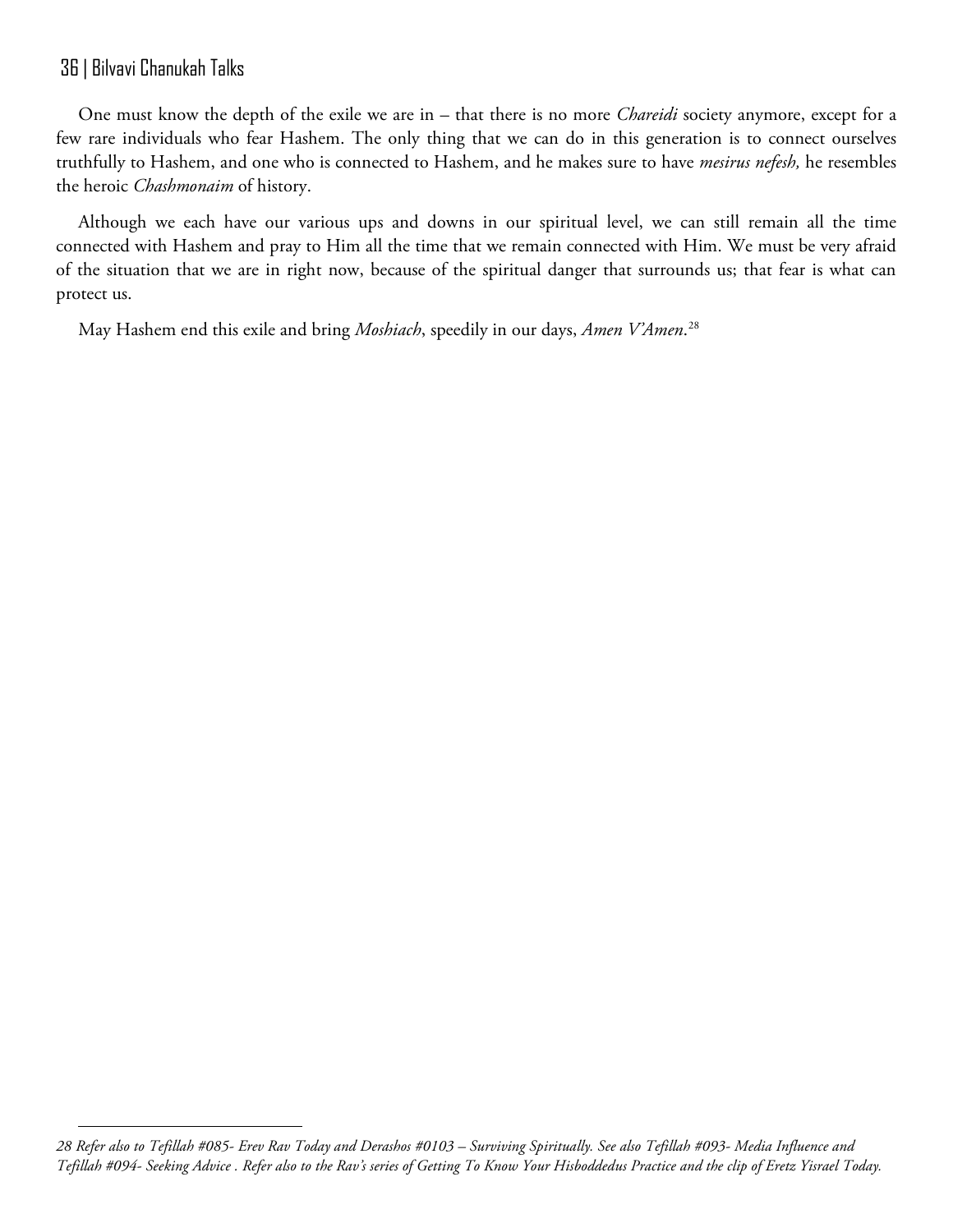One must know the depth of the exile we are in – that there is no more *Chareidi* society anymore, except for a few rare individuals who fear Hashem. The only thing that we can do in this generation is to connect ourselves truthfully to Hashem, and one who is connected to Hashem, and he makes sure to have *mesirus nefesh,* he resembles the heroic *Chashmonaim* of history.

Although we each have our various ups and downs in our spiritual level, we can still remain all the time connected with Hashem and pray to Him all the time that we remain connected with Him. We must be very afraid of the situation that we are in right now, because of the spiritual danger that surrounds us; that fear is what can protect us.

May Hashem end this exile and bring *Moshiach*, speedily in our days, *Amen V'Amen*.[28]

---

*28 Refer also to Tefillah #085- Erev Rav Today and Derashos #0103 – Surviving Spiritually. See also Tefillah #093- Media Influence and Tefillah #094- Seeking Advice . Refer also to the Rav's series of Getting To Know Your Hisboddedus Practice and the clip of Eretz Yisrael Today.*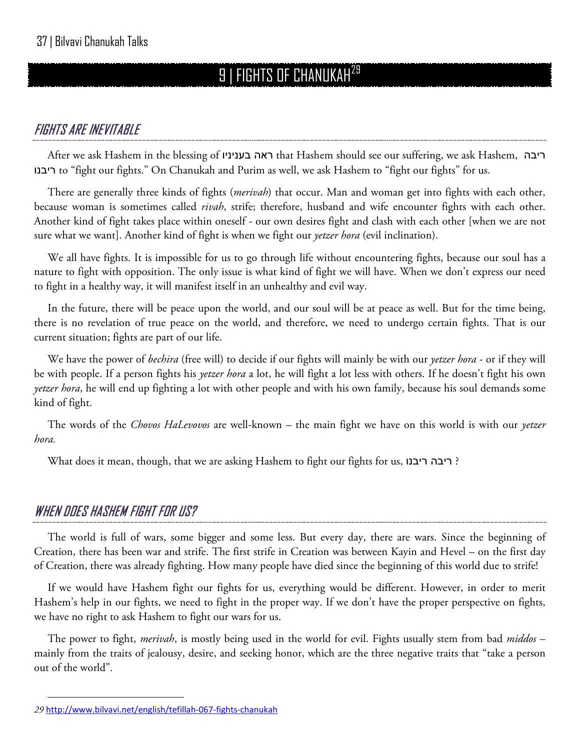# 9 | FIGHTS OF CHANUKAH[29]

## FIGHTS ARE INEVITABLE

After we ask Hashem in the blessing of ראה בעניניו that Hashem should see our suffering, we ask Hashem, ריבה ריבנו to "fight our fights." On Chanukah and Purim as well, we ask Hashem to "fight our fights" for us.

There are generally three kinds of fights (*merivah*) that occur. Man and woman get into fights with each other, because woman is sometimes called *rivah*, strife; therefore, husband and wife encounter fights with each other. Another kind of fight takes place within oneself - our own desires fight and clash with each other [when we are not sure what we want]. Another kind of fight is when we fight our *yetzer hora* (evil inclination).

We all have fights. It is impossible for us to go through life without encountering fights, because our soul has a nature to fight with opposition. The only issue is what kind of fight we will have. When we don't express our need to fight in a healthy way, it will manifest itself in an unhealthy and evil way.

In the future, there will be peace upon the world, and our soul will be at peace as well. But for the time being, there is no revelation of true peace on the world, and therefore, we need to undergo certain fights. That is our current situation; fights are part of our life.

We have the power of *bechira* (free will) to decide if our fights will mainly be with our *yetzer hora* - or if they will be with people. If a person fights his *yetzer hora* a lot, he will fight a lot less with others. If he doesn't fight his own *yetzer hora*, he will end up fighting a lot with other people and with his own family, because his soul demands some kind of fight.

The words of the *Chovos HaLevovos* are well-known – the main fight we have on this world is with our *yetzer hora.*

What does it mean, though, that we are asking Hashem to fight our fights for us, ריבה ריבנו ?

## WHEN DOES HASHEM FIGHT FOR US?

The world is full of wars, some bigger and some less. But every day, there are wars. Since the beginning of Creation, there has been war and strife. The first strife in Creation was between Kayin and Hevel – on the first day of Creation, there was already fighting. How many people have died since the beginning of this world due to strife!

If we would have Hashem fight our fights for us, everything would be different. However, in order to merit Hashem's help in our fights, we need to fight in the proper way. If we don't have the proper perspective on fights, we have no right to ask Hashem to fight our wars for us.

The power to fight, *merivah*, is mostly being used in the world for evil. Fights usually stem from bad *middos* – mainly from the traits of jealousy, desire, and seeking honor, which are the three negative traits that "take a person out of the world".

---

[29] http://www.bilvavi.net/english/tefillah-067-fights-chanukah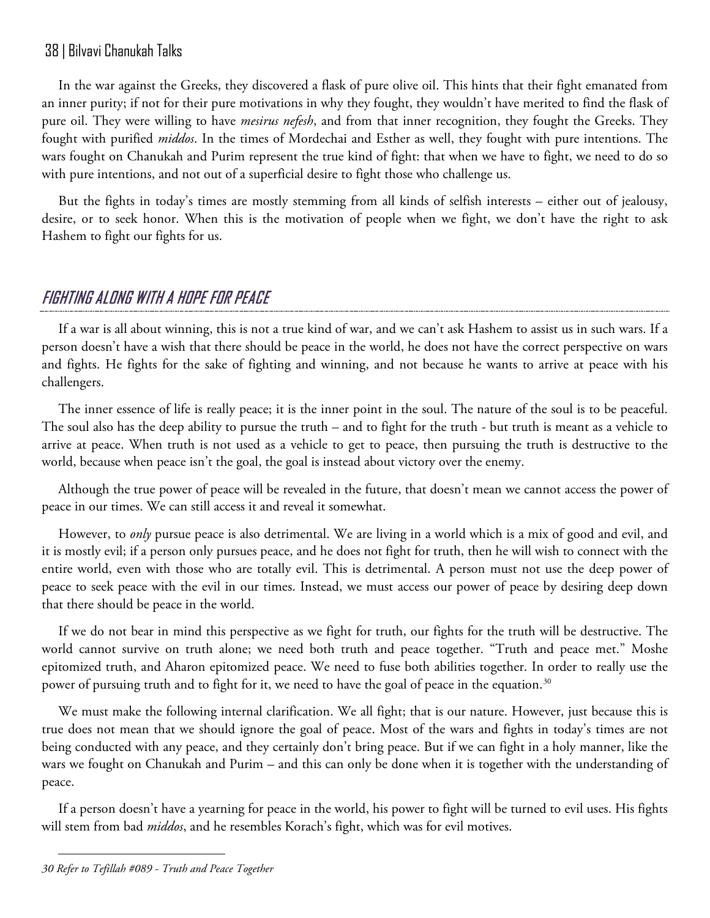In the war against the Greeks, they discovered a flask of pure olive oil. This hints that their fight emanated from an inner purity; if not for their pure motivations in why they fought, they wouldn't have merited to find the flask of pure oil. They were willing to have *mesirus nefesh*, and from that inner recognition, they fought the Greeks. They fought with purified *middos*. In the times of Mordechai and Esther as well, they fought with pure intentions. The wars fought on Chanukah and Purim represent the true kind of fight: that when we have to fight, we need to do so with pure intentions, and not out of a superficial desire to fight those who challenge us.

But the fights in today's times are mostly stemming from all kinds of selfish interests – either out of jealousy, desire, or to seek honor. When this is the motivation of people when we fight, we don't have the right to ask Hashem to fight our fights for us.

## *FIGHTING ALONG WITH A HOPE FOR PEACE*

If a war is all about winning, this is not a true kind of war, and we can't ask Hashem to assist us in such wars. If a person doesn't have a wish that there should be peace in the world, he does not have the correct perspective on wars and fights. He fights for the sake of fighting and winning, and not because he wants to arrive at peace with his challengers.

The inner essence of life is really peace; it is the inner point in the soul. The nature of the soul is to be peaceful. The soul also has the deep ability to pursue the truth – and to fight for the truth - but truth is meant as a vehicle to arrive at peace. When truth is not used as a vehicle to get to peace, then pursuing the truth is destructive to the world, because when peace isn't the goal, the goal is instead about victory over the enemy.

Although the true power of peace will be revealed in the future, that doesn't mean we cannot access the power of peace in our times. We can still access it and reveal it somewhat.

However, to *only* pursue peace is also detrimental. We are living in a world which is a mix of good and evil, and it is mostly evil; if a person only pursues peace, and he does not fight for truth, then he will wish to connect with the entire world, even with those who are totally evil. This is detrimental. A person must not use the deep power of peace to seek peace with the evil in our times. Instead, we must access our power of peace by desiring deep down that there should be peace in the world.

If we do not bear in mind this perspective as we fight for truth, our fights for the truth will be destructive. The world cannot survive on truth alone; we need both truth and peace together. "Truth and peace met." Moshe epitomized truth, and Aharon epitomized peace. We need to fuse both abilities together. In order to really use the power of pursuing truth and to fight for it, we need to have the goal of peace in the equation.[30]

We must make the following internal clarification. We all fight; that is our nature. However, just because this is true does not mean that we should ignore the goal of peace. Most of the wars and fights in today's times are not being conducted with any peace, and they certainly don't bring peace. But if we can fight in a holy manner, like the wars we fought on Chanukah and Purim – and this can only be done when it is together with the understanding of peace.

If a person doesn't have a yearning for peace in the world, his power to fight will be turned to evil uses. His fights will stem from bad *middos*, and he resembles Korach's fight, which was for evil motives.

---

*30 Refer to Tefillah #089 - Truth and Peace Together*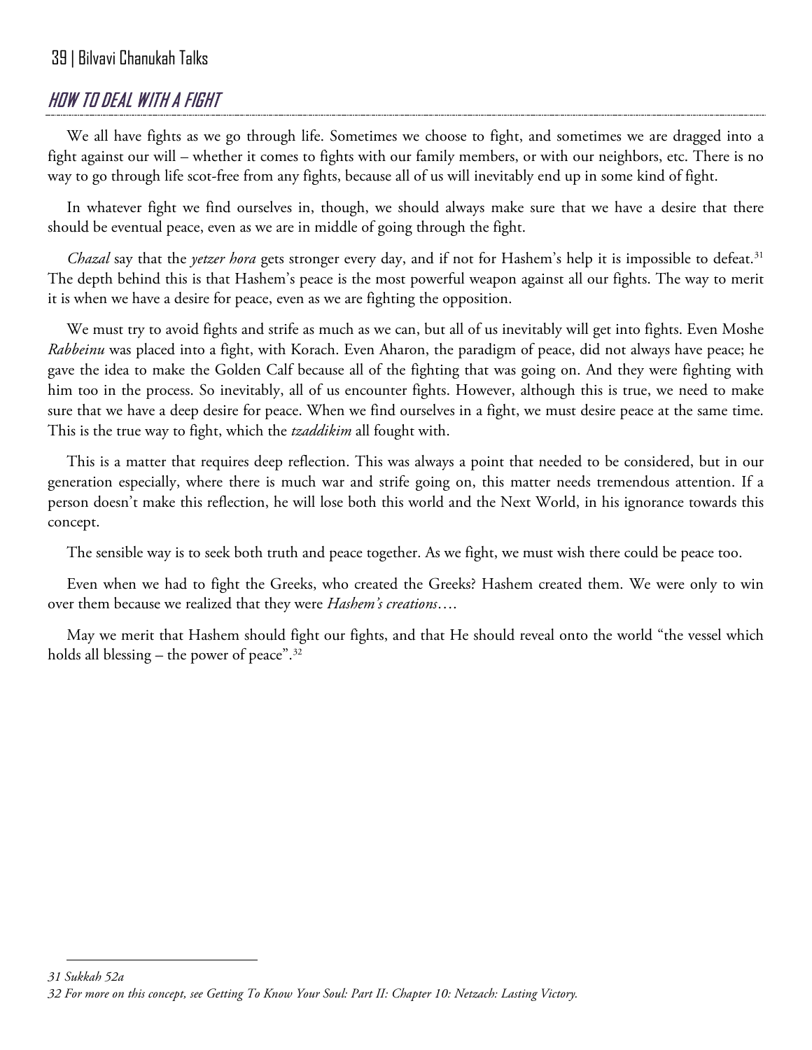## HOW TO DEAL WITH A FIGHT

We all have fights as we go through life. Sometimes we choose to fight, and sometimes we are dragged into a fight against our will – whether it comes to fights with our family members, or with our neighbors, etc. There is no way to go through life scot-free from any fights, because all of us will inevitably end up in some kind of fight.

In whatever fight we find ourselves in, though, we should always make sure that we have a desire that there should be eventual peace, even as we are in middle of going through the fight.

*Chazal* say that the *yetzer hora* gets stronger every day, and if not for Hashem's help it is impossible to defeat.[31] The depth behind this is that Hashem's peace is the most powerful weapon against all our fights. The way to merit it is when we have a desire for peace, even as we are fighting the opposition.

We must try to avoid fights and strife as much as we can, but all of us inevitably will get into fights. Even Moshe *Rabbeinu* was placed into a fight, with Korach. Even Aharon, the paradigm of peace, did not always have peace; he gave the idea to make the Golden Calf because all of the fighting that was going on. And they were fighting with him too in the process. So inevitably, all of us encounter fights. However, although this is true, we need to make sure that we have a deep desire for peace. When we find ourselves in a fight, we must desire peace at the same time. This is the true way to fight, which the *tzaddikim* all fought with.

This is a matter that requires deep reflection. This was always a point that needed to be considered, but in our generation especially, where there is much war and strife going on, this matter needs tremendous attention. If a person doesn't make this reflection, he will lose both this world and the Next World, in his ignorance towards this concept.

The sensible way is to seek both truth and peace together. As we fight, we must wish there could be peace too.

Even when we had to fight the Greeks, who created the Greeks? Hashem created them. We were only to win over them because we realized that they were *Hashem's creations*….

May we merit that Hashem should fight our fights, and that He should reveal onto the world "the vessel which holds all blessing – the power of peace".[32]

---

*31 Sukkah 52a*

*32 For more on this concept, see Getting To Know Your Soul: Part II: Chapter 10: Netzach: Lasting Victory.*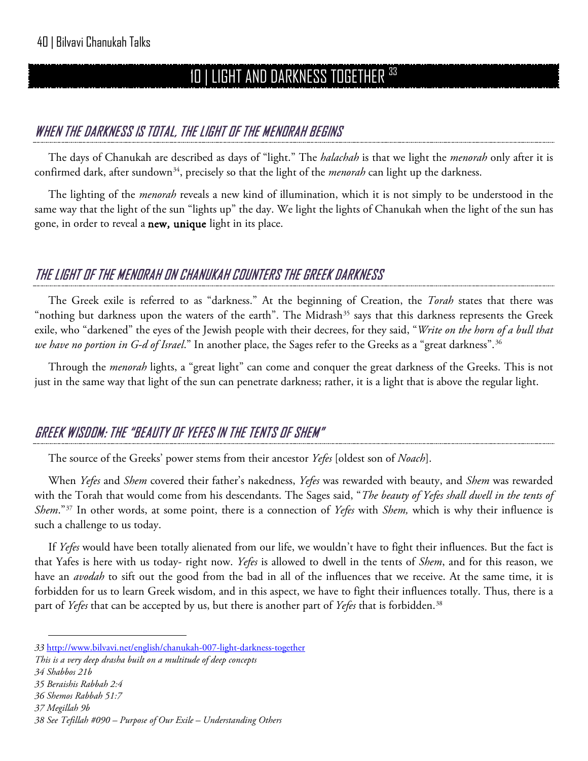# 10 | LIGHT AND DARKNESS TOGETHER [33]

## WHEN THE DARKNESS IS TOTAL, THE LIGHT OF THE MENORAH BEGINS

The days of Chanukah are described as days of "light." The *halachah* is that we light the *menorah* only after it is confirmed dark, after sundown[34], precisely so that the light of the *menorah* can light up the darkness.

The lighting of the *menorah* reveals a new kind of illumination, which it is not simply to be understood in the same way that the light of the sun "lights up" the day. We light the lights of Chanukah when the light of the sun has gone, in order to reveal a **new, unique** light in its place.

## THE LIGHT OF THE MENORAH ON CHANUKAH COUNTERS THE GREEK DARKNESS

The Greek exile is referred to as "darkness." At the beginning of Creation, the *Torah* states that there was "nothing but darkness upon the waters of the earth". The Midrash[35] says that this darkness represents the Greek exile, who "darkened" the eyes of the Jewish people with their decrees, for they said, "*Write on the horn of a bull that we have no portion in G-d of Israel*." In another place, the Sages refer to the Greeks as a "great darkness".[36]

Through the *menorah* lights, a "great light" can come and conquer the great darkness of the Greeks. This is not just in the same way that light of the sun can penetrate darkness; rather, it is a light that is above the regular light.

## GREEK WISDOM: THE "BEAUTY OF YEFES IN THE TENTS OF SHEM"

The source of the Greeks' power stems from their ancestor *Yefes* [oldest son of *Noach*].

When *Yefes* and *Shem* covered their father's nakedness, *Yefes* was rewarded with beauty, and *Shem* was rewarded with the Torah that would come from his descendants. The Sages said, "*The beauty of Yefes shall dwell in the tents of Shem*."[37] In other words, at some point, there is a connection of *Yefes* with *Shem,* which is why their influence is such a challenge to us today.

If *Yefes* would have been totally alienated from our life, we wouldn't have to fight their influences. But the fact is that Yafes is here with us today- right now. *Yefes* is allowed to dwell in the tents of *Shem*, and for this reason, we have an *avodah* to sift out the good from the bad in all of the influences that we receive. At the same time, it is forbidden for us to learn Greek wisdom, and in this aspect, we have to fight their influences totally. Thus, there is a part of *Yefes* that can be accepted by us, but there is another part of *Yefes* that is forbidden.[38]

---

*33* http://www.bilvavi.net/english/chanukah-007-light-darkness-together

*This is a very deep drasha built on a multitude of deep concepts*

*34 Shabbos 21b*

*35 Beraishis Rabbah 2:4*

*36 Shemos Rabbah 51:7*

*37 Megillah 9b*

*38 See Tefillah #090 – Purpose of Our Exile – Understanding Others*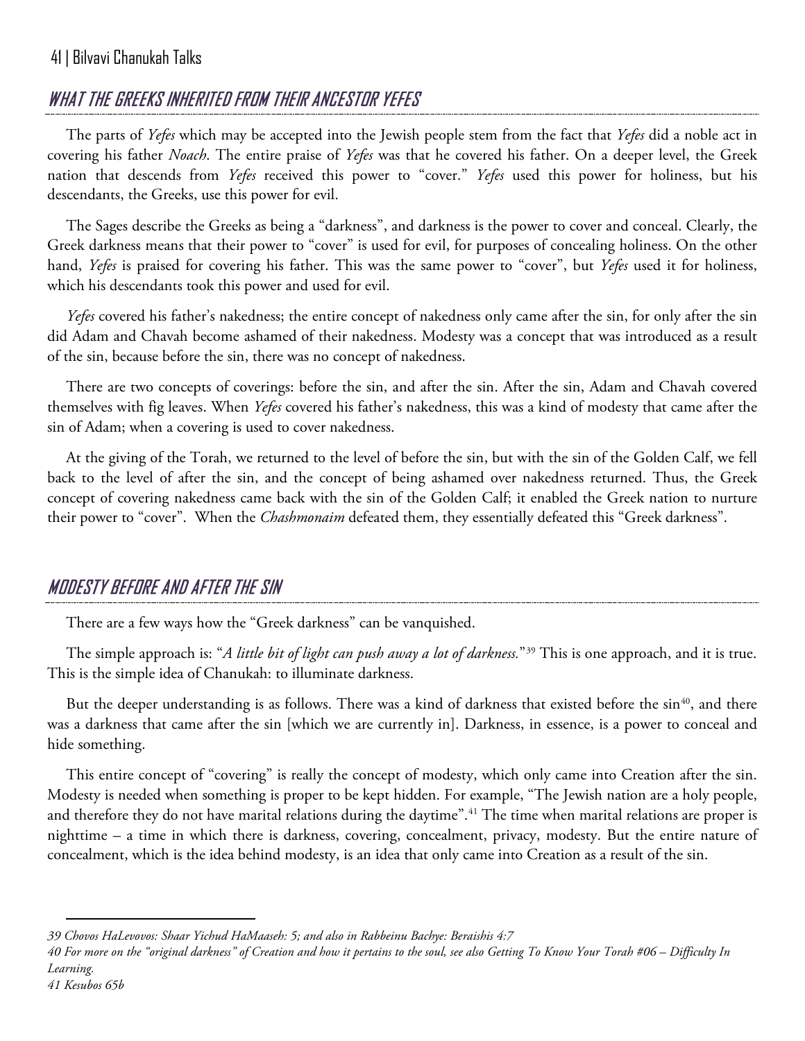## WHAT THE GREEKS INHERITED FROM THEIR ANCESTOR YEFES

The parts of *Yefes* which may be accepted into the Jewish people stem from the fact that *Yefes* did a noble act in covering his father *Noach*. The entire praise of *Yefes* was that he covered his father. On a deeper level, the Greek nation that descends from *Yefes* received this power to "cover." *Yefes* used this power for holiness, but his descendants, the Greeks, use this power for evil.

The Sages describe the Greeks as being a "darkness", and darkness is the power to cover and conceal. Clearly, the Greek darkness means that their power to "cover" is used for evil, for purposes of concealing holiness. On the other hand, *Yefes* is praised for covering his father. This was the same power to "cover", but *Yefes* used it for holiness, which his descendants took this power and used for evil.

*Yefes* covered his father's nakedness; the entire concept of nakedness only came after the sin, for only after the sin did Adam and Chavah become ashamed of their nakedness. Modesty was a concept that was introduced as a result of the sin, because before the sin, there was no concept of nakedness.

There are two concepts of coverings: before the sin, and after the sin. After the sin, Adam and Chavah covered themselves with fig leaves. When *Yefes* covered his father's nakedness, this was a kind of modesty that came after the sin of Adam; when a covering is used to cover nakedness.

At the giving of the Torah, we returned to the level of before the sin, but with the sin of the Golden Calf, we fell back to the level of after the sin, and the concept of being ashamed over nakedness returned. Thus, the Greek concept of covering nakedness came back with the sin of the Golden Calf; it enabled the Greek nation to nurture their power to "cover". When the *Chashmonaim* defeated them, they essentially defeated this "Greek darkness".

## MODESTY BEFORE AND AFTER THE SIN

There are a few ways how the "Greek darkness" can be vanquished.

The simple approach is: "*A little bit of light can push away a lot of darkness.*"[39] This is one approach, and it is true. This is the simple idea of Chanukah: to illuminate darkness.

But the deeper understanding is as follows. There was a kind of darkness that existed before the sin[40], and there was a darkness that came after the sin [which we are currently in]. Darkness, in essence, is a power to conceal and hide something.

This entire concept of "covering" is really the concept of modesty, which only came into Creation after the sin. Modesty is needed when something is proper to be kept hidden. For example, "The Jewish nation are a holy people, and therefore they do not have marital relations during the daytime".[41] The time when marital relations are proper is nighttime – a time in which there is darkness, covering, concealment, privacy, modesty. But the entire nature of concealment, which is the idea behind modesty, is an idea that only came into Creation as a result of the sin.

---

*39 Chovos HaLevovos: Shaar Yichud HaMaaseh: 5; and also in Rabbeinu Bachye: Beraishis 4:7*

*40 For more on the "original darkness" of Creation and how it pertains to the soul, see also Getting To Know Your Torah #06 – Difficulty In Learning.*

*41 Kesubos 65b*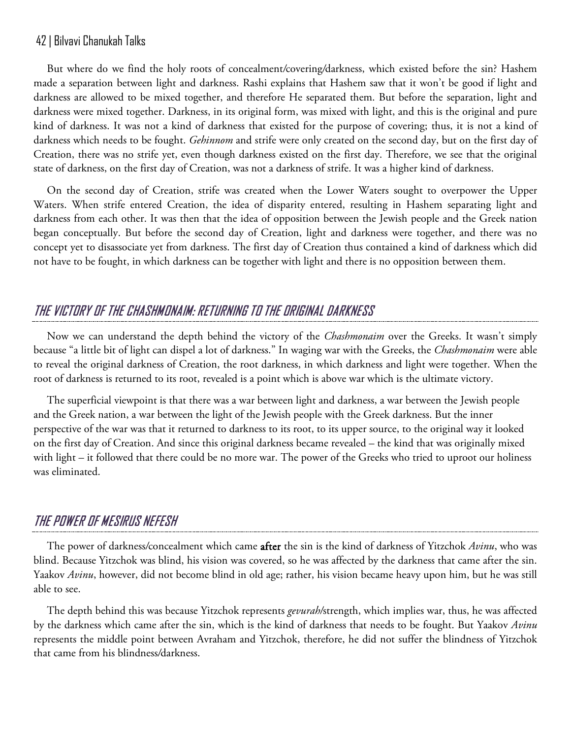But where do we find the holy roots of concealment/covering/darkness, which existed before the sin? Hashem made a separation between light and darkness. Rashi explains that Hashem saw that it won't be good if light and darkness are allowed to be mixed together, and therefore He separated them. But before the separation, light and darkness were mixed together. Darkness, in its original form, was mixed with light, and this is the original and pure kind of darkness. It was not a kind of darkness that existed for the purpose of covering; thus, it is not a kind of darkness which needs to be fought. *Gehinnom* and strife were only created on the second day, but on the first day of Creation, there was no strife yet, even though darkness existed on the first day. Therefore, we see that the original state of darkness, on the first day of Creation, was not a darkness of strife. It was a higher kind of darkness.

On the second day of Creation, strife was created when the Lower Waters sought to overpower the Upper Waters. When strife entered Creation, the idea of disparity entered, resulting in Hashem separating light and darkness from each other. It was then that the idea of opposition between the Jewish people and the Greek nation began conceptually. But before the second day of Creation, light and darkness were together, and there was no concept yet to disassociate yet from darkness. The first day of Creation thus contained a kind of darkness which did not have to be fought, in which darkness can be together with light and there is no opposition between them.

## THE VICTORY OF THE CHASHMONAIM: RETURNING TO THE ORIGINAL DARKNESS

Now we can understand the depth behind the victory of the *Chashmonaim* over the Greeks. It wasn't simply because "a little bit of light can dispel a lot of darkness." In waging war with the Greeks, the *Chashmonaim* were able to reveal the original darkness of Creation, the root darkness, in which darkness and light were together. When the root of darkness is returned to its root, revealed is a point which is above war which is the ultimate victory.

The superficial viewpoint is that there was a war between light and darkness, a war between the Jewish people and the Greek nation, a war between the light of the Jewish people with the Greek darkness. But the inner perspective of the war was that it returned to darkness to its root, to its upper source, to the original way it looked on the first day of Creation. And since this original darkness became revealed – the kind that was originally mixed with light – it followed that there could be no more war. The power of the Greeks who tried to uproot our holiness was eliminated.

## THE POWER OF MESIRUS NEFESH

The power of darkness/concealment which came **after** the sin is the kind of darkness of Yitzchok *Avinu*, who was blind. Because Yitzchok was blind, his vision was covered, so he was affected by the darkness that came after the sin. Yaakov *Avinu*, however, did not become blind in old age; rather, his vision became heavy upon him, but he was still able to see.

The depth behind this was because Yitzchok represents *gevurah*/strength, which implies war, thus, he was affected by the darkness which came after the sin, which is the kind of darkness that needs to be fought. But Yaakov *Avinu* represents the middle point between Avraham and Yitzchok, therefore, he did not suffer the blindness of Yitzchok that came from his blindness/darkness.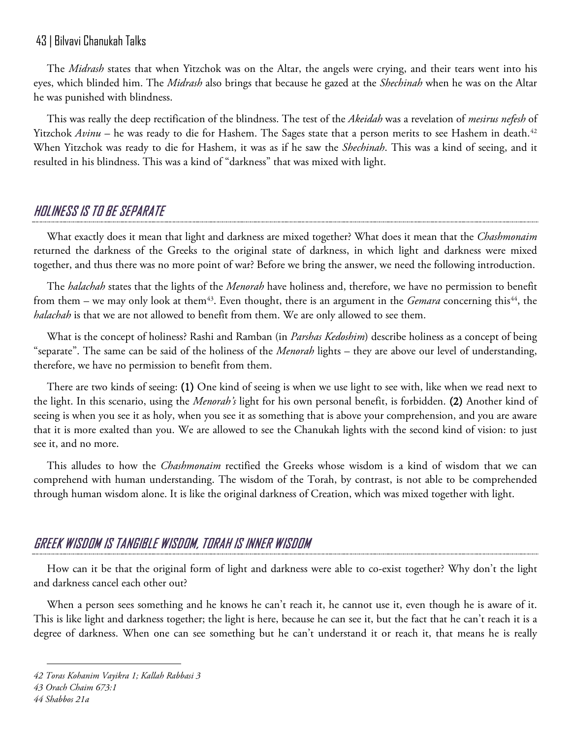The *Midrash* states that when Yitzchok was on the Altar, the angels were crying, and their tears went into his eyes, which blinded him. The *Midrash* also brings that because he gazed at the *Shechinah* when he was on the Altar he was punished with blindness.

This was really the deep rectification of the blindness. The test of the *Akeidah* was a revelation of *mesirus nefesh* of Yitzchok *Avinu* – he was ready to die for Hashem. The Sages state that a person merits to see Hashem in death.[42] When Yitzchok was ready to die for Hashem, it was as if he saw the *Shechinah*. This was a kind of seeing, and it resulted in his blindness. This was a kind of "darkness" that was mixed with light.

## HOLINESS IS TO BE SEPARATE

What exactly does it mean that light and darkness are mixed together? What does it mean that the *Chashmonaim* returned the darkness of the Greeks to the original state of darkness, in which light and darkness were mixed together, and thus there was no more point of war? Before we bring the answer, we need the following introduction.

The *halachah* states that the lights of the *Menorah* have holiness and, therefore, we have no permission to benefit from them – we may only look at them[43]. Even thought, there is an argument in the *Gemara* concerning this[44], the *halachah* is that we are not allowed to benefit from them. We are only allowed to see them.

What is the concept of holiness? Rashi and Ramban (in *Parshas Kedoshim*) describe holiness as a concept of being "separate". The same can be said of the holiness of the *Menorah* lights – they are above our level of understanding, therefore, we have no permission to benefit from them.

There are two kinds of seeing: **(1)** One kind of seeing is when we use light to see with, like when we read next to the light. In this scenario, using the *Menorah's* light for his own personal benefit, is forbidden. **(2)** Another kind of seeing is when you see it as holy, when you see it as something that is above your comprehension, and you are aware that it is more exalted than you. We are allowed to see the Chanukah lights with the second kind of vision: to just see it, and no more.

This alludes to how the *Chashmonaim* rectified the Greeks whose wisdom is a kind of wisdom that we can comprehend with human understanding. The wisdom of the Torah, by contrast, is not able to be comprehended through human wisdom alone. It is like the original darkness of Creation, which was mixed together with light.

## GREEK WISDOM IS TANGIBLE WISDOM, TORAH IS INNER WISDOM

How can it be that the original form of light and darkness were able to co-exist together? Why don't the light and darkness cancel each other out?

When a person sees something and he knows he can't reach it, he cannot use it, even though he is aware of it. This is like light and darkness together; the light is here, because he can see it, but the fact that he can't reach it is a degree of darkness. When one can see something but he can't understand it or reach it, that means he is really

---

*42 Toras Kohanim Vayikra 1; Kallah Rabbasi 3*

*43 Orach Chaim 673:1*

*44 Shabbos 21a*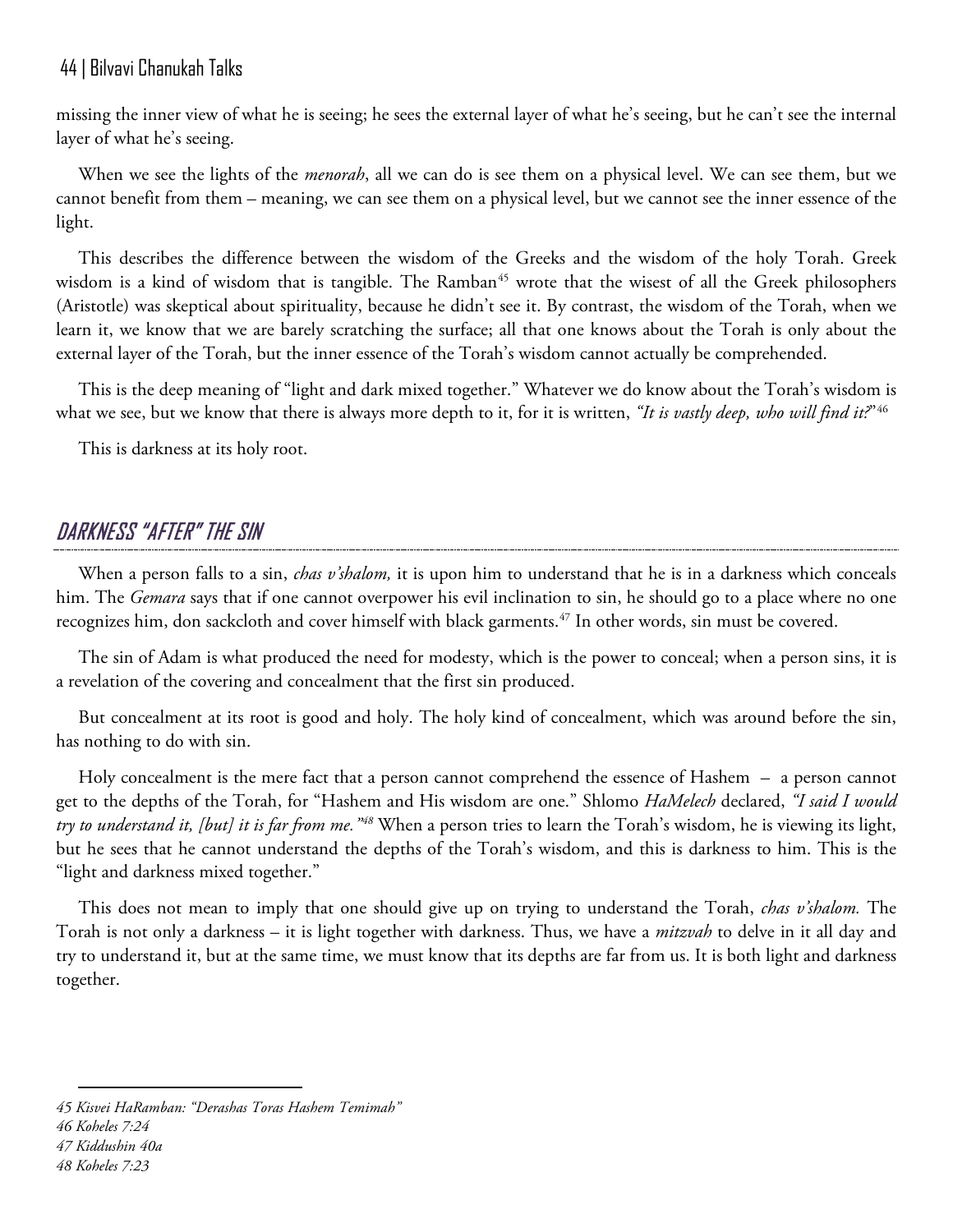missing the inner view of what he is seeing; he sees the external layer of what he's seeing, but he can't see the internal layer of what he's seeing.

When we see the lights of the *menorah*, all we can do is see them on a physical level. We can see them, but we cannot benefit from them – meaning, we can see them on a physical level, but we cannot see the inner essence of the light.

This describes the difference between the wisdom of the Greeks and the wisdom of the holy Torah. Greek wisdom is a kind of wisdom that is tangible. The Ramban[45] wrote that the wisest of all the Greek philosophers (Aristotle) was skeptical about spirituality, because he didn't see it. By contrast, the wisdom of the Torah, when we learn it, we know that we are barely scratching the surface; all that one knows about the Torah is only about the external layer of the Torah, but the inner essence of the Torah's wisdom cannot actually be comprehended.

This is the deep meaning of "light and dark mixed together." Whatever we do know about the Torah's wisdom is what we see, but we know that there is always more depth to it, for it is written, *"It is vastly deep, who will find it?"*[46]

This is darkness at its holy root.

## DARKNESS "AFTER" THE SIN

When a person falls to a sin, *chas v'shalom,* it is upon him to understand that he is in a darkness which conceals him. The *Gemara* says that if one cannot overpower his evil inclination to sin, he should go to a place where no one recognizes him, don sackcloth and cover himself with black garments.[47] In other words, sin must be covered.

The sin of Adam is what produced the need for modesty, which is the power to conceal; when a person sins, it is a revelation of the covering and concealment that the first sin produced.

But concealment at its root is good and holy. The holy kind of concealment, which was around before the sin, has nothing to do with sin.

Holy concealment is the mere fact that a person cannot comprehend the essence of Hashem – a person cannot get to the depths of the Torah, for "Hashem and His wisdom are one." Shlomo *HaMelech* declared, *"I said I would try to understand it, [but] it is far from me."*[48] When a person tries to learn the Torah's wisdom, he is viewing its light, but he sees that he cannot understand the depths of the Torah's wisdom, and this is darkness to him. This is the "light and darkness mixed together."

This does not mean to imply that one should give up on trying to understand the Torah, *chas v'shalom.* The Torah is not only a darkness – it is light together with darkness. Thus, we have a *mitzvah* to delve in it all day and try to understand it, but at the same time, we must know that its depths are far from us. It is both light and darkness together.

---

*45 Kisvei HaRamban: "Derashas Toras Hashem Temimah"*

*46 Koheles 7:24*

*47 Kiddushin 40a*

*48 Koheles 7:23*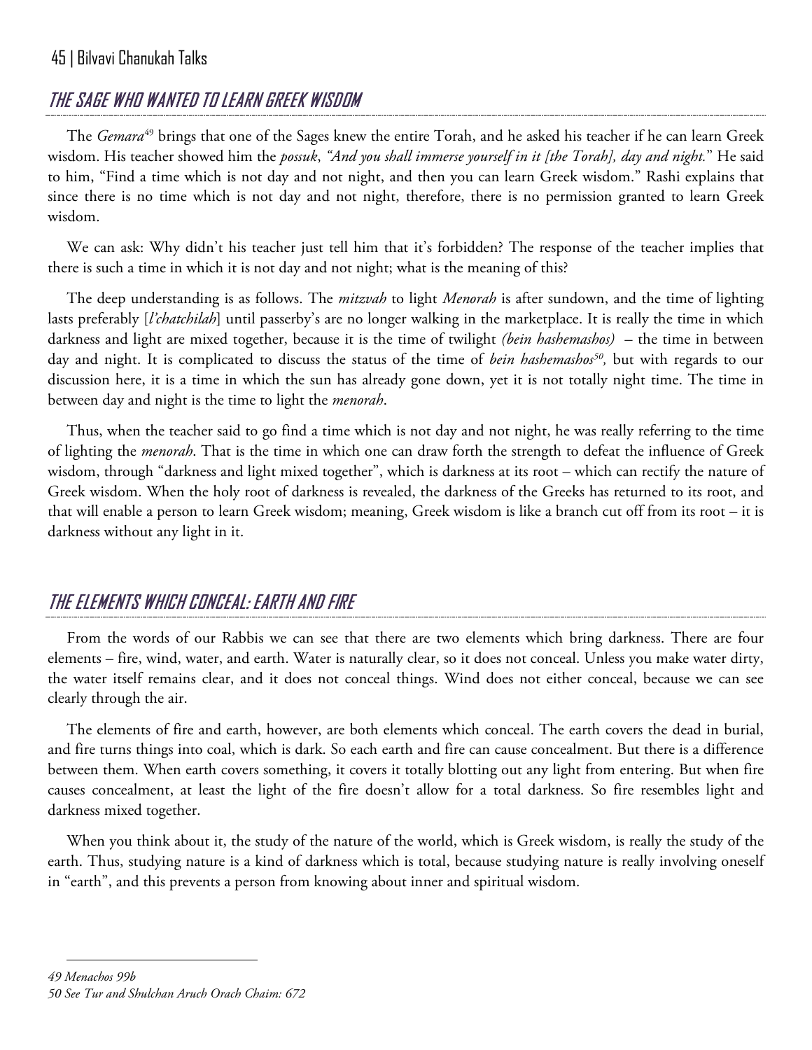## *THE SAGE WHO WANTED TO LEARN GREEK WISDOM*

The *Gemara*[49] brings that one of the Sages knew the entire Torah, and he asked his teacher if he can learn Greek wisdom. His teacher showed him the *possuk*, *"And you shall immerse yourself in it [the Torah], day and night."* He said to him, "Find a time which is not day and not night, and then you can learn Greek wisdom." Rashi explains that since there is no time which is not day and not night, therefore, there is no permission granted to learn Greek wisdom.

We can ask: Why didn't his teacher just tell him that it's forbidden? The response of the teacher implies that there is such a time in which it is not day and not night; what is the meaning of this?

The deep understanding is as follows. The *mitzvah* to light *Menorah* is after sundown, and the time of lighting lasts preferably [*l'chatchilah*] until passerby's are no longer walking in the marketplace. It is really the time in which darkness and light are mixed together, because it is the time of twilight *(bein hashemashos)* – the time in between day and night. It is complicated to discuss the status of the time of *bein hashemashos*[50], but with regards to our discussion here, it is a time in which the sun has already gone down, yet it is not totally night time. The time in between day and night is the time to light the *menorah*.

Thus, when the teacher said to go find a time which is not day and not night, he was really referring to the time of lighting the *menorah*. That is the time in which one can draw forth the strength to defeat the influence of Greek wisdom, through "darkness and light mixed together", which is darkness at its root – which can rectify the nature of Greek wisdom. When the holy root of darkness is revealed, the darkness of the Greeks has returned to its root, and that will enable a person to learn Greek wisdom; meaning, Greek wisdom is like a branch cut off from its root – it is darkness without any light in it.

## *THE ELEMENTS WHICH CONCEAL: EARTH AND FIRE*

From the words of our Rabbis we can see that there are two elements which bring darkness. There are four elements – fire, wind, water, and earth. Water is naturally clear, so it does not conceal. Unless you make water dirty, the water itself remains clear, and it does not conceal things. Wind does not either conceal, because we can see clearly through the air.

The elements of fire and earth, however, are both elements which conceal. The earth covers the dead in burial, and fire turns things into coal, which is dark. So each earth and fire can cause concealment. But there is a difference between them. When earth covers something, it covers it totally blotting out any light from entering. But when fire causes concealment, at least the light of the fire doesn't allow for a total darkness. So fire resembles light and darkness mixed together.

When you think about it, the study of the nature of the world, which is Greek wisdom, is really the study of the earth. Thus, studying nature is a kind of darkness which is total, because studying nature is really involving oneself in "earth", and this prevents a person from knowing about inner and spiritual wisdom.

---

*49 Menachos 99b*

*50 See Tur and Shulchan Aruch Orach Chaim: 672*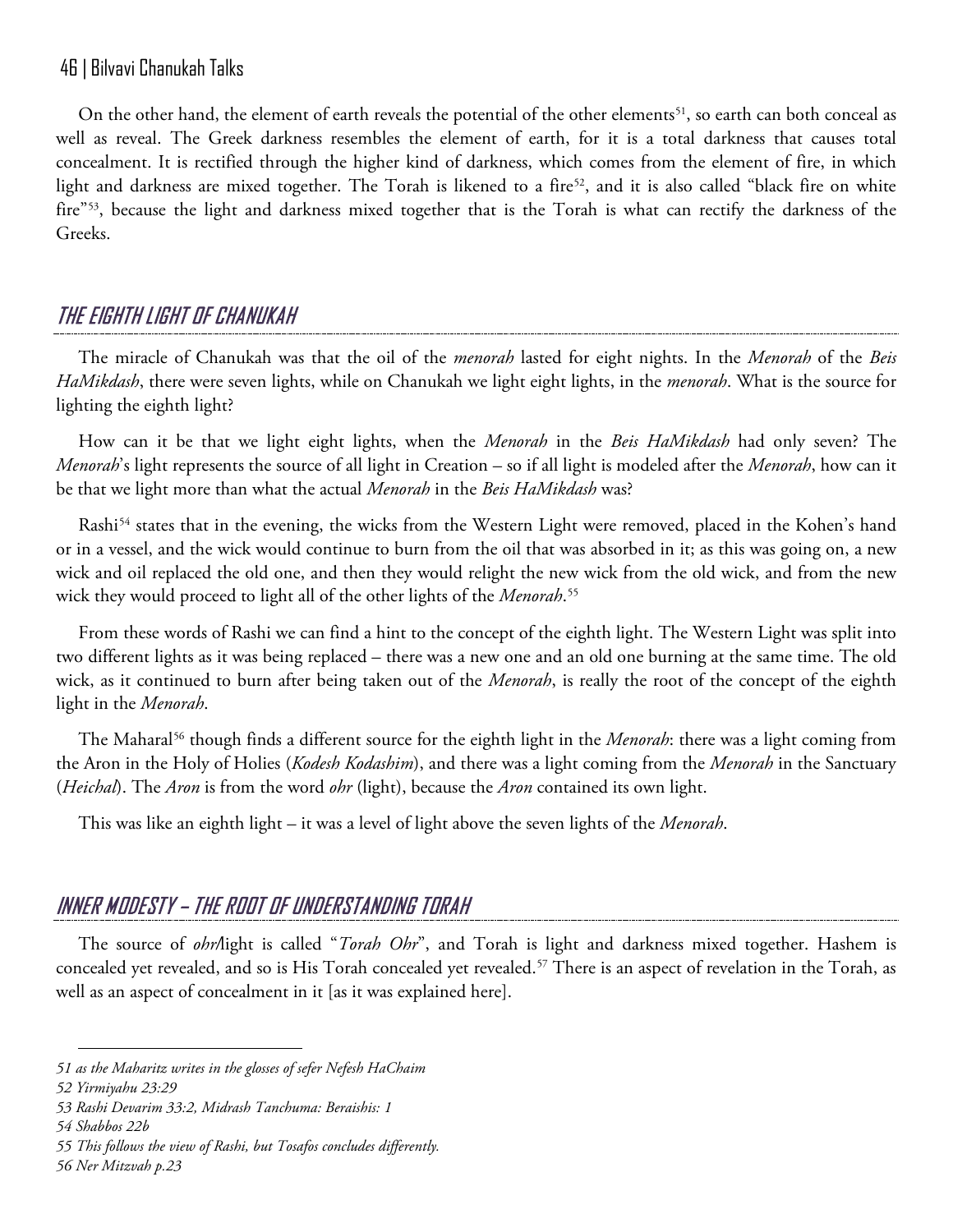On the other hand, the element of earth reveals the potential of the other elements[51], so earth can both conceal as well as reveal. The Greek darkness resembles the element of earth, for it is a total darkness that causes total concealment. It is rectified through the higher kind of darkness, which comes from the element of fire, in which light and darkness are mixed together. The Torah is likened to a fire[52], and it is also called "black fire on white fire"[53], because the light and darkness mixed together that is the Torah is what can rectify the darkness of the Greeks.

## THE EIGHTH LIGHT OF CHANUKAH

The miracle of Chanukah was that the oil of the *menorah* lasted for eight nights. In the *Menorah* of the *Beis HaMikdash*, there were seven lights, while on Chanukah we light eight lights, in the *menorah*. What is the source for lighting the eighth light?

How can it be that we light eight lights, when the *Menorah* in the *Beis HaMikdash* had only seven? The *Menorah*'s light represents the source of all light in Creation – so if all light is modeled after the *Menorah*, how can it be that we light more than what the actual *Menorah* in the *Beis HaMikdash* was?

Rashi[54] states that in the evening, the wicks from the Western Light were removed, placed in the Kohen's hand or in a vessel, and the wick would continue to burn from the oil that was absorbed in it; as this was going on, a new wick and oil replaced the old one, and then they would relight the new wick from the old wick, and from the new wick they would proceed to light all of the other lights of the *Menorah*.[55]

From these words of Rashi we can find a hint to the concept of the eighth light. The Western Light was split into two different lights as it was being replaced – there was a new one and an old one burning at the same time. The old wick, as it continued to burn after being taken out of the *Menorah*, is really the root of the concept of the eighth light in the *Menorah*.

The Maharal[56] though finds a different source for the eighth light in the *Menorah*: there was a light coming from the Aron in the Holy of Holies (*Kodesh Kodashim*), and there was a light coming from the *Menorah* in the Sanctuary (*Heichal*). The *Aron* is from the word *ohr* (light), because the *Aron* contained its own light.

This was like an eighth light – it was a level of light above the seven lights of the *Menorah*.

## INNER MODESTY – THE ROOT OF UNDERSTANDING TORAH

The source of *ohr*/light is called "*Torah Ohr*", and Torah is light and darkness mixed together. Hashem is concealed yet revealed, and so is His Torah concealed yet revealed.[57] There is an aspect of revelation in the Torah, as well as an aspect of concealment in it [as it was explained here].

---

*51 as the Maharitz writes in the glosses of sefer Nefesh HaChaim*

*52 Yirmiyahu 23:29*

*53 Rashi Devarim 33:2, Midrash Tanchuma: Beraishis: 1*

*54 Shabbos 22b*

*55 This follows the view of Rashi, but Tosafos concludes differently.*

*56 Ner Mitzvah p.23*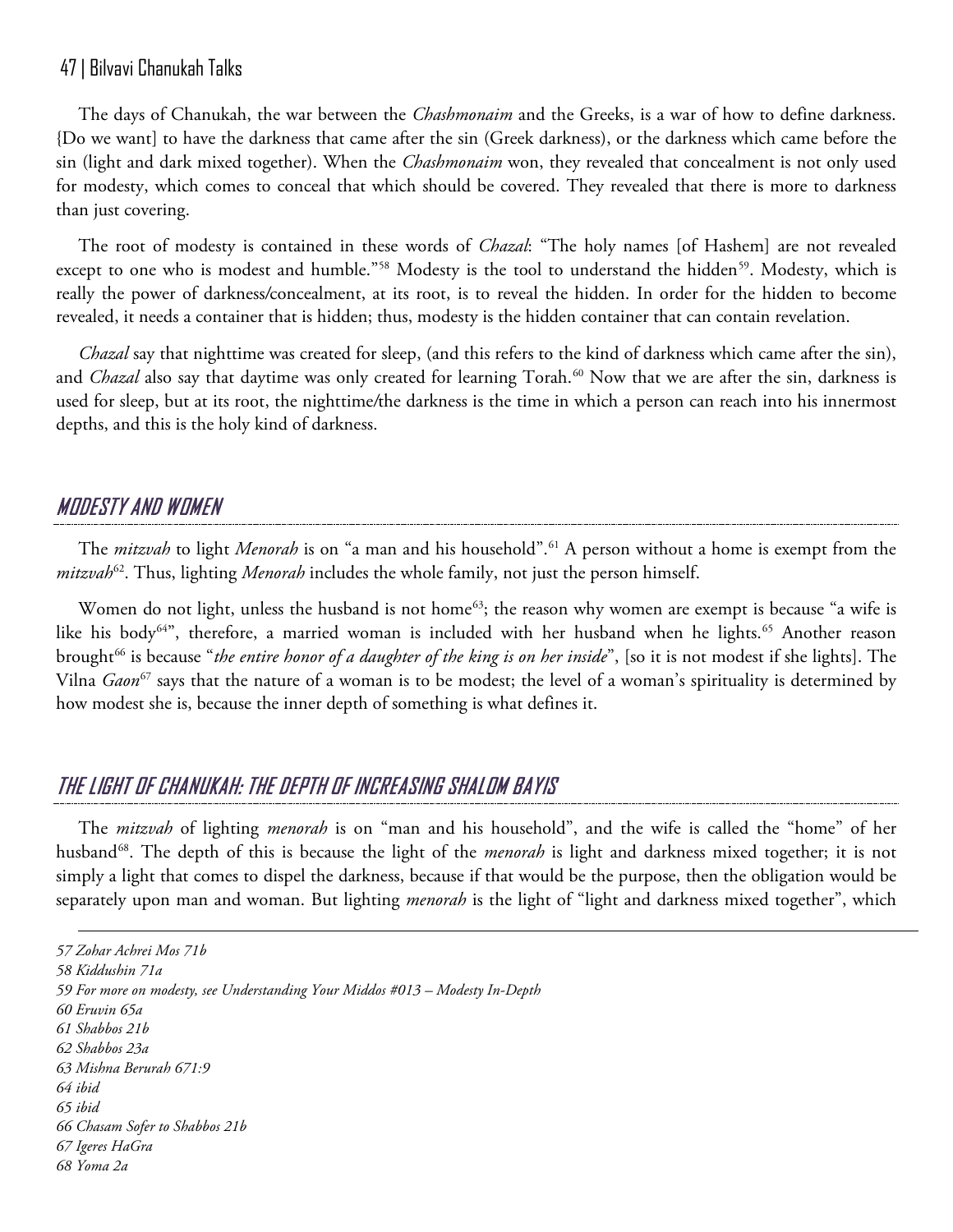The days of Chanukah, the war between the *Chashmonaim* and the Greeks, is a war of how to define darkness. {Do we want] to have the darkness that came after the sin (Greek darkness), or the darkness which came before the sin (light and dark mixed together). When the *Chashmonaim* won, they revealed that concealment is not only used for modesty, which comes to conceal that which should be covered. They revealed that there is more to darkness than just covering.

The root of modesty is contained in these words of *Chazal*: "The holy names [of Hashem] are not revealed except to one who is modest and humble."[58] Modesty is the tool to understand the hidden[59]. Modesty, which is really the power of darkness/concealment, at its root, is to reveal the hidden. In order for the hidden to become revealed, it needs a container that is hidden; thus, modesty is the hidden container that can contain revelation.

*Chazal* say that nighttime was created for sleep, (and this refers to the kind of darkness which came after the sin), and *Chazal* also say that daytime was only created for learning Torah.[60] Now that we are after the sin, darkness is used for sleep, but at its root, the nighttime/the darkness is the time in which a person can reach into his innermost depths, and this is the holy kind of darkness.

## MODESTY AND WOMEN

The *mitzvah* to light *Menorah* is on "a man and his household".[61] A person without a home is exempt from the *mitzvah*[62]. Thus, lighting *Menorah* includes the whole family, not just the person himself.

Women do not light, unless the husband is not home[63]; the reason why women are exempt is because "a wife is like his body[64]", therefore, a married woman is included with her husband when he lights.[65] Another reason brought[66] is because "*the entire honor of a daughter of the king is on her inside*", [so it is not modest if she lights]. The Vilna *Gaon*[67] says that the nature of a woman is to be modest; the level of a woman's spirituality is determined by how modest she is, because the inner depth of something is what defines it.

## THE LIGHT OF CHANUKAH: THE DEPTH OF INCREASING SHALOM BAYIS

The *mitzvah* of lighting *menorah* is on "man and his household", and the wife is called the "home" of her husband[68]. The depth of this is because the light of the *menorah* is light and darkness mixed together; it is not simply a light that comes to dispel the darkness, because if that would be the purpose, then the obligation would be separately upon man and woman. But lighting *menorah* is the light of "light and darkness mixed together", which

---

*57 Zohar Achrei Mos 71b*
*58 Kiddushin 71a*
*59 For more on modesty, see Understanding Your Middos #013 – Modesty In-Depth*
*60 Eruvin 65a*
*61 Shabbos 21b*
*62 Shabbos 23a*
*63 Mishna Berurah 671:9*
*64 ibid*
*65 ibid*
*66 Chasam Sofer to Shabbos 21b*
*67 Igeres HaGra*
*68 Yoma 2a*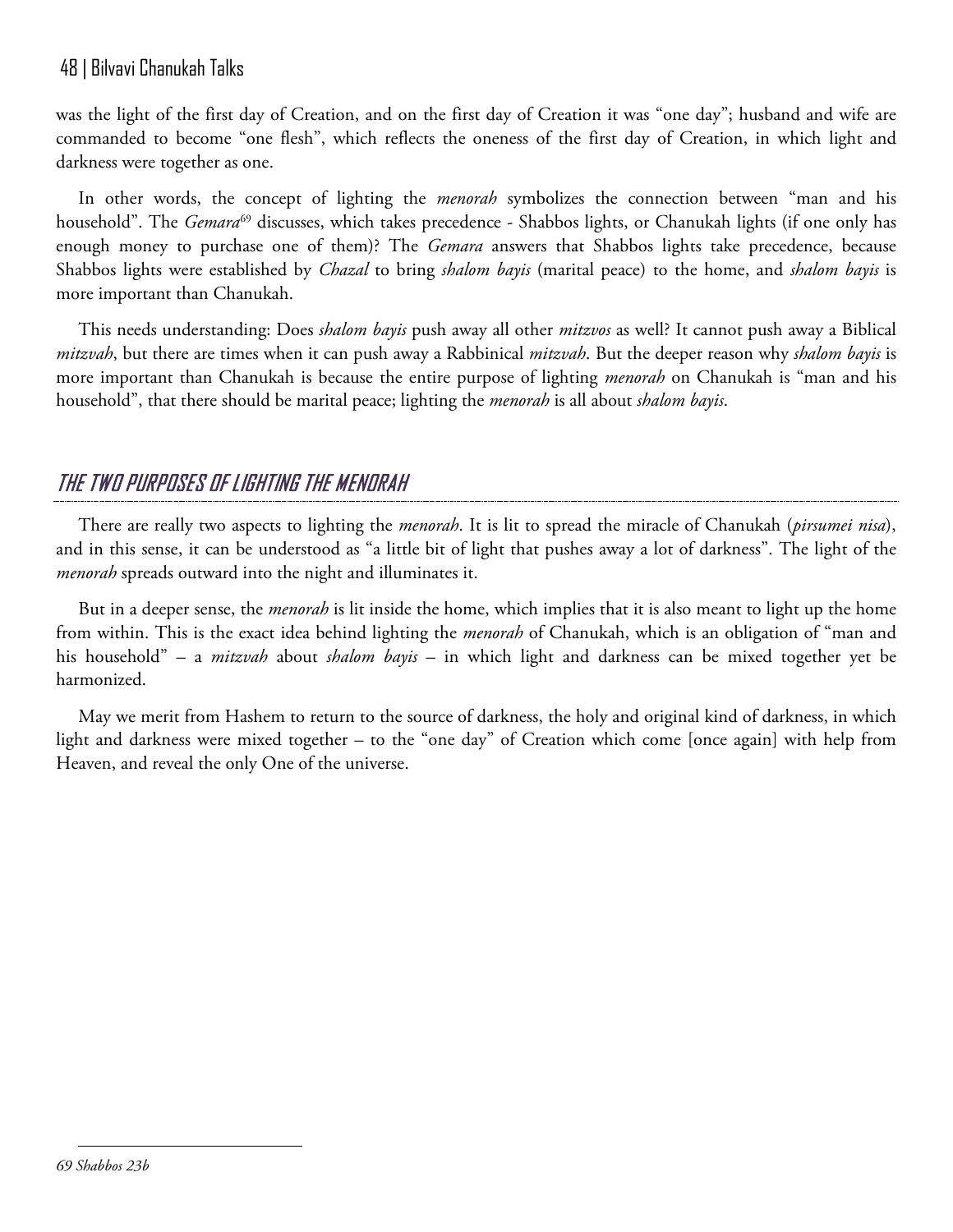was the light of the first day of Creation, and on the first day of Creation it was "one day"; husband and wife are commanded to become "one flesh", which reflects the oneness of the first day of Creation, in which light and darkness were together as one.

In other words, the concept of lighting the *menorah* symbolizes the connection between "man and his household". The *Gemara*[69] discusses, which takes precedence - Shabbos lights, or Chanukah lights (if one only has enough money to purchase one of them)? The *Gemara* answers that Shabbos lights take precedence, because Shabbos lights were established by *Chazal* to bring *shalom bayis* (marital peace) to the home, and *shalom bayis* is more important than Chanukah.

This needs understanding: Does *shalom bayis* push away all other *mitzvos* as well? It cannot push away a Biblical *mitzvah*, but there are times when it can push away a Rabbinical *mitzvah*. But the deeper reason why *shalom bayis* is more important than Chanukah is because the entire purpose of lighting *menorah* on Chanukah is "man and his household", that there should be marital peace; lighting the *menorah* is all about *shalom bayis*.

## *The Two Purposes of Lighting the Menorah*

There are really two aspects to lighting the *menorah*. It is lit to spread the miracle of Chanukah (*pirsumei nisa*), and in this sense, it can be understood as "a little bit of light that pushes away a lot of darkness". The light of the *menorah* spreads outward into the night and illuminates it.

But in a deeper sense, the *menorah* is lit inside the home, which implies that it is also meant to light up the home from within. This is the exact idea behind lighting the *menorah* of Chanukah, which is an obligation of "man and his household" – a *mitzvah* about *shalom bayis* – in which light and darkness can be mixed together yet be harmonized.

May we merit from Hashem to return to the source of darkness, the holy and original kind of darkness, in which light and darkness were mixed together – to the "one day" of Creation which come [once again] with help from Heaven, and reveal the only One of the universe.

---

*69 Shabbos 23b*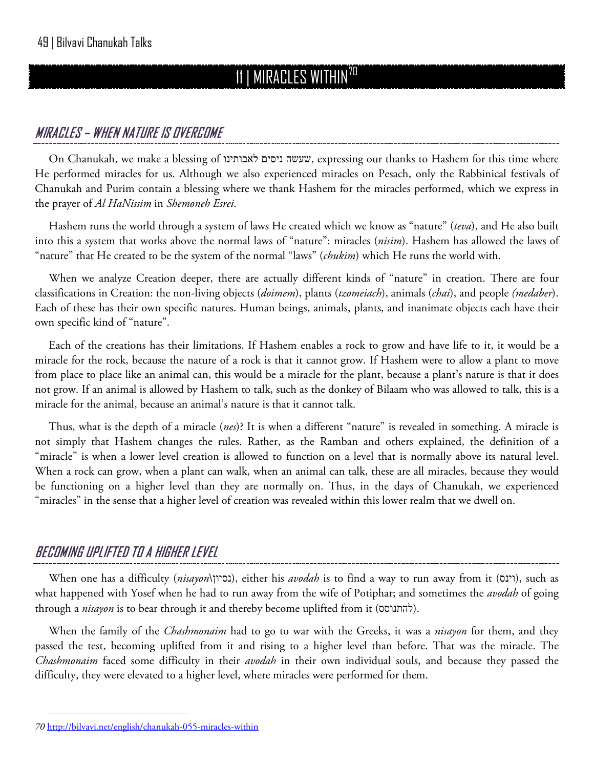# 11 | MIRACLES WITHIN[70]

## MIRACLES – WHEN NATURE IS OVERCOME

On Chanukah, we make a blessing of שעשה ניסים לאבותינו, expressing our thanks to Hashem for this time where He performed miracles for us. Although we also experienced miracles on Pesach, only the Rabbinical festivals of Chanukah and Purim contain a blessing where we thank Hashem for the miracles performed, which we express in the prayer of *Al HaNissim* in *Shemoneh Esrei*.

Hashem runs the world through a system of laws He created which we know as "nature" (*teva*), and He also built into this a system that works above the normal laws of "nature": miracles (*nisim*). Hashem has allowed the laws of "nature" that He created to be the system of the normal "laws" (*chukim*) which He runs the world with.

When we analyze Creation deeper, there are actually different kinds of "nature" in creation. There are four classifications in Creation: the non-living objects (*doimem*), plants (*tzomeiach*), animals (*chai*), and people *(medaber*). Each of these has their own specific natures. Human beings, animals, plants, and inanimate objects each have their own specific kind of "nature".

Each of the creations has their limitations. If Hashem enables a rock to grow and have life to it, it would be a miracle for the rock, because the nature of a rock is that it cannot grow. If Hashem were to allow a plant to move from place to place like an animal can, this would be a miracle for the plant, because a plant's nature is that it does not grow. If an animal is allowed by Hashem to talk, such as the donkey of Bilaam who was allowed to talk, this is a miracle for the animal, because an animal's nature is that it cannot talk.

Thus, what is the depth of a miracle (*nes*)? It is when a different "nature" is revealed in something. A miracle is not simply that Hashem changes the rules. Rather, as the Ramban and others explained, the definition of a "miracle" is when a lower level creation is allowed to function on a level that is normally above its natural level. When a rock can grow, when a plant can walk, when an animal can talk, these are all miracles, because they would be functioning on a higher level than they are normally on. Thus, in the days of Chanukah, we experienced "miracles" in the sense that a higher level of creation was revealed within this lower realm that we dwell on.

## BECOMING UPLIFTED TO A HIGHER LEVEL

When one has a difficulty (*nisayon*\נסיון), either his *avodah* is to find a way to run away from it (וינס), such as what happened with Yosef when he had to run away from the wife of Potiphar; and sometimes the *avodah* of going through a *nisayon* is to bear through it and thereby become uplifted from it (להתנוסס).

When the family of the *Chashmonaim* had to go to war with the Greeks, it was a *nisayon* for them, and they passed the test, becoming uplifted from it and rising to a higher level than before. That was the miracle. The *Chashmonaim* faced some difficulty in their *avodah* in their own individual souls, and because they passed the difficulty, they were elevated to a higher level, where miracles were performed for them.

---

*70* http://bilvavi.net/english/chanukah-055-miracles-within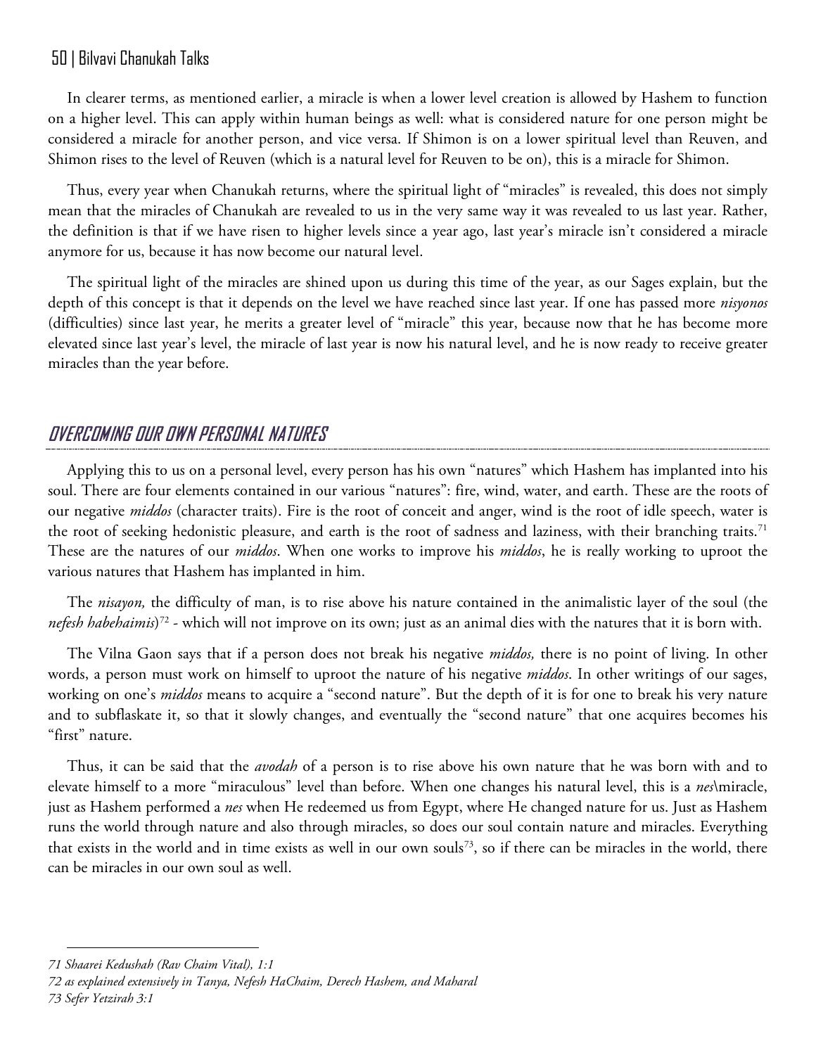In clearer terms, as mentioned earlier, a miracle is when a lower level creation is allowed by Hashem to function on a higher level. This can apply within human beings as well: what is considered nature for one person might be considered a miracle for another person, and vice versa. If Shimon is on a lower spiritual level than Reuven, and Shimon rises to the level of Reuven (which is a natural level for Reuven to be on), this is a miracle for Shimon.

Thus, every year when Chanukah returns, where the spiritual light of "miracles" is revealed, this does not simply mean that the miracles of Chanukah are revealed to us in the very same way it was revealed to us last year. Rather, the definition is that if we have risen to higher levels since a year ago, last year's miracle isn't considered a miracle anymore for us, because it has now become our natural level.

The spiritual light of the miracles are shined upon us during this time of the year, as our Sages explain, but the depth of this concept is that it depends on the level we have reached since last year. If one has passed more *nisyonos* (difficulties) since last year, he merits a greater level of "miracle" this year, because now that he has become more elevated since last year's level, the miracle of last year is now his natural level, and he is now ready to receive greater miracles than the year before.

## OVERCOMING OUR OWN PERSONAL NATURES

Applying this to us on a personal level, every person has his own "natures" which Hashem has implanted into his soul. There are four elements contained in our various "natures": fire, wind, water, and earth. These are the roots of our negative *middos* (character traits). Fire is the root of conceit and anger, wind is the root of idle speech, water is the root of seeking hedonistic pleasure, and earth is the root of sadness and laziness, with their branching traits.[71] These are the natures of our *middos*. When one works to improve his *middos*, he is really working to uproot the various natures that Hashem has implanted in him.

The *nisayon,* the difficulty of man, is to rise above his nature contained in the animalistic layer of the soul (the *nefesh habehaimis*)[72] - which will not improve on its own; just as an animal dies with the natures that it is born with.

The Vilna Gaon says that if a person does not break his negative *middos,* there is no point of living. In other words, a person must work on himself to uproot the nature of his negative *middos*. In other writings of our sages, working on one's *middos* means to acquire a "second nature". But the depth of it is for one to break his very nature and to subflaskate it, so that it slowly changes, and eventually the "second nature" that one acquires becomes his "first" nature.

Thus, it can be said that the *avodah* of a person is to rise above his own nature that he was born with and to elevate himself to a more "miraculous" level than before. When one changes his natural level, this is a *nes*\miracle, just as Hashem performed a *nes* when He redeemed us from Egypt, where He changed nature for us. Just as Hashem runs the world through nature and also through miracles, so does our soul contain nature and miracles. Everything that exists in the world and in time exists as well in our own souls[73], so if there can be miracles in the world, there can be miracles in our own soul as well.

---

*71 Shaarei Kedushah (Rav Chaim Vital), 1:1*

*72 as explained extensively in Tanya, Nefesh HaChaim, Derech Hashem, and Maharal*

*73 Sefer Yetzirah 3:1*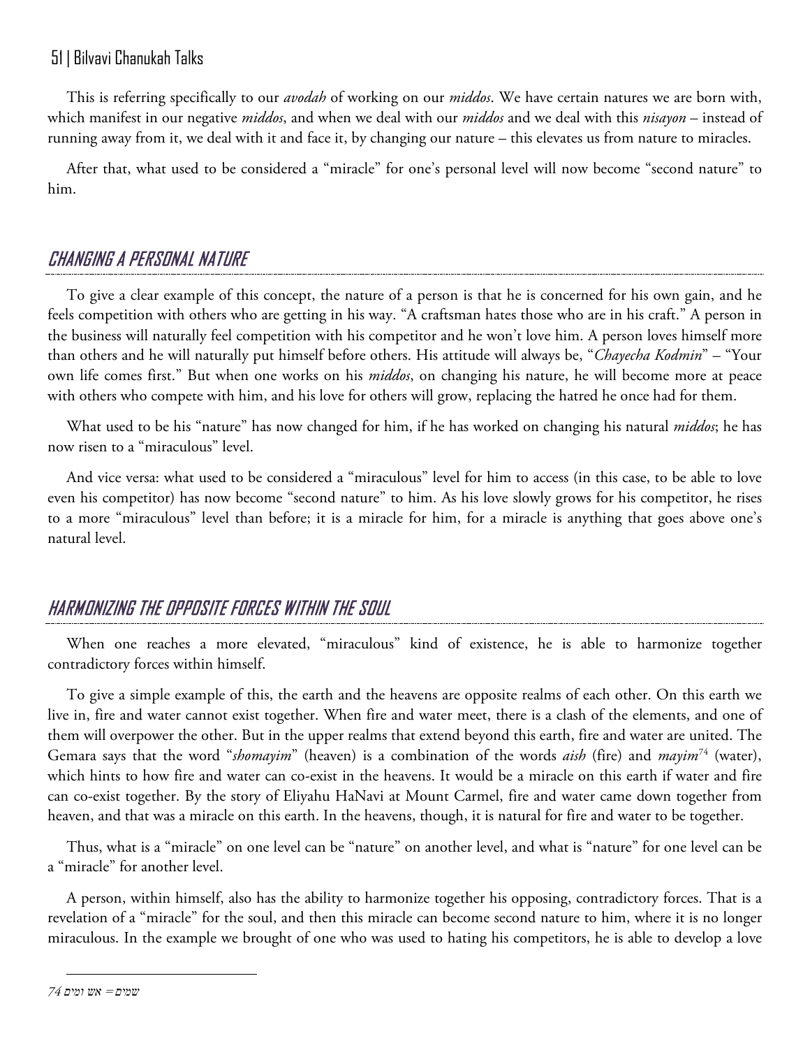This is referring specifically to our *avodah* of working on our *middos*. We have certain natures we are born with, which manifest in our negative *middos*, and when we deal with our *middos* and we deal with this *nisayon* – instead of running away from it, we deal with it and face it, by changing our nature – this elevates us from nature to miracles.

After that, what used to be considered a "miracle" for one's personal level will now become "second nature" to him.

## CHANGING A PERSONAL NATURE

To give a clear example of this concept, the nature of a person is that he is concerned for his own gain, and he feels competition with others who are getting in his way. "A craftsman hates those who are in his craft." A person in the business will naturally feel competition with his competitor and he won't love him. A person loves himself more than others and he will naturally put himself before others. His attitude will always be, "*Chayecha Kodmin*" – "Your own life comes first." But when one works on his *middos*, on changing his nature, he will become more at peace with others who compete with him, and his love for others will grow, replacing the hatred he once had for them.

What used to be his "nature" has now changed for him, if he has worked on changing his natural *middos*; he has now risen to a "miraculous" level.

And vice versa: what used to be considered a "miraculous" level for him to access (in this case, to be able to love even his competitor) has now become "second nature" to him. As his love slowly grows for his competitor, he rises to a more "miraculous" level than before; it is a miracle for him, for a miracle is anything that goes above one's natural level.

## HARMONIZING THE OPPOSITE FORCES WITHIN THE SOUL

When one reaches a more elevated, "miraculous" kind of existence, he is able to harmonize together contradictory forces within himself.

To give a simple example of this, the earth and the heavens are opposite realms of each other. On this earth we live in, fire and water cannot exist together. When fire and water meet, there is a clash of the elements, and one of them will overpower the other. But in the upper realms that extend beyond this earth, fire and water are united. The Gemara says that the word "*shomayim*" (heaven) is a combination of the words *aish* (fire) and *mayim*[74] (water), which hints to how fire and water can co-exist in the heavens. It would be a miracle on this earth if water and fire can co-exist together. By the story of Eliyahu HaNavi at Mount Carmel, fire and water came down together from heaven, and that was a miracle on this earth. In the heavens, though, it is natural for fire and water to be together.

Thus, what is a "miracle" on one level can be "nature" on another level, and what is "nature" for one level can be a "miracle" for another level.

A person, within himself, also has the ability to harmonize together his opposing, contradictory forces. That is a revelation of a "miracle" for the soul, and then this miracle can become second nature to him, where it is no longer miraculous. In the example we brought of one who was used to hating his competitors, he is able to develop a love

---

74 שמים = אש ומים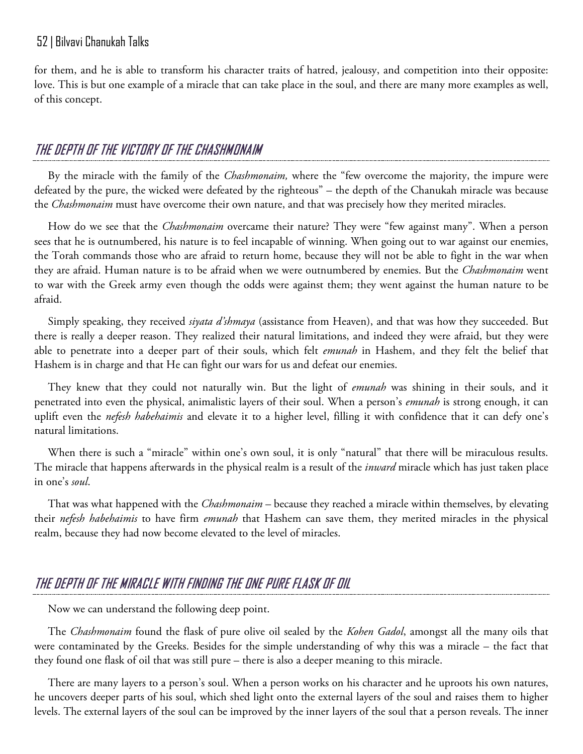for them, and he is able to transform his character traits of hatred, jealousy, and competition into their opposite: love. This is but one example of a miracle that can take place in the soul, and there are many more examples as well, of this concept.

## THE DEPTH OF THE VICTORY OF THE CHASHMONAIM

By the miracle with the family of the *Chashmonaim,* where the "few overcome the majority, the impure were defeated by the pure, the wicked were defeated by the righteous" – the depth of the Chanukah miracle was because the *Chashmonaim* must have overcome their own nature, and that was precisely how they merited miracles.

How do we see that the *Chashmonaim* overcame their nature? They were "few against many". When a person sees that he is outnumbered, his nature is to feel incapable of winning. When going out to war against our enemies, the Torah commands those who are afraid to return home, because they will not be able to fight in the war when they are afraid. Human nature is to be afraid when we were outnumbered by enemies. But the *Chashmonaim* went to war with the Greek army even though the odds were against them; they went against the human nature to be afraid.

Simply speaking, they received *siyata d'shmaya* (assistance from Heaven), and that was how they succeeded. But there is really a deeper reason. They realized their natural limitations, and indeed they were afraid, but they were able to penetrate into a deeper part of their souls, which felt *emunah* in Hashem, and they felt the belief that Hashem is in charge and that He can fight our wars for us and defeat our enemies.

They knew that they could not naturally win. But the light of *emunah* was shining in their souls, and it penetrated into even the physical, animalistic layers of their soul. When a person's *emunah* is strong enough, it can uplift even the *nefesh habehaimis* and elevate it to a higher level, filling it with confidence that it can defy one's natural limitations.

When there is such a "miracle" within one's own soul, it is only "natural" that there will be miraculous results. The miracle that happens afterwards in the physical realm is a result of the *inward* miracle which has just taken place in one's *soul*.

That was what happened with the *Chashmonaim* – because they reached a miracle within themselves, by elevating their *nefesh habehaimis* to have firm *emunah* that Hashem can save them, they merited miracles in the physical realm, because they had now become elevated to the level of miracles.

## THE DEPTH OF THE MIRACLE WITH FINDING THE ONE PURE FLASK OF OIL

Now we can understand the following deep point.

The *Chashmonaim* found the flask of pure olive oil sealed by the *Kohen Gadol*, amongst all the many oils that were contaminated by the Greeks. Besides for the simple understanding of why this was a miracle – the fact that they found one flask of oil that was still pure – there is also a deeper meaning to this miracle.

There are many layers to a person's soul. When a person works on his character and he uproots his own natures, he uncovers deeper parts of his soul, which shed light onto the external layers of the soul and raises them to higher levels. The external layers of the soul can be improved by the inner layers of the soul that a person reveals. The inner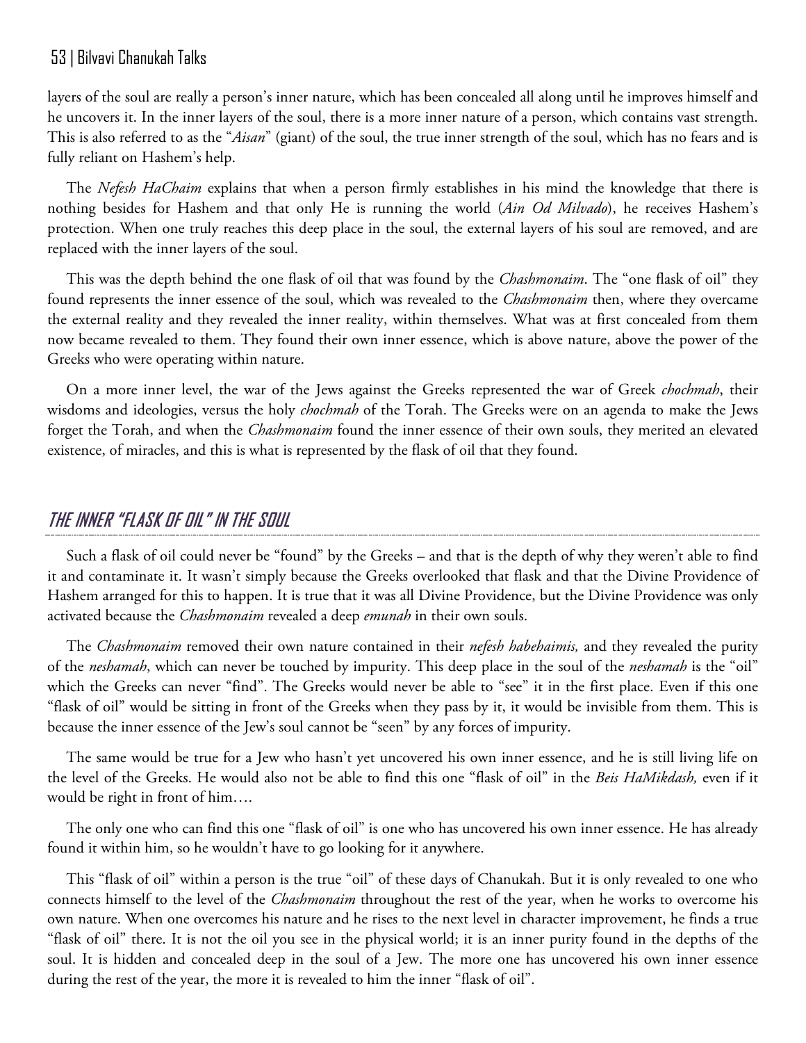layers of the soul are really a person's inner nature, which has been concealed all along until he improves himself and he uncovers it. In the inner layers of the soul, there is a more inner nature of a person, which contains vast strength. This is also referred to as the "*Aisan*" (giant) of the soul, the true inner strength of the soul, which has no fears and is fully reliant on Hashem's help.

The *Nefesh HaChaim* explains that when a person firmly establishes in his mind the knowledge that there is nothing besides for Hashem and that only He is running the world (*Ain Od Milvado*), he receives Hashem's protection. When one truly reaches this deep place in the soul, the external layers of his soul are removed, and are replaced with the inner layers of the soul.

This was the depth behind the one flask of oil that was found by the *Chashmonaim*. The "one flask of oil" they found represents the inner essence of the soul, which was revealed to the *Chashmonaim* then, where they overcame the external reality and they revealed the inner reality, within themselves. What was at first concealed from them now became revealed to them. They found their own inner essence, which is above nature, above the power of the Greeks who were operating within nature.

On a more inner level, the war of the Jews against the Greeks represented the war of Greek *chochmah*, their wisdoms and ideologies, versus the holy *chochmah* of the Torah. The Greeks were on an agenda to make the Jews forget the Torah, and when the *Chashmonaim* found the inner essence of their own souls, they merited an elevated existence, of miracles, and this is what is represented by the flask of oil that they found.

## THE INNER "FLASK OF OIL" IN THE SOUL

Such a flask of oil could never be "found" by the Greeks – and that is the depth of why they weren't able to find it and contaminate it. It wasn't simply because the Greeks overlooked that flask and that the Divine Providence of Hashem arranged for this to happen. It is true that it was all Divine Providence, but the Divine Providence was only activated because the *Chashmonaim* revealed a deep *emunah* in their own souls.

The *Chashmonaim* removed their own nature contained in their *nefesh habehaimis,* and they revealed the purity of the *neshamah*, which can never be touched by impurity. This deep place in the soul of the *neshamah* is the "oil" which the Greeks can never "find". The Greeks would never be able to "see" it in the first place. Even if this one "flask of oil" would be sitting in front of the Greeks when they pass by it, it would be invisible from them. This is because the inner essence of the Jew's soul cannot be "seen" by any forces of impurity.

The same would be true for a Jew who hasn't yet uncovered his own inner essence, and he is still living life on the level of the Greeks. He would also not be able to find this one "flask of oil" in the *Beis HaMikdash,* even if it would be right in front of him….

The only one who can find this one "flask of oil" is one who has uncovered his own inner essence. He has already found it within him, so he wouldn't have to go looking for it anywhere.

This "flask of oil" within a person is the true "oil" of these days of Chanukah. But it is only revealed to one who connects himself to the level of the *Chashmonaim* throughout the rest of the year, when he works to overcome his own nature. When one overcomes his nature and he rises to the next level in character improvement, he finds a true "flask of oil" there. It is not the oil you see in the physical world; it is an inner purity found in the depths of the soul. It is hidden and concealed deep in the soul of a Jew. The more one has uncovered his own inner essence during the rest of the year, the more it is revealed to him the inner "flask of oil".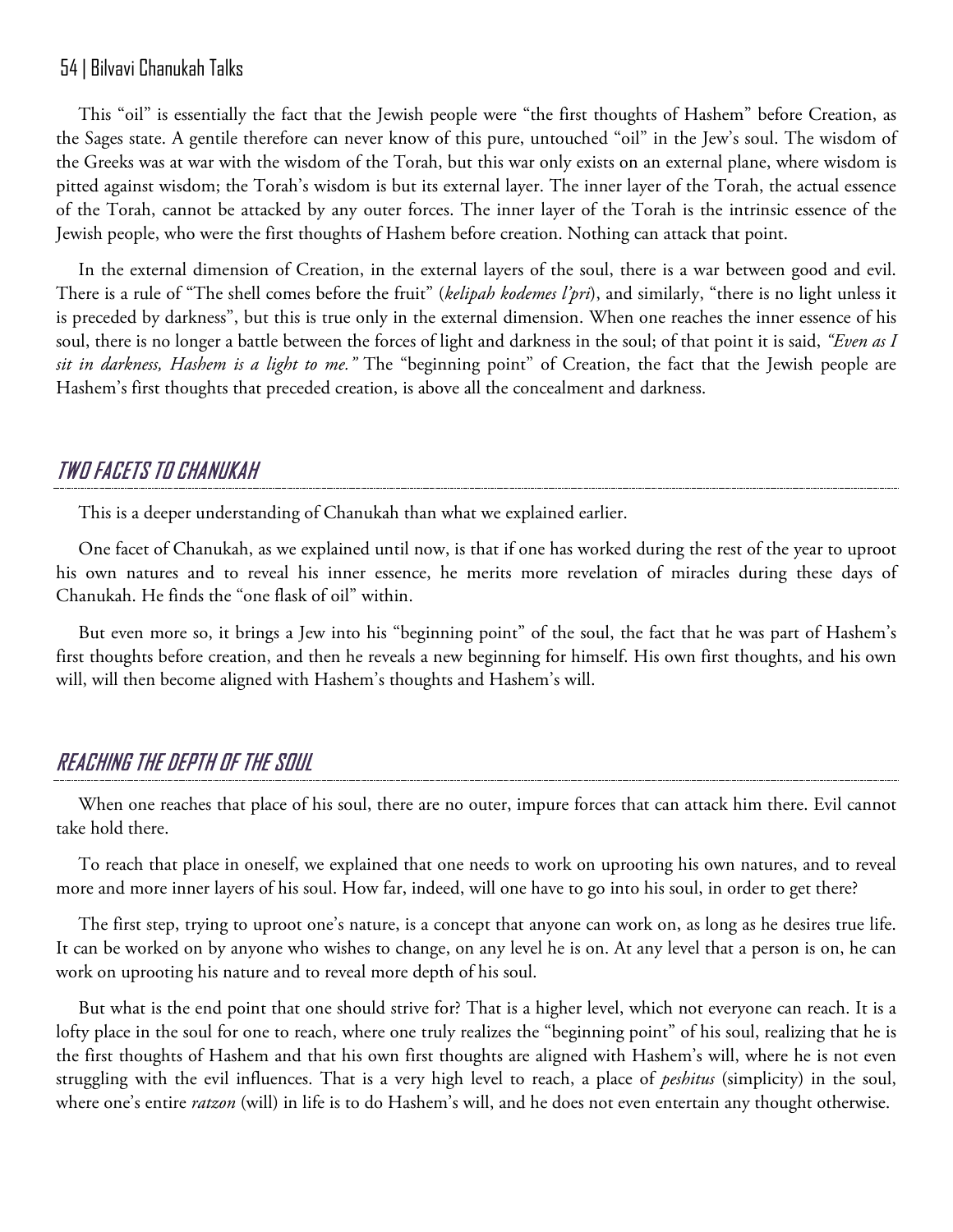This "oil" is essentially the fact that the Jewish people were "the first thoughts of Hashem" before Creation, as the Sages state. A gentile therefore can never know of this pure, untouched "oil" in the Jew's soul. The wisdom of the Greeks was at war with the wisdom of the Torah, but this war only exists on an external plane, where wisdom is pitted against wisdom; the Torah's wisdom is but its external layer. The inner layer of the Torah, the actual essence of the Torah, cannot be attacked by any outer forces. The inner layer of the Torah is the intrinsic essence of the Jewish people, who were the first thoughts of Hashem before creation. Nothing can attack that point.

In the external dimension of Creation, in the external layers of the soul, there is a war between good and evil. There is a rule of "The shell comes before the fruit" (*kelipah kodemes l'pri*), and similarly, "there is no light unless it is preceded by darkness", but this is true only in the external dimension. When one reaches the inner essence of his soul, there is no longer a battle between the forces of light and darkness in the soul; of that point it is said, *"Even as I sit in darkness, Hashem is a light to me."* The "beginning point" of Creation, the fact that the Jewish people are Hashem's first thoughts that preceded creation, is above all the concealment and darkness.

## TWO FACETS TO CHANUKAH

This is a deeper understanding of Chanukah than what we explained earlier.

One facet of Chanukah, as we explained until now, is that if one has worked during the rest of the year to uproot his own natures and to reveal his inner essence, he merits more revelation of miracles during these days of Chanukah. He finds the "one flask of oil" within.

But even more so, it brings a Jew into his "beginning point" of the soul, the fact that he was part of Hashem's first thoughts before creation, and then he reveals a new beginning for himself. His own first thoughts, and his own will, will then become aligned with Hashem's thoughts and Hashem's will.

## REACHING THE DEPTH OF THE SOUL

When one reaches that place of his soul, there are no outer, impure forces that can attack him there. Evil cannot take hold there.

To reach that place in oneself, we explained that one needs to work on uprooting his own natures, and to reveal more and more inner layers of his soul. How far, indeed, will one have to go into his soul, in order to get there?

The first step, trying to uproot one's nature, is a concept that anyone can work on, as long as he desires true life. It can be worked on by anyone who wishes to change, on any level he is on. At any level that a person is on, he can work on uprooting his nature and to reveal more depth of his soul.

But what is the end point that one should strive for? That is a higher level, which not everyone can reach. It is a lofty place in the soul for one to reach, where one truly realizes the "beginning point" of his soul, realizing that he is the first thoughts of Hashem and that his own first thoughts are aligned with Hashem's will, where he is not even struggling with the evil influences. That is a very high level to reach, a place of *peshitus* (simplicity) in the soul, where one's entire *ratzon* (will) in life is to do Hashem's will, and he does not even entertain any thought otherwise.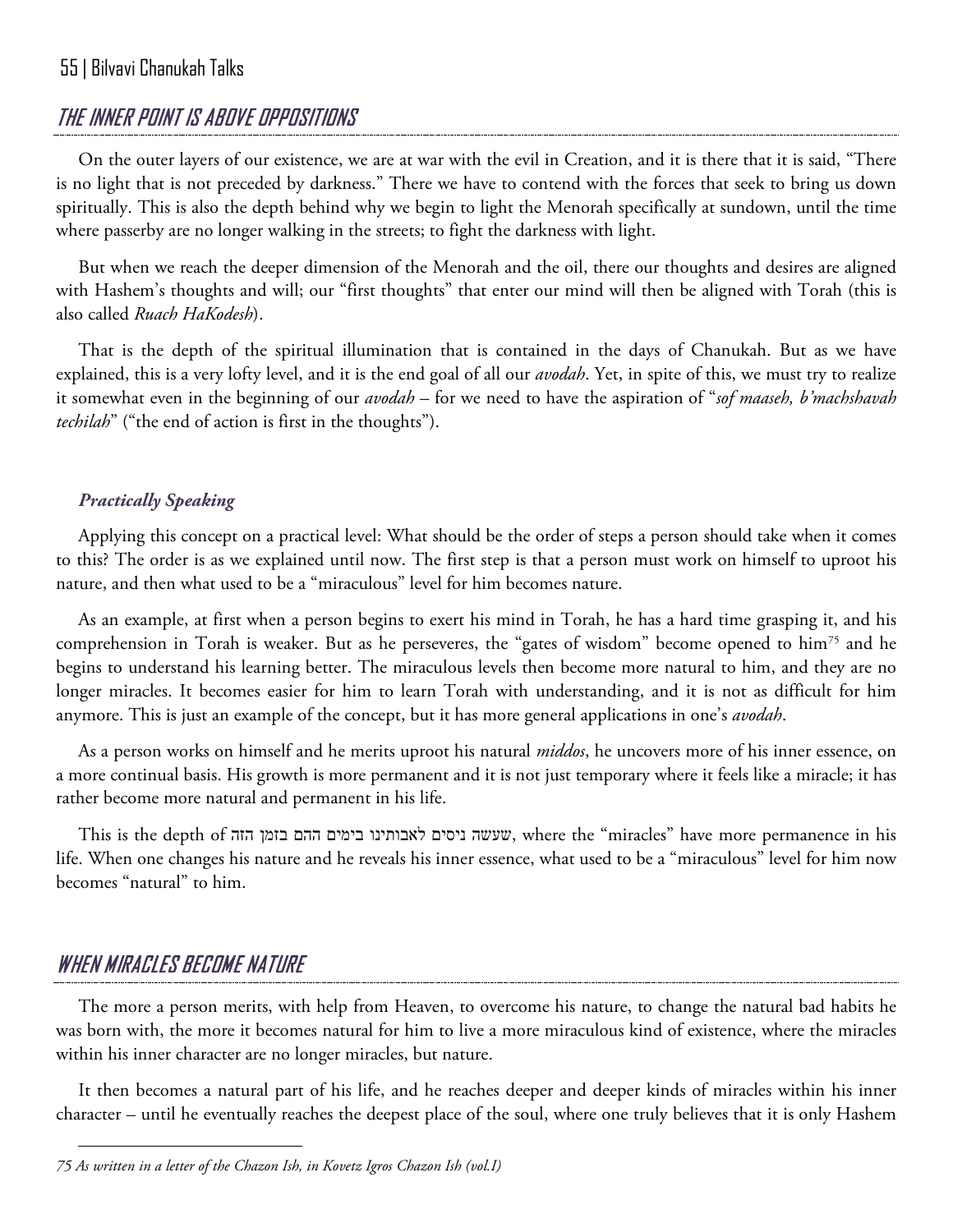## THE INNER POINT IS ABOVE OPPOSITIONS

On the outer layers of our existence, we are at war with the evil in Creation, and it is there that it is said, "There is no light that is not preceded by darkness." There we have to contend with the forces that seek to bring us down spiritually. This is also the depth behind why we begin to light the Menorah specifically at sundown, until the time where passerby are no longer walking in the streets; to fight the darkness with light.

But when we reach the deeper dimension of the Menorah and the oil, there our thoughts and desires are aligned with Hashem's thoughts and will; our "first thoughts" that enter our mind will then be aligned with Torah (this is also called *Ruach HaKodesh*).

That is the depth of the spiritual illumination that is contained in the days of Chanukah. But as we have explained, this is a very lofty level, and it is the end goal of all our *avodah*. Yet, in spite of this, we must try to realize it somewhat even in the beginning of our *avodah* – for we need to have the aspiration of "*sof maaseh, b'machshavah techilah*" ("the end of action is first in the thoughts").

### *Practically Speaking*

Applying this concept on a practical level: What should be the order of steps a person should take when it comes to this? The order is as we explained until now. The first step is that a person must work on himself to uproot his nature, and then what used to be a "miraculous" level for him becomes nature.

As an example, at first when a person begins to exert his mind in Torah, he has a hard time grasping it, and his comprehension in Torah is weaker. But as he perseveres, the "gates of wisdom" become opened to him[75] and he begins to understand his learning better. The miraculous levels then become more natural to him, and they are no longer miracles. It becomes easier for him to learn Torah with understanding, and it is not as difficult for him anymore. This is just an example of the concept, but it has more general applications in one's *avodah*.

As a person works on himself and he merits uproot his natural *middos*, he uncovers more of his inner essence, on a more continual basis. His growth is more permanent and it is not just temporary where it feels like a miracle; it has rather become more natural and permanent in his life.

This is the depth of שעשה ניסים לאבותינו בימים ההם בזמן הזה, where the "miracles" have more permanence in his life. When one changes his nature and he reveals his inner essence, what used to be a "miraculous" level for him now becomes "natural" to him.

## WHEN MIRACLES BECOME NATURE

The more a person merits, with help from Heaven, to overcome his nature, to change the natural bad habits he was born with, the more it becomes natural for him to live a more miraculous kind of existence, where the miracles within his inner character are no longer miracles, but nature.

It then becomes a natural part of his life, and he reaches deeper and deeper kinds of miracles within his inner character – until he eventually reaches the deepest place of the soul, where one truly believes that it is only Hashem

---

*75 As written in a letter of the Chazon Ish, in Kovetz Igros Chazon Ish (vol.I)*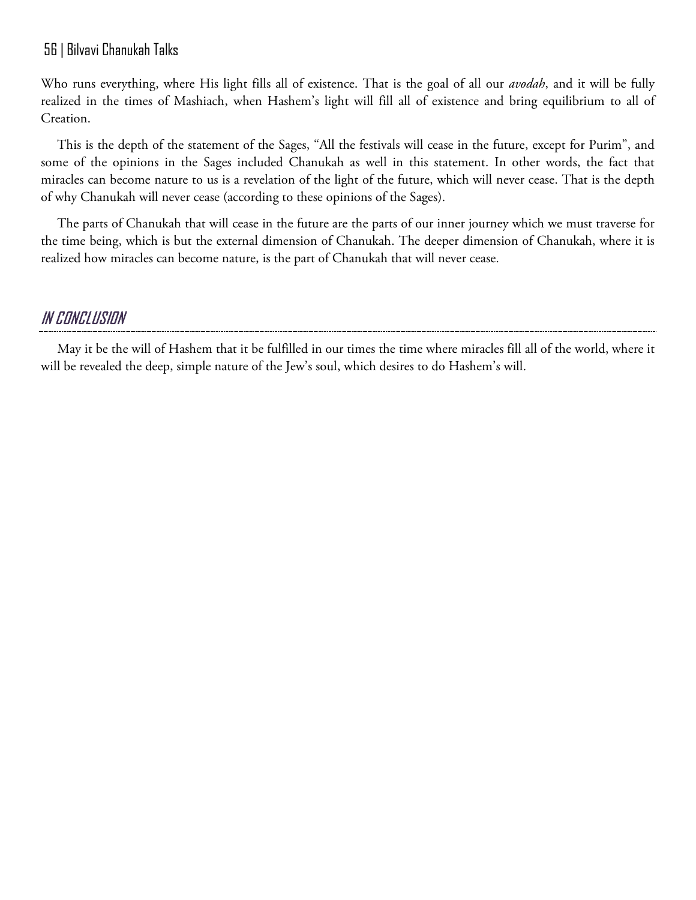Who runs everything, where His light fills all of existence. That is the goal of all our *avodah*, and it will be fully realized in the times of Mashiach, when Hashem's light will fill all of existence and bring equilibrium to all of Creation.

This is the depth of the statement of the Sages, "All the festivals will cease in the future, except for Purim", and some of the opinions in the Sages included Chanukah as well in this statement. In other words, the fact that miracles can become nature to us is a revelation of the light of the future, which will never cease. That is the depth of why Chanukah will never cease (according to these opinions of the Sages).

The parts of Chanukah that will cease in the future are the parts of our inner journey which we must traverse for the time being, which is but the external dimension of Chanukah. The deeper dimension of Chanukah, where it is realized how miracles can become nature, is the part of Chanukah that will never cease.

## IN CONCLUSION

May it be the will of Hashem that it be fulfilled in our times the time where miracles fill all of the world, where it will be revealed the deep, simple nature of the Jew's soul, which desires to do Hashem's will.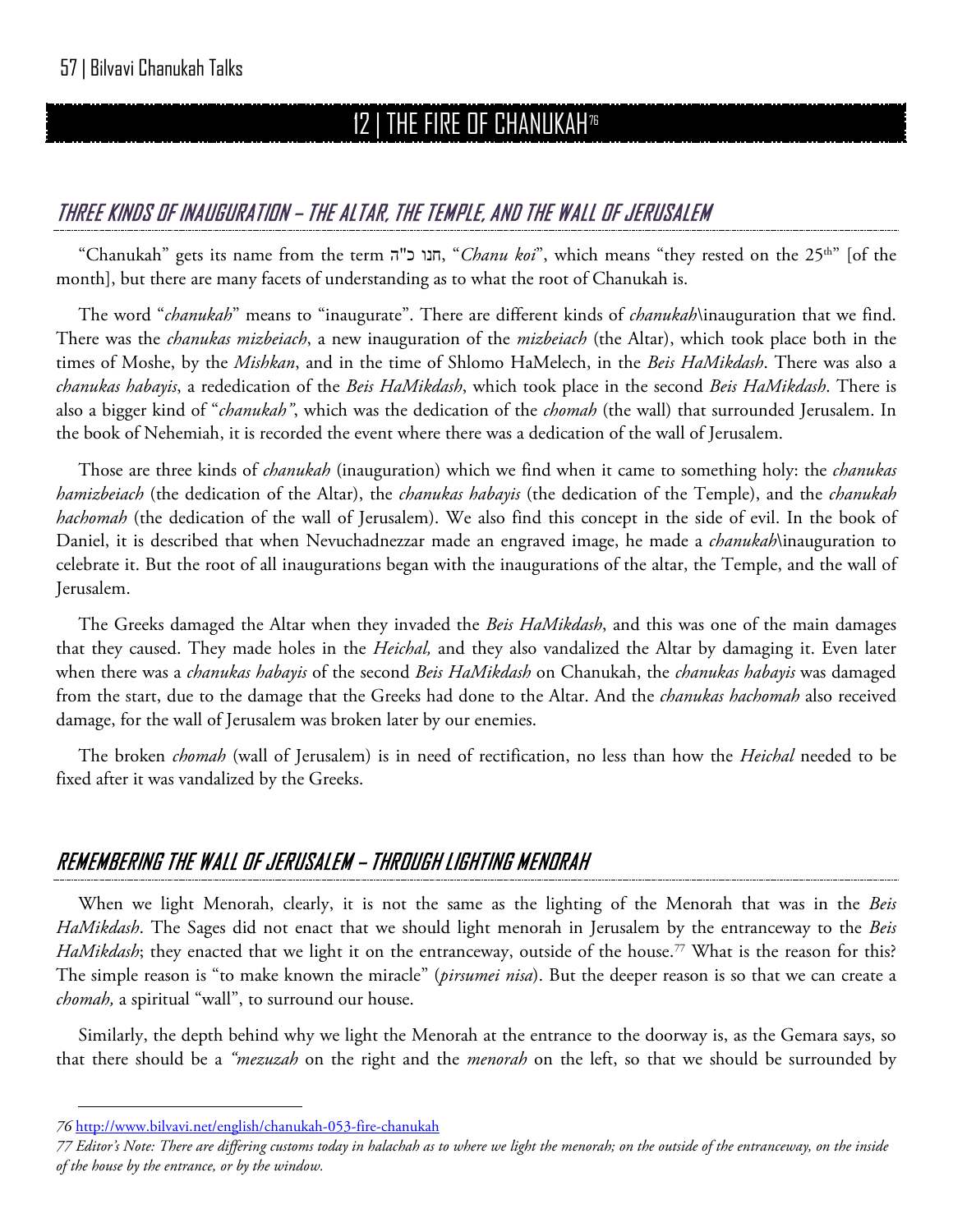# 12 | THE FIRE OF CHANUKAH[76]

## THREE KINDS OF INAUGURATION – THE ALTAR, THE TEMPLE, AND THE WALL OF JERUSALEM

"Chanukah" gets its name from the term חנו כ"ה, "*Chanu koi*", which means "they rested on the 25th" [of the month], but there are many facets of understanding as to what the root of Chanukah is.

The word "*chanukah*" means to "inaugurate". There are different kinds of *chanukah*\inauguration that we find. There was the *chanukas mizbeiach*, a new inauguration of the *mizbeiach* (the Altar), which took place both in the times of Moshe, by the *Mishkan*, and in the time of Shlomo HaMelech, in the *Beis HaMikdash*. There was also a *chanukas habayis*, a rededication of the *Beis HaMikdash*, which took place in the second *Beis HaMikdash*. There is also a bigger kind of "*chanukah"*, which was the dedication of the *chomah* (the wall) that surrounded Jerusalem. In the book of Nehemiah, it is recorded the event where there was a dedication of the wall of Jerusalem.

Those are three kinds of *chanukah* (inauguration) which we find when it came to something holy: the *chanukas hamizbeiach* (the dedication of the Altar), the *chanukas habayis* (the dedication of the Temple), and the *chanukah hachomah* (the dedication of the wall of Jerusalem). We also find this concept in the side of evil. In the book of Daniel, it is described that when Nevuchadnezzar made an engraved image, he made a *chanukah*\inauguration to celebrate it. But the root of all inaugurations began with the inaugurations of the altar, the Temple, and the wall of Jerusalem.

The Greeks damaged the Altar when they invaded the *Beis HaMikdash*, and this was one of the main damages that they caused. They made holes in the *Heichal,* and they also vandalized the Altar by damaging it. Even later when there was a *chanukas habayis* of the second *Beis HaMikdash* on Chanukah, the *chanukas habayis* was damaged from the start, due to the damage that the Greeks had done to the Altar. And the *chanukas hachomah* also received damage, for the wall of Jerusalem was broken later by our enemies.

The broken *chomah* (wall of Jerusalem) is in need of rectification, no less than how the *Heichal* needed to be fixed after it was vandalized by the Greeks.

## REMEMBERING THE WALL OF JERUSALEM – THROUGH LIGHTING MENORAH

When we light Menorah, clearly, it is not the same as the lighting of the Menorah that was in the *Beis HaMikdash*. The Sages did not enact that we should light menorah in Jerusalem by the entranceway to the *Beis HaMikdash*; they enacted that we light it on the entranceway, outside of the house.[77] What is the reason for this? The simple reason is "to make known the miracle" (*pirsumei nisa*). But the deeper reason is so that we can create a *chomah,* a spiritual "wall", to surround our house.

Similarly, the depth behind why we light the Menorah at the entrance to the doorway is, as the Gemara says, so that there should be a *"mezuzah* on the right and the *menorah* on the left, so that we should be surrounded by

---

76 http://www.bilvavi.net/english/chanukah-053-fire-chanukah

77 *Editor's Note: There are differing customs today in halachah as to where we light the menorah; on the outside of the entranceway, on the inside of the house by the entrance, or by the window.*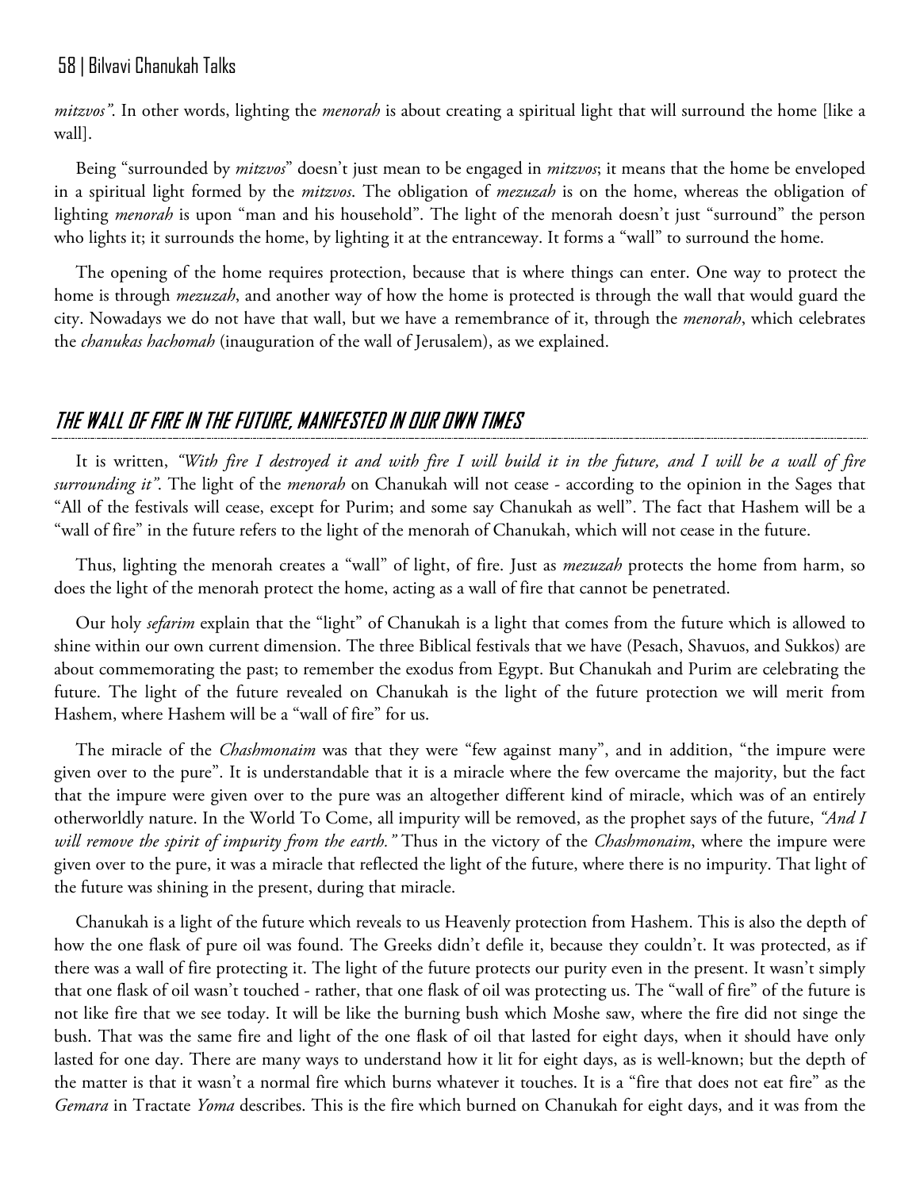*mitzvos"*. In other words, lighting the *menorah* is about creating a spiritual light that will surround the home [like a wall].

Being "surrounded by *mitzvos*" doesn't just mean to be engaged in *mitzvos*; it means that the home be enveloped in a spiritual light formed by the *mitzvos*. The obligation of *mezuzah* is on the home, whereas the obligation of lighting *menorah* is upon "man and his household". The light of the menorah doesn't just "surround" the person who lights it; it surrounds the home, by lighting it at the entranceway. It forms a "wall" to surround the home.

The opening of the home requires protection, because that is where things can enter. One way to protect the home is through *mezuzah*, and another way of how the home is protected is through the wall that would guard the city. Nowadays we do not have that wall, but we have a remembrance of it, through the *menorah*, which celebrates the *chanukas hachomah* (inauguration of the wall of Jerusalem), as we explained.

## THE WALL OF FIRE IN THE FUTURE, MANIFESTED IN OUR OWN TIMES

It is written, *"With fire I destroyed it and with fire I will build it in the future, and I will be a wall of fire surrounding it"*. The light of the *menorah* on Chanukah will not cease - according to the opinion in the Sages that "All of the festivals will cease, except for Purim; and some say Chanukah as well". The fact that Hashem will be a "wall of fire" in the future refers to the light of the menorah of Chanukah, which will not cease in the future.

Thus, lighting the menorah creates a "wall" of light, of fire. Just as *mezuzah* protects the home from harm, so does the light of the menorah protect the home, acting as a wall of fire that cannot be penetrated.

Our holy *sefarim* explain that the "light" of Chanukah is a light that comes from the future which is allowed to shine within our own current dimension. The three Biblical festivals that we have (Pesach, Shavuos, and Sukkos) are about commemorating the past; to remember the exodus from Egypt. But Chanukah and Purim are celebrating the future. The light of the future revealed on Chanukah is the light of the future protection we will merit from Hashem, where Hashem will be a "wall of fire" for us.

The miracle of the *Chashmonaim* was that they were "few against many", and in addition, "the impure were given over to the pure". It is understandable that it is a miracle where the few overcame the majority, but the fact that the impure were given over to the pure was an altogether different kind of miracle, which was of an entirely otherworldly nature. In the World To Come, all impurity will be removed, as the prophet says of the future, *"And I will remove the spirit of impurity from the earth."* Thus in the victory of the *Chashmonaim*, where the impure were given over to the pure, it was a miracle that reflected the light of the future, where there is no impurity. That light of the future was shining in the present, during that miracle.

Chanukah is a light of the future which reveals to us Heavenly protection from Hashem. This is also the depth of how the one flask of pure oil was found. The Greeks didn't defile it, because they couldn't. It was protected, as if there was a wall of fire protecting it. The light of the future protects our purity even in the present. It wasn't simply that one flask of oil wasn't touched - rather, that one flask of oil was protecting us. The "wall of fire" of the future is not like fire that we see today. It will be like the burning bush which Moshe saw, where the fire did not singe the bush. That was the same fire and light of the one flask of oil that lasted for eight days, when it should have only lasted for one day. There are many ways to understand how it lit for eight days, as is well-known; but the depth of the matter is that it wasn't a normal fire which burns whatever it touches. It is a "fire that does not eat fire" as the *Gemara* in Tractate *Yoma* describes. This is the fire which burned on Chanukah for eight days, and it was from the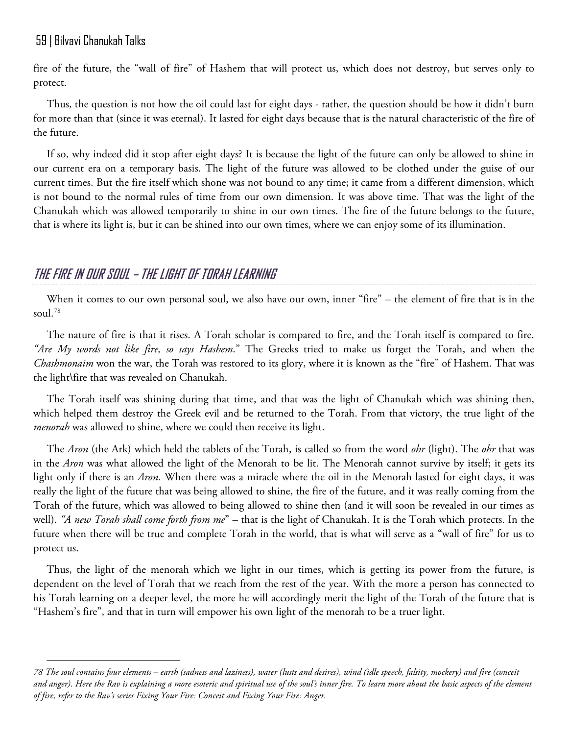fire of the future, the "wall of fire" of Hashem that will protect us, which does not destroy, but serves only to protect.

Thus, the question is not how the oil could last for eight days - rather, the question should be how it didn't burn for more than that (since it was eternal). It lasted for eight days because that is the natural characteristic of the fire of the future.

If so, why indeed did it stop after eight days? It is because the light of the future can only be allowed to shine in our current era on a temporary basis. The light of the future was allowed to be clothed under the guise of our current times. But the fire itself which shone was not bound to any time; it came from a different dimension, which is not bound to the normal rules of time from our own dimension. It was above time. That was the light of the Chanukah which was allowed temporarily to shine in our own times. The fire of the future belongs to the future, that is where its light is, but it can be shined into our own times, where we can enjoy some of its illumination.

## *THE FIRE IN OUR SOUL – THE LIGHT OF TORAH LEARNING*

When it comes to our own personal soul, we also have our own, inner "fire" – the element of fire that is in the soul.[78]

The nature of fire is that it rises. A Torah scholar is compared to fire, and the Torah itself is compared to fire. *"Are My words not like fire, so says Hashem*." The Greeks tried to make us forget the Torah, and when the *Chashmonaim* won the war, the Torah was restored to its glory, where it is known as the "fire" of Hashem. That was the light\fire that was revealed on Chanukah.

The Torah itself was shining during that time, and that was the light of Chanukah which was shining then, which helped them destroy the Greek evil and be returned to the Torah. From that victory, the true light of the *menorah* was allowed to shine, where we could then receive its light.

The *Aron* (the Ark) which held the tablets of the Torah, is called so from the word *ohr* (light). The *ohr* that was in the *Aron* was what allowed the light of the Menorah to be lit. The Menorah cannot survive by itself; it gets its light only if there is an *Aron.* When there was a miracle where the oil in the Menorah lasted for eight days, it was really the light of the future that was being allowed to shine, the fire of the future, and it was really coming from the Torah of the future, which was allowed to being allowed to shine then (and it will soon be revealed in our times as well). *"A new Torah shall come forth from me*" – that is the light of Chanukah. It is the Torah which protects. In the future when there will be true and complete Torah in the world, that is what will serve as a "wall of fire" for us to protect us.

Thus, the light of the menorah which we light in our times, which is getting its power from the future, is dependent on the level of Torah that we reach from the rest of the year. With the more a person has connected to his Torah learning on a deeper level, the more he will accordingly merit the light of the Torah of the future that is "Hashem's fire", and that in turn will empower his own light of the menorah to be a truer light.

---

*78 The soul contains four elements – earth (sadness and laziness), water (lusts and desires), wind (idle speech, falsity, mockery) and fire (conceit and anger). Here the Rav is explaining a more esoteric and spiritual use of the soul's inner fire. To learn more about the basic aspects of the element of fire, refer to the Rav's series Fixing Your Fire: Conceit and Fixing Your Fire: Anger.*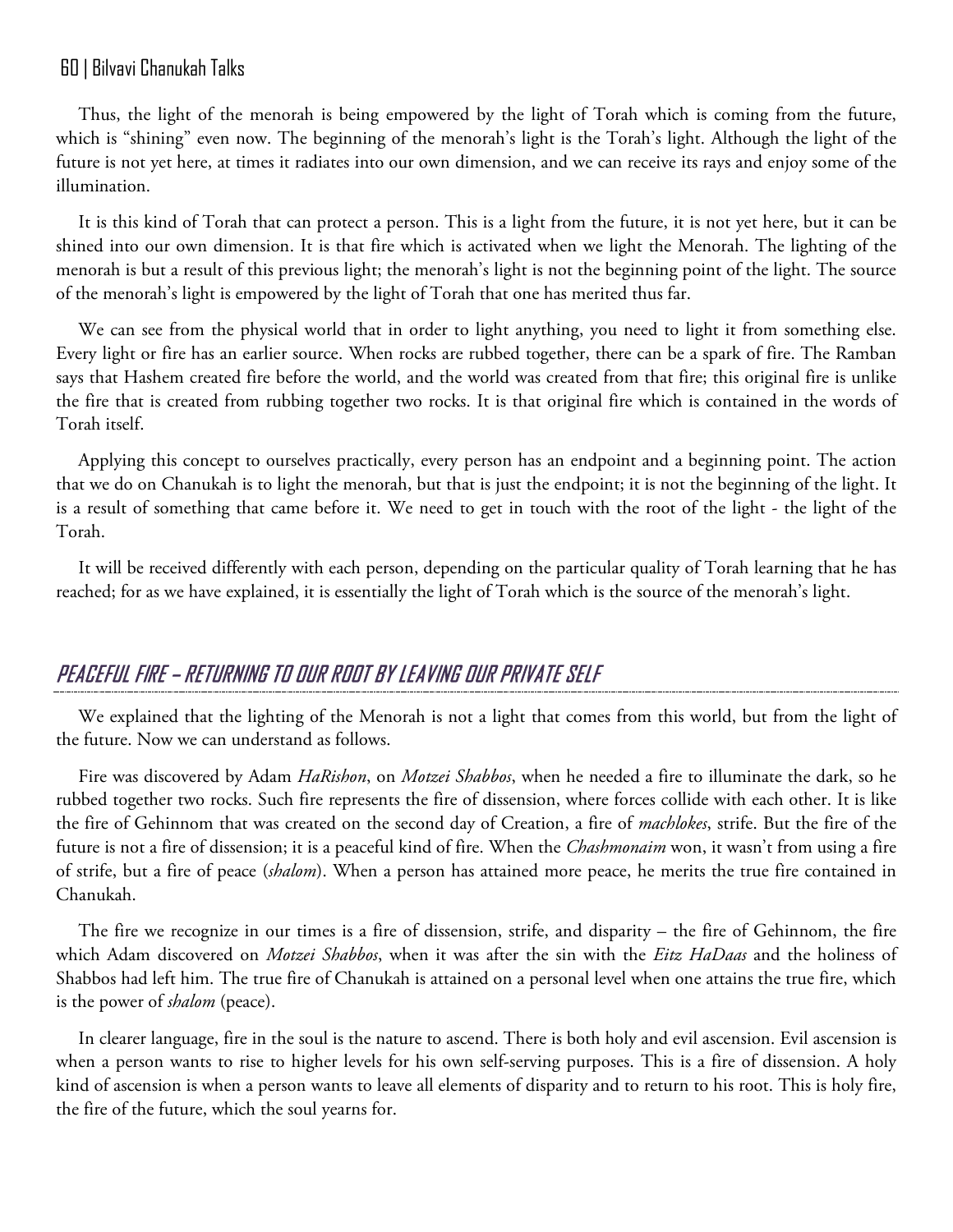Thus, the light of the menorah is being empowered by the light of Torah which is coming from the future, which is "shining" even now. The beginning of the menorah's light is the Torah's light. Although the light of the future is not yet here, at times it radiates into our own dimension, and we can receive its rays and enjoy some of the illumination.

It is this kind of Torah that can protect a person. This is a light from the future, it is not yet here, but it can be shined into our own dimension. It is that fire which is activated when we light the Menorah. The lighting of the menorah is but a result of this previous light; the menorah's light is not the beginning point of the light. The source of the menorah's light is empowered by the light of Torah that one has merited thus far.

We can see from the physical world that in order to light anything, you need to light it from something else. Every light or fire has an earlier source. When rocks are rubbed together, there can be a spark of fire. The Ramban says that Hashem created fire before the world, and the world was created from that fire; this original fire is unlike the fire that is created from rubbing together two rocks. It is that original fire which is contained in the words of Torah itself.

Applying this concept to ourselves practically, every person has an endpoint and a beginning point. The action that we do on Chanukah is to light the menorah, but that is just the endpoint; it is not the beginning of the light. It is a result of something that came before it. We need to get in touch with the root of the light - the light of the Torah.

It will be received differently with each person, depending on the particular quality of Torah learning that he has reached; for as we have explained, it is essentially the light of Torah which is the source of the menorah's light.

## PEACEFUL FIRE – RETURNING TO OUR ROOT BY LEAVING OUR PRIVATE SELF

We explained that the lighting of the Menorah is not a light that comes from this world, but from the light of the future. Now we can understand as follows.

Fire was discovered by Adam *HaRishon*, on *Motzei Shabbos*, when he needed a fire to illuminate the dark, so he rubbed together two rocks. Such fire represents the fire of dissension, where forces collide with each other. It is like the fire of Gehinnom that was created on the second day of Creation, a fire of *machlokes*, strife. But the fire of the future is not a fire of dissension; it is a peaceful kind of fire. When the *Chashmonaim* won, it wasn't from using a fire of strife, but a fire of peace (*shalom*). When a person has attained more peace, he merits the true fire contained in Chanukah.

The fire we recognize in our times is a fire of dissension, strife, and disparity – the fire of Gehinnom, the fire which Adam discovered on *Motzei Shabbos*, when it was after the sin with the *Eitz HaDaas* and the holiness of Shabbos had left him. The true fire of Chanukah is attained on a personal level when one attains the true fire, which is the power of *shalom* (peace).

In clearer language, fire in the soul is the nature to ascend. There is both holy and evil ascension. Evil ascension is when a person wants to rise to higher levels for his own self-serving purposes. This is a fire of dissension. A holy kind of ascension is when a person wants to leave all elements of disparity and to return to his root. This is holy fire, the fire of the future, which the soul yearns for.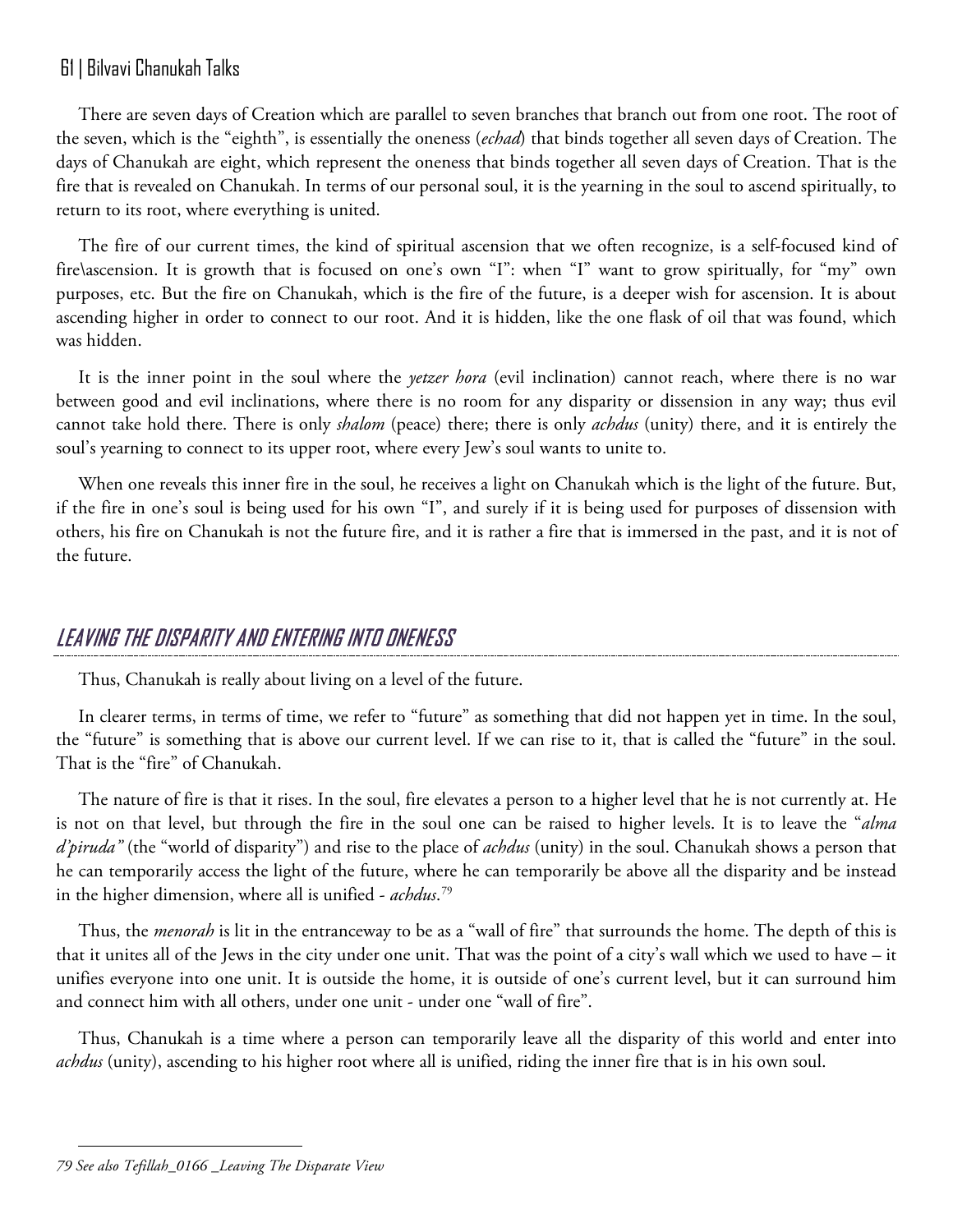There are seven days of Creation which are parallel to seven branches that branch out from one root. The root of the seven, which is the "eighth", is essentially the oneness (*echad*) that binds together all seven days of Creation. The days of Chanukah are eight, which represent the oneness that binds together all seven days of Creation. That is the fire that is revealed on Chanukah. In terms of our personal soul, it is the yearning in the soul to ascend spiritually, to return to its root, where everything is united.

The fire of our current times, the kind of spiritual ascension that we often recognize, is a self-focused kind of fire\ascension. It is growth that is focused on one's own "I": when "I" want to grow spiritually, for "my" own purposes, etc. But the fire on Chanukah, which is the fire of the future, is a deeper wish for ascension. It is about ascending higher in order to connect to our root. And it is hidden, like the one flask of oil that was found, which was hidden.

It is the inner point in the soul where the *yetzer hora* (evil inclination) cannot reach, where there is no war between good and evil inclinations, where there is no room for any disparity or dissension in any way; thus evil cannot take hold there. There is only *shalom* (peace) there; there is only *achdus* (unity) there, and it is entirely the soul's yearning to connect to its upper root, where every Jew's soul wants to unite to.

When one reveals this inner fire in the soul, he receives a light on Chanukah which is the light of the future. But, if the fire in one's soul is being used for his own "I", and surely if it is being used for purposes of dissension with others, his fire on Chanukah is not the future fire, and it is rather a fire that is immersed in the past, and it is not of the future.

## LEAVING THE DISPARITY AND ENTERING INTO ONENESS

Thus, Chanukah is really about living on a level of the future.

In clearer terms, in terms of time, we refer to "future" as something that did not happen yet in time. In the soul, the "future" is something that is above our current level. If we can rise to it, that is called the "future" in the soul. That is the "fire" of Chanukah.

The nature of fire is that it rises. In the soul, fire elevates a person to a higher level that he is not currently at. He is not on that level, but through the fire in the soul one can be raised to higher levels. It is to leave the "*alma d'piruda"* (the "world of disparity") and rise to the place of *achdus* (unity) in the soul. Chanukah shows a person that he can temporarily access the light of the future, where he can temporarily be above all the disparity and be instead in the higher dimension, where all is unified - *achdus*.[79]

Thus, the *menorah* is lit in the entranceway to be as a "wall of fire" that surrounds the home. The depth of this is that it unites all of the Jews in the city under one unit. That was the point of a city's wall which we used to have – it unifies everyone into one unit. It is outside the home, it is outside of one's current level, but it can surround him and connect him with all others, under one unit - under one "wall of fire".

Thus, Chanukah is a time where a person can temporarily leave all the disparity of this world and enter into *achdus* (unity), ascending to his higher root where all is unified, riding the inner fire that is in his own soul.

---

*79 See also Tefillah_0166 _Leaving The Disparate View*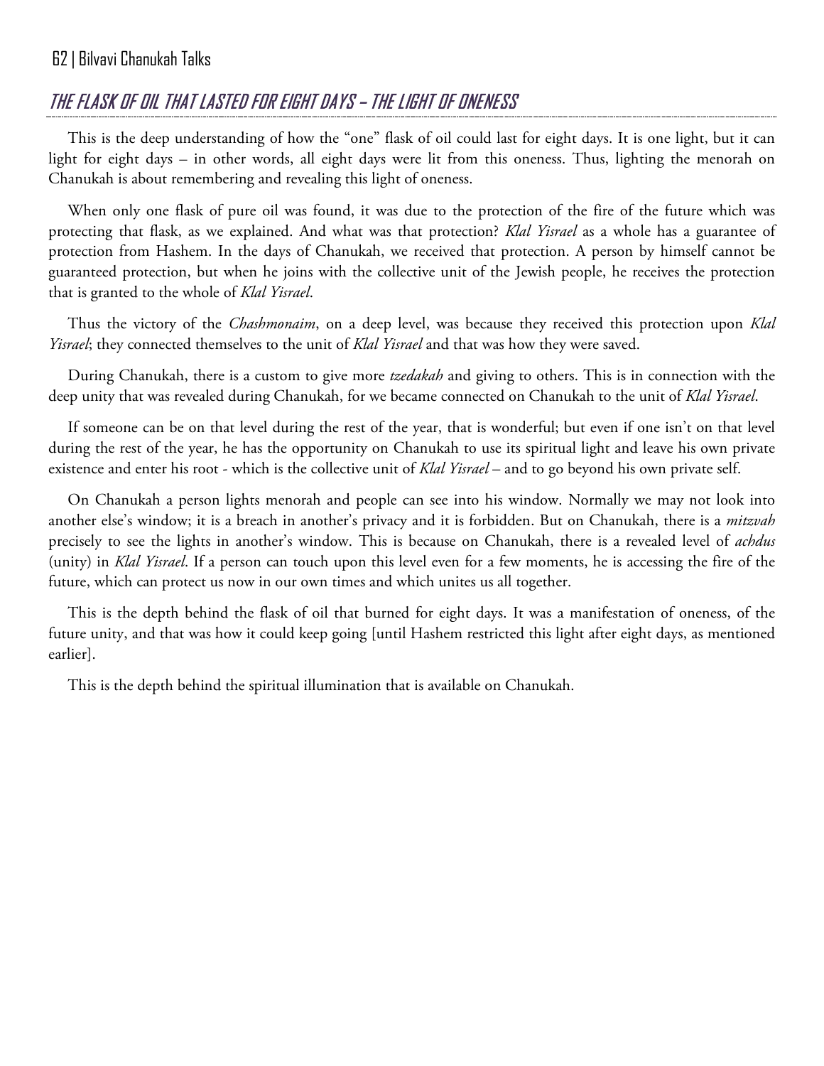## *THE FLASK OF OIL THAT LASTED FOR EIGHT DAYS – THE LIGHT OF ONENESS*

This is the deep understanding of how the "one" flask of oil could last for eight days. It is one light, but it can light for eight days – in other words, all eight days were lit from this oneness. Thus, lighting the menorah on Chanukah is about remembering and revealing this light of oneness.

When only one flask of pure oil was found, it was due to the protection of the fire of the future which was protecting that flask, as we explained. And what was that protection? *Klal Yisrael* as a whole has a guarantee of protection from Hashem. In the days of Chanukah, we received that protection. A person by himself cannot be guaranteed protection, but when he joins with the collective unit of the Jewish people, he receives the protection that is granted to the whole of *Klal Yisrael*.

Thus the victory of the *Chashmonaim*, on a deep level, was because they received this protection upon *Klal Yisrael*; they connected themselves to the unit of *Klal Yisrael* and that was how they were saved.

During Chanukah, there is a custom to give more *tzedakah* and giving to others. This is in connection with the deep unity that was revealed during Chanukah, for we became connected on Chanukah to the unit of *Klal Yisrael*.

If someone can be on that level during the rest of the year, that is wonderful; but even if one isn't on that level during the rest of the year, he has the opportunity on Chanukah to use its spiritual light and leave his own private existence and enter his root - which is the collective unit of *Klal Yisrael* – and to go beyond his own private self.

On Chanukah a person lights menorah and people can see into his window. Normally we may not look into another else's window; it is a breach in another's privacy and it is forbidden. But on Chanukah, there is a *mitzvah* precisely to see the lights in another's window. This is because on Chanukah, there is a revealed level of *achdus* (unity) in *Klal Yisrael*. If a person can touch upon this level even for a few moments, he is accessing the fire of the future, which can protect us now in our own times and which unites us all together.

This is the depth behind the flask of oil that burned for eight days. It was a manifestation of oneness, of the future unity, and that was how it could keep going [until Hashem restricted this light after eight days, as mentioned earlier].

This is the depth behind the spiritual illumination that is available on Chanukah.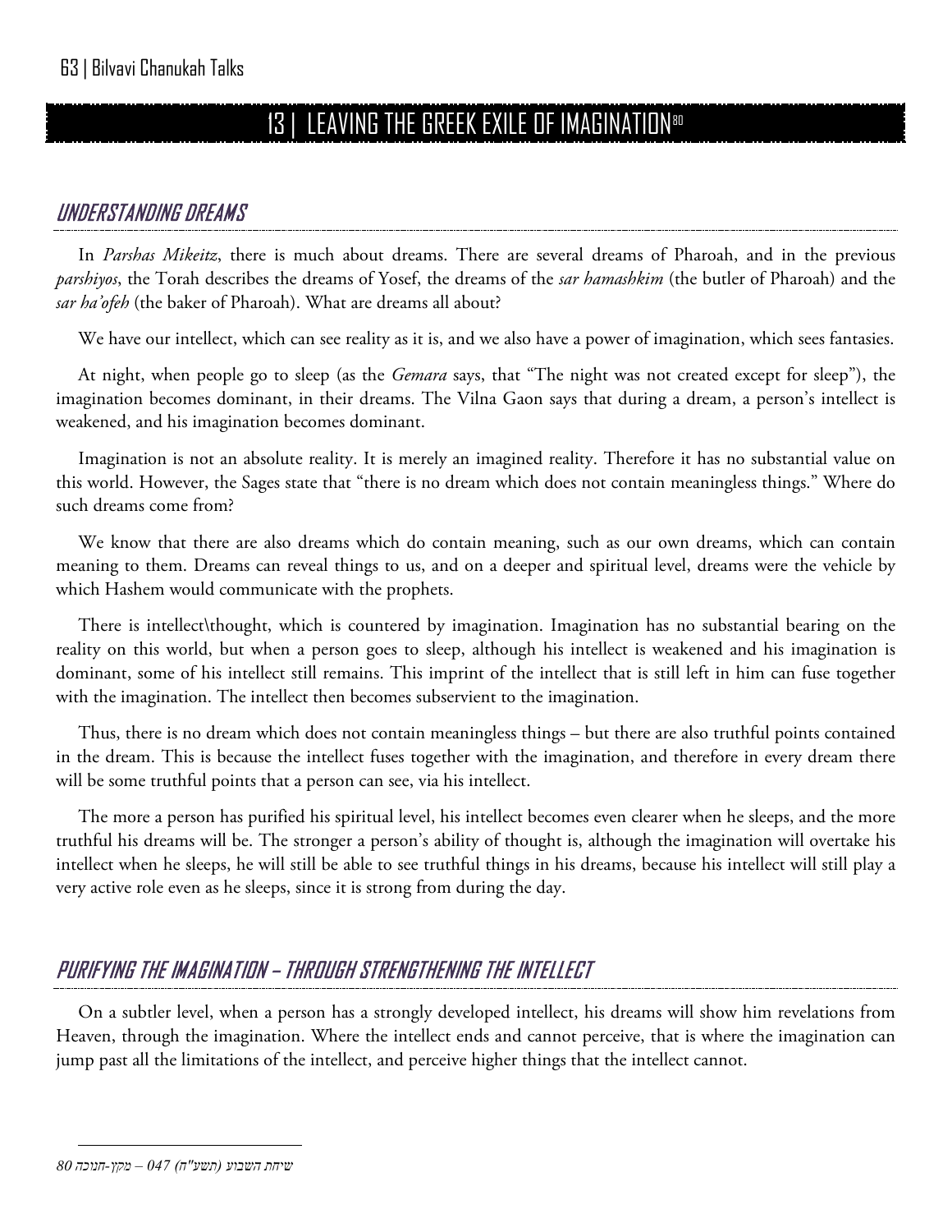## 13 | LEAVING THE GREEK EXILE OF IMAGINATION[80]

### UNDERSTANDING DREAMS

In *Parshas Mikeitz*, there is much about dreams. There are several dreams of Pharoah, and in the previous *parshiyos*, the Torah describes the dreams of Yosef, the dreams of the *sar hamashkim* (the butler of Pharoah) and the *sar ha'ofeh* (the baker of Pharoah). What are dreams all about?

We have our intellect, which can see reality as it is, and we also have a power of imagination, which sees fantasies.

At night, when people go to sleep (as the *Gemara* says, that "The night was not created except for sleep"), the imagination becomes dominant, in their dreams. The Vilna Gaon says that during a dream, a person's intellect is weakened, and his imagination becomes dominant.

Imagination is not an absolute reality. It is merely an imagined reality. Therefore it has no substantial value on this world. However, the Sages state that "there is no dream which does not contain meaningless things." Where do such dreams come from?

We know that there are also dreams which do contain meaning, such as our own dreams, which can contain meaning to them. Dreams can reveal things to us, and on a deeper and spiritual level, dreams were the vehicle by which Hashem would communicate with the prophets.

There is intellect\thought, which is countered by imagination. Imagination has no substantial bearing on the reality on this world, but when a person goes to sleep, although his intellect is weakened and his imagination is dominant, some of his intellect still remains. This imprint of the intellect that is still left in him can fuse together with the imagination. The intellect then becomes subservient to the imagination.

Thus, there is no dream which does not contain meaningless things – but there are also truthful points contained in the dream. This is because the intellect fuses together with the imagination, and therefore in every dream there will be some truthful points that a person can see, via his intellect.

The more a person has purified his spiritual level, his intellect becomes even clearer when he sleeps, and the more truthful his dreams will be. The stronger a person's ability of thought is, although the imagination will overtake his intellect when he sleeps, he will still be able to see truthful things in his dreams, because his intellect will still play a very active role even as he sleeps, since it is strong from during the day.

### PURIFYING THE IMAGINATION – THROUGH STRENGTHENING THE INTELLECT

On a subtler level, when a person has a strongly developed intellect, his dreams will show him revelations from Heaven, through the imagination. Where the intellect ends and cannot perceive, that is where the imagination can jump past all the limitations of the intellect, and perceive higher things that the intellect cannot.

---

80 שיחת השבוע (תשע"ח) 047 – מקץ-חנוכה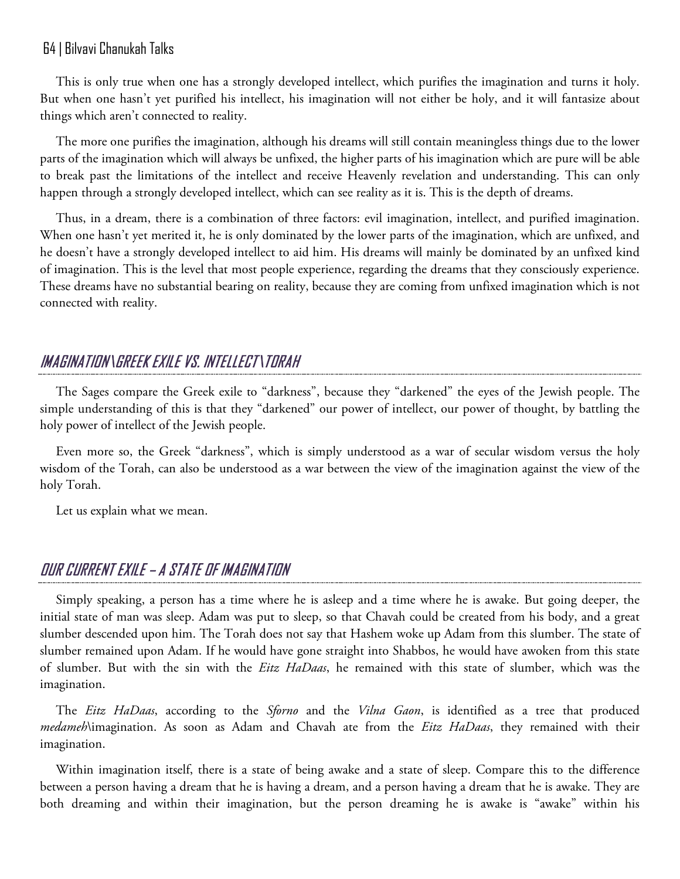This is only true when one has a strongly developed intellect, which purifies the imagination and turns it holy. But when one hasn't yet purified his intellect, his imagination will not either be holy, and it will fantasize about things which aren't connected to reality.

The more one purifies the imagination, although his dreams will still contain meaningless things due to the lower parts of the imagination which will always be unfixed, the higher parts of his imagination which are pure will be able to break past the limitations of the intellect and receive Heavenly revelation and understanding. This can only happen through a strongly developed intellect, which can see reality as it is. This is the depth of dreams.

Thus, in a dream, there is a combination of three factors: evil imagination, intellect, and purified imagination. When one hasn't yet merited it, he is only dominated by the lower parts of the imagination, which are unfixed, and he doesn't have a strongly developed intellect to aid him. His dreams will mainly be dominated by an unfixed kind of imagination. This is the level that most people experience, regarding the dreams that they consciously experience. These dreams have no substantial bearing on reality, because they are coming from unfixed imagination which is not connected with reality.

## IMAGINATION\GREEK EXILE VS. INTELLECT\TORAH

The Sages compare the Greek exile to "darkness", because they "darkened" the eyes of the Jewish people. The simple understanding of this is that they "darkened" our power of intellect, our power of thought, by battling the holy power of intellect of the Jewish people.

Even more so, the Greek "darkness", which is simply understood as a war of secular wisdom versus the holy wisdom of the Torah, can also be understood as a war between the view of the imagination against the view of the holy Torah.

Let us explain what we mean.

## OUR CURRENT EXILE – A STATE OF IMAGINATION

Simply speaking, a person has a time where he is asleep and a time where he is awake. But going deeper, the initial state of man was sleep. Adam was put to sleep, so that Chavah could be created from his body, and a great slumber descended upon him. The Torah does not say that Hashem woke up Adam from this slumber. The state of slumber remained upon Adam. If he would have gone straight into Shabbos, he would have awoken from this state of slumber. But with the sin with the *Eitz HaDaas*, he remained with this state of slumber, which was the imagination.

The *Eitz HaDaas*, according to the *Sforno* and the *Vilna Gaon*, is identified as a tree that produced *medameh*\imagination. As soon as Adam and Chavah ate from the *Eitz HaDaas*, they remained with their imagination.

Within imagination itself, there is a state of being awake and a state of sleep. Compare this to the difference between a person having a dream that he is having a dream, and a person having a dream that he is awake. They are both dreaming and within their imagination, but the person dreaming he is awake is "awake" within his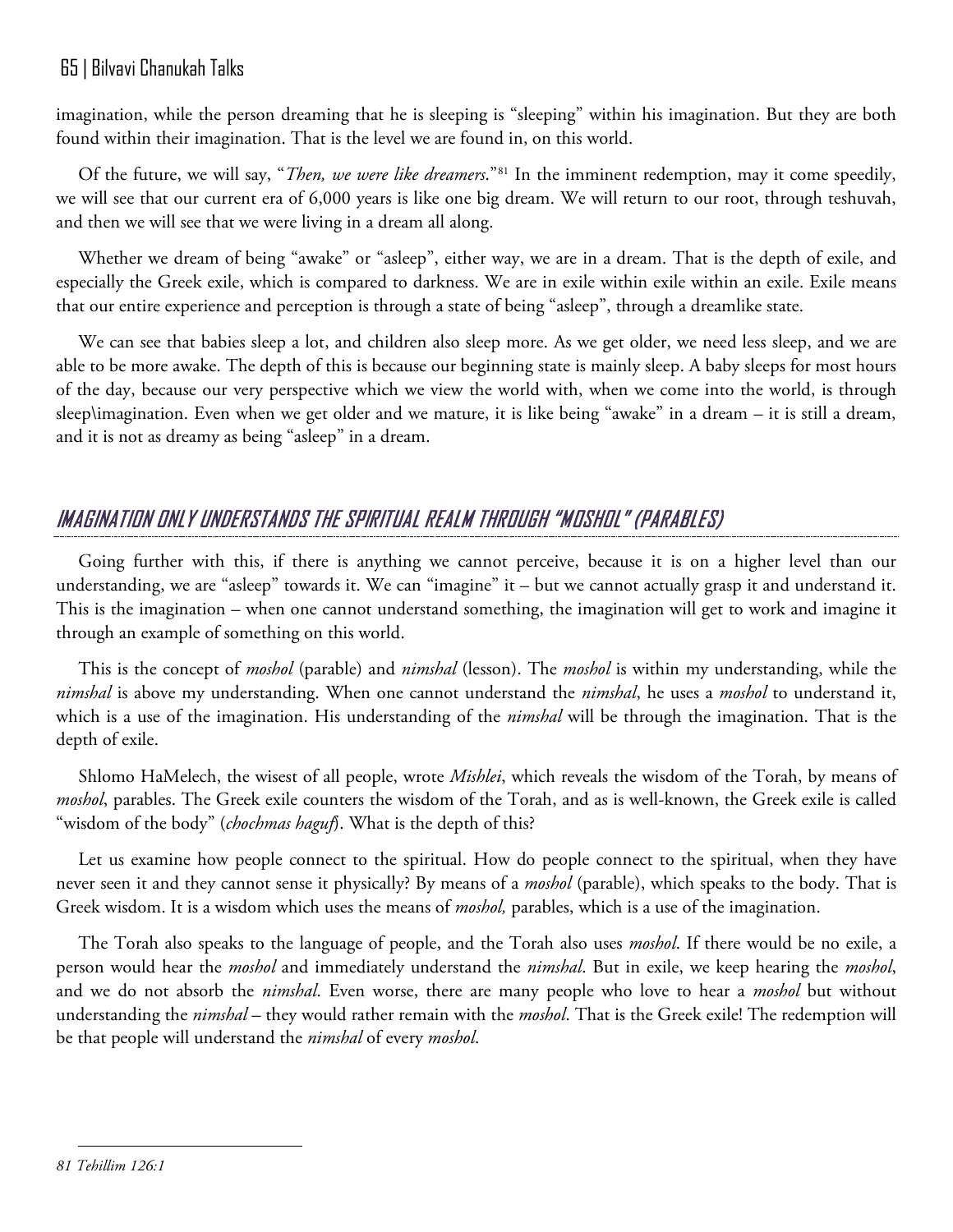imagination, while the person dreaming that he is sleeping is "sleeping" within his imagination. But they are both found within their imagination. That is the level we are found in, on this world.

Of the future, we will say, "*Then, we were like dreamers*."[81] In the imminent redemption, may it come speedily, we will see that our current era of 6,000 years is like one big dream. We will return to our root, through teshuvah, and then we will see that we were living in a dream all along.

Whether we dream of being "awake" or "asleep", either way, we are in a dream. That is the depth of exile, and especially the Greek exile, which is compared to darkness. We are in exile within exile within an exile. Exile means that our entire experience and perception is through a state of being "asleep", through a dreamlike state.

We can see that babies sleep a lot, and children also sleep more. As we get older, we need less sleep, and we are able to be more awake. The depth of this is because our beginning state is mainly sleep. A baby sleeps for most hours of the day, because our very perspective which we view the world with, when we come into the world, is through sleep\imagination. Even when we get older and we mature, it is like being "awake" in a dream – it is still a dream, and it is not as dreamy as being "asleep" in a dream.

## IMAGINATION ONLY UNDERSTANDS THE SPIRITUAL REALM THROUGH "MOSHOL" (PARABLES)

Going further with this, if there is anything we cannot perceive, because it is on a higher level than our understanding, we are "asleep" towards it. We can "imagine" it – but we cannot actually grasp it and understand it. This is the imagination – when one cannot understand something, the imagination will get to work and imagine it through an example of something on this world.

This is the concept of *moshol* (parable) and *nimshal* (lesson). The *moshol* is within my understanding, while the *nimshal* is above my understanding. When one cannot understand the *nimshal*, he uses a *moshol* to understand it, which is a use of the imagination. His understanding of the *nimshal* will be through the imagination. That is the depth of exile.

Shlomo HaMelech, the wisest of all people, wrote *Mishlei*, which reveals the wisdom of the Torah, by means of *moshol*, parables. The Greek exile counters the wisdom of the Torah, and as is well-known, the Greek exile is called "wisdom of the body" (*chochmas haguf*). What is the depth of this?

Let us examine how people connect to the spiritual. How do people connect to the spiritual, when they have never seen it and they cannot sense it physically? By means of a *moshol* (parable), which speaks to the body. That is Greek wisdom. It is a wisdom which uses the means of *moshol,* parables, which is a use of the imagination.

The Torah also speaks to the language of people, and the Torah also uses *moshol*. If there would be no exile, a person would hear the *moshol* and immediately understand the *nimshal*. But in exile, we keep hearing the *moshol*, and we do not absorb the *nimshal*. Even worse, there are many people who love to hear a *moshol* but without understanding the *nimshal* – they would rather remain with the *moshol*. That is the Greek exile! The redemption will be that people will understand the *nimshal* of every *moshol*.

---

*81 Tehillim 126:1*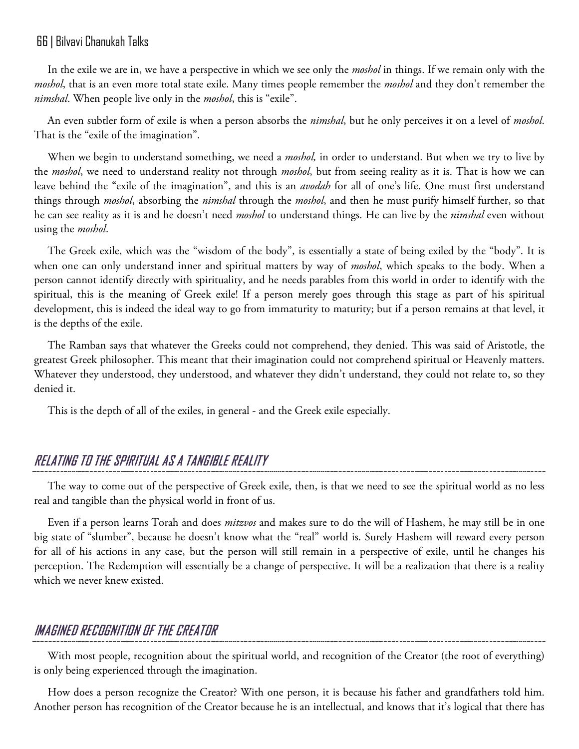In the exile we are in, we have a perspective in which we see only the *moshol* in things. If we remain only with the *moshol*, that is an even more total state exile. Many times people remember the *moshol* and they don't remember the *nimshal*. When people live only in the *moshol*, this is "exile".

An even subtler form of exile is when a person absorbs the *nimshal*, but he only perceives it on a level of *moshol*. That is the "exile of the imagination".

When we begin to understand something, we need a *moshol,* in order to understand. But when we try to live by the *moshol*, we need to understand reality not through *moshol*, but from seeing reality as it is. That is how we can leave behind the "exile of the imagination", and this is an *avodah* for all of one's life. One must first understand things through *moshol*, absorbing the *nimshal* through the *moshol*, and then he must purify himself further, so that he can see reality as it is and he doesn't need *moshol* to understand things. He can live by the *nimshal* even without using the *moshol*.

The Greek exile, which was the "wisdom of the body", is essentially a state of being exiled by the "body". It is when one can only understand inner and spiritual matters by way of *moshol*, which speaks to the body. When a person cannot identify directly with spirituality, and he needs parables from this world in order to identify with the spiritual, this is the meaning of Greek exile! If a person merely goes through this stage as part of his spiritual development, this is indeed the ideal way to go from immaturity to maturity; but if a person remains at that level, it is the depths of the exile.

The Ramban says that whatever the Greeks could not comprehend, they denied. This was said of Aristotle, the greatest Greek philosopher. This meant that their imagination could not comprehend spiritual or Heavenly matters. Whatever they understood, they understood, and whatever they didn't understand, they could not relate to, so they denied it.

This is the depth of all of the exiles, in general - and the Greek exile especially.

## RELATING TO THE SPIRITUAL AS A TANGIBLE REALITY

The way to come out of the perspective of Greek exile, then, is that we need to see the spiritual world as no less real and tangible than the physical world in front of us.

Even if a person learns Torah and does *mitzvos* and makes sure to do the will of Hashem, he may still be in one big state of "slumber", because he doesn't know what the "real" world is. Surely Hashem will reward every person for all of his actions in any case, but the person will still remain in a perspective of exile, until he changes his perception. The Redemption will essentially be a change of perspective. It will be a realization that there is a reality which we never knew existed.

## IMAGINED RECOGNITION OF THE CREATOR

With most people, recognition about the spiritual world, and recognition of the Creator (the root of everything) is only being experienced through the imagination.

How does a person recognize the Creator? With one person, it is because his father and grandfathers told him. Another person has recognition of the Creator because he is an intellectual, and knows that it's logical that there has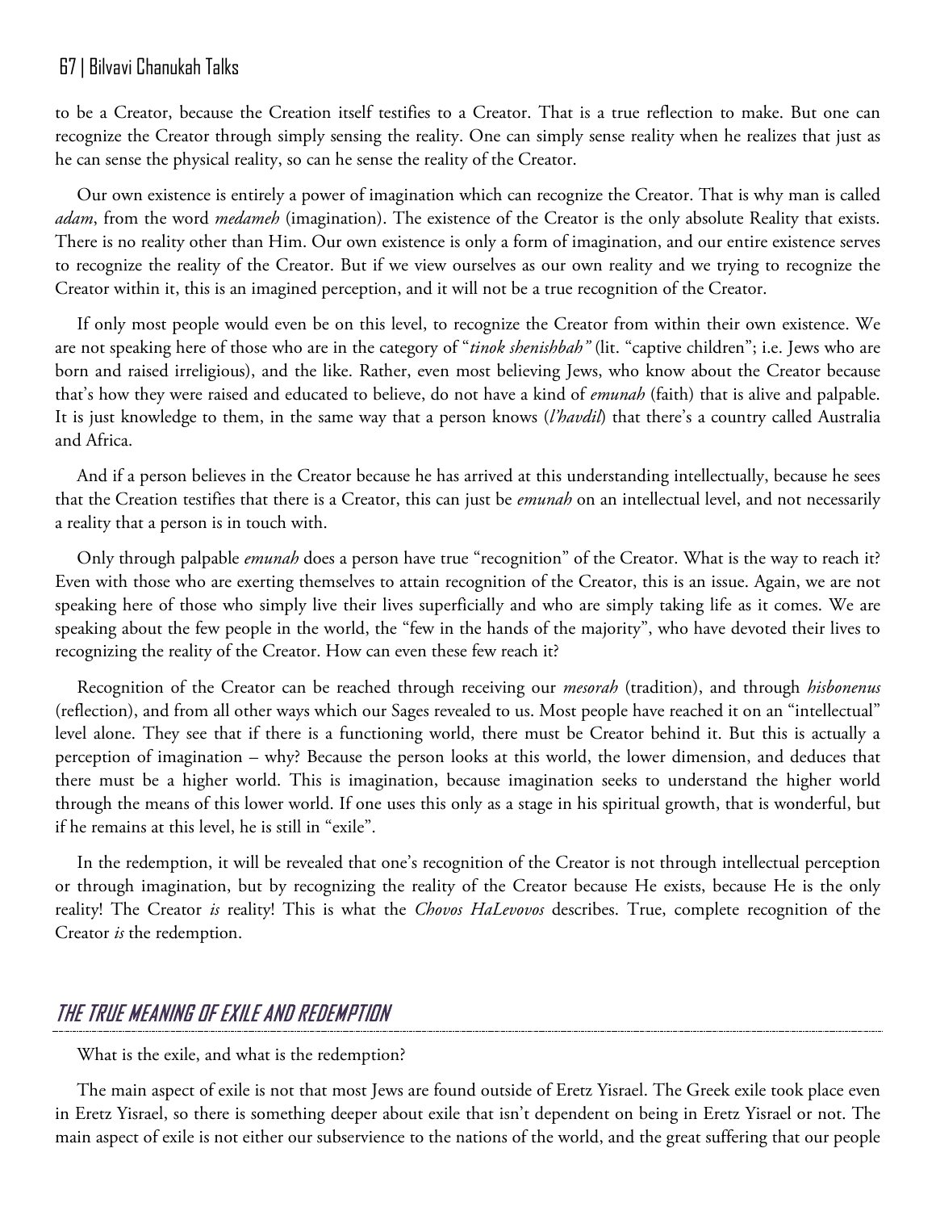to be a Creator, because the Creation itself testifies to a Creator. That is a true reflection to make. But one can recognize the Creator through simply sensing the reality. One can simply sense reality when he realizes that just as he can sense the physical reality, so can he sense the reality of the Creator.

Our own existence is entirely a power of imagination which can recognize the Creator. That is why man is called *adam*, from the word *medameh* (imagination). The existence of the Creator is the only absolute Reality that exists. There is no reality other than Him. Our own existence is only a form of imagination, and our entire existence serves to recognize the reality of the Creator. But if we view ourselves as our own reality and we trying to recognize the Creator within it, this is an imagined perception, and it will not be a true recognition of the Creator.

If only most people would even be on this level, to recognize the Creator from within their own existence. We are not speaking here of those who are in the category of "*tinok shenishbah"* (lit. "captive children"; i.e. Jews who are born and raised irreligious), and the like. Rather, even most believing Jews, who know about the Creator because that's how they were raised and educated to believe, do not have a kind of *emunah* (faith) that is alive and palpable. It is just knowledge to them, in the same way that a person knows (*l'havdil*) that there's a country called Australia and Africa.

And if a person believes in the Creator because he has arrived at this understanding intellectually, because he sees that the Creation testifies that there is a Creator, this can just be *emunah* on an intellectual level, and not necessarily a reality that a person is in touch with.

Only through palpable *emunah* does a person have true "recognition" of the Creator. What is the way to reach it? Even with those who are exerting themselves to attain recognition of the Creator, this is an issue. Again, we are not speaking here of those who simply live their lives superficially and who are simply taking life as it comes. We are speaking about the few people in the world, the "few in the hands of the majority", who have devoted their lives to recognizing the reality of the Creator. How can even these few reach it?

Recognition of the Creator can be reached through receiving our *mesorah* (tradition), and through *hisbonenus* (reflection), and from all other ways which our Sages revealed to us. Most people have reached it on an "intellectual" level alone. They see that if there is a functioning world, there must be Creator behind it. But this is actually a perception of imagination – why? Because the person looks at this world, the lower dimension, and deduces that there must be a higher world. This is imagination, because imagination seeks to understand the higher world through the means of this lower world. If one uses this only as a stage in his spiritual growth, that is wonderful, but if he remains at this level, he is still in "exile".

In the redemption, it will be revealed that one's recognition of the Creator is not through intellectual perception or through imagination, but by recognizing the reality of the Creator because He exists, because He is the only reality! The Creator *is* reality! This is what the *Chovos HaLevovos* describes. True, complete recognition of the Creator *is* the redemption.

## THE TRUE MEANING OF EXILE AND REDEMPTION

What is the exile, and what is the redemption?

The main aspect of exile is not that most Jews are found outside of Eretz Yisrael. The Greek exile took place even in Eretz Yisrael, so there is something deeper about exile that isn't dependent on being in Eretz Yisrael or not. The main aspect of exile is not either our subservience to the nations of the world, and the great suffering that our people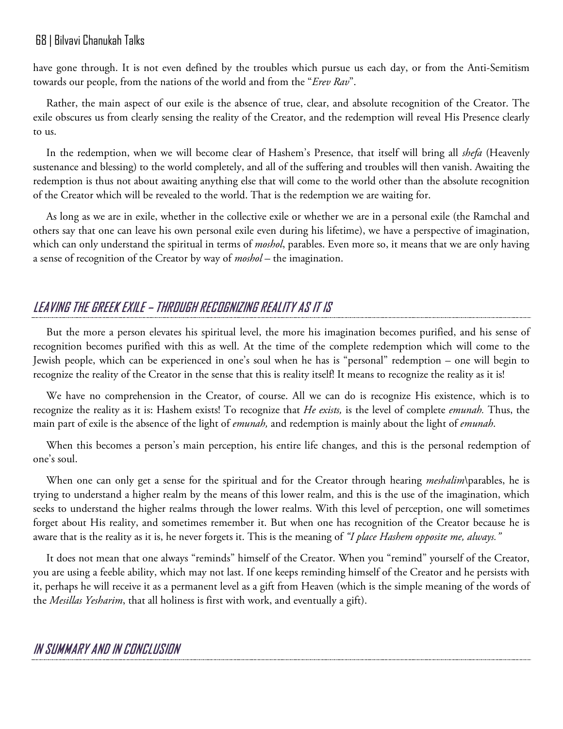have gone through. It is not even defined by the troubles which pursue us each day, or from the Anti-Semitism towards our people, from the nations of the world and from the "*Erev Rav*".

Rather, the main aspect of our exile is the absence of true, clear, and absolute recognition of the Creator. The exile obscures us from clearly sensing the reality of the Creator, and the redemption will reveal His Presence clearly to us.

In the redemption, when we will become clear of Hashem's Presence, that itself will bring all *shefa* (Heavenly sustenance and blessing) to the world completely, and all of the suffering and troubles will then vanish. Awaiting the redemption is thus not about awaiting anything else that will come to the world other than the absolute recognition of the Creator which will be revealed to the world. That is the redemption we are waiting for.

As long as we are in exile, whether in the collective exile or whether we are in a personal exile (the Ramchal and others say that one can leave his own personal exile even during his lifetime), we have a perspective of imagination, which can only understand the spiritual in terms of *moshol*, parables. Even more so, it means that we are only having a sense of recognition of the Creator by way of *moshol* – the imagination.

## LEAVING THE GREEK EXILE – THROUGH RECOGNIZING REALITY AS IT IS

But the more a person elevates his spiritual level, the more his imagination becomes purified, and his sense of recognition becomes purified with this as well. At the time of the complete redemption which will come to the Jewish people, which can be experienced in one's soul when he has is "personal" redemption – one will begin to recognize the reality of the Creator in the sense that this is reality itself! It means to recognize the reality as it is!

We have no comprehension in the Creator, of course. All we can do is recognize His existence, which is to recognize the reality as it is: Hashem exists! To recognize that *He exists,* is the level of complete *emunah.* Thus, the main part of exile is the absence of the light of *emunah,* and redemption is mainly about the light of *emunah*.

When this becomes a person's main perception, his entire life changes, and this is the personal redemption of one's soul.

When one can only get a sense for the spiritual and for the Creator through hearing *meshalim*\parables, he is trying to understand a higher realm by the means of this lower realm, and this is the use of the imagination, which seeks to understand the higher realms through the lower realms. With this level of perception, one will sometimes forget about His reality, and sometimes remember it. But when one has recognition of the Creator because he is aware that is the reality as it is, he never forgets it. This is the meaning of *"I place Hashem opposite me, always."*

It does not mean that one always "reminds" himself of the Creator. When you "remind" yourself of the Creator, you are using a feeble ability, which may not last. If one keeps reminding himself of the Creator and he persists with it, perhaps he will receive it as a permanent level as a gift from Heaven (which is the simple meaning of the words of the *Mesillas Yesharim*, that all holiness is first with work, and eventually a gift).

## IN SUMMARY AND IN CONCLUSION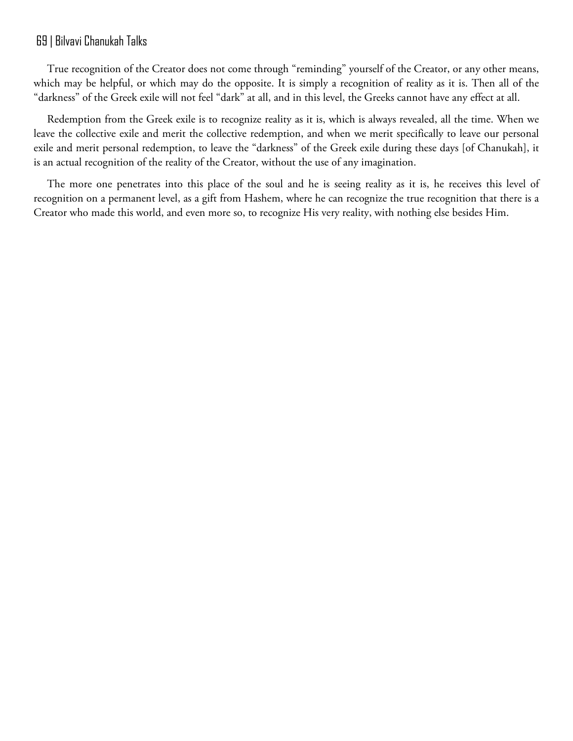True recognition of the Creator does not come through "reminding" yourself of the Creator, or any other means, which may be helpful, or which may do the opposite. It is simply a recognition of reality as it is. Then all of the "darkness" of the Greek exile will not feel "dark" at all, and in this level, the Greeks cannot have any effect at all.

Redemption from the Greek exile is to recognize reality as it is, which is always revealed, all the time. When we leave the collective exile and merit the collective redemption, and when we merit specifically to leave our personal exile and merit personal redemption, to leave the "darkness" of the Greek exile during these days [of Chanukah], it is an actual recognition of the reality of the Creator, without the use of any imagination.

The more one penetrates into this place of the soul and he is seeing reality as it is, he receives this level of recognition on a permanent level, as a gift from Hashem, where he can recognize the true recognition that there is a Creator who made this world, and even more so, to recognize His very reality, with nothing else besides Him.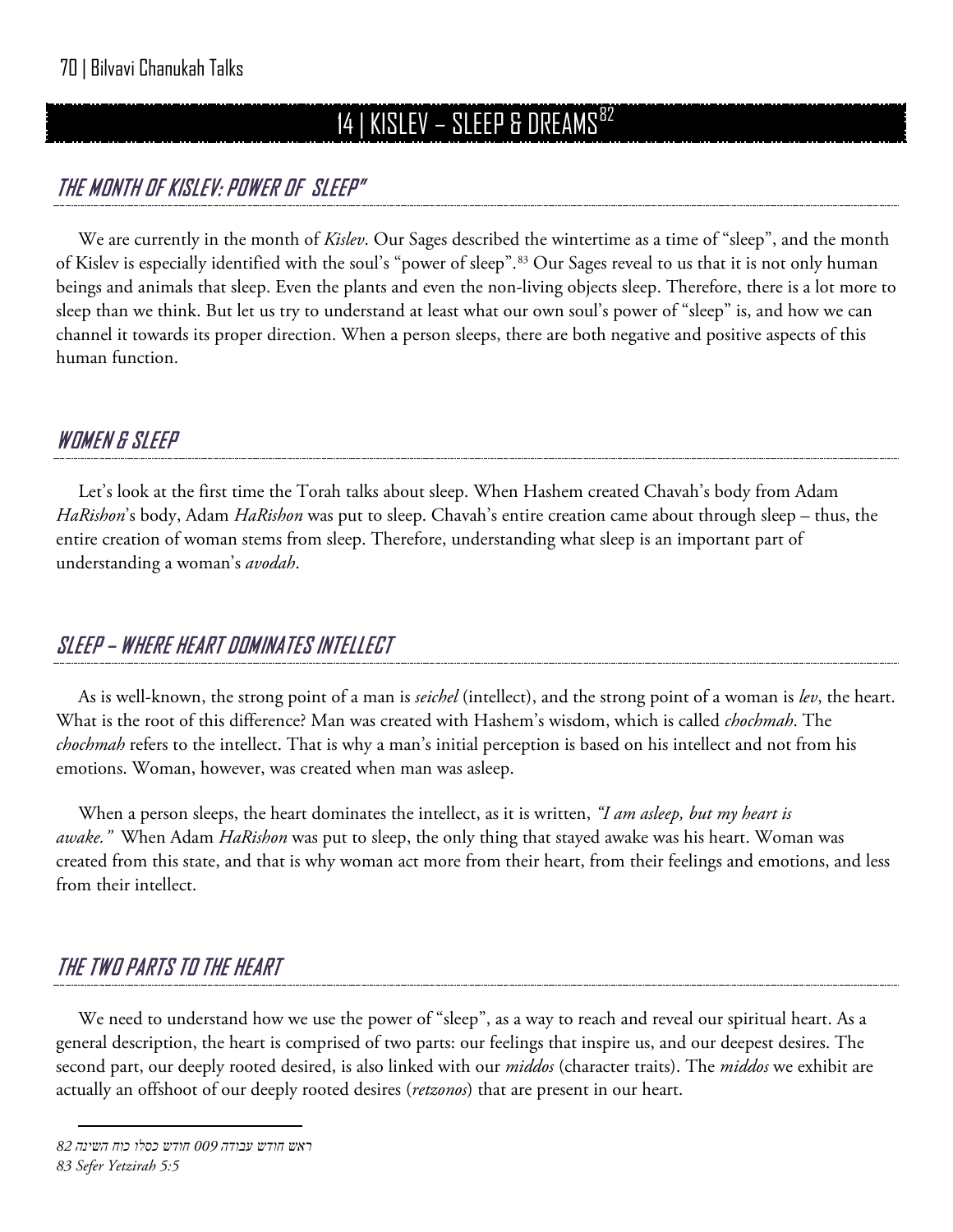# 14 | KISLEV – SLEEP & DREAMS[82]

## THE MONTH OF KISLEV: POWER OF SLEEP"

We are currently in the month of *Kislev*. Our Sages described the wintertime as a time of "sleep", and the month of Kislev is especially identified with the soul's "power of sleep".[83] Our Sages reveal to us that it is not only human beings and animals that sleep. Even the plants and even the non-living objects sleep. Therefore, there is a lot more to sleep than we think. But let us try to understand at least what our own soul's power of "sleep" is, and how we can channel it towards its proper direction. When a person sleeps, there are both negative and positive aspects of this human function.

## WOMEN & SLEEP

Let's look at the first time the Torah talks about sleep. When Hashem created Chavah's body from Adam *HaRishon*'s body, Adam *HaRishon* was put to sleep. Chavah's entire creation came about through sleep – thus, the entire creation of woman stems from sleep. Therefore, understanding what sleep is an important part of understanding a woman's *avodah*.

## SLEEP – WHERE HEART DOMINATES INTELLECT

As is well-known, the strong point of a man is *seichel* (intellect), and the strong point of a woman is *lev*, the heart. What is the root of this difference? Man was created with Hashem's wisdom, which is called *chochmah*. The *chochmah* refers to the intellect. That is why a man's initial perception is based on his intellect and not from his emotions. Woman, however, was created when man was asleep.

When a person sleeps, the heart dominates the intellect, as it is written, *"I am asleep, but my heart is awake."* When Adam *HaRishon* was put to sleep, the only thing that stayed awake was his heart. Woman was created from this state, and that is why woman act more from their heart, from their feelings and emotions, and less from their intellect.

## THE TWO PARTS TO THE HEART

We need to understand how we use the power of "sleep", as a way to reach and reveal our spiritual heart. As a general description, the heart is comprised of two parts: our feelings that inspire us, and our deepest desires. The second part, our deeply rooted desired, is also linked with our *middos* (character traits). The *middos* we exhibit are actually an offshoot of our deeply rooted desires (*retzonos*) that are present in our heart.

---

82 ראש חודש עבודה 009 חודש כסלו כוח השינה

83 *Sefer Yetzirah 5:5*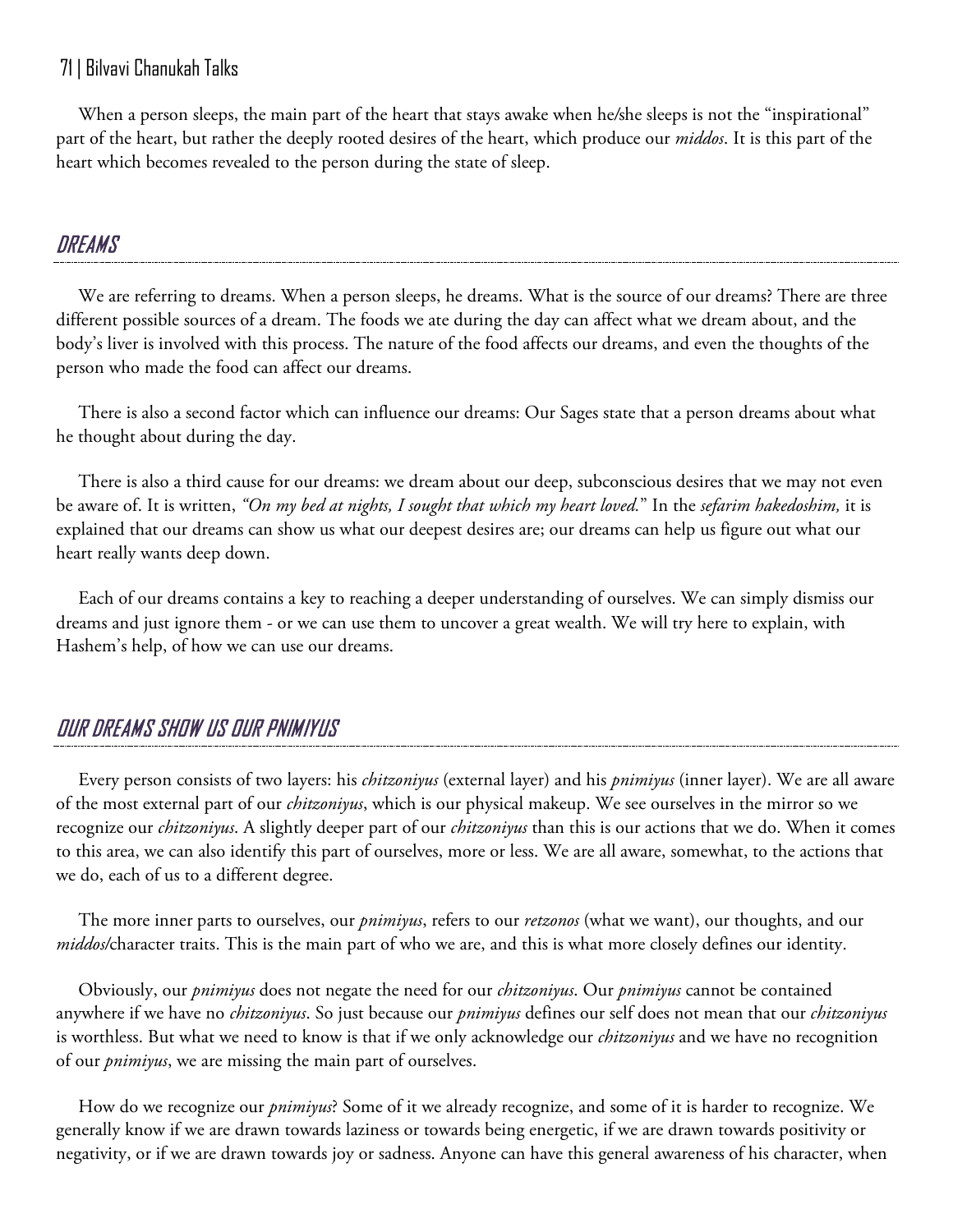When a person sleeps, the main part of the heart that stays awake when he/she sleeps is not the "inspirational" part of the heart, but rather the deeply rooted desires of the heart, which produce our *middos*. It is this part of the heart which becomes revealed to the person during the state of sleep.

## DREAMS

We are referring to dreams. When a person sleeps, he dreams. What is the source of our dreams? There are three different possible sources of a dream. The foods we ate during the day can affect what we dream about, and the body's liver is involved with this process. The nature of the food affects our dreams, and even the thoughts of the person who made the food can affect our dreams.

There is also a second factor which can influence our dreams: Our Sages state that a person dreams about what he thought about during the day.

There is also a third cause for our dreams: we dream about our deep, subconscious desires that we may not even be aware of. It is written, *"On my bed at nights, I sought that which my heart loved."* In the *sefarim hakedoshim,* it is explained that our dreams can show us what our deepest desires are; our dreams can help us figure out what our heart really wants deep down.

Each of our dreams contains a key to reaching a deeper understanding of ourselves. We can simply dismiss our dreams and just ignore them - or we can use them to uncover a great wealth. We will try here to explain, with Hashem's help, of how we can use our dreams.

## OUR DREAMS SHOW US OUR PNIMIYUS

Every person consists of two layers: his *chitzoniyus* (external layer) and his *pnimiyus* (inner layer). We are all aware of the most external part of our *chitzoniyus*, which is our physical makeup. We see ourselves in the mirror so we recognize our *chitzoniyus*. A slightly deeper part of our *chitzoniyus* than this is our actions that we do. When it comes to this area, we can also identify this part of ourselves, more or less. We are all aware, somewhat, to the actions that we do, each of us to a different degree.

The more inner parts to ourselves, our *pnimiyus*, refers to our *retzonos* (what we want), our thoughts, and our *middos*/character traits. This is the main part of who we are, and this is what more closely defines our identity.

Obviously, our *pnimiyus* does not negate the need for our *chitzoniyus*. Our *pnimiyus* cannot be contained anywhere if we have no *chitzoniyus*. So just because our *pnimiyus* defines our self does not mean that our *chitzoniyus* is worthless. But what we need to know is that if we only acknowledge our *chitzoniyus* and we have no recognition of our *pnimiyus*, we are missing the main part of ourselves.

How do we recognize our *pnimiyus*? Some of it we already recognize, and some of it is harder to recognize. We generally know if we are drawn towards laziness or towards being energetic, if we are drawn towards positivity or negativity, or if we are drawn towards joy or sadness. Anyone can have this general awareness of his character, when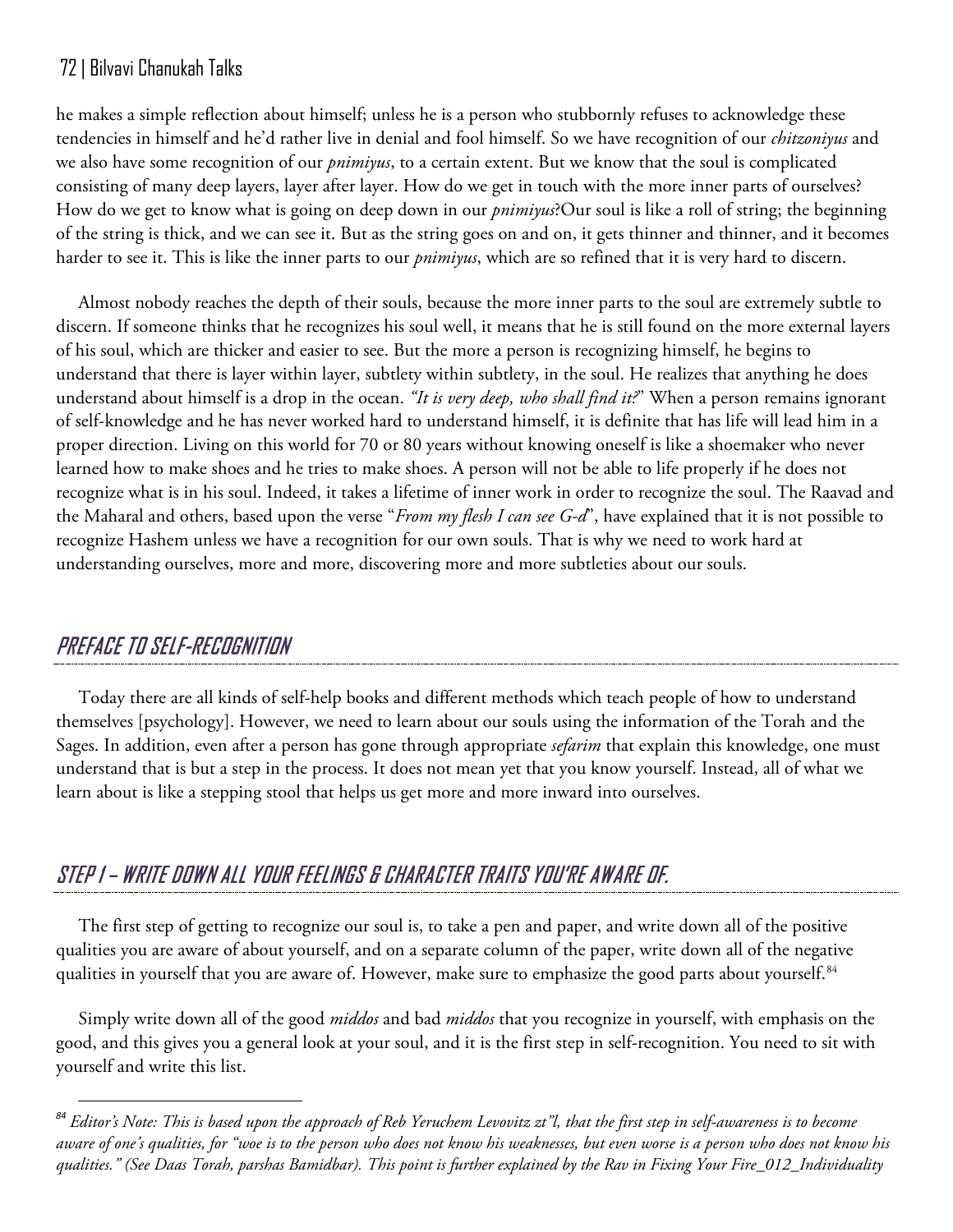he makes a simple reflection about himself; unless he is a person who stubbornly refuses to acknowledge these tendencies in himself and he'd rather live in denial and fool himself. So we have recognition of our *chitzoniyus* and we also have some recognition of our *pnimiyus*, to a certain extent. But we know that the soul is complicated consisting of many deep layers, layer after layer. How do we get in touch with the more inner parts of ourselves? How do we get to know what is going on deep down in our *pnimiyus*?Our soul is like a roll of string; the beginning of the string is thick, and we can see it. But as the string goes on and on, it gets thinner and thinner, and it becomes harder to see it. This is like the inner parts to our *pnimiyus*, which are so refined that it is very hard to discern.

Almost nobody reaches the depth of their souls, because the more inner parts to the soul are extremely subtle to discern. If someone thinks that he recognizes his soul well, it means that he is still found on the more external layers of his soul, which are thicker and easier to see. But the more a person is recognizing himself, he begins to understand that there is layer within layer, subtlety within subtlety, in the soul. He realizes that anything he does understand about himself is a drop in the ocean. *"It is very deep, who shall find it?*" When a person remains ignorant of self-knowledge and he has never worked hard to understand himself, it is definite that has life will lead him in a proper direction. Living on this world for 70 or 80 years without knowing oneself is like a shoemaker who never learned how to make shoes and he tries to make shoes. A person will not be able to life properly if he does not recognize what is in his soul. Indeed, it takes a lifetime of inner work in order to recognize the soul. The Raavad and the Maharal and others, based upon the verse "*From my flesh I can see G-d*", have explained that it is not possible to recognize Hashem unless we have a recognition for our own souls. That is why we need to work hard at understanding ourselves, more and more, discovering more and more subtleties about our souls.

## *Preface to Self-Recognition*

Today there are all kinds of self-help books and different methods which teach people of how to understand themselves [psychology]. However, we need to learn about our souls using the information of the Torah and the Sages. In addition, even after a person has gone through appropriate *sefarim* that explain this knowledge, one must understand that is but a step in the process. It does not mean yet that you know yourself. Instead, all of what we learn about is like a stepping stool that helps us get more and more inward into ourselves.

## *Step 1 – Write Down All Your Feelings & Character Traits You're Aware Of.*

The first step of getting to recognize our soul is, to take a pen and paper, and write down all of the positive qualities you are aware of about yourself, and on a separate column of the paper, write down all of the negative qualities in yourself that you are aware of. However, make sure to emphasize the good parts about yourself.[84]

Simply write down all of the good *middos* and bad *middos* that you recognize in yourself, with emphasis on the good, and this gives you a general look at your soul, and it is the first step in self-recognition. You need to sit with yourself and write this list.

---

[84] *Editor's Note: This is based upon the approach of Reb Yeruchem Levovitz zt"l, that the first step in self-awareness is to become aware of one's qualities, for "woe is to the person who does not know his weaknesses, but even worse is a person who does not know his qualities." (See Daas Torah, parshas Bamidbar). This point is further explained by the Rav in Fixing Your Fire_012_Individuality*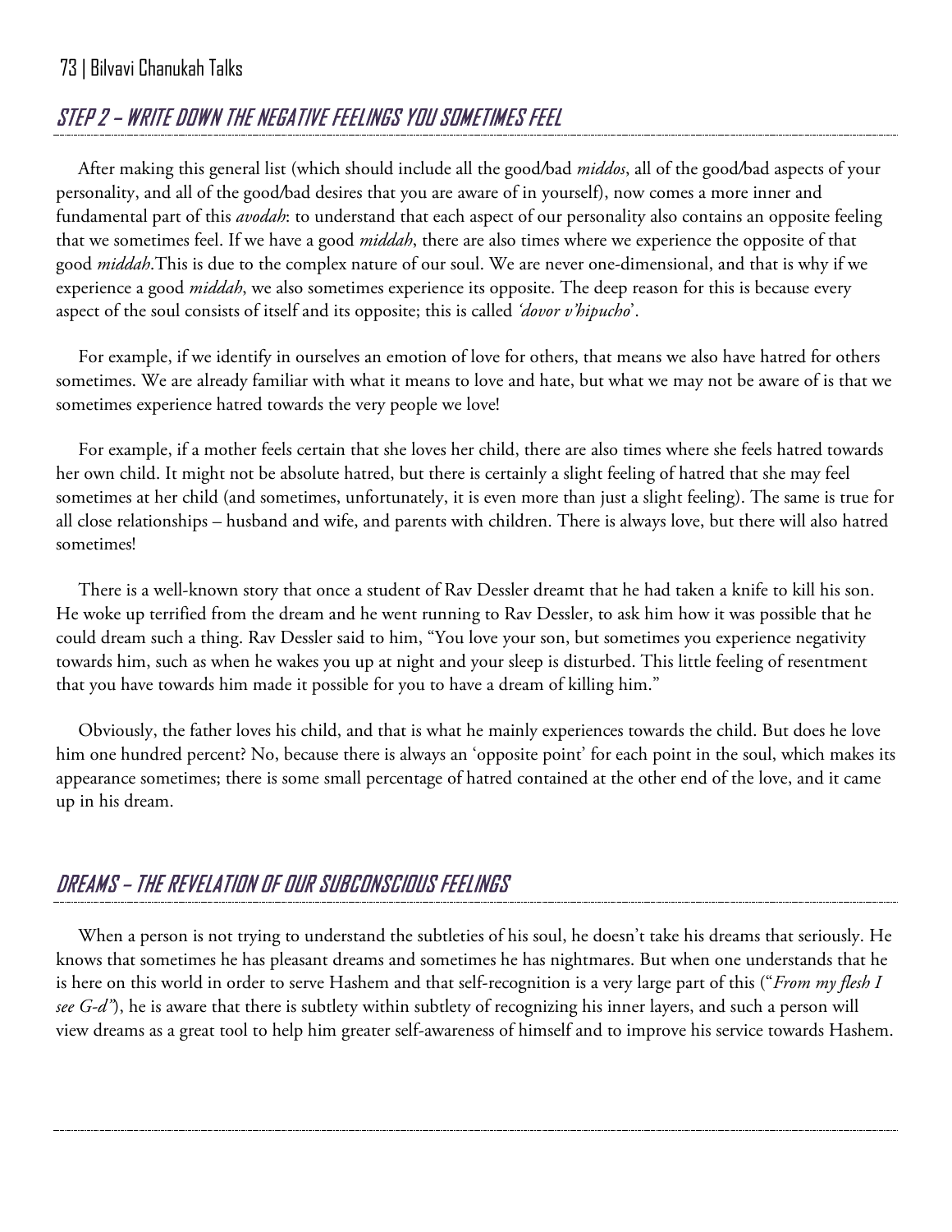## STEP 2 – WRITE DOWN THE NEGATIVE FEELINGS YOU SOMETIMES FEEL

After making this general list (which should include all the good/bad *middos*, all of the good/bad aspects of your personality, and all of the good/bad desires that you are aware of in yourself), now comes a more inner and fundamental part of this *avodah*: to understand that each aspect of our personality also contains an opposite feeling that we sometimes feel. If we have a good *middah*, there are also times where we experience the opposite of that good *middah*.This is due to the complex nature of our soul. We are never one-dimensional, and that is why if we experience a good *middah*, we also sometimes experience its opposite. The deep reason for this is because every aspect of the soul consists of itself and its opposite; this is called *'dovor v'hipucho*'.

For example, if we identify in ourselves an emotion of love for others, that means we also have hatred for others sometimes. We are already familiar with what it means to love and hate, but what we may not be aware of is that we sometimes experience hatred towards the very people we love!

For example, if a mother feels certain that she loves her child, there are also times where she feels hatred towards her own child. It might not be absolute hatred, but there is certainly a slight feeling of hatred that she may feel sometimes at her child (and sometimes, unfortunately, it is even more than just a slight feeling). The same is true for all close relationships – husband and wife, and parents with children. There is always love, but there will also hatred sometimes!

There is a well-known story that once a student of Rav Dessler dreamt that he had taken a knife to kill his son. He woke up terrified from the dream and he went running to Rav Dessler, to ask him how it was possible that he could dream such a thing. Rav Dessler said to him, "You love your son, but sometimes you experience negativity towards him, such as when he wakes you up at night and your sleep is disturbed. This little feeling of resentment that you have towards him made it possible for you to have a dream of killing him."

Obviously, the father loves his child, and that is what he mainly experiences towards the child. But does he love him one hundred percent? No, because there is always an 'opposite point' for each point in the soul, which makes its appearance sometimes; there is some small percentage of hatred contained at the other end of the love, and it came up in his dream.

## DREAMS – THE REVELATION OF OUR SUBCONSCIOUS FEELINGS

When a person is not trying to understand the subtleties of his soul, he doesn't take his dreams that seriously. He knows that sometimes he has pleasant dreams and sometimes he has nightmares. But when one understands that he is here on this world in order to serve Hashem and that self-recognition is a very large part of this ("*From my flesh I see G-d*"), he is aware that there is subtlety within subtlety of recognizing his inner layers, and such a person will view dreams as a great tool to help him greater self-awareness of himself and to improve his service towards Hashem.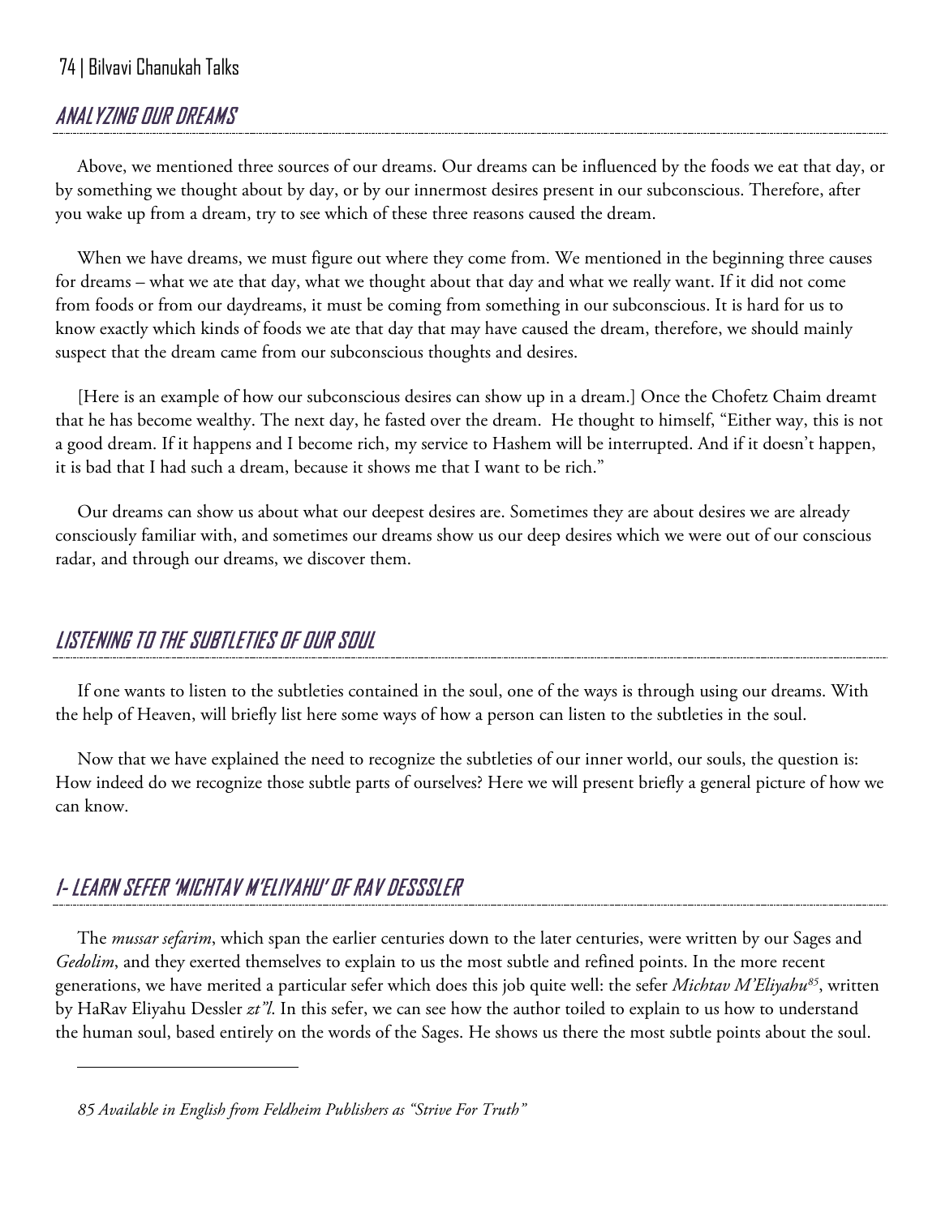## ANALYZING OUR DREAMS

Above, we mentioned three sources of our dreams. Our dreams can be influenced by the foods we eat that day, or by something we thought about by day, or by our innermost desires present in our subconscious. Therefore, after you wake up from a dream, try to see which of these three reasons caused the dream.

When we have dreams, we must figure out where they come from. We mentioned in the beginning three causes for dreams – what we ate that day, what we thought about that day and what we really want. If it did not come from foods or from our daydreams, it must be coming from something in our subconscious. It is hard for us to know exactly which kinds of foods we ate that day that may have caused the dream, therefore, we should mainly suspect that the dream came from our subconscious thoughts and desires.

[Here is an example of how our subconscious desires can show up in a dream.] Once the Chofetz Chaim dreamt that he has become wealthy. The next day, he fasted over the dream. He thought to himself, "Either way, this is not a good dream. If it happens and I become rich, my service to Hashem will be interrupted. And if it doesn't happen, it is bad that I had such a dream, because it shows me that I want to be rich."

Our dreams can show us about what our deepest desires are. Sometimes they are about desires we are already consciously familiar with, and sometimes our dreams show us our deep desires which we were out of our conscious radar, and through our dreams, we discover them.

## LISTENING TO THE SUBTLETIES OF OUR SOUL

If one wants to listen to the subtleties contained in the soul, one of the ways is through using our dreams. With the help of Heaven, will briefly list here some ways of how a person can listen to the subtleties in the soul.

Now that we have explained the need to recognize the subtleties of our inner world, our souls, the question is: How indeed do we recognize those subtle parts of ourselves? Here we will present briefly a general picture of how we can know.

## 1- LEARN SEFER 'MICHTAV M'ELIYAHU' OF RAV DESSSLER

The *mussar sefarim*, which span the earlier centuries down to the later centuries, were written by our Sages and *Gedolim*, and they exerted themselves to explain to us the most subtle and refined points. In the more recent generations, we have merited a particular sefer which does this job quite well: the sefer *Michtav M'Eliyahu*[85], written by HaRav Eliyahu Dessler *zt"l*. In this sefer, we can see how the author toiled to explain to us how to understand the human soul, based entirely on the words of the Sages. He shows us there the most subtle points about the soul.

---

*85 Available in English from Feldheim Publishers as "Strive For Truth"*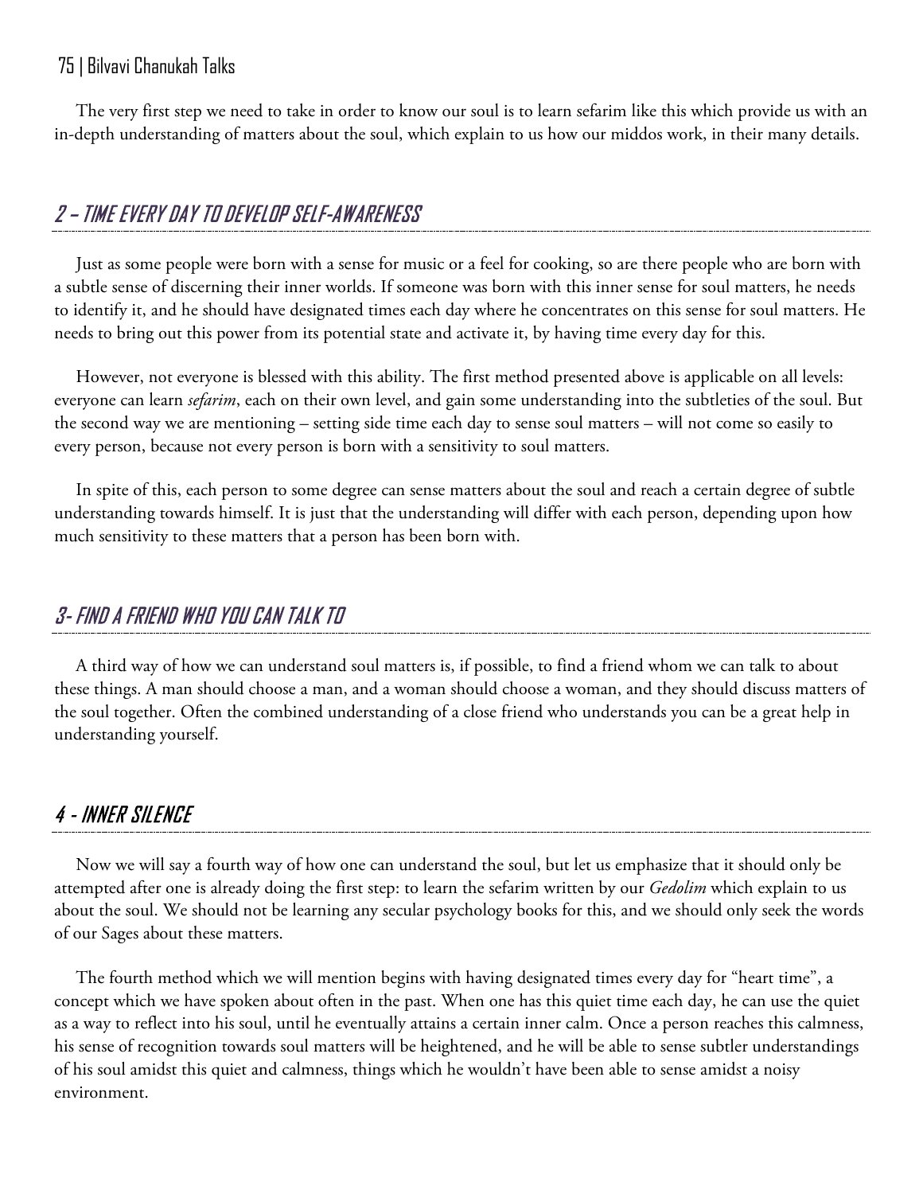The very first step we need to take in order to know our soul is to learn sefarim like this which provide us with an in-depth understanding of matters about the soul, which explain to us how our middos work, in their many details.

## 2 – TIME EVERY DAY TO DEVELOP SELF-AWARENESS

Just as some people were born with a sense for music or a feel for cooking, so are there people who are born with a subtle sense of discerning their inner worlds. If someone was born with this inner sense for soul matters, he needs to identify it, and he should have designated times each day where he concentrates on this sense for soul matters. He needs to bring out this power from its potential state and activate it, by having time every day for this.

However, not everyone is blessed with this ability. The first method presented above is applicable on all levels: everyone can learn *sefarim*, each on their own level, and gain some understanding into the subtleties of the soul. But the second way we are mentioning – setting side time each day to sense soul matters – will not come so easily to every person, because not every person is born with a sensitivity to soul matters.

In spite of this, each person to some degree can sense matters about the soul and reach a certain degree of subtle understanding towards himself. It is just that the understanding will differ with each person, depending upon how much sensitivity to these matters that a person has been born with.

## 3- FIND A FRIEND WHO YOU CAN TALK TO

A third way of how we can understand soul matters is, if possible, to find a friend whom we can talk to about these things. A man should choose a man, and a woman should choose a woman, and they should discuss matters of the soul together. Often the combined understanding of a close friend who understands you can be a great help in understanding yourself.

## 4 - INNER SILENCE

Now we will say a fourth way of how one can understand the soul, but let us emphasize that it should only be attempted after one is already doing the first step: to learn the sefarim written by our *Gedolim* which explain to us about the soul. We should not be learning any secular psychology books for this, and we should only seek the words of our Sages about these matters.

The fourth method which we will mention begins with having designated times every day for "heart time", a concept which we have spoken about often in the past. When one has this quiet time each day, he can use the quiet as a way to reflect into his soul, until he eventually attains a certain inner calm. Once a person reaches this calmness, his sense of recognition towards soul matters will be heightened, and he will be able to sense subtler understandings of his soul amidst this quiet and calmness, things which he wouldn't have been able to sense amidst a noisy environment.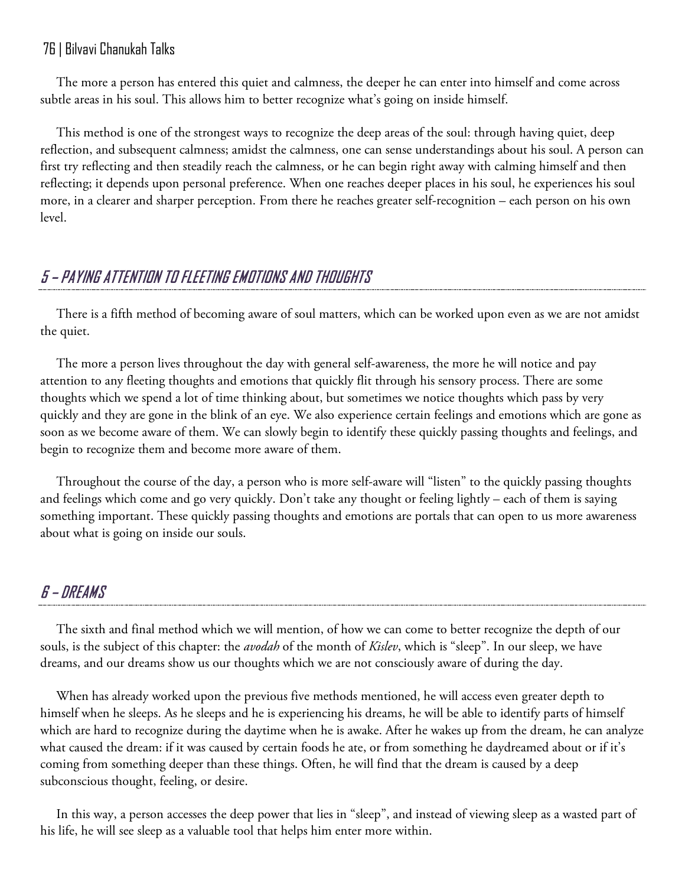The more a person has entered this quiet and calmness, the deeper he can enter into himself and come across subtle areas in his soul. This allows him to better recognize what's going on inside himself.

This method is one of the strongest ways to recognize the deep areas of the soul: through having quiet, deep reflection, and subsequent calmness; amidst the calmness, one can sense understandings about his soul. A person can first try reflecting and then steadily reach the calmness, or he can begin right away with calming himself and then reflecting; it depends upon personal preference. When one reaches deeper places in his soul, he experiences his soul more, in a clearer and sharper perception. From there he reaches greater self-recognition – each person on his own level.

## 5 – PAYING ATTENTION TO FLEETING EMOTIONS AND THOUGHTS

There is a fifth method of becoming aware of soul matters, which can be worked upon even as we are not amidst the quiet.

The more a person lives throughout the day with general self-awareness, the more he will notice and pay attention to any fleeting thoughts and emotions that quickly flit through his sensory process. There are some thoughts which we spend a lot of time thinking about, but sometimes we notice thoughts which pass by very quickly and they are gone in the blink of an eye. We also experience certain feelings and emotions which are gone as soon as we become aware of them. We can slowly begin to identify these quickly passing thoughts and feelings, and begin to recognize them and become more aware of them.

Throughout the course of the day, a person who is more self-aware will "listen" to the quickly passing thoughts and feelings which come and go very quickly. Don't take any thought or feeling lightly – each of them is saying something important. These quickly passing thoughts and emotions are portals that can open to us more awareness about what is going on inside our souls.

## 6 – DREAMS

The sixth and final method which we will mention, of how we can come to better recognize the depth of our souls, is the subject of this chapter: the *avodah* of the month of *Kislev*, which is "sleep". In our sleep, we have dreams, and our dreams show us our thoughts which we are not consciously aware of during the day.

When has already worked upon the previous five methods mentioned, he will access even greater depth to himself when he sleeps. As he sleeps and he is experiencing his dreams, he will be able to identify parts of himself which are hard to recognize during the daytime when he is awake. After he wakes up from the dream, he can analyze what caused the dream: if it was caused by certain foods he ate, or from something he daydreamed about or if it's coming from something deeper than these things. Often, he will find that the dream is caused by a deep subconscious thought, feeling, or desire.

In this way, a person accesses the deep power that lies in "sleep", and instead of viewing sleep as a wasted part of his life, he will see sleep as a valuable tool that helps him enter more within.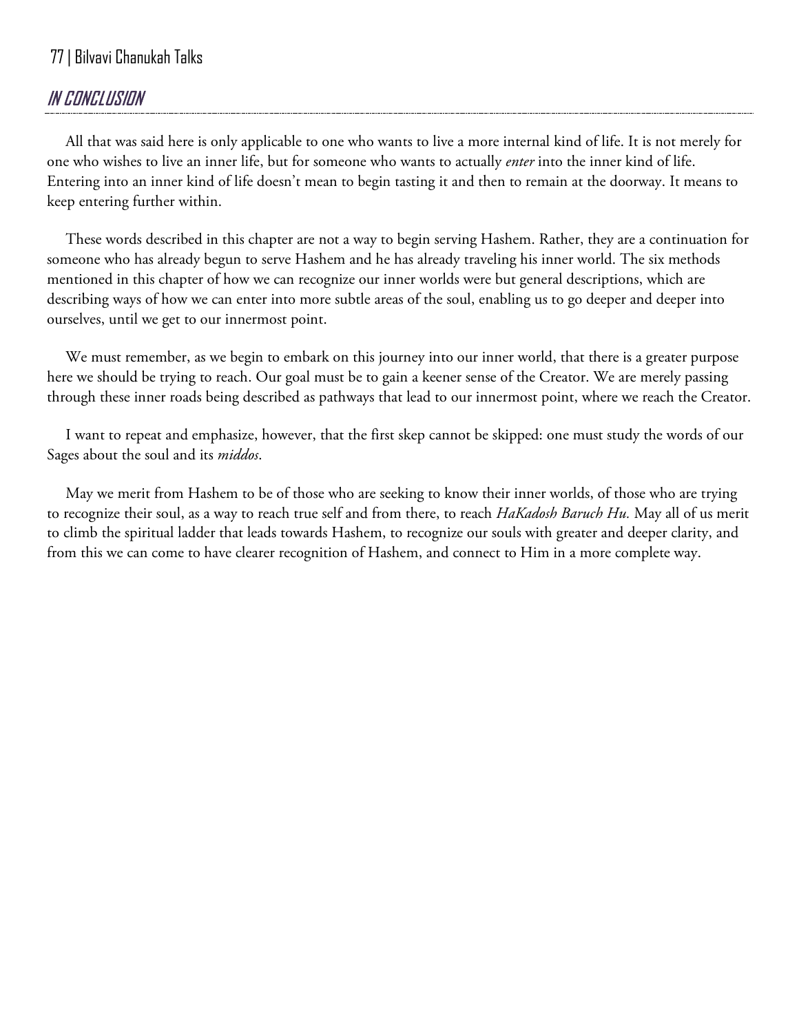## IN CONCLUSION

All that was said here is only applicable to one who wants to live a more internal kind of life. It is not merely for one who wishes to live an inner life, but for someone who wants to actually *enter* into the inner kind of life. Entering into an inner kind of life doesn't mean to begin tasting it and then to remain at the doorway. It means to keep entering further within.

These words described in this chapter are not a way to begin serving Hashem. Rather, they are a continuation for someone who has already begun to serve Hashem and he has already traveling his inner world. The six methods mentioned in this chapter of how we can recognize our inner worlds were but general descriptions, which are describing ways of how we can enter into more subtle areas of the soul, enabling us to go deeper and deeper into ourselves, until we get to our innermost point.

We must remember, as we begin to embark on this journey into our inner world, that there is a greater purpose here we should be trying to reach. Our goal must be to gain a keener sense of the Creator. We are merely passing through these inner roads being described as pathways that lead to our innermost point, where we reach the Creator.

I want to repeat and emphasize, however, that the first skep cannot be skipped: one must study the words of our Sages about the soul and its *middos*.

May we merit from Hashem to be of those who are seeking to know their inner worlds, of those who are trying to recognize their soul, as a way to reach true self and from there, to reach *HaKadosh Baruch Hu.* May all of us merit to climb the spiritual ladder that leads towards Hashem, to recognize our souls with greater and deeper clarity, and from this we can come to have clearer recognition of Hashem, and connect to Him in a more complete way.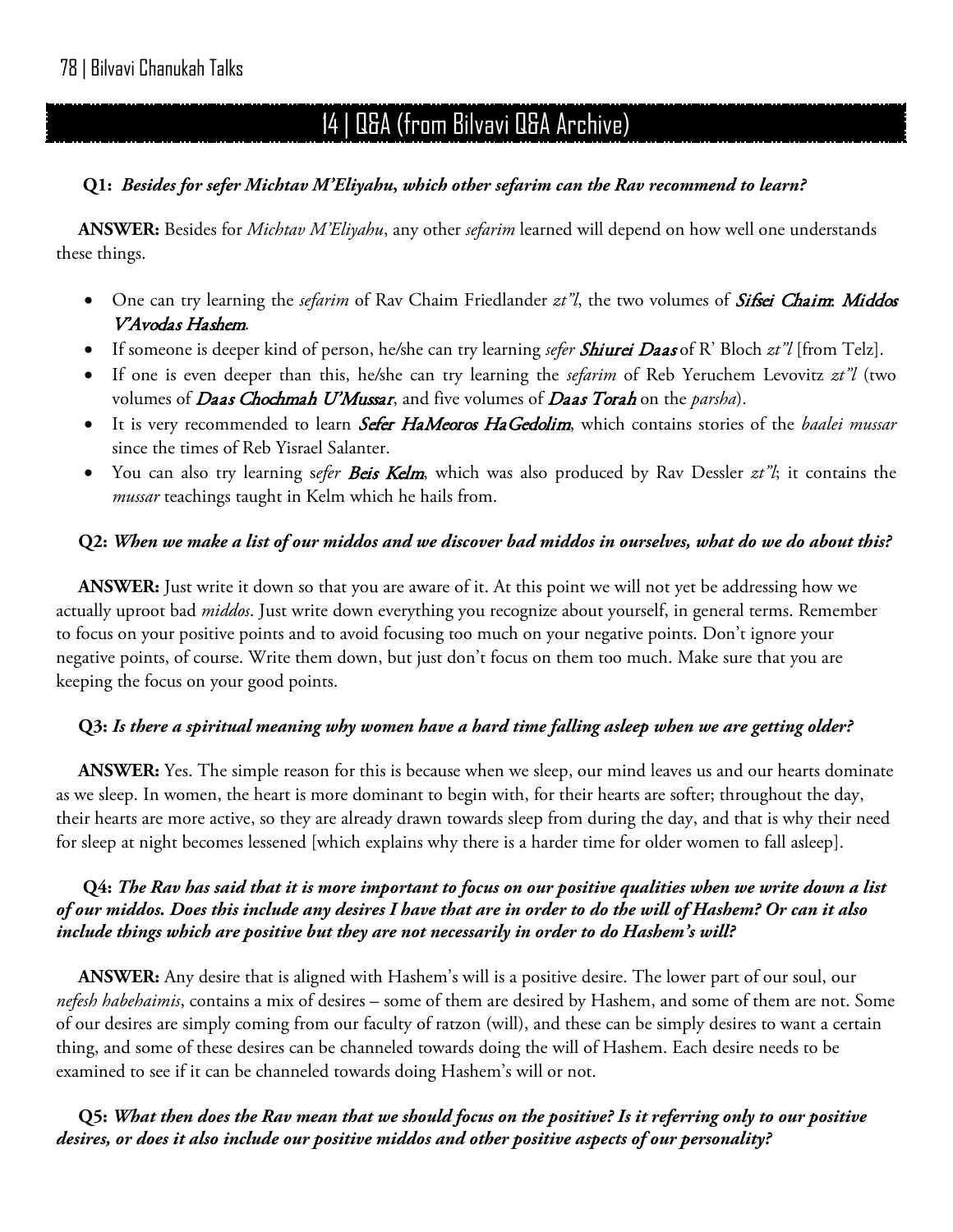## 14 | Q&A (from Bilvavi Q&A Archive)

**Q1:** ***Besides for sefer Michtav M'Eliyahu, which other sefarim can the Rav recommend to learn?***

**ANSWER:** Besides for *Michtav M'Eliyahu*, any other *sefarim* learned will depend on how well one understands these things.

- One can try learning the *sefarim* of Rav Chaim Friedlander *zt"l*, the two volumes of ***Sifsei Chaim: Middos V'Avodas Hashem***.
- If someone is deeper kind of person, he/she can try learning *sefer* ***Shiurei Daas*** of R' Bloch *zt"l* [from Telz].
- If one is even deeper than this, he/she can try learning the *sefarim* of Reb Yeruchem Levovitz *zt"l* (two volumes of ***Daas Chochmah U'Mussar***, and five volumes of ***Daas Torah*** on the *parsha*).
- It is very recommended to learn ***Sefer HaMeoros HaGedolim***, which contains stories of the *baalei mussar* since the times of Reb Yisrael Salanter.
- You can also try learning *sefer* ***Beis Kelm***, which was also produced by Rav Dessler *zt"l*; it contains the *mussar* teachings taught in Kelm which he hails from.

**Q2:** ***When we make a list of our middos and we discover bad middos in ourselves, what do we do about this?***

**ANSWER:** Just write it down so that you are aware of it. At this point we will not yet be addressing how we actually uproot bad *middos*. Just write down everything you recognize about yourself, in general terms. Remember to focus on your positive points and to avoid focusing too much on your negative points. Don't ignore your negative points, of course. Write them down, but just don't focus on them too much. Make sure that you are keeping the focus on your good points.

**Q3:** ***Is there a spiritual meaning why women have a hard time falling asleep when we are getting older?***

**ANSWER:** Yes. The simple reason for this is because when we sleep, our mind leaves us and our hearts dominate as we sleep. In women, the heart is more dominant to begin with, for their hearts are softer; throughout the day, their hearts are more active, so they are already drawn towards sleep from during the day, and that is why their need for sleep at night becomes lessened [which explains why there is a harder time for older women to fall asleep].

**Q4:** ***The Rav has said that it is more important to focus on our positive qualities when we write down a list of our middos. Does this include any desires I have that are in order to do the will of Hashem? Or can it also include things which are positive but they are not necessarily in order to do Hashem's will?***

**ANSWER:** Any desire that is aligned with Hashem's will is a positive desire. The lower part of our soul, our *nefesh habehaimis*, contains a mix of desires – some of them are desired by Hashem, and some of them are not. Some of our desires are simply coming from our faculty of ratzon (will), and these can be simply desires to want a certain thing, and some of these desires can be channeled towards doing the will of Hashem. Each desire needs to be examined to see if it can be channeled towards doing Hashem's will or not.

**Q5:** ***What then does the Rav mean that we should focus on the positive? Is it referring only to our positive desires, or does it also include our positive middos and other positive aspects of our personality?***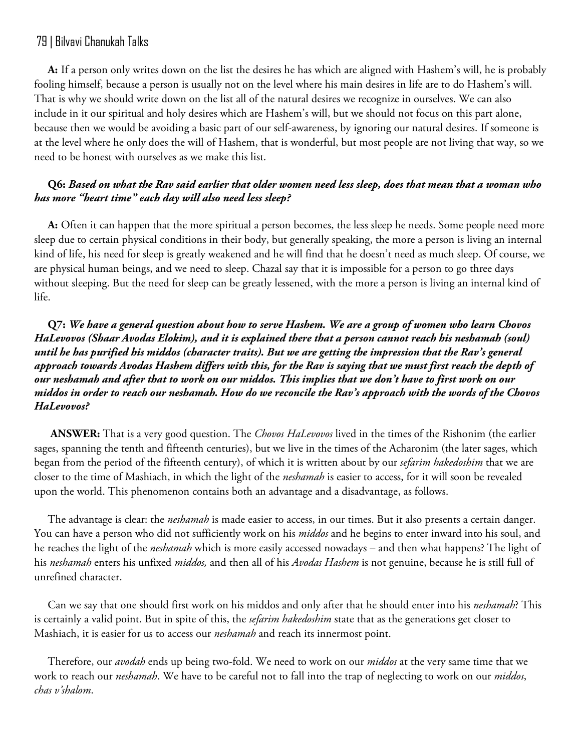**A:** If a person only writes down on the list the desires he has which are aligned with Hashem's will, he is probably fooling himself, because a person is usually not on the level where his main desires in life are to do Hashem's will. That is why we should write down on the list all of the natural desires we recognize in ourselves. We can also include in it our spiritual and holy desires which are Hashem's will, but we should not focus on this part alone, because then we would be avoiding a basic part of our self-awareness, by ignoring our natural desires. If someone is at the level where he only does the will of Hashem, that is wonderful, but most people are not living that way, so we need to be honest with ourselves as we make this list.

**Q6:** ***Based on what the Rav said earlier that older women need less sleep, does that mean that a woman who has more "heart time" each day will also need less sleep?***

**A:** Often it can happen that the more spiritual a person becomes, the less sleep he needs. Some people need more sleep due to certain physical conditions in their body, but generally speaking, the more a person is living an internal kind of life, his need for sleep is greatly weakened and he will find that he doesn't need as much sleep. Of course, we are physical human beings, and we need to sleep. Chazal say that it is impossible for a person to go three days without sleeping. But the need for sleep can be greatly lessened, with the more a person is living an internal kind of life.

**Q7:** ***We have a general question about how to serve Hashem. We are a group of women who learn Chovos HaLevovos (Shaar Avodas Elokim), and it is explained there that a person cannot reach his neshamah (soul) until he has purified his middos (character traits). But we are getting the impression that the Rav's general approach towards Avodas Hashem differs with this, for the Rav is saying that we must first reach the depth of our neshamah and after that to work on our middos. This implies that we don't have to first work on our middos in order to reach our neshamah. How do we reconcile the Rav's approach with the words of the Chovos HaLevovos?***

**ANSWER:** That is a very good question. The *Chovos HaLevovos* lived in the times of the Rishonim (the earlier sages, spanning the tenth and fifteenth centuries), but we live in the times of the Acharonim (the later sages, which began from the period of the fifteenth century), of which it is written about by our *sefarim hakedoshim* that we are closer to the time of Mashiach, in which the light of the *neshamah* is easier to access, for it will soon be revealed upon the world. This phenomenon contains both an advantage and a disadvantage, as follows.

The advantage is clear: the *neshamah* is made easier to access, in our times. But it also presents a certain danger. You can have a person who did not sufficiently work on his *middos* and he begins to enter inward into his soul, and he reaches the light of the *neshamah* which is more easily accessed nowadays – and then what happens? The light of his *neshamah* enters his unfixed *middos,* and then all of his *Avodas Hashem* is not genuine, because he is still full of unrefined character.

Can we say that one should first work on his middos and only after that he should enter into his *neshamah*? This is certainly a valid point. But in spite of this, the *sefarim hakedoshim* state that as the generations get closer to Mashiach, it is easier for us to access our *neshamah* and reach its innermost point.

Therefore, our *avodah* ends up being two-fold. We need to work on our *middos* at the very same time that we work to reach our *neshamah*. We have to be careful not to fall into the trap of neglecting to work on our *middos*, *chas v'shalom*.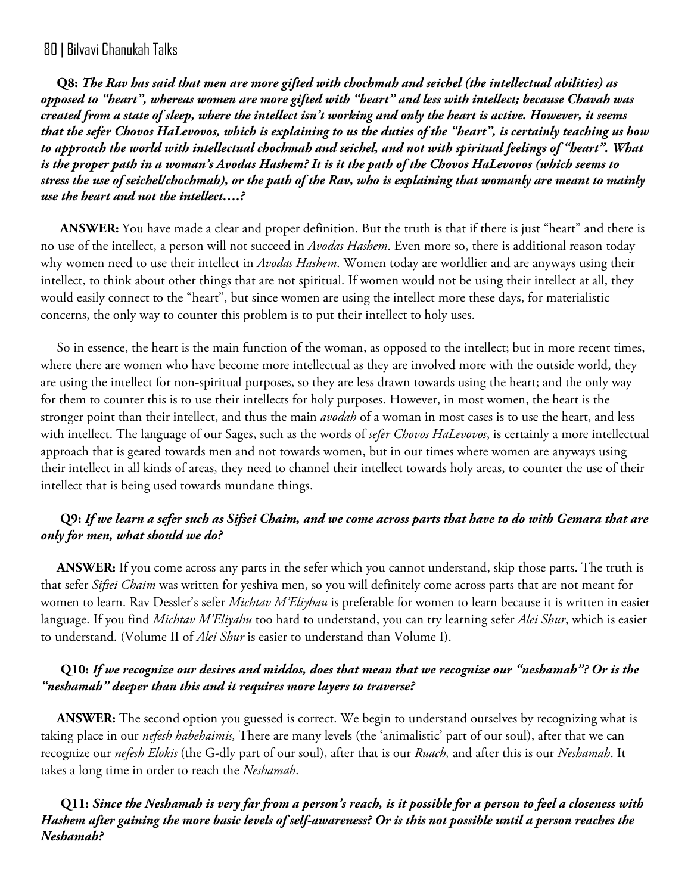**Q8:** ***The Rav has said that men are more gifted with chochmah and seichel (the intellectual abilities) as opposed to "heart", whereas women are more gifted with "heart" and less with intellect; because Chavah was created from a state of sleep, where the intellect isn't working and only the heart is active. However, it seems that the sefer Chovos HaLevovos, which is explaining to us the duties of the "heart", is certainly teaching us how to approach the world with intellectual chochmah and seichel, and not with spiritual feelings of "heart". What is the proper path in a woman's Avodas Hashem? It is it the path of the Chovos HaLevovos (which seems to stress the use of seichel/chochmah), or the path of the Rav, who is explaining that womanly are meant to mainly use the heart and not the intellect….?***

**ANSWER:** You have made a clear and proper definition. But the truth is that if there is just "heart" and there is no use of the intellect, a person will not succeed in *Avodas Hashem*. Even more so, there is additional reason today why women need to use their intellect in *Avodas Hashem*. Women today are worldlier and are anyways using their intellect, to think about other things that are not spiritual. If women would not be using their intellect at all, they would easily connect to the "heart", but since women are using the intellect more these days, for materialistic concerns, the only way to counter this problem is to put their intellect to holy uses.

So in essence, the heart is the main function of the woman, as opposed to the intellect; but in more recent times, where there are women who have become more intellectual as they are involved more with the outside world, they are using the intellect for non-spiritual purposes, so they are less drawn towards using the heart; and the only way for them to counter this is to use their intellects for holy purposes. However, in most women, the heart is the stronger point than their intellect, and thus the main *avodah* of a woman in most cases is to use the heart, and less with intellect. The language of our Sages, such as the words of *sefer Chovos HaLevovos*, is certainly a more intellectual approach that is geared towards men and not towards women, but in our times where women are anyways using their intellect in all kinds of areas, they need to channel their intellect towards holy areas, to counter the use of their intellect that is being used towards mundane things.

**Q9:** ***If we learn a sefer such as Sifsei Chaim, and we come across parts that have to do with Gemara that are only for men, what should we do?***

**ANSWER:** If you come across any parts in the sefer which you cannot understand, skip those parts. The truth is that sefer *Sifsei Chaim* was written for yeshiva men, so you will definitely come across parts that are not meant for women to learn. Rav Dessler's sefer *Michtav M'Eliyhau* is preferable for women to learn because it is written in easier language. If you find *Michtav M'Eliyahu* too hard to understand, you can try learning sefer *Alei Shur*, which is easier to understand. (Volume II of *Alei Shur* is easier to understand than Volume I).

**Q10:** ***If we recognize our desires and middos, does that mean that we recognize our "neshamah"? Or is the "neshamah" deeper than this and it requires more layers to traverse?***

**ANSWER:** The second option you guessed is correct. We begin to understand ourselves by recognizing what is taking place in our *nefesh habehaimis,* There are many levels (the 'animalistic' part of our soul), after that we can recognize our *nefesh Elokis* (the G-dly part of our soul), after that is our *Ruach,* and after this is our *Neshamah*. It takes a long time in order to reach the *Neshamah*.

**Q11:** ***Since the Neshamah is very far from a person's reach, is it possible for a person to feel a closeness with Hashem after gaining the more basic levels of self-awareness? Or is this not possible until a person reaches the Neshamah?***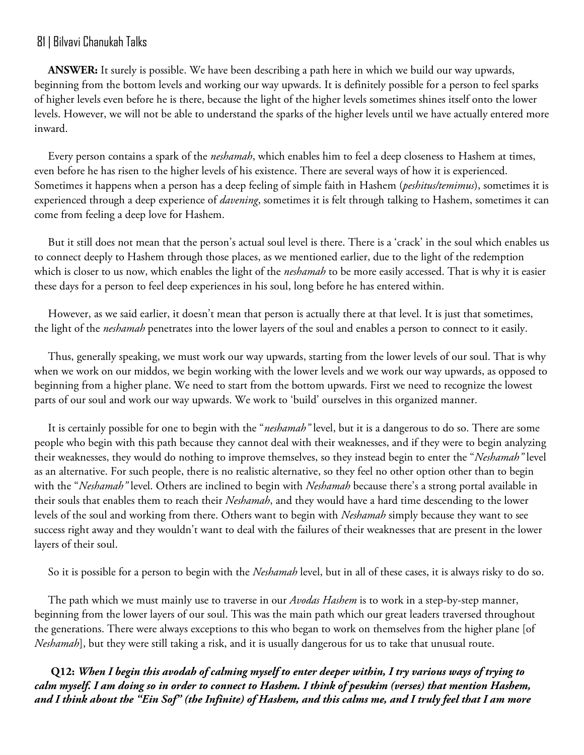**ANSWER:** It surely is possible. We have been describing a path here in which we build our way upwards, beginning from the bottom levels and working our way upwards. It is definitely possible for a person to feel sparks of higher levels even before he is there, because the light of the higher levels sometimes shines itself onto the lower levels. However, we will not be able to understand the sparks of the higher levels until we have actually entered more inward.

Every person contains a spark of the *neshamah*, which enables him to feel a deep closeness to Hashem at times, even before he has risen to the higher levels of his existence. There are several ways of how it is experienced. Sometimes it happens when a person has a deep feeling of simple faith in Hashem (*peshitus/temimus*), sometimes it is experienced through a deep experience of *davening*, sometimes it is felt through talking to Hashem, sometimes it can come from feeling a deep love for Hashem.

But it still does not mean that the person's actual soul level is there. There is a 'crack' in the soul which enables us to connect deeply to Hashem through those places, as we mentioned earlier, due to the light of the redemption which is closer to us now, which enables the light of the *neshamah* to be more easily accessed. That is why it is easier these days for a person to feel deep experiences in his soul, long before he has entered within.

However, as we said earlier, it doesn't mean that person is actually there at that level. It is just that sometimes, the light of the *neshamah* penetrates into the lower layers of the soul and enables a person to connect to it easily.

Thus, generally speaking, we must work our way upwards, starting from the lower levels of our soul. That is why when we work on our middos, we begin working with the lower levels and we work our way upwards, as opposed to beginning from a higher plane. We need to start from the bottom upwards. First we need to recognize the lowest parts of our soul and work our way upwards. We work to 'build' ourselves in this organized manner.

It is certainly possible for one to begin with the "*neshamah"* level, but it is a dangerous to do so. There are some people who begin with this path because they cannot deal with their weaknesses, and if they were to begin analyzing their weaknesses, they would do nothing to improve themselves, so they instead begin to enter the "*Neshamah"* level as an alternative. For such people, there is no realistic alternative, so they feel no other option other than to begin with the "*Neshamah"* level. Others are inclined to begin with *Neshamah* because there's a strong portal available in their souls that enables them to reach their *Neshamah*, and they would have a hard time descending to the lower levels of the soul and working from there. Others want to begin with *Neshamah* simply because they want to see success right away and they wouldn't want to deal with the failures of their weaknesses that are present in the lower layers of their soul.

So it is possible for a person to begin with the *Neshamah* level, but in all of these cases, it is always risky to do so.

The path which we must mainly use to traverse in our *Avodas Hashem* is to work in a step-by-step manner, beginning from the lower layers of our soul. This was the main path which our great leaders traversed throughout the generations. There were always exceptions to this who began to work on themselves from the higher plane [of *Neshamah*], but they were still taking a risk, and it is usually dangerous for us to take that unusual route.

**Q12:** ***When I begin this avodah of calming myself to enter deeper within, I try various ways of trying to calm myself. I am doing so in order to connect to Hashem. I think of pesukim (verses) that mention Hashem, and I think about the "Ein Sof" (the Infinite) of Hashem, and this calms me, and I truly feel that I am more***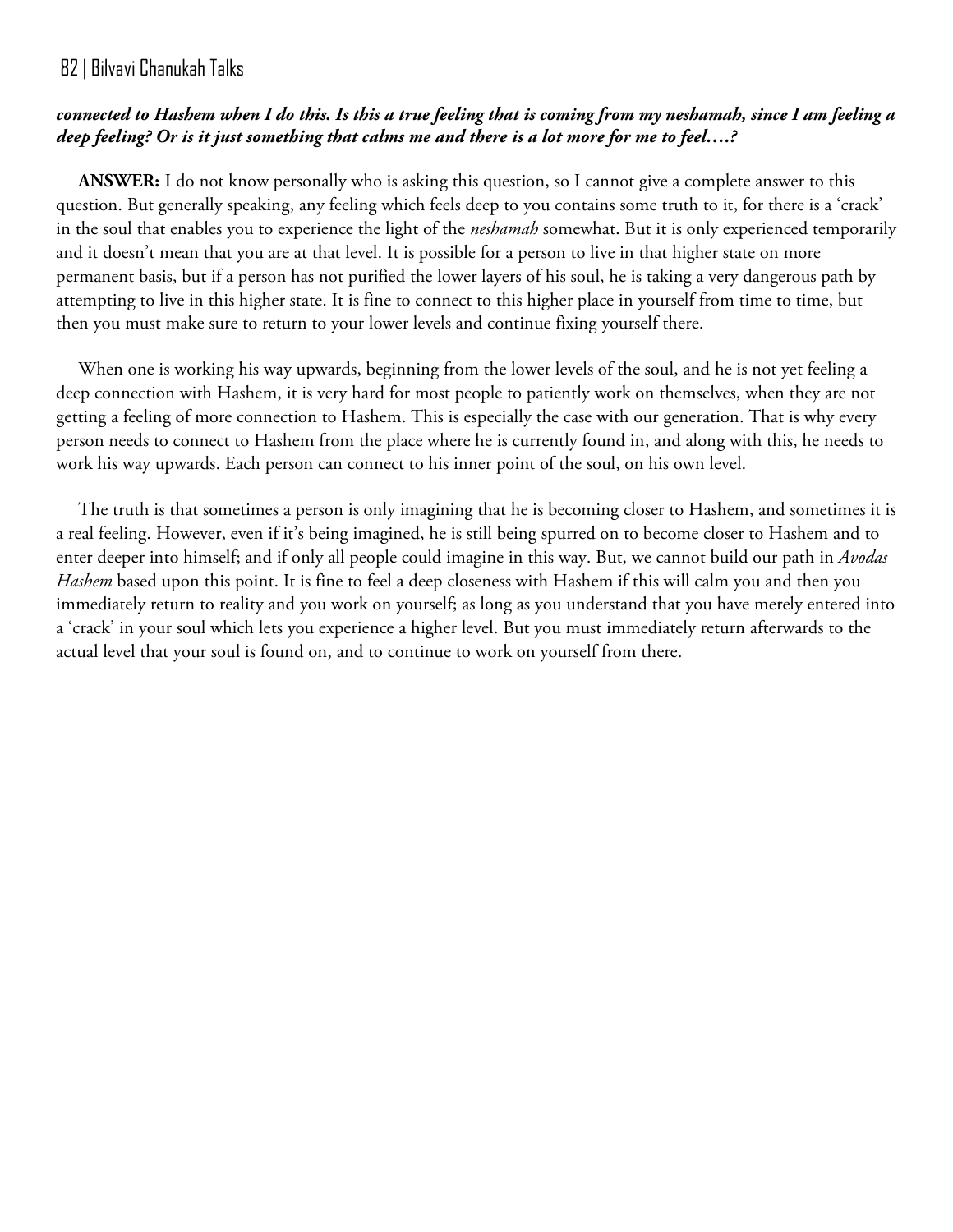***connected to Hashem when I do this. Is this a true feeling that is coming from my neshamah, since I am feeling a deep feeling? Or is it just something that calms me and there is a lot more for me to feel….?***

**ANSWER:** I do not know personally who is asking this question, so I cannot give a complete answer to this question. But generally speaking, any feeling which feels deep to you contains some truth to it, for there is a 'crack' in the soul that enables you to experience the light of the *neshamah* somewhat. But it is only experienced temporarily and it doesn't mean that you are at that level. It is possible for a person to live in that higher state on more permanent basis, but if a person has not purified the lower layers of his soul, he is taking a very dangerous path by attempting to live in this higher state. It is fine to connect to this higher place in yourself from time to time, but then you must make sure to return to your lower levels and continue fixing yourself there.

When one is working his way upwards, beginning from the lower levels of the soul, and he is not yet feeling a deep connection with Hashem, it is very hard for most people to patiently work on themselves, when they are not getting a feeling of more connection to Hashem. This is especially the case with our generation. That is why every person needs to connect to Hashem from the place where he is currently found in, and along with this, he needs to work his way upwards. Each person can connect to his inner point of the soul, on his own level.

The truth is that sometimes a person is only imagining that he is becoming closer to Hashem, and sometimes it is a real feeling. However, even if it's being imagined, he is still being spurred on to become closer to Hashem and to enter deeper into himself; and if only all people could imagine in this way. But, we cannot build our path in *Avodas Hashem* based upon this point. It is fine to feel a deep closeness with Hashem if this will calm you and then you immediately return to reality and you work on yourself; as long as you understand that you have merely entered into a 'crack' in your soul which lets you experience a higher level. But you must immediately return afterwards to the actual level that your soul is found on, and to continue to work on yourself from there.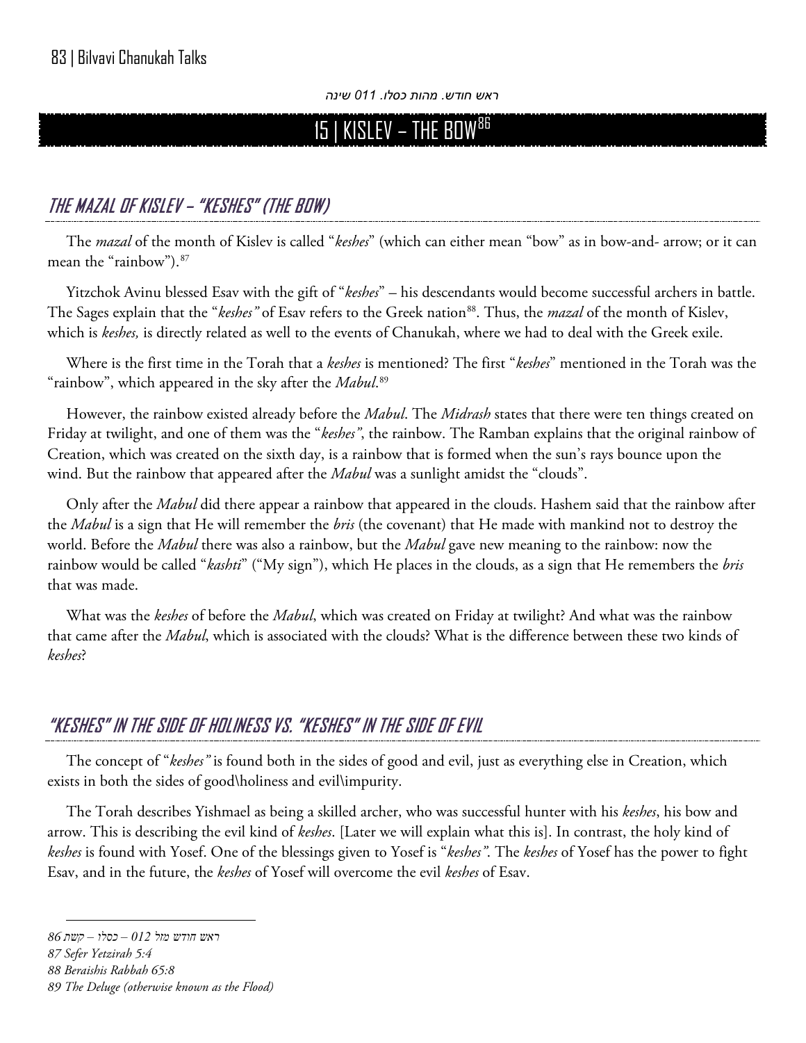ראש חודש. מהות כסלו. 011 שינה

# 15 | KISLEV – THE BOW[86]

## THE MAZAL OF KISLEV – "KESHES" (THE BOW)

The *mazal* of the month of Kislev is called "*keshes*" (which can either mean "bow" as in bow-and- arrow; or it can mean the "rainbow").[87]

Yitzchok Avinu blessed Esav with the gift of "*keshes*" – his descendants would become successful archers in battle. The Sages explain that the "*keshes"* of Esav refers to the Greek nation[88]. Thus, the *mazal* of the month of Kislev, which is *keshes,* is directly related as well to the events of Chanukah, where we had to deal with the Greek exile.

Where is the first time in the Torah that a *keshes* is mentioned? The first "*keshes*" mentioned in the Torah was the "rainbow", which appeared in the sky after the *Mabul*.[89]

However, the rainbow existed already before the *Mabul*. The *Midrash* states that there were ten things created on Friday at twilight, and one of them was the "*keshes"*, the rainbow. The Ramban explains that the original rainbow of Creation, which was created on the sixth day, is a rainbow that is formed when the sun's rays bounce upon the wind. But the rainbow that appeared after the *Mabul* was a sunlight amidst the "clouds".

Only after the *Mabul* did there appear a rainbow that appeared in the clouds. Hashem said that the rainbow after the *Mabul* is a sign that He will remember the *bris* (the covenant) that He made with mankind not to destroy the world. Before the *Mabul* there was also a rainbow, but the *Mabul* gave new meaning to the rainbow: now the rainbow would be called "*kashti*" ("My sign"), which He places in the clouds, as a sign that He remembers the *bris* that was made.

What was the *keshes* of before the *Mabul*, which was created on Friday at twilight? And what was the rainbow that came after the *Mabul*, which is associated with the clouds? What is the difference between these two kinds of *keshes*?

## "KESHES" IN THE SIDE OF HOLINESS VS. "KESHES" IN THE SIDE OF EVIL

The concept of "*keshes"* is found both in the sides of good and evil, just as everything else in Creation, which exists in both the sides of good\holiness and evil\impurity.

The Torah describes Yishmael as being a skilled archer, who was successful hunter with his *keshes*, his bow and arrow. This is describing the evil kind of *keshes*. [Later we will explain what this is]. In contrast, the holy kind of *keshes* is found with Yosef. One of the blessings given to Yosef is "*keshes"*. The *keshes* of Yosef has the power to fight Esav, and in the future, the *keshes* of Yosef will overcome the evil *keshes* of Esav.

---

86 ראש חודש מזל 012 – כסלו – קשת

87 *Sefer Yetzirah 5:4*

88 *Beraishis Rabbah 65:8*

89 *The Deluge (otherwise known as the Flood)*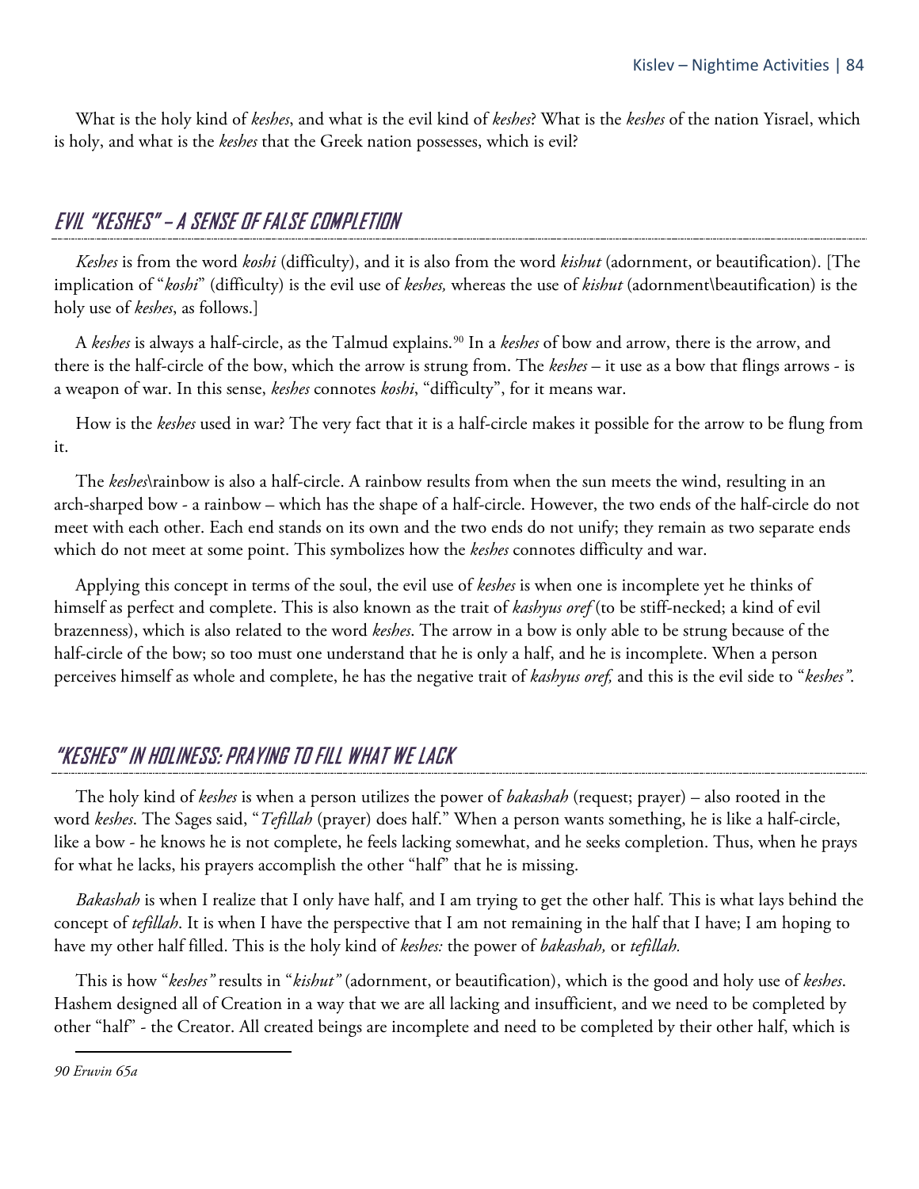What is the holy kind of *keshes*, and what is the evil kind of *keshes*? What is the *keshes* of the nation Yisrael, which is holy, and what is the *keshes* that the Greek nation possesses, which is evil?

## EVIL "KESHES" – A SENSE OF FALSE COMPLETION

*Keshes* is from the word *koshi* (difficulty), and it is also from the word *kishut* (adornment, or beautification). [The implication of "*koshi*" (difficulty) is the evil use of *keshes,* whereas the use of *kishut* (adornment\beautification) is the holy use of *keshes*, as follows.]

A *keshes* is always a half-circle, as the Talmud explains.[90] In a *keshes* of bow and arrow, there is the arrow, and there is the half-circle of the bow, which the arrow is strung from. The *keshes* – it use as a bow that flings arrows - is a weapon of war. In this sense, *keshes* connotes *koshi*, "difficulty", for it means war.

How is the *keshes* used in war? The very fact that it is a half-circle makes it possible for the arrow to be flung from it.

The *keshes*\rainbow is also a half-circle. A rainbow results from when the sun meets the wind, resulting in an arch-sharped bow - a rainbow – which has the shape of a half-circle. However, the two ends of the half-circle do not meet with each other. Each end stands on its own and the two ends do not unify; they remain as two separate ends which do not meet at some point. This symbolizes how the *keshes* connotes difficulty and war.

Applying this concept in terms of the soul, the evil use of *keshes* is when one is incomplete yet he thinks of himself as perfect and complete. This is also known as the trait of *kashyus oref* (to be stiff-necked; a kind of evil brazenness), which is also related to the word *keshes*. The arrow in a bow is only able to be strung because of the half-circle of the bow; so too must one understand that he is only a half, and he is incomplete. When a person perceives himself as whole and complete, he has the negative trait of *kashyus oref,* and this is the evil side to "*keshes"*.

## "KESHES" IN HOLINESS: PRAYING TO FILL WHAT WE LACK

The holy kind of *keshes* is when a person utilizes the power of *bakashah* (request; prayer) – also rooted in the word *keshes*. The Sages said, "*Tefillah* (prayer) does half." When a person wants something, he is like a half-circle, like a bow - he knows he is not complete, he feels lacking somewhat, and he seeks completion. Thus, when he prays for what he lacks, his prayers accomplish the other "half" that he is missing.

*Bakashah* is when I realize that I only have half, and I am trying to get the other half. This is what lays behind the concept of *tefillah*. It is when I have the perspective that I am not remaining in the half that I have; I am hoping to have my other half filled. This is the holy kind of *keshes:* the power of *bakashah,* or *tefillah.*

This is how "*keshes"* results in "*kishut"* (adornment, or beautification), which is the good and holy use of *keshes*. Hashem designed all of Creation in a way that we are all lacking and insufficient, and we need to be completed by other "half" - the Creator. All created beings are incomplete and need to be completed by their other half, which is

---

[90] *Eruvin 65a*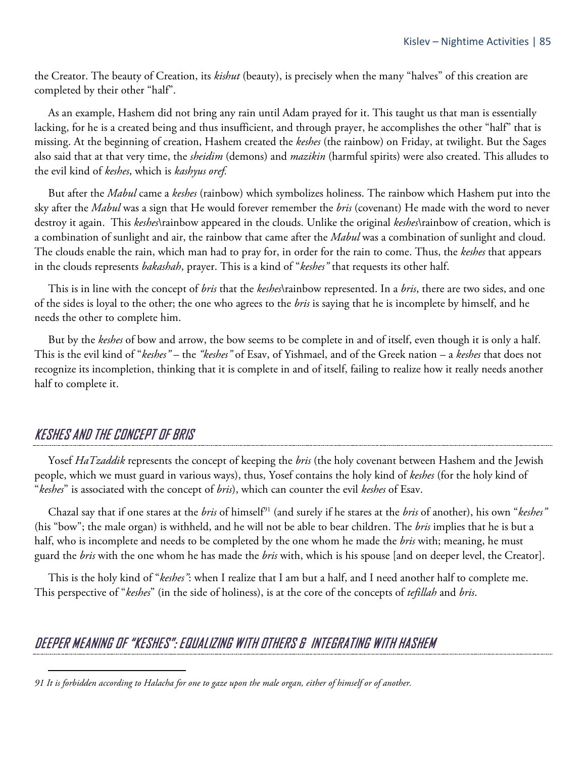the Creator. The beauty of Creation, its *kishut* (beauty), is precisely when the many "halves" of this creation are completed by their other "half".

As an example, Hashem did not bring any rain until Adam prayed for it. This taught us that man is essentially lacking, for he is a created being and thus insufficient, and through prayer, he accomplishes the other "half" that is missing. At the beginning of creation, Hashem created the *keshes* (the rainbow) on Friday, at twilight. But the Sages also said that at that very time, the *sheidim* (demons) and *mazikin* (harmful spirits) were also created. This alludes to the evil kind of *keshes*, which is *kashyus oref.*

But after the *Mabul* came a *keshes* (rainbow) which symbolizes holiness. The rainbow which Hashem put into the sky after the *Mabul* was a sign that He would forever remember the *bris* (covenant) He made with the word to never destroy it again. This *keshes*\rainbow appeared in the clouds. Unlike the original *keshes*\rainbow of creation, which is a combination of sunlight and air, the rainbow that came after the *Mabul* was a combination of sunlight and cloud. The clouds enable the rain, which man had to pray for, in order for the rain to come. Thus, the *keshes* that appears in the clouds represents *bakashah*, prayer. This is a kind of "*keshes"* that requests its other half.

This is in line with the concept of *bris* that the *keshes*\rainbow represented. In a *bris*, there are two sides, and one of the sides is loyal to the other; the one who agrees to the *bris* is saying that he is incomplete by himself, and he needs the other to complete him.

But by the *keshes* of bow and arrow, the bow seems to be complete in and of itself, even though it is only a half. This is the evil kind of "*keshes"* – the *"keshes"* of Esav, of Yishmael, and of the Greek nation – a *keshes* that does not recognize its incompletion, thinking that it is complete in and of itself, failing to realize how it really needs another half to complete it.

## KESHES AND THE CONCEPT OF BRIS

Yosef *HaTzaddik* represents the concept of keeping the *bris* (the holy covenant between Hashem and the Jewish people, which we must guard in various ways), thus, Yosef contains the holy kind of *keshes* (for the holy kind of "*keshes*" is associated with the concept of *bris*), which can counter the evil *keshes* of Esav.

Chazal say that if one stares at the *bris* of himself[91] (and surely if he stares at the *bris* of another), his own "*keshes"* (his "bow"; the male organ) is withheld, and he will not be able to bear children. The *bris* implies that he is but a half, who is incomplete and needs to be completed by the one whom he made the *bris* with; meaning, he must guard the *bris* with the one whom he has made the *bris* with, which is his spouse [and on deeper level, the Creator].

This is the holy kind of "*keshes"*: when I realize that I am but a half, and I need another half to complete me. This perspective of "*keshes*" (in the side of holiness), is at the core of the concepts of *tefillah* and *bris*.

## DEEPER MEANING OF "KESHES": EQUALIZING WITH OTHERS & INTEGRATING WITH HASHEM

*91 It is forbidden according to Halacha for one to gaze upon the male organ, either of himself or of another.*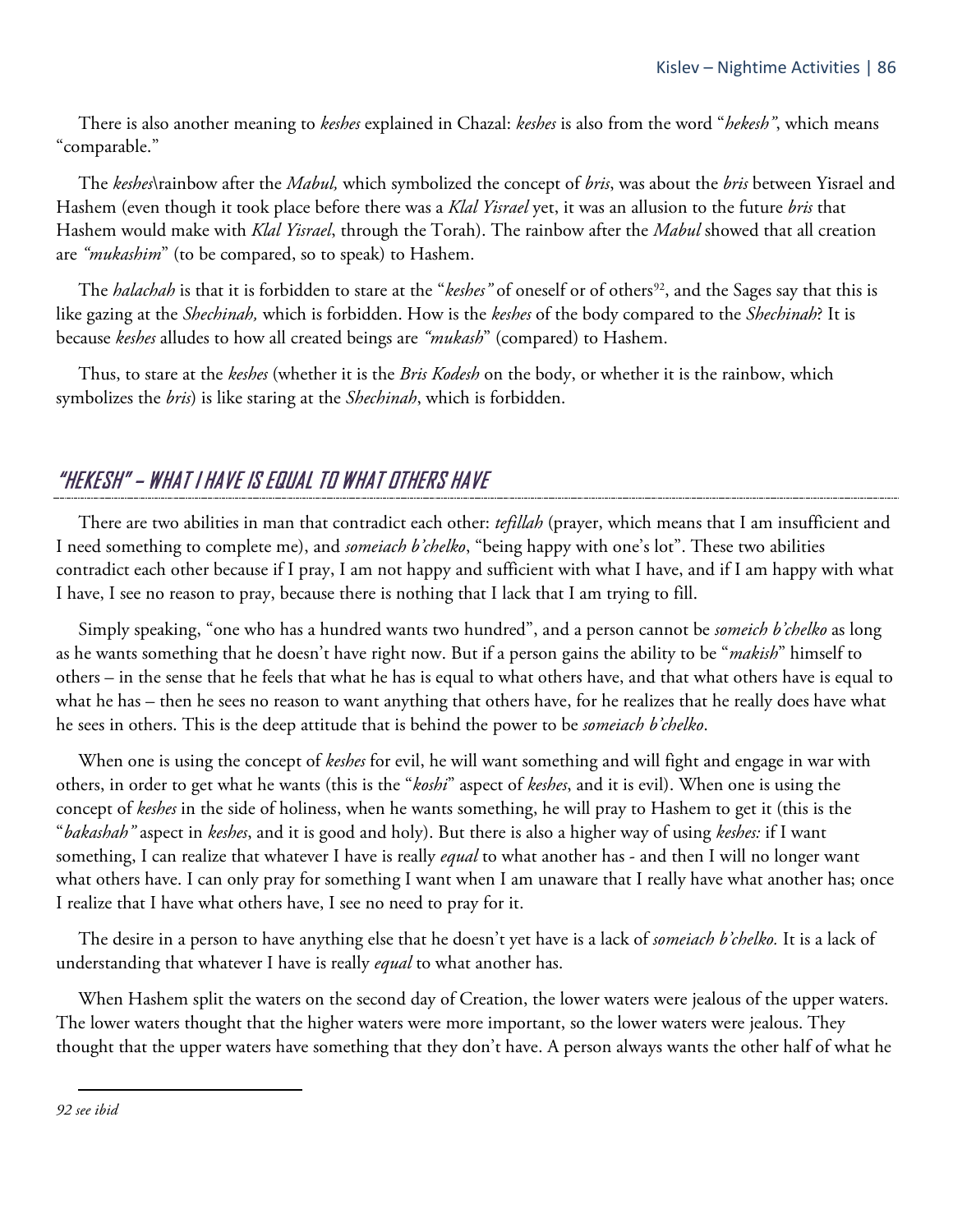There is also another meaning to *keshes* explained in Chazal: *keshes* is also from the word "*hekesh"*, which means "comparable."

The *keshes*\rainbow after the *Mabul,* which symbolized the concept of *bris*, was about the *bris* between Yisrael and Hashem (even though it took place before there was a *Klal Yisrael* yet, it was an allusion to the future *bris* that Hashem would make with *Klal Yisrael*, through the Torah). The rainbow after the *Mabul* showed that all creation are *"mukashim*" (to be compared, so to speak) to Hashem.

The *halachah* is that it is forbidden to stare at the "*keshes"* of oneself or of others[92], and the Sages say that this is like gazing at the *Shechinah,* which is forbidden. How is the *keshes* of the body compared to the *Shechinah*? It is because *keshes* alludes to how all created beings are *"mukash*" (compared) to Hashem.

Thus, to stare at the *keshes* (whether it is the *Bris Kodesh* on the body, or whether it is the rainbow, which symbolizes the *bris*) is like staring at the *Shechinah*, which is forbidden.

## "HEKESH" – WHAT I HAVE IS EQUAL TO WHAT OTHERS HAVE

There are two abilities in man that contradict each other: *tefillah* (prayer, which means that I am insufficient and I need something to complete me), and *someiach b'chelko*, "being happy with one's lot". These two abilities contradict each other because if I pray, I am not happy and sufficient with what I have, and if I am happy with what I have, I see no reason to pray, because there is nothing that I lack that I am trying to fill.

Simply speaking, "one who has a hundred wants two hundred", and a person cannot be *someich b'chelko* as long as he wants something that he doesn't have right now. But if a person gains the ability to be "*makish*" himself to others – in the sense that he feels that what he has is equal to what others have, and that what others have is equal to what he has – then he sees no reason to want anything that others have, for he realizes that he really does have what he sees in others. This is the deep attitude that is behind the power to be *someiach b'chelko*.

When one is using the concept of *keshes* for evil, he will want something and will fight and engage in war with others, in order to get what he wants (this is the "*koshi*" aspect of *keshes*, and it is evil). When one is using the concept of *keshes* in the side of holiness, when he wants something, he will pray to Hashem to get it (this is the "*bakashah"* aspect in *keshes*, and it is good and holy). But there is also a higher way of using *keshes:* if I want something, I can realize that whatever I have is really *equal* to what another has - and then I will no longer want what others have. I can only pray for something I want when I am unaware that I really have what another has; once I realize that I have what others have, I see no need to pray for it.

The desire in a person to have anything else that he doesn't yet have is a lack of *someiach b'chelko.* It is a lack of understanding that whatever I have is really *equal* to what another has.

When Hashem split the waters on the second day of Creation, the lower waters were jealous of the upper waters. The lower waters thought that the higher waters were more important, so the lower waters were jealous. They thought that the upper waters have something that they don't have. A person always wants the other half of what he

---

*92 see ibid*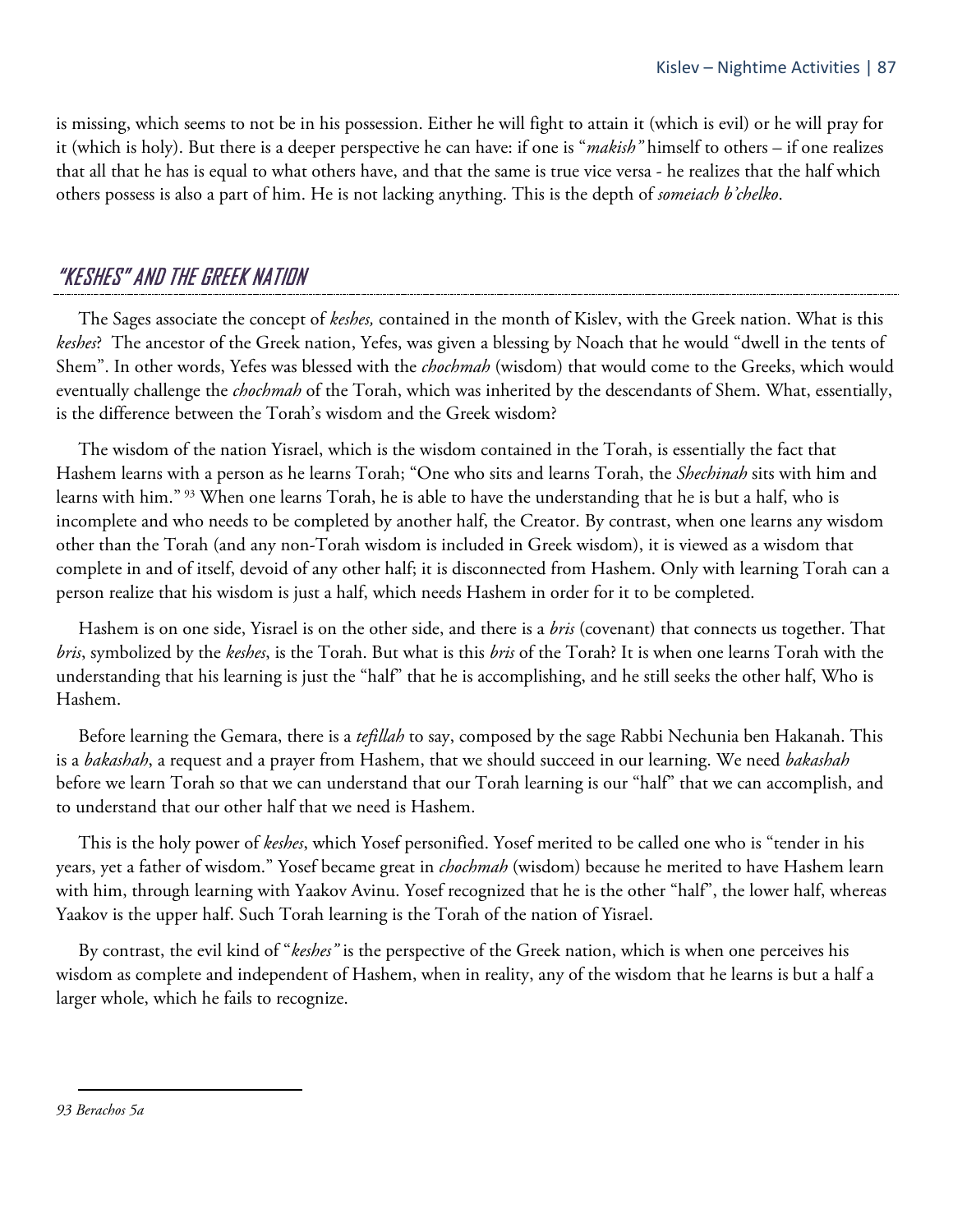is missing, which seems to not be in his possession. Either he will fight to attain it (which is evil) or he will pray for it (which is holy). But there is a deeper perspective he can have: if one is "*makish"* himself to others – if one realizes that all that he has is equal to what others have, and that the same is true vice versa - he realizes that the half which others possess is also a part of him. He is not lacking anything. This is the depth of *someiach b'chelko*.

## "KESHES" AND THE GREEK NATION

The Sages associate the concept of *keshes,* contained in the month of Kislev, with the Greek nation. What is this *keshes*? The ancestor of the Greek nation, Yefes, was given a blessing by Noach that he would "dwell in the tents of Shem". In other words, Yefes was blessed with the *chochmah* (wisdom) that would come to the Greeks, which would eventually challenge the *chochmah* of the Torah, which was inherited by the descendants of Shem. What, essentially, is the difference between the Torah's wisdom and the Greek wisdom?

The wisdom of the nation Yisrael, which is the wisdom contained in the Torah, is essentially the fact that Hashem learns with a person as he learns Torah; "One who sits and learns Torah, the *Shechinah* sits with him and learns with him." [93] When one learns Torah, he is able to have the understanding that he is but a half, who is incomplete and who needs to be completed by another half, the Creator. By contrast, when one learns any wisdom other than the Torah (and any non-Torah wisdom is included in Greek wisdom), it is viewed as a wisdom that complete in and of itself, devoid of any other half; it is disconnected from Hashem. Only with learning Torah can a person realize that his wisdom is just a half, which needs Hashem in order for it to be completed.

Hashem is on one side, Yisrael is on the other side, and there is a *bris* (covenant) that connects us together. That *bris*, symbolized by the *keshes*, is the Torah. But what is this *bris* of the Torah? It is when one learns Torah with the understanding that his learning is just the "half" that he is accomplishing, and he still seeks the other half, Who is Hashem.

Before learning the Gemara, there is a *tefillah* to say, composed by the sage Rabbi Nechunia ben Hakanah. This is a *bakashah*, a request and a prayer from Hashem, that we should succeed in our learning. We need *bakashah* before we learn Torah so that we can understand that our Torah learning is our "half" that we can accomplish, and to understand that our other half that we need is Hashem.

This is the holy power of *keshes*, which Yosef personified. Yosef merited to be called one who is "tender in his years, yet a father of wisdom." Yosef became great in *chochmah* (wisdom) because he merited to have Hashem learn with him, through learning with Yaakov Avinu. Yosef recognized that he is the other "half", the lower half, whereas Yaakov is the upper half. Such Torah learning is the Torah of the nation of Yisrael.

By contrast, the evil kind of "*keshes"* is the perspective of the Greek nation, which is when one perceives his wisdom as complete and independent of Hashem, when in reality, any of the wisdom that he learns is but a half a larger whole, which he fails to recognize.

---

*93 Berachos 5a*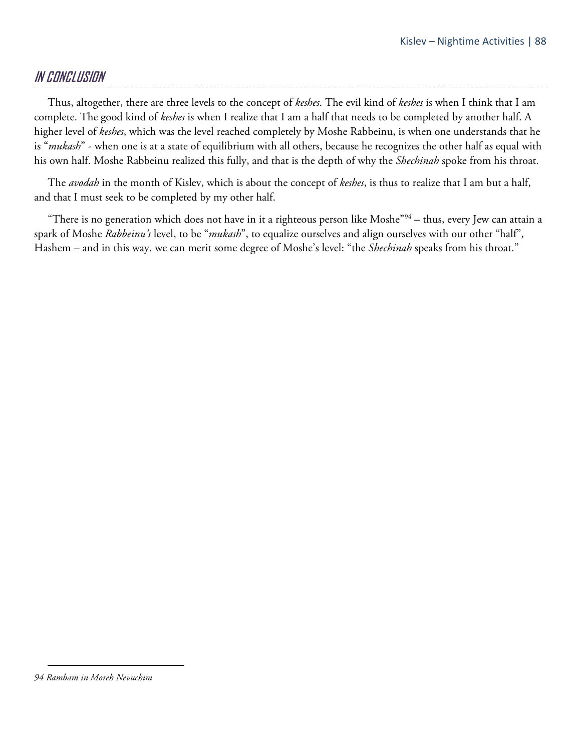## IN CONCLUSION

Thus, altogether, there are three levels to the concept of *keshes*. The evil kind of *keshes* is when I think that I am complete. The good kind of *keshes* is when I realize that I am a half that needs to be completed by another half. A higher level of *keshes*, which was the level reached completely by Moshe Rabbeinu, is when one understands that he is "*mukash*" - when one is at a state of equilibrium with all others, because he recognizes the other half as equal with his own half. Moshe Rabbeinu realized this fully, and that is the depth of why the *Shechinah* spoke from his throat.

The *avodah* in the month of Kislev, which is about the concept of *keshes*, is thus to realize that I am but a half, and that I must seek to be completed by my other half.

"There is no generation which does not have in it a righteous person like Moshe"[94] – thus, every Jew can attain a spark of Moshe *Rabbeinu's* level, to be "*mukash*", to equalize ourselves and align ourselves with our other "half", Hashem – and in this way, we can merit some degree of Moshe's level: "the *Shechinah* speaks from his throat."

---

*94 Rambam in Moreh Nevuchim*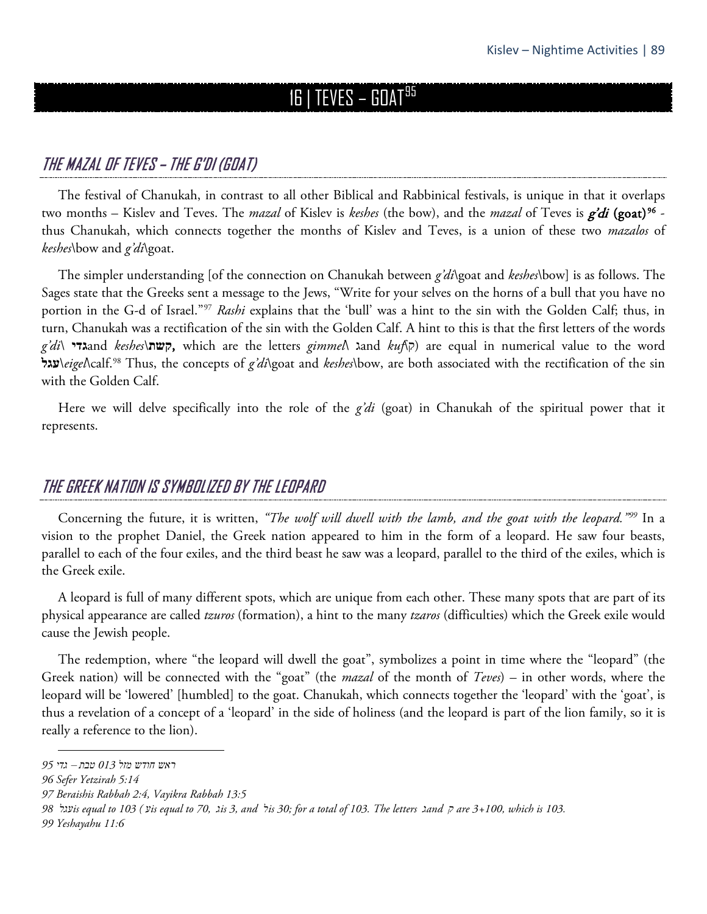# 16 | TEVES – GOAT[95]

## THE MAZAL OF TEVES – THE G'DI (GOAT)

The festival of Chanukah, in contrast to all other Biblical and Rabbinical festivals, is unique in that it overlaps two months – Kislev and Teves. The *mazal* of Kislev is *keshes* (the bow), and the *mazal* of Teves is ***g'di* (goat)**[96] - thus Chanukah, which connects together the months of Kislev and Teves, is a union of these two *mazalos* of *keshes*\bow and *g'di*\goat.

The simpler understanding [of the connection on Chanukah between *g'di*\goat and *keshes*\bow] is as follows. The Sages state that the Greeks sent a message to the Jews, "Write for your selves on the horns of a bull that you have no portion in the G-d of Israel."[97] *Rashi* explains that the 'bull' was a hint to the sin with the Golden Calf; thus, in turn, Chanukah was a rectification of the sin with the Golden Calf. A hint to this is that the first letters of the words *g'di*\ **גדי**and *keshes*\**קשת,** which are the letters *gimmel*\ גand *kuf*\ק) are equal in numerical value to the word **עגל**\*eigel*\calf.[98] Thus, the concepts of *g'di*\goat and *keshes*\bow, are both associated with the rectification of the sin with the Golden Calf.

Here we will delve specifically into the role of the *g'di* (goat) in Chanukah of the spiritual power that it represents.

## THE GREEK NATION IS SYMBOLIZED BY THE LEOPARD

Concerning the future, it is written, *"The wolf will dwell with the lamb, and the goat with the leopard."*[99] In a vision to the prophet Daniel, the Greek nation appeared to him in the form of a leopard. He saw four beasts, parallel to each of the four exiles, and the third beast he saw was a leopard, parallel to the third of the exiles, which is the Greek exile.

A leopard is full of many different spots, which are unique from each other. These many spots that are part of its physical appearance are called *tzuros* (formation), a hint to the many *tzaros* (difficulties) which the Greek exile would cause the Jewish people.

The redemption, where "the leopard will dwell the goat", symbolizes a point in time where the "leopard" (the Greek nation) will be connected with the "goat" (the *mazal* of the month of *Teves*) – in other words, where the leopard will be 'lowered' [humbled] to the goat. Chanukah, which connects together the 'leopard' with the 'goat', is thus a revelation of a concept of a 'leopard' in the side of holiness (and the leopard is part of the lion family, so it is really a reference to the lion).

---

95 ראש חודש מזל 013 טבת – גדי 95

96 Sefer Yetzirah 5:14

97 Beraishis Rabbah 2:4, Vayikra Rabbah 13:5

98 עגלis equal to 103 (עis equal to 70, גis 3, and לis 30; for a total of 103. The letters גand ק are 3+100, which is 103.

99 Yeshayahu 11:6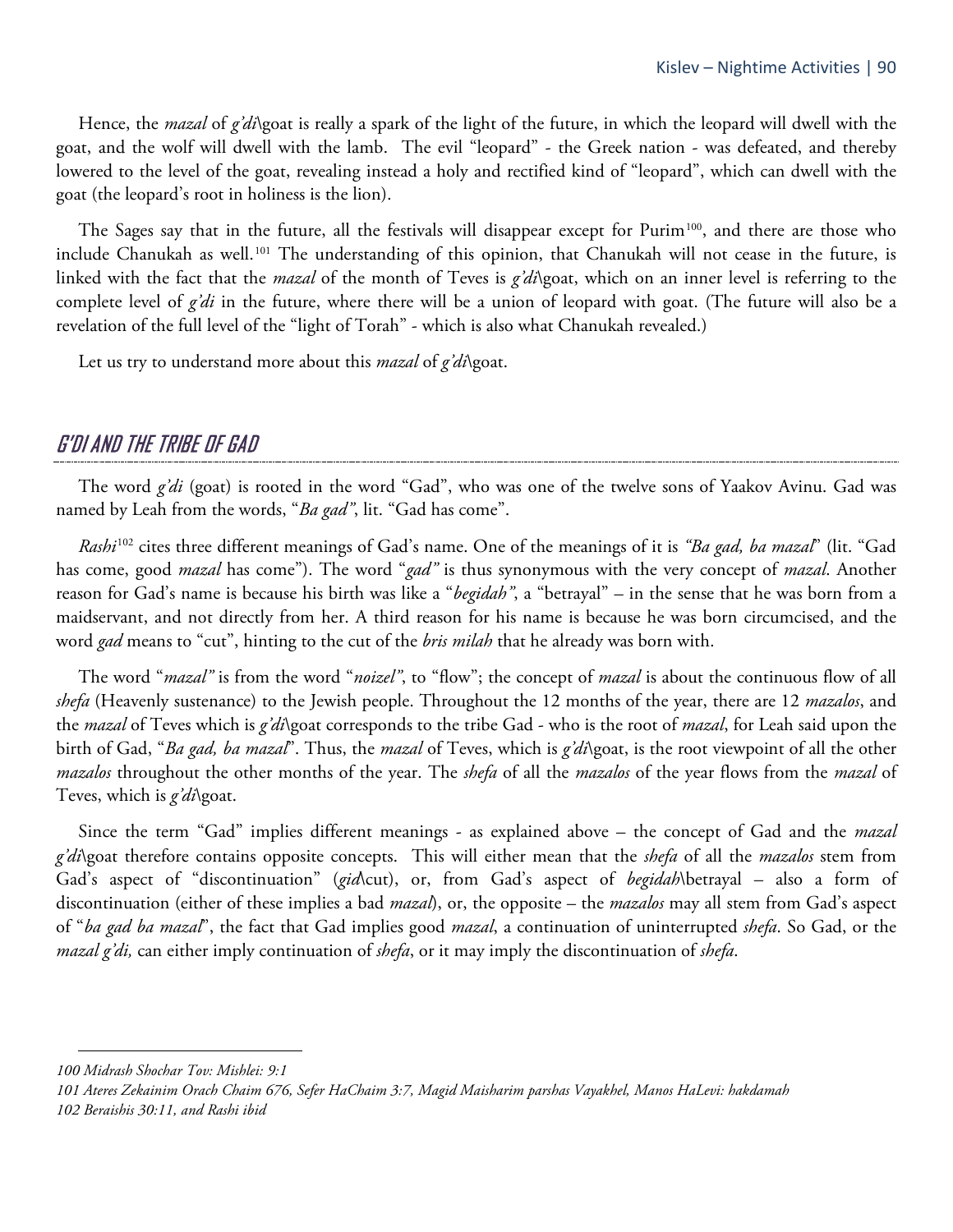Hence, the *mazal* of *g'di*\goat is really a spark of the light of the future, in which the leopard will dwell with the goat, and the wolf will dwell with the lamb. The evil "leopard" - the Greek nation - was defeated, and thereby lowered to the level of the goat, revealing instead a holy and rectified kind of "leopard", which can dwell with the goat (the leopard's root in holiness is the lion).

The Sages say that in the future, all the festivals will disappear except for Purim[100], and there are those who include Chanukah as well.[101] The understanding of this opinion, that Chanukah will not cease in the future, is linked with the fact that the *mazal* of the month of Teves is *g'di*\goat, which on an inner level is referring to the complete level of *g'di* in the future, where there will be a union of leopard with goat. (The future will also be a revelation of the full level of the "light of Torah" - which is also what Chanukah revealed.)

Let us try to understand more about this *mazal* of *g'di*\goat.

## G'DI AND THE TRIBE OF GAD

The word *g'di* (goat) is rooted in the word "Gad", who was one of the twelve sons of Yaakov Avinu. Gad was named by Leah from the words, "*Ba gad"*, lit. "Gad has come".

*Rashi*[102] cites three different meanings of Gad's name. One of the meanings of it is *"Ba gad, ba mazal*" (lit. "Gad has come, good *mazal* has come"). The word "*gad"* is thus synonymous with the very concept of *mazal*. Another reason for Gad's name is because his birth was like a "*begidah"*, a "betrayal" – in the sense that he was born from a maidservant, and not directly from her. A third reason for his name is because he was born circumcised, and the word *gad* means to "cut", hinting to the cut of the *bris milah* that he already was born with.

The word "*mazal"* is from the word "*noizel"*, to "flow"; the concept of *mazal* is about the continuous flow of all *shefa* (Heavenly sustenance) to the Jewish people. Throughout the 12 months of the year, there are 12 *mazalos*, and the *mazal* of Teves which is *g'di*\goat corresponds to the tribe Gad - who is the root of *mazal*, for Leah said upon the birth of Gad, "*Ba gad, ba mazal*". Thus, the *mazal* of Teves, which is *g'di*\goat, is the root viewpoint of all the other *mazalos* throughout the other months of the year. The *shefa* of all the *mazalos* of the year flows from the *mazal* of Teves, which is *g'di*\goat.

Since the term "Gad" implies different meanings - as explained above – the concept of Gad and the *mazal g'di*\goat therefore contains opposite concepts. This will either mean that the *shefa* of all the *mazalos* stem from Gad's aspect of "discontinuation" (*gid*\cut), or, from Gad's aspect of *begidah*\betrayal – also a form of discontinuation (either of these implies a bad *mazal*), or, the opposite – the *mazalos* may all stem from Gad's aspect of "*ba gad ba mazal*", the fact that Gad implies good *mazal*, a continuation of uninterrupted *shefa*. So Gad, or the *mazal g'di,* can either imply continuation of *shefa*, or it may imply the discontinuation of *shefa*.

---

*100 Midrash Shochar Tov: Mishlei: 9:1*

*101 Ateres Zekainim Orach Chaim 676, Sefer HaChaim 3:7, Magid Maisharim parshas Vayakhel, Manos HaLevi: hakdamah*

*102 Beraishis 30:11, and Rashi ibid*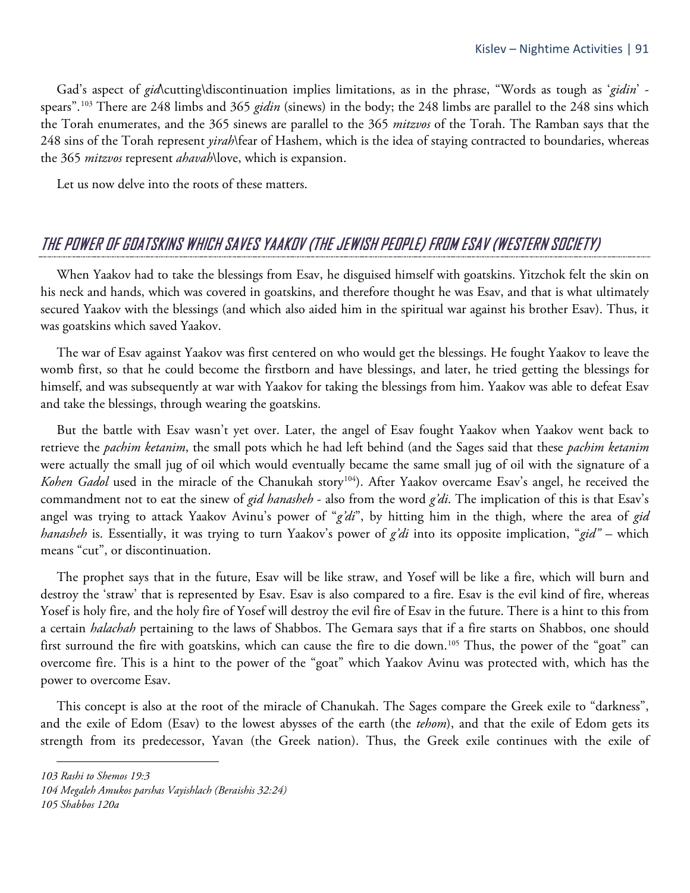Gad's aspect of *gid*\cutting\discontinuation implies limitations, as in the phrase, "Words as tough as '*gidin*' - spears".[103] There are 248 limbs and 365 *gidin* (sinews) in the body; the 248 limbs are parallel to the 248 sins which the Torah enumerates, and the 365 sinews are parallel to the 365 *mitzvos* of the Torah. The Ramban says that the 248 sins of the Torah represent *yirah*\fear of Hashem, which is the idea of staying contracted to boundaries, whereas the 365 *mitzvos* represent *ahavah*\love, which is expansion.

Let us now delve into the roots of these matters.

## THE POWER OF GOATSKINS WHICH SAVES YAAKOV (THE JEWISH PEOPLE) FROM ESAV (WESTERN SOCIETY)

When Yaakov had to take the blessings from Esav, he disguised himself with goatskins. Yitzchok felt the skin on his neck and hands, which was covered in goatskins, and therefore thought he was Esav, and that is what ultimately secured Yaakov with the blessings (and which also aided him in the spiritual war against his brother Esav). Thus, it was goatskins which saved Yaakov.

The war of Esav against Yaakov was first centered on who would get the blessings. He fought Yaakov to leave the womb first, so that he could become the firstborn and have blessings, and later, he tried getting the blessings for himself, and was subsequently at war with Yaakov for taking the blessings from him. Yaakov was able to defeat Esav and take the blessings, through wearing the goatskins.

But the battle with Esav wasn't yet over. Later, the angel of Esav fought Yaakov when Yaakov went back to retrieve the *pachim ketanim*, the small pots which he had left behind (and the Sages said that these *pachim ketanim* were actually the small jug of oil which would eventually became the same small jug of oil with the signature of a *Kohen Gadol* used in the miracle of the Chanukah story[104]). After Yaakov overcame Esav's angel, he received the commandment not to eat the sinew of *gid hanasheh* - also from the word *g'di*. The implication of this is that Esav's angel was trying to attack Yaakov Avinu's power of "*g'di*", by hitting him in the thigh, where the area of *gid hanasheh* is. Essentially, it was trying to turn Yaakov's power of *g'di* into its opposite implication, "*gid"* – which means "cut", or discontinuation.

The prophet says that in the future, Esav will be like straw, and Yosef will be like a fire, which will burn and destroy the 'straw' that is represented by Esav. Esav is also compared to a fire. Esav is the evil kind of fire, whereas Yosef is holy fire, and the holy fire of Yosef will destroy the evil fire of Esav in the future. There is a hint to this from a certain *halachah* pertaining to the laws of Shabbos. The Gemara says that if a fire starts on Shabbos, one should first surround the fire with goatskins, which can cause the fire to die down.[105] Thus, the power of the "goat" can overcome fire. This is a hint to the power of the "goat" which Yaakov Avinu was protected with, which has the power to overcome Esav.

This concept is also at the root of the miracle of Chanukah. The Sages compare the Greek exile to "darkness", and the exile of Edom (Esav) to the lowest abysses of the earth (the *tehom*), and that the exile of Edom gets its strength from its predecessor, Yavan (the Greek nation). Thus, the Greek exile continues with the exile of

---

*103 Rashi to Shemos 19:3*

*104 Megaleh Amukos parshas Vayishlach (Beraishis 32:24)*

*105 Shabbos 120a*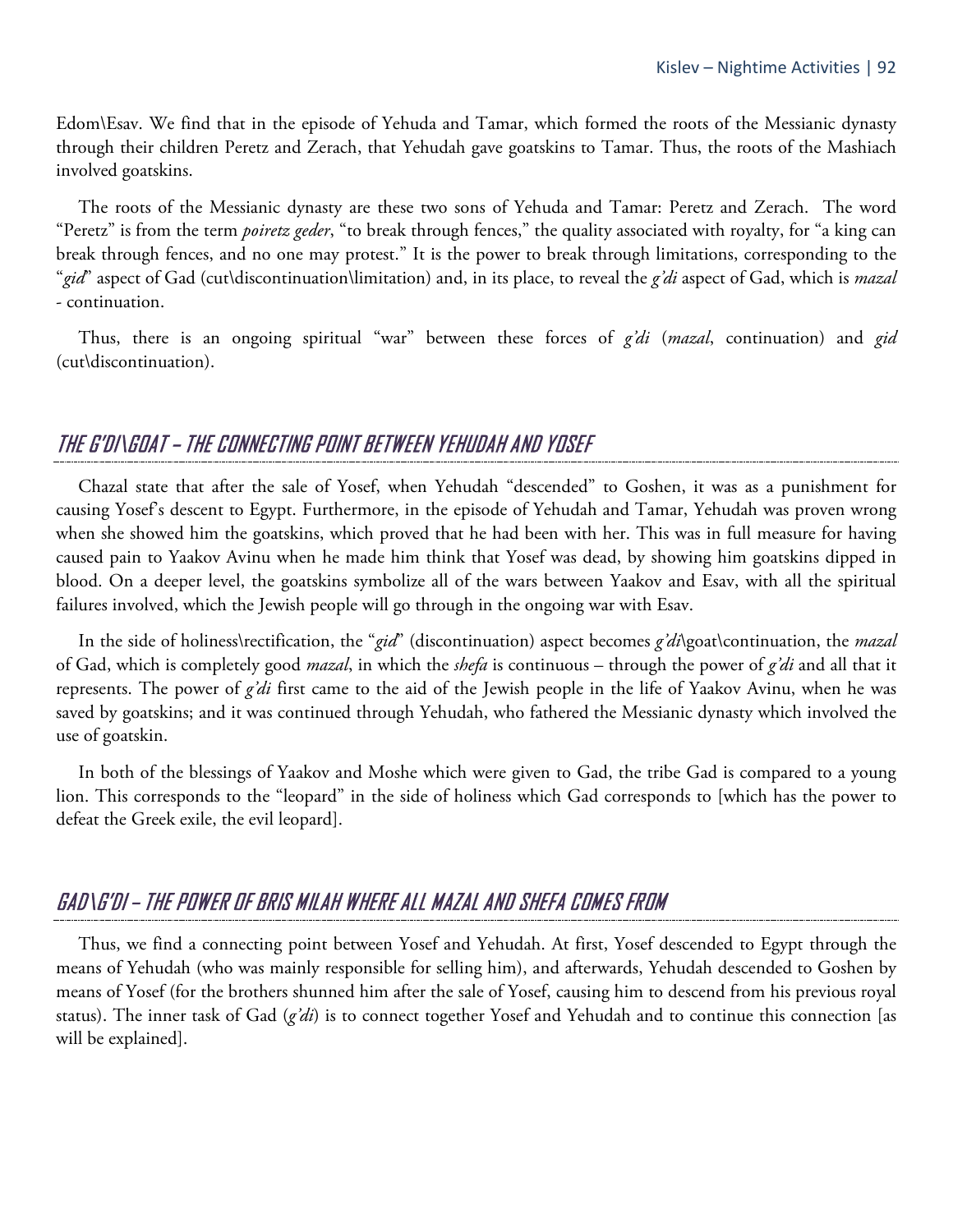Edom\Esav. We find that in the episode of Yehuda and Tamar, which formed the roots of the Messianic dynasty through their children Peretz and Zerach, that Yehudah gave goatskins to Tamar. Thus, the roots of the Mashiach involved goatskins.

The roots of the Messianic dynasty are these two sons of Yehuda and Tamar: Peretz and Zerach. The word "Peretz" is from the term *poiretz geder*, "to break through fences," the quality associated with royalty, for "a king can break through fences, and no one may protest." It is the power to break through limitations, corresponding to the "*gid*" aspect of Gad (cut\discontinuation\limitation) and, in its place, to reveal the *g'di* aspect of Gad, which is *mazal* - continuation.

Thus, there is an ongoing spiritual "war" between these forces of *g'di* (*mazal*, continuation) and *gid* (cut\discontinuation).

## THE G'DI\GOAT – THE CONNECTING POINT BETWEEN YEHUDAH AND YOSEF

Chazal state that after the sale of Yosef, when Yehudah "descended" to Goshen, it was as a punishment for causing Yosef's descent to Egypt. Furthermore, in the episode of Yehudah and Tamar, Yehudah was proven wrong when she showed him the goatskins, which proved that he had been with her. This was in full measure for having caused pain to Yaakov Avinu when he made him think that Yosef was dead, by showing him goatskins dipped in blood. On a deeper level, the goatskins symbolize all of the wars between Yaakov and Esav, with all the spiritual failures involved, which the Jewish people will go through in the ongoing war with Esav.

In the side of holiness\rectification, the "*gid*" (discontinuation) aspect becomes *g'di*\goat\continuation, the *mazal* of Gad, which is completely good *mazal*, in which the *shefa* is continuous – through the power of *g'di* and all that it represents. The power of *g'di* first came to the aid of the Jewish people in the life of Yaakov Avinu, when he was saved by goatskins; and it was continued through Yehudah, who fathered the Messianic dynasty which involved the use of goatskin.

In both of the blessings of Yaakov and Moshe which were given to Gad, the tribe Gad is compared to a young lion. This corresponds to the "leopard" in the side of holiness which Gad corresponds to [which has the power to defeat the Greek exile, the evil leopard].

## GAD\G'DI – THE POWER OF BRIS MILAH WHERE ALL MAZAL AND SHEFA COMES FROM

Thus, we find a connecting point between Yosef and Yehudah. At first, Yosef descended to Egypt through the means of Yehudah (who was mainly responsible for selling him), and afterwards, Yehudah descended to Goshen by means of Yosef (for the brothers shunned him after the sale of Yosef, causing him to descend from his previous royal status). The inner task of Gad (*g'di*) is to connect together Yosef and Yehudah and to continue this connection [as will be explained].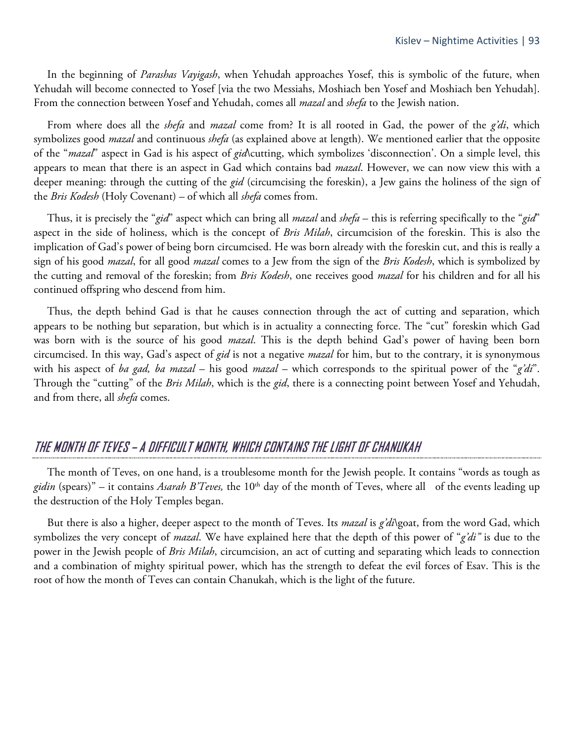In the beginning of *Parashas Vayigash*, when Yehudah approaches Yosef, this is symbolic of the future, when Yehudah will become connected to Yosef [via the two Messiahs, Moshiach ben Yosef and Moshiach ben Yehudah]. From the connection between Yosef and Yehudah, comes all *mazal* and *shefa* to the Jewish nation.

From where does all the *shefa* and *mazal* come from? It is all rooted in Gad, the power of the *g'di*, which symbolizes good *mazal* and continuous *shefa* (as explained above at length). We mentioned earlier that the opposite of the "*mazal*" aspect in Gad is his aspect of *gid*\cutting, which symbolizes 'disconnection'. On a simple level, this appears to mean that there is an aspect in Gad which contains bad *mazal*. However, we can now view this with a deeper meaning: through the cutting of the *gid* (circumcising the foreskin), a Jew gains the holiness of the sign of the *Bris Kodesh* (Holy Covenant) – of which all *shefa* comes from.

Thus, it is precisely the "*gid*" aspect which can bring all *mazal* and *shefa* – this is referring specifically to the "*gid*" aspect in the side of holiness, which is the concept of *Bris Milah*, circumcision of the foreskin. This is also the implication of Gad's power of being born circumcised. He was born already with the foreskin cut, and this is really a sign of his good *mazal*, for all good *mazal* comes to a Jew from the sign of the *Bris Kodesh*, which is symbolized by the cutting and removal of the foreskin; from *Bris Kodesh*, one receives good *mazal* for his children and for all his continued offspring who descend from him.

Thus, the depth behind Gad is that he causes connection through the act of cutting and separation, which appears to be nothing but separation, but which is in actuality a connecting force. The "cut" foreskin which Gad was born with is the source of his good *mazal*. This is the depth behind Gad's power of having been born circumcised. In this way, Gad's aspect of *gid* is not a negative *mazal* for him, but to the contrary, it is synonymous with his aspect of *ba gad, ba mazal* – his good *mazal* – which corresponds to the spiritual power of the "*g'di*". Through the "cutting" of the *Bris Milah*, which is the *gid*, there is a connecting point between Yosef and Yehudah, and from there, all *shefa* comes.

## THE MONTH OF TEVES – A DIFFICULT MONTH, WHICH CONTAINS THE LIGHT OF CHANUKAH

The month of Teves, on one hand, is a troublesome month for the Jewish people. It contains "words as tough as *gidin* (spears)" – it contains *Asarah B'Teves,* the 10th day of the month of Teves, where all of the events leading up the destruction of the Holy Temples began.

But there is also a higher, deeper aspect to the month of Teves. Its *mazal* is *g'di*\goat, from the word Gad, which symbolizes the very concept of *mazal*. We have explained here that the depth of this power of "*g'di"* is due to the power in the Jewish people of *Bris Milah*, circumcision, an act of cutting and separating which leads to connection and a combination of mighty spiritual power, which has the strength to defeat the evil forces of Esav. This is the root of how the month of Teves can contain Chanukah, which is the light of the future.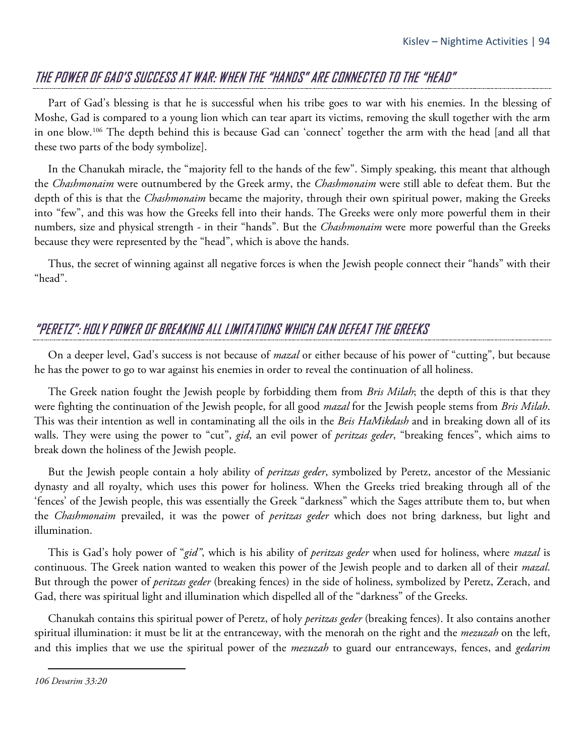## THE POWER OF GAD'S SUCCESS AT WAR: WHEN THE "HANDS" ARE CONNECTED TO THE "HEAD"

Part of Gad's blessing is that he is successful when his tribe goes to war with his enemies. In the blessing of Moshe, Gad is compared to a young lion which can tear apart its victims, removing the skull together with the arm in one blow.[106] The depth behind this is because Gad can 'connect' together the arm with the head [and all that these two parts of the body symbolize].

In the Chanukah miracle, the "majority fell to the hands of the few". Simply speaking, this meant that although the *Chashmonaim* were outnumbered by the Greek army, the *Chashmonaim* were still able to defeat them. But the depth of this is that the *Chashmonaim* became the majority, through their own spiritual power, making the Greeks into "few", and this was how the Greeks fell into their hands. The Greeks were only more powerful them in their numbers, size and physical strength - in their "hands". But the *Chashmonaim* were more powerful than the Greeks because they were represented by the "head", which is above the hands.

Thus, the secret of winning against all negative forces is when the Jewish people connect their "hands" with their "head".

## "PERETZ": HOLY POWER OF BREAKING ALL LIMITATIONS WHICH CAN DEFEAT THE GREEKS

On a deeper level, Gad's success is not because of *mazal* or either because of his power of "cutting", but because he has the power to go to war against his enemies in order to reveal the continuation of all holiness.

The Greek nation fought the Jewish people by forbidding them from *Bris Milah*; the depth of this is that they were fighting the continuation of the Jewish people, for all good *mazal* for the Jewish people stems from *Bris Milah*. This was their intention as well in contaminating all the oils in the *Beis HaMikdash* and in breaking down all of its walls. They were using the power to "cut", *gid*, an evil power of *peritzas geder*, "breaking fences", which aims to break down the holiness of the Jewish people.

But the Jewish people contain a holy ability of *peritzas geder*, symbolized by Peretz, ancestor of the Messianic dynasty and all royalty, which uses this power for holiness. When the Greeks tried breaking through all of the 'fences' of the Jewish people, this was essentially the Greek "darkness" which the Sages attribute them to, but when the *Chashmonaim* prevailed, it was the power of *peritzas geder* which does not bring darkness, but light and illumination.

This is Gad's holy power of "*gid*", which is his ability of *peritzas geder* when used for holiness, where *mazal* is continuous. The Greek nation wanted to weaken this power of the Jewish people and to darken all of their *mazal*. But through the power of *peritzas geder* (breaking fences) in the side of holiness, symbolized by Peretz, Zerach, and Gad, there was spiritual light and illumination which dispelled all of the "darkness" of the Greeks.

Chanukah contains this spiritual power of Peretz, of holy *peritzas geder* (breaking fences). It also contains another spiritual illumination: it must be lit at the entranceway, with the menorah on the right and the *mezuzah* on the left, and this implies that we use the spiritual power of the *mezuzah* to guard our entranceways, fences, and *gedarim*

---

*106 Devarim 33:20*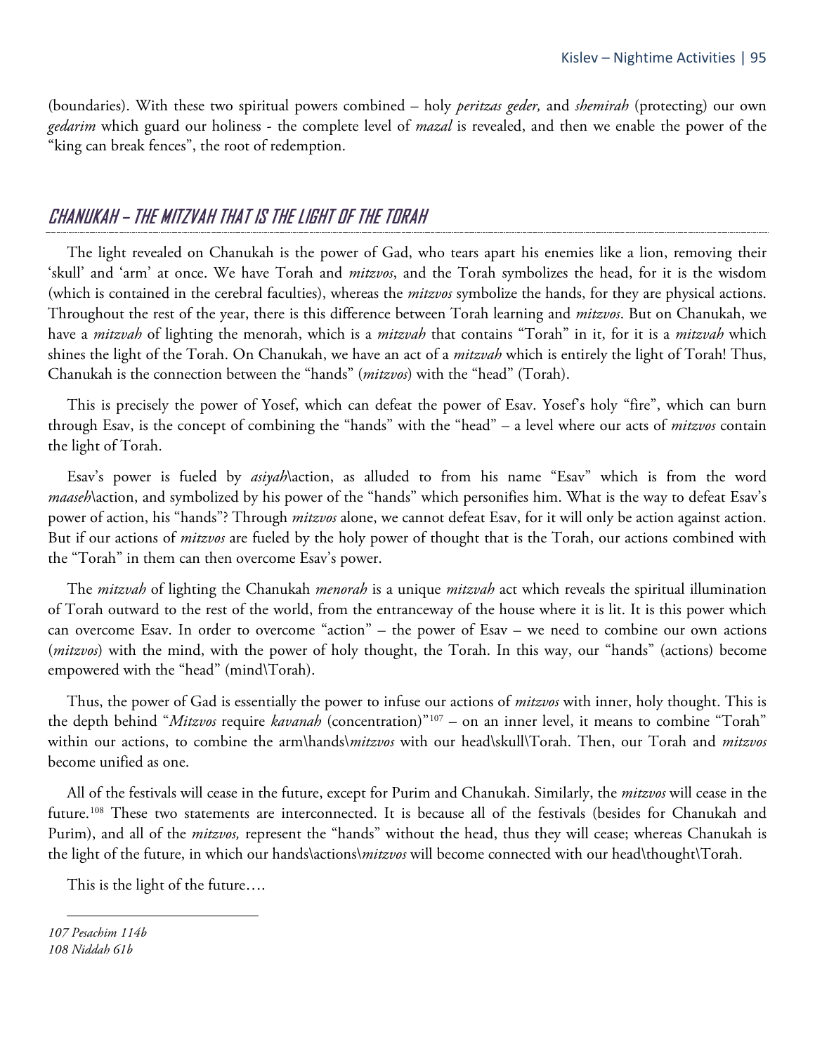(boundaries). With these two spiritual powers combined – holy *peritzas geder,* and *shemirah* (protecting) our own *gedarim* which guard our holiness - the complete level of *mazal* is revealed, and then we enable the power of the "king can break fences", the root of redemption.

## CHANUKAH – THE MITZVAH THAT IS THE LIGHT OF THE TORAH

The light revealed on Chanukah is the power of Gad, who tears apart his enemies like a lion, removing their 'skull' and 'arm' at once. We have Torah and *mitzvos*, and the Torah symbolizes the head, for it is the wisdom (which is contained in the cerebral faculties), whereas the *mitzvos* symbolize the hands, for they are physical actions. Throughout the rest of the year, there is this difference between Torah learning and *mitzvos*. But on Chanukah, we have a *mitzvah* of lighting the menorah, which is a *mitzvah* that contains "Torah" in it, for it is a *mitzvah* which shines the light of the Torah. On Chanukah, we have an act of a *mitzvah* which is entirely the light of Torah! Thus, Chanukah is the connection between the "hands" (*mitzvos*) with the "head" (Torah).

This is precisely the power of Yosef, which can defeat the power of Esav. Yosef's holy "fire", which can burn through Esav, is the concept of combining the "hands" with the "head" – a level where our acts of *mitzvos* contain the light of Torah.

Esav's power is fueled by *asiyah*\action, as alluded to from his name "Esav" which is from the word *maaseh*\action, and symbolized by his power of the "hands" which personifies him. What is the way to defeat Esav's power of action, his "hands"? Through *mitzvos* alone, we cannot defeat Esav, for it will only be action against action. But if our actions of *mitzvos* are fueled by the holy power of thought that is the Torah, our actions combined with the "Torah" in them can then overcome Esav's power.

The *mitzvah* of lighting the Chanukah *menorah* is a unique *mitzvah* act which reveals the spiritual illumination of Torah outward to the rest of the world, from the entranceway of the house where it is lit. It is this power which can overcome Esav. In order to overcome "action" – the power of Esav – we need to combine our own actions (*mitzvos*) with the mind, with the power of holy thought, the Torah. In this way, our "hands" (actions) become empowered with the "head" (mind\Torah).

Thus, the power of Gad is essentially the power to infuse our actions of *mitzvos* with inner, holy thought. This is the depth behind "*Mitzvos* require *kavanah* (concentration)"[107] – on an inner level, it means to combine "Torah" within our actions, to combine the arm\hands\*mitzvos* with our head\skull\Torah. Then, our Torah and *mitzvos* become unified as one.

All of the festivals will cease in the future, except for Purim and Chanukah. Similarly, the *mitzvos* will cease in the future.[108] These two statements are interconnected. It is because all of the festivals (besides for Chanukah and Purim), and all of the *mitzvos,* represent the "hands" without the head, thus they will cease; whereas Chanukah is the light of the future, in which our hands\actions\*mitzvos* will become connected with our head\thought\Torah.

This is the light of the future….

---

*107 Pesachim 114b*
*108 Niddah 61b*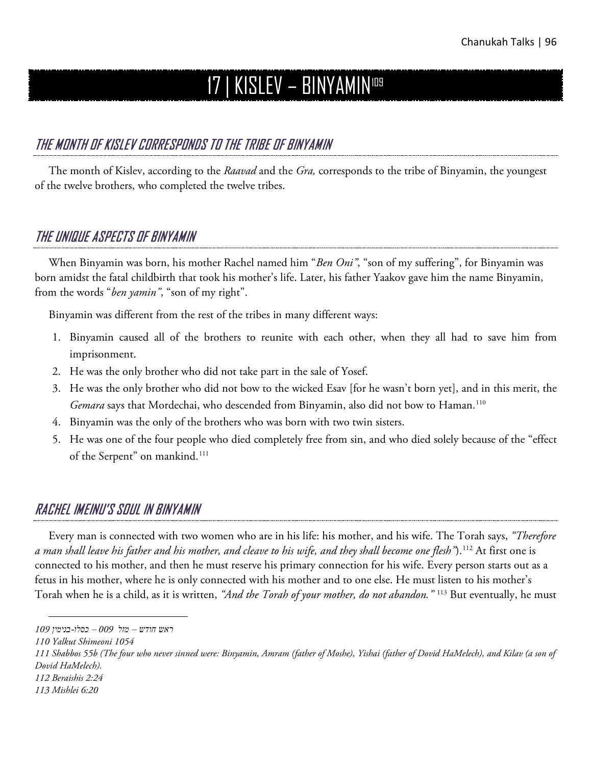# 17 | KISLEV – BINYAMIN[109]

## THE MONTH OF KISLEV CORRESPONDS TO THE TRIBE OF BINYAMIN

The month of Kislev, according to the *Raavad* and the *Gra,* corresponds to the tribe of Binyamin, the youngest of the twelve brothers, who completed the twelve tribes.

## THE UNIQUE ASPECTS OF BINYAMIN

When Binyamin was born, his mother Rachel named him "*Ben Oni"*, "son of my suffering", for Binyamin was born amidst the fatal childbirth that took his mother's life. Later, his father Yaakov gave him the name Binyamin, from the words "*ben yamin"*, "son of my right".

Binyamin was different from the rest of the tribes in many different ways:

1. Binyamin caused all of the brothers to reunite with each other, when they all had to save him from imprisonment.
2. He was the only brother who did not take part in the sale of Yosef.
3. He was the only brother who did not bow to the wicked Esav [for he wasn't born yet], and in this merit, the *Gemara* says that Mordechai, who descended from Binyamin, also did not bow to Haman.[110]
4. Binyamin was the only of the brothers who was born with two twin sisters.
5. He was one of the four people who died completely free from sin, and who died solely because of the "effect of the Serpent" on mankind.[111]

## RACHEL IMEINU'S SOUL IN BINYAMIN

Every man is connected with two women who are in his life: his mother, and his wife. The Torah says, *"Therefore a man shall leave his father and his mother, and cleave to his wife, and they shall become one flesh"*).[112] At first one is connected to his mother, and then he must reserve his primary connection for his wife. Every person starts out as a fetus in his mother, where he is only connected with his mother and to one else. He must listen to his mother's Torah when he is a child, as it is written, *"And the Torah of your mother, do not abandon."* [113] But eventually, he must

---

*109 ראש חודש – מזל 009 – כסלו-בנימין*

*110 Yalkut Shimeoni 1054*

*111 Shabbos 55b (The four who never sinned were: Binyamin, Amram (father of Moshe), Yishai (father of Dovid HaMelech), and Kilav (a son of Dovid HaMelech).*

*112 Beraishis 2:24*

*113 Mishlei 6:20*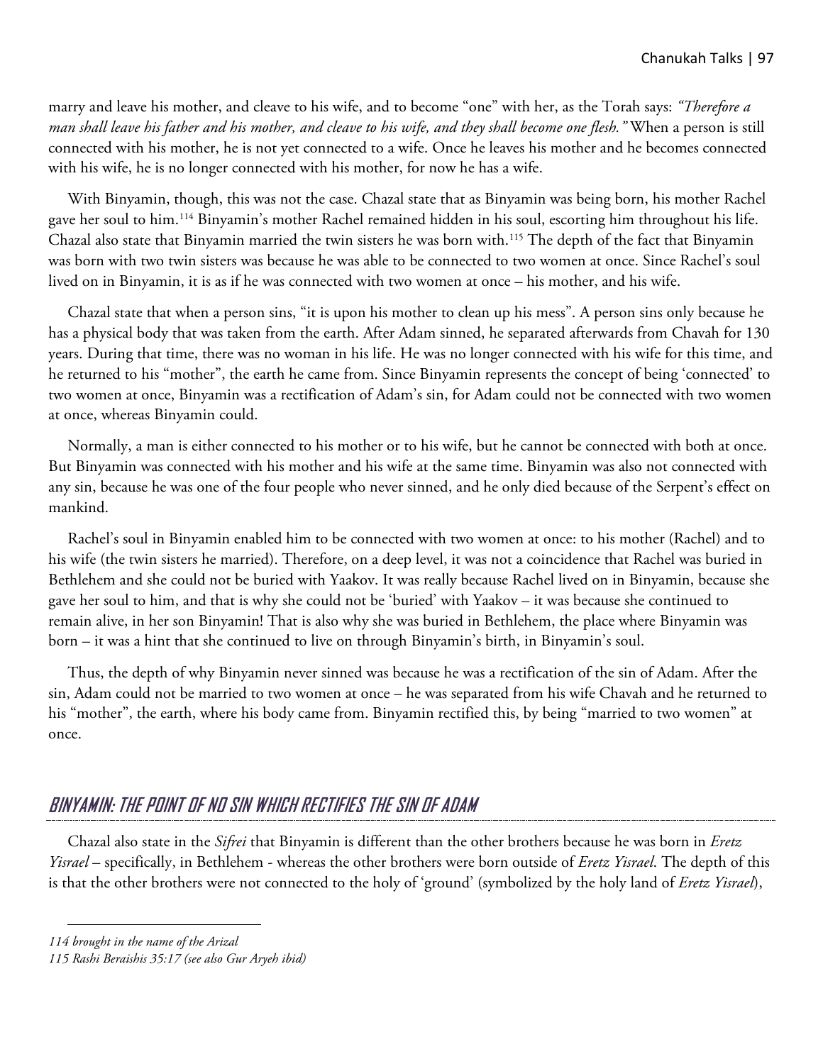marry and leave his mother, and cleave to his wife, and to become "one" with her, as the Torah says: *"Therefore a man shall leave his father and his mother, and cleave to his wife, and they shall become one flesh."* When a person is still connected with his mother, he is not yet connected to a wife. Once he leaves his mother and he becomes connected with his wife, he is no longer connected with his mother, for now he has a wife.

With Binyamin, though, this was not the case. Chazal state that as Binyamin was being born, his mother Rachel gave her soul to him.[114] Binyamin's mother Rachel remained hidden in his soul, escorting him throughout his life. Chazal also state that Binyamin married the twin sisters he was born with.[115] The depth of the fact that Binyamin was born with two twin sisters was because he was able to be connected to two women at once. Since Rachel's soul lived on in Binyamin, it is as if he was connected with two women at once – his mother, and his wife.

Chazal state that when a person sins, "it is upon his mother to clean up his mess". A person sins only because he has a physical body that was taken from the earth. After Adam sinned, he separated afterwards from Chavah for 130 years. During that time, there was no woman in his life. He was no longer connected with his wife for this time, and he returned to his "mother", the earth he came from. Since Binyamin represents the concept of being 'connected' to two women at once, Binyamin was a rectification of Adam's sin, for Adam could not be connected with two women at once, whereas Binyamin could.

Normally, a man is either connected to his mother or to his wife, but he cannot be connected with both at once. But Binyamin was connected with his mother and his wife at the same time. Binyamin was also not connected with any sin, because he was one of the four people who never sinned, and he only died because of the Serpent's effect on mankind.

Rachel's soul in Binyamin enabled him to be connected with two women at once: to his mother (Rachel) and to his wife (the twin sisters he married). Therefore, on a deep level, it was not a coincidence that Rachel was buried in Bethlehem and she could not be buried with Yaakov. It was really because Rachel lived on in Binyamin, because she gave her soul to him, and that is why she could not be 'buried' with Yaakov – it was because she continued to remain alive, in her son Binyamin! That is also why she was buried in Bethlehem, the place where Binyamin was born – it was a hint that she continued to live on through Binyamin's birth, in Binyamin's soul.

Thus, the depth of why Binyamin never sinned was because he was a rectification of the sin of Adam. After the sin, Adam could not be married to two women at once – he was separated from his wife Chavah and he returned to his "mother", the earth, where his body came from. Binyamin rectified this, by being "married to two women" at once.

## BINYAMIN: THE POINT OF NO SIN WHICH RECTIFIES THE SIN OF ADAM

Chazal also state in the *Sifrei* that Binyamin is different than the other brothers because he was born in *Eretz Yisrael* – specifically, in Bethlehem - whereas the other brothers were born outside of *Eretz Yisrael*. The depth of this is that the other brothers were not connected to the holy of 'ground' (symbolized by the holy land of *Eretz Yisrael*),

---

*114 brought in the name of the Arizal*

*115 Rashi Beraishis 35:17 (see also Gur Aryeh ibid)*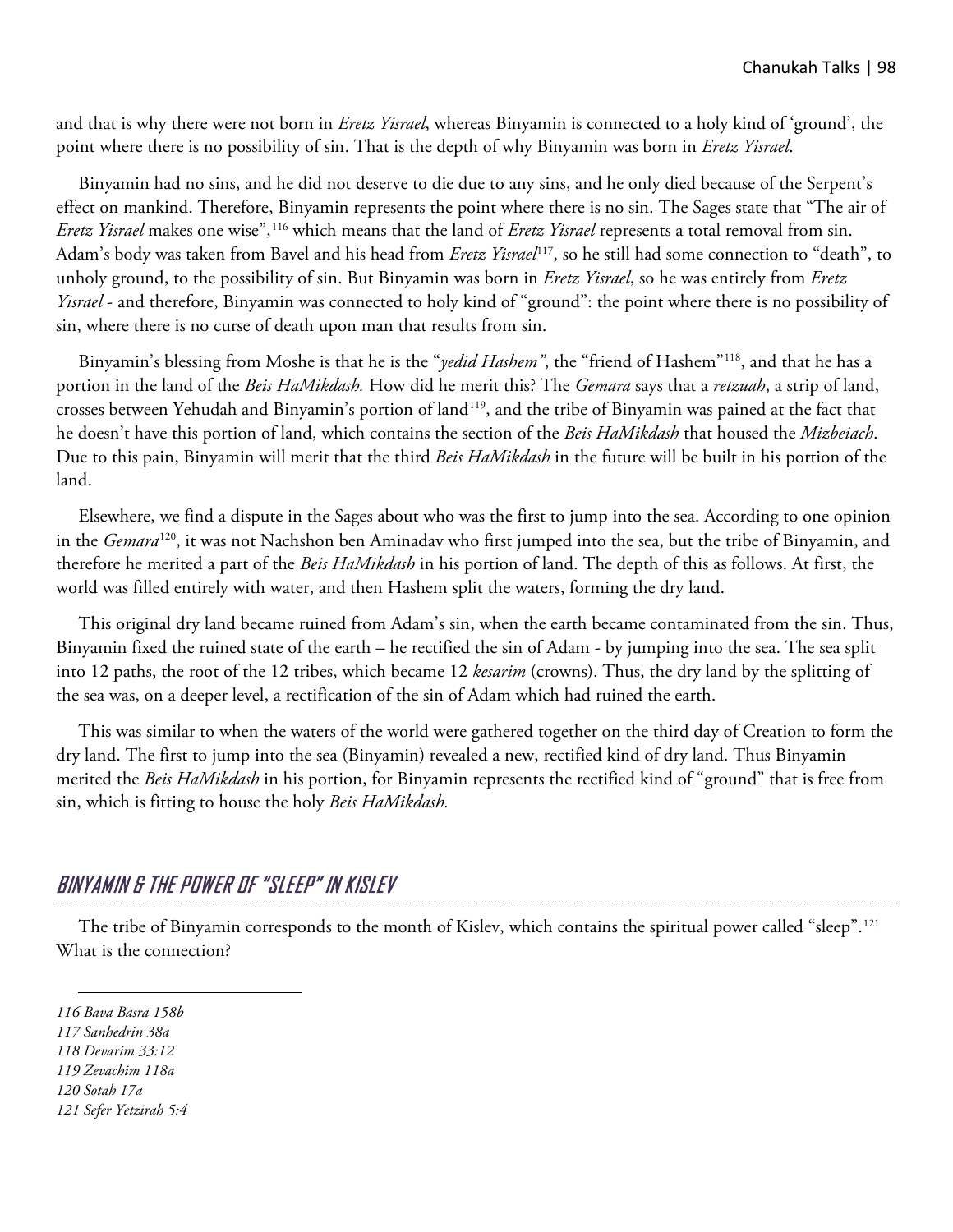and that is why there were not born in *Eretz Yisrael*, whereas Binyamin is connected to a holy kind of 'ground', the point where there is no possibility of sin. That is the depth of why Binyamin was born in *Eretz Yisrael*.

Binyamin had no sins, and he did not deserve to die due to any sins, and he only died because of the Serpent's effect on mankind. Therefore, Binyamin represents the point where there is no sin. The Sages state that "The air of *Eretz Yisrael* makes one wise",[116] which means that the land of *Eretz Yisrael* represents a total removal from sin. Adam's body was taken from Bavel and his head from *Eretz Yisrael*[117], so he still had some connection to "death", to unholy ground, to the possibility of sin. But Binyamin was born in *Eretz Yisrael*, so he was entirely from *Eretz Yisrael* - and therefore, Binyamin was connected to holy kind of "ground": the point where there is no possibility of sin, where there is no curse of death upon man that results from sin.

Binyamin's blessing from Moshe is that he is the "*yedid Hashem"*, the "friend of Hashem"[118], and that he has a portion in the land of the *Beis HaMikdash.* How did he merit this? The *Gemara* says that a *retzuah*, a strip of land, crosses between Yehudah and Binyamin's portion of land[119], and the tribe of Binyamin was pained at the fact that he doesn't have this portion of land, which contains the section of the *Beis HaMikdash* that housed the *Mizbeiach*. Due to this pain, Binyamin will merit that the third *Beis HaMikdash* in the future will be built in his portion of the land.

Elsewhere, we find a dispute in the Sages about who was the first to jump into the sea. According to one opinion in the *Gemara*[120], it was not Nachshon ben Aminadav who first jumped into the sea, but the tribe of Binyamin, and therefore he merited a part of the *Beis HaMikdash* in his portion of land. The depth of this as follows. At first, the world was filled entirely with water, and then Hashem split the waters, forming the dry land.

This original dry land became ruined from Adam's sin, when the earth became contaminated from the sin. Thus, Binyamin fixed the ruined state of the earth – he rectified the sin of Adam - by jumping into the sea. The sea split into 12 paths, the root of the 12 tribes, which became 12 *kesarim* (crowns). Thus, the dry land by the splitting of the sea was, on a deeper level, a rectification of the sin of Adam which had ruined the earth.

This was similar to when the waters of the world were gathered together on the third day of Creation to form the dry land. The first to jump into the sea (Binyamin) revealed a new, rectified kind of dry land. Thus Binyamin merited the *Beis HaMikdash* in his portion, for Binyamin represents the rectified kind of "ground" that is free from sin, which is fitting to house the holy *Beis HaMikdash.*

## BINYAMIN & THE POWER OF "SLEEP" IN KISLEV

The tribe of Binyamin corresponds to the month of Kislev, which contains the spiritual power called "sleep".[121] What is the connection?

---

*116 Bava Basra 158b*
*117 Sanhedrin 38a*
*118 Devarim 33:12*
*119 Zevachim 118a*
*120 Sotah 17a*
*121 Sefer Yetzirah 5:4*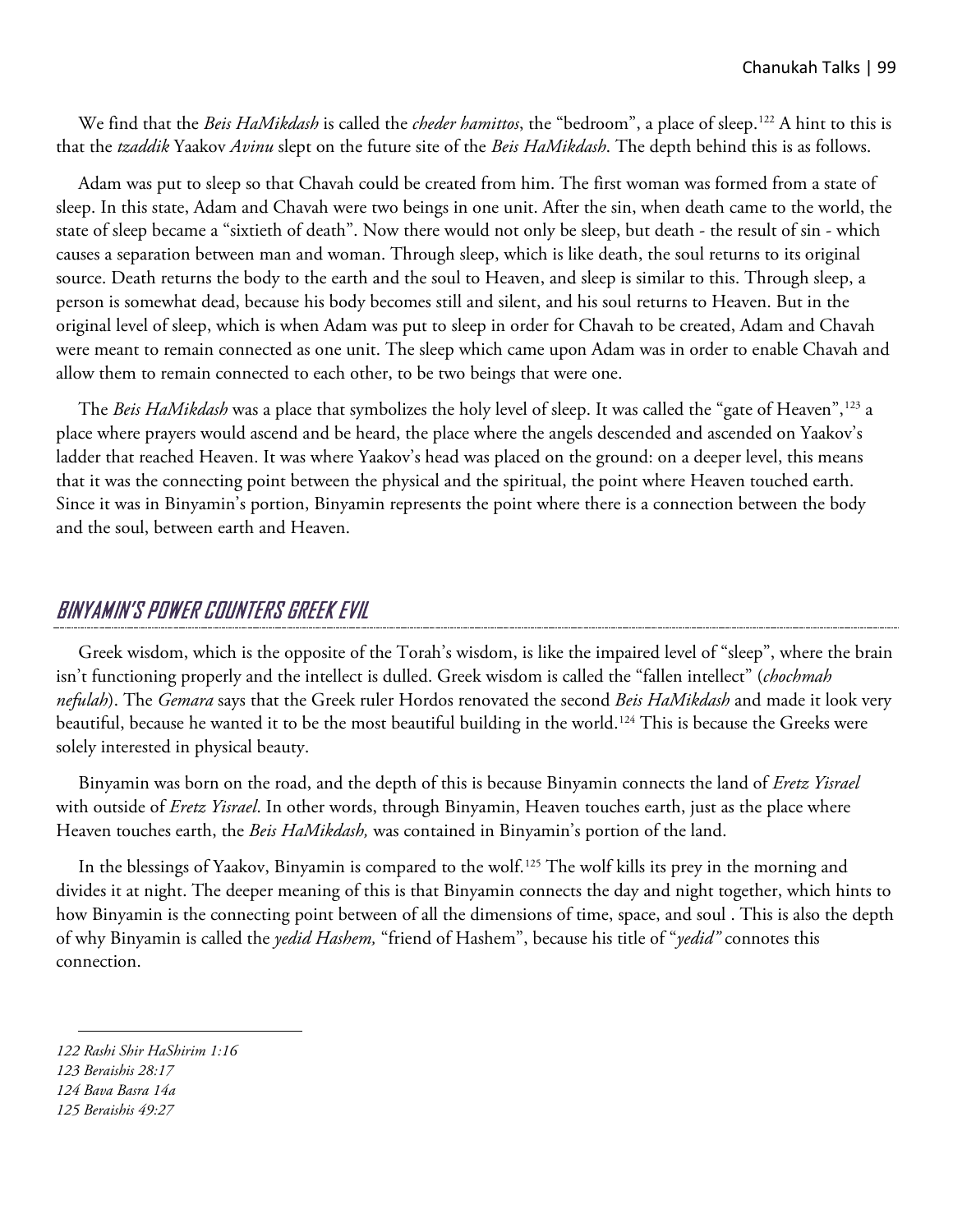We find that the *Beis HaMikdash* is called the *cheder hamittos*, the "bedroom", a place of sleep.[122] A hint to this is that the *tzaddik* Yaakov *Avinu* slept on the future site of the *Beis HaMikdash*. The depth behind this is as follows.

Adam was put to sleep so that Chavah could be created from him. The first woman was formed from a state of sleep. In this state, Adam and Chavah were two beings in one unit. After the sin, when death came to the world, the state of sleep became a "sixtieth of death". Now there would not only be sleep, but death - the result of sin - which causes a separation between man and woman. Through sleep, which is like death, the soul returns to its original source. Death returns the body to the earth and the soul to Heaven, and sleep is similar to this. Through sleep, a person is somewhat dead, because his body becomes still and silent, and his soul returns to Heaven. But in the original level of sleep, which is when Adam was put to sleep in order for Chavah to be created, Adam and Chavah were meant to remain connected as one unit. The sleep which came upon Adam was in order to enable Chavah and allow them to remain connected to each other, to be two beings that were one.

The *Beis HaMikdash* was a place that symbolizes the holy level of sleep. It was called the "gate of Heaven",[123] a place where prayers would ascend and be heard, the place where the angels descended and ascended on Yaakov's ladder that reached Heaven. It was where Yaakov's head was placed on the ground: on a deeper level, this means that it was the connecting point between the physical and the spiritual, the point where Heaven touched earth. Since it was in Binyamin's portion, Binyamin represents the point where there is a connection between the body and the soul, between earth and Heaven.

## BINYAMIN'S POWER COUNTERS GREEK EVIL

Greek wisdom, which is the opposite of the Torah's wisdom, is like the impaired level of "sleep", where the brain isn't functioning properly and the intellect is dulled. Greek wisdom is called the "fallen intellect" (*chochmah nefulah*). The *Gemara* says that the Greek ruler Hordos renovated the second *Beis HaMikdash* and made it look very beautiful, because he wanted it to be the most beautiful building in the world.[124] This is because the Greeks were solely interested in physical beauty.

Binyamin was born on the road, and the depth of this is because Binyamin connects the land of *Eretz Yisrael* with outside of *Eretz Yisrael*. In other words, through Binyamin, Heaven touches earth, just as the place where Heaven touches earth, the *Beis HaMikdash,* was contained in Binyamin's portion of the land.

In the blessings of Yaakov, Binyamin is compared to the wolf.[125] The wolf kills its prey in the morning and divides it at night. The deeper meaning of this is that Binyamin connects the day and night together, which hints to how Binyamin is the connecting point between of all the dimensions of time, space, and soul . This is also the depth of why Binyamin is called the *yedid Hashem,* "friend of Hashem", because his title of "*yedid"* connotes this connection.

---

*122 Rashi Shir HaShirim 1:16*

*123 Beraishis 28:17*

*124 Bava Basra 14a*

*125 Beraishis 49:27*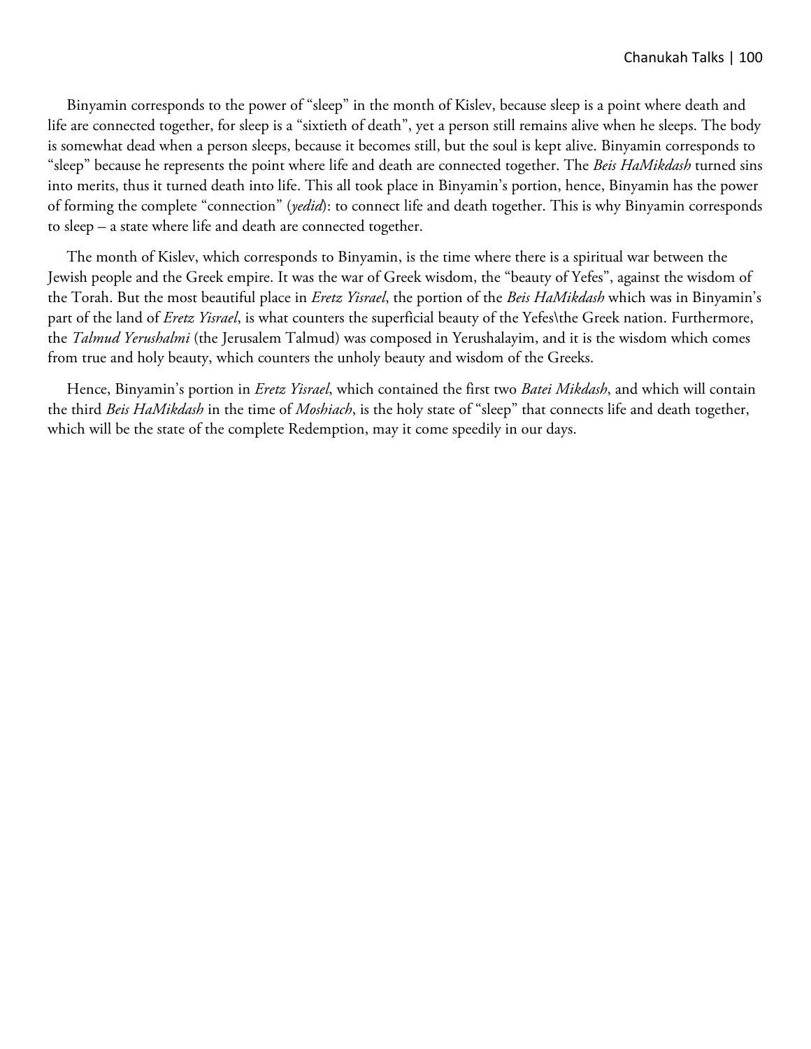Binyamin corresponds to the power of "sleep" in the month of Kislev, because sleep is a point where death and life are connected together, for sleep is a "sixtieth of death", yet a person still remains alive when he sleeps. The body is somewhat dead when a person sleeps, because it becomes still, but the soul is kept alive. Binyamin corresponds to "sleep" because he represents the point where life and death are connected together. The *Beis HaMikdash* turned sins into merits, thus it turned death into life. This all took place in Binyamin's portion, hence, Binyamin has the power of forming the complete "connection" (*yedid*): to connect life and death together. This is why Binyamin corresponds to sleep – a state where life and death are connected together.

The month of Kislev, which corresponds to Binyamin, is the time where there is a spiritual war between the Jewish people and the Greek empire. It was the war of Greek wisdom, the "beauty of Yefes", against the wisdom of the Torah. But the most beautiful place in *Eretz Yisrael*, the portion of the *Beis HaMikdash* which was in Binyamin's part of the land of *Eretz Yisrael*, is what counters the superficial beauty of the Yefes\the Greek nation. Furthermore, the *Talmud Yerushalmi* (the Jerusalem Talmud) was composed in Yerushalayim, and it is the wisdom which comes from true and holy beauty, which counters the unholy beauty and wisdom of the Greeks.

Hence, Binyamin's portion in *Eretz Yisrael*, which contained the first two *Batei Mikdash*, and which will contain the third *Beis HaMikdash* in the time of *Moshiach*, is the holy state of "sleep" that connects life and death together, which will be the state of the complete Redemption, may it come speedily in our days.